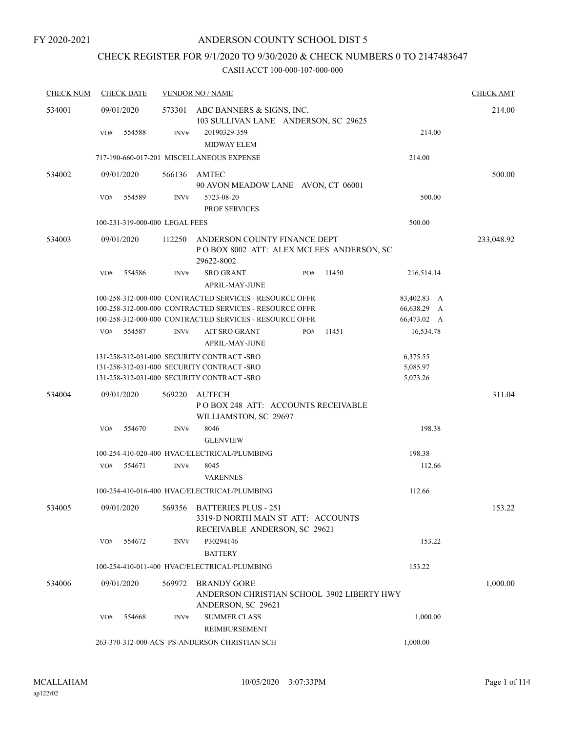FY 2020-2021

# ANDERSON COUNTY SCHOOL DIST 5

## CHECK REGISTER FOR 9/1/2020 TO 9/30/2020 & CHECK NUMBERS 0 TO 2147483647

### CASH ACCT 100-000-107-000-000

| CHECK NUM | CHECK DATE | VENDOR NO / NAME | | CHECK AMT |
|---|---|---|---|---|
| 534001 | 09/01/2020 | 573301 ABC BANNERS & SIGNS, INC. 103 SULLIVAN LANE ANDERSON, SC 29625 | | 214.00 |
| | VO# 554588 | INV# 20190329-359 MIDWAY ELEM | 214.00 | |
| | | 717-190-660-017-201 MISCELLANEOUS EXPENSE | 214.00 | |
| 534002 | 09/01/2020 | 566136 AMTEC 90 AVON MEADOW LANE AVON, CT 06001 | | 500.00 |
| | VO# 554589 | INV# 5723-08-20 PROF SERVICES | 500.00 | |
| | | 100-231-319-000-000 LEGAL FEES | 500.00 | |
| 534003 | 09/01/2020 | 112250 ANDERSON COUNTY FINANCE DEPT P O BOX 8002 ATT: ALEX MCLEES ANDERSON, SC 29622-8002 | | 233,048.92 |
| | VO# 554586 | INV# SRO GRANT APRIL-MAY-JUNE PO# 11450 | 216,514.14 | |
| | | 100-258-312-000-000 CONTRACTED SERVICES - RESOURCE OFFR | 83,402.83 A | |
| | | 100-258-312-000-000 CONTRACTED SERVICES - RESOURCE OFFR | 66,638.29 A | |
| | | 100-258-312-000-000 CONTRACTED SERVICES - RESOURCE OFFR | 66,473.02 A | |
| | VO# 554587 | INV# AIT SRO GRANT APRIL-MAY-JUNE PO# 11451 | 16,534.78 | |
| | | 131-258-312-031-000 SECURITY CONTRACT -SRO | 6,375.55 | |
| | | 131-258-312-031-000 SECURITY CONTRACT -SRO | 5,085.97 | |
| | | 131-258-312-031-000 SECURITY CONTRACT -SRO | 5,073.26 | |
| 534004 | 09/01/2020 | 569220 AUTECH P O BOX 248 ATT: ACCOUNTS RECEIVABLE WILLIAMSTON, SC 29697 | | 311.04 |
| | VO# 554670 | INV# 8046 GLENVIEW | 198.38 | |
| | | 100-254-410-020-400 HVAC/ELECTRICAL/PLUMBING | 198.38 | |
| | VO# 554671 | INV# 8045 VARENNES | 112.66 | |
| | | 100-254-410-016-400 HVAC/ELECTRICAL/PLUMBING | 112.66 | |
| 534005 | 09/01/2020 | 569356 BATTERIES PLUS - 251 3319-D NORTH MAIN ST ATT: ACCOUNTS RECEIVABLE ANDERSON, SC 29621 | | 153.22 |
| | VO# 554672 | INV# P30294146 BATTERY | 153.22 | |
| | | 100-254-410-011-400 HVAC/ELECTRICAL/PLUMBING | 153.22 | |
| 534006 | 09/01/2020 | 569972 BRANDY GORE ANDERSON CHRISTIAN SCHOOL 3902 LIBERTY HWY ANDERSON, SC 29621 | | 1,000.00 |
| | VO# 554668 | INV# SUMMER CLASS REIMBURSEMENT | 1,000.00 | |
| | | 263-370-312-000-ACS PS-ANDERSON CHRISTIAN SCH | 1,000.00 | |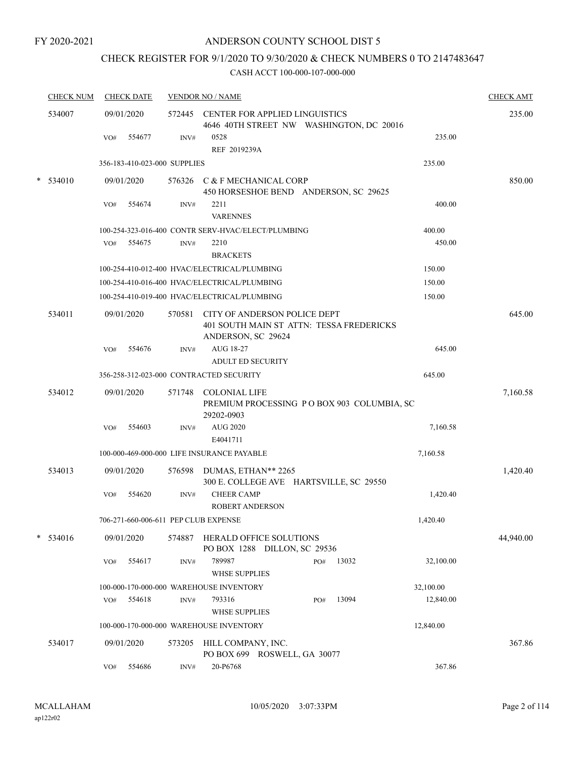FY 2020-2021

# ANDERSON COUNTY SCHOOL DIST 5

## CHECK REGISTER FOR 9/1/2020 TO 9/30/2020 & CHECK NUMBERS 0 TO 2147483647

### CASH ACCT 100-000-107-000-000

| CHECK NUM | CHECK DATE | VENDOR NO / NAME | | CHECK AMT |
|---|---|---|---|---|
| 534007 | 09/01/2020 | 572445 CENTER FOR APPLIED LINGUISTICS<br>4646 40TH STREET NW WASHINGTON, DC 20016 | | 235.00 |
| | VO# 554677 | INV# 0528<br>REF 2019239A | 235.00 | |
| | 356-183-410-023-000 SUPPLIES | | 235.00 | |
| * 534010 | 09/01/2020 | 576326 C & F MECHANICAL CORP<br>450 HORSESHOE BEND ANDERSON, SC 29625 | | 850.00 |
| | VO# 554674 | INV# 2211<br>VARENNES | 400.00 | |
| | 100-254-323-016-400 CONTR SERV-HVAC/ELECT/PLUMBING | | 400.00 | |
| | VO# 554675 | INV# 2210<br>BRACKETS | 450.00 | |
| | 100-254-410-012-400 HVAC/ELECTRICAL/PLUMBING | | 150.00 | |
| | 100-254-410-016-400 HVAC/ELECTRICAL/PLUMBING | | 150.00 | |
| | 100-254-410-019-400 HVAC/ELECTRICAL/PLUMBING | | 150.00 | |
| 534011 | 09/01/2020 | 570581 CITY OF ANDERSON POLICE DEPT<br>401 SOUTH MAIN ST ATTN: TESSA FREDERICKS<br>ANDERSON, SC 29624 | | 645.00 |
| | VO# 554676 | INV# AUG 18-27<br>ADULT ED SECURITY | 645.00 | |
| | 356-258-312-023-000 CONTRACTED SECURITY | | 645.00 | |
| 534012 | 09/01/2020 | 571748 COLONIAL LIFE<br>PREMIUM PROCESSING P O BOX 903 COLUMBIA, SC<br>29202-0903 | | 7,160.58 |
| | VO# 554603 | INV# AUG 2020<br>E4041711 | 7,160.58 | |
| | 100-000-469-000-000 LIFE INSURANCE PAYABLE | | 7,160.58 | |
| 534013 | 09/01/2020 | 576598 DUMAS, ETHAN** 2265<br>300 E. COLLEGE AVE HARTSVILLE, SC 29550 | | 1,420.40 |
| | VO# 554620 | INV# CHEER CAMP<br>ROBERT ANDERSON | 1,420.40 | |
| | 706-271-660-006-611 PEP CLUB EXPENSE | | 1,420.40 | |
| * 534016 | 09/01/2020 | 574887 HERALD OFFICE SOLUTIONS<br>PO BOX 1288 DILLON, SC 29536 | | 44,940.00 |
| | VO# 554617 | INV# 789987 PO# 13032<br>WHSE SUPPLIES | 32,100.00 | |
| | 100-000-170-000-000 WAREHOUSE INVENTORY | | 32,100.00 | |
| | VO# 554618 | INV# 793316 PO# 13094<br>WHSE SUPPLIES | 12,840.00 | |
| | 100-000-170-000-000 WAREHOUSE INVENTORY | | 12,840.00 | |
| 534017 | 09/01/2020 | 573205 HILL COMPANY, INC.<br>PO BOX 699 ROSWELL, GA 30077 | | 367.86 |
| | VO# 554686 | INV# 20-P6768 | 367.86 | |

MCALLAHAM ap122r02 10/05/2020 3:07:33PM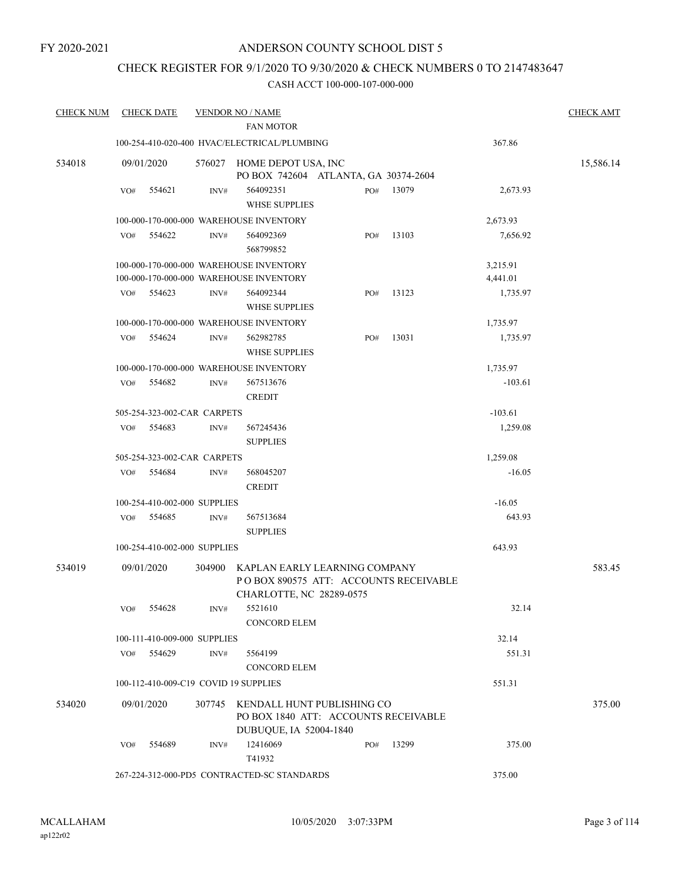FY 2020-2021

# ANDERSON COUNTY SCHOOL DIST 5

## CHECK REGISTER FOR 9/1/2020 TO 9/30/2020 & CHECK NUMBERS 0 TO 2147483647

CASH ACCT 100-000-107-000-000

| CHECK NUM | CHECK DATE | VENDOR NO / NAME | | | | CHECK AMT |
|---|---|---|---|---|---|---|
| | | FAN MOTOR | | | | |
| | 100-254-410-020-400 HVAC/ELECTRICAL/PLUMBING | | | | 367.86 | |
| 534018 | 09/01/2020 | 576027 HOME DEPOT USA, INC<br>PO BOX 742604 ATLANTA, GA 30374-2604 | | | | 15,586.14 |
| | VO# 554621 | INV# 564092351<br>WHSE SUPPLIES | PO# 13079 | | 2,673.93 | |
| | 100-000-170-000-000 WAREHOUSE INVENTORY | | | | 2,673.93 | |
| | VO# 554622 | INV# 564092369<br>568799852 | PO# 13103 | | 7,656.92 | |
| | 100-000-170-000-000 WAREHOUSE INVENTORY | | | | 3,215.91 | |
| | 100-000-170-000-000 WAREHOUSE INVENTORY | | | | 4,441.01 | |
| | VO# 554623 | INV# 564092344<br>WHSE SUPPLIES | PO# 13123 | | 1,735.97 | |
| | 100-000-170-000-000 WAREHOUSE INVENTORY | | | | 1,735.97 | |
| | VO# 554624 | INV# 562982785<br>WHSE SUPPLIES | PO# 13031 | | 1,735.97 | |
| | 100-000-170-000-000 WAREHOUSE INVENTORY | | | | 1,735.97 | |
| | VO# 554682 | INV# 567513676<br>CREDIT | | | -103.61 | |
| | 505-254-323-002-CAR CARPETS | | | | -103.61 | |
| | VO# 554683 | INV# 567245436<br>SUPPLIES | | | 1,259.08 | |
| | 505-254-323-002-CAR CARPETS | | | | 1,259.08 | |
| | VO# 554684 | INV# 568045207<br>CREDIT | | | -16.05 | |
| | 100-254-410-002-000 SUPPLIES | | | | -16.05 | |
| | VO# 554685 | INV# 567513684<br>SUPPLIES | | | 643.93 | |
| | 100-254-410-002-000 SUPPLIES | | | | 643.93 | |
| 534019 | 09/01/2020 | 304900 KAPLAN EARLY LEARNING COMPANY<br>P O BOX 890575 ATT: ACCOUNTS RECEIVABLE<br>CHARLOTTE, NC 28289-0575 | | | | 583.45 |
| | VO# 554628 | INV# 5521610<br>CONCORD ELEM | | | 32.14 | |
| | 100-111-410-009-000 SUPPLIES | | | | 32.14 | |
| | VO# 554629 | INV# 5564199<br>CONCORD ELEM | | | 551.31 | |
| | 100-112-410-009-C19 COVID 19 SUPPLIES | | | | 551.31 | |
| 534020 | 09/01/2020 | 307745 KENDALL HUNT PUBLISHING CO<br>PO BOX 1840 ATT: ACCOUNTS RECEIVABLE<br>DUBUQUE, IA 52004-1840 | | | | 375.00 |
| | VO# 554689 | INV# 12416069<br>T41932 | PO# 13299 | | 375.00 | |
| | 267-224-312-000-PD5 CONTRACTED-SC STANDARDS | | | | 375.00 | |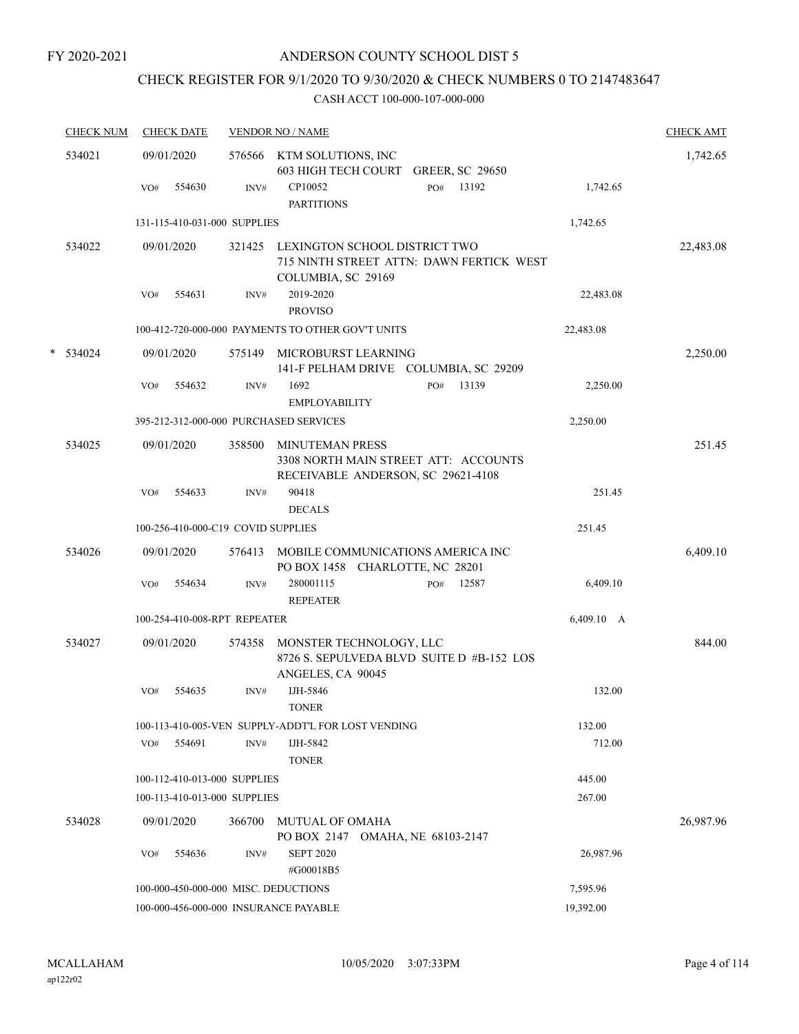FY 2020-2021

# ANDERSON COUNTY SCHOOL DIST 5

## CHECK REGISTER FOR 9/1/2020 TO 9/30/2020 & CHECK NUMBERS 0 TO 2147483647

CASH ACCT 100-000-107-000-000

| CHECK NUM | CHECK DATE | VENDOR NO / NAME | | | CHECK AMT |
|---|---|---|---|---|---|
| 534021 | 09/01/2020 | 576566 KTM SOLUTIONS, INC<br>603 HIGH TECH COURT GREER, SC 29650 | | | 1,742.65 |
| | VO# 554630 | INV# CP10052<br>PARTITIONS | PO# 13192 | 1,742.65 | |
| | 131-115-410-031-000 SUPPLIES | | | 1,742.65 | |
| 534022 | 09/01/2020 | 321425 LEXINGTON SCHOOL DISTRICT TWO<br>715 NINTH STREET ATTN: DAWN FERTICK WEST COLUMBIA, SC 29169 | | | 22,483.08 |
| | VO# 554631 | INV# 2019-2020<br>PROVISO | | 22,483.08 | |
| | 100-412-720-000-000 PAYMENTS TO OTHER GOV'T UNITS | | | 22,483.08 | |
| * 534024 | 09/01/2020 | 575149 MICROBURST LEARNING<br>141-F PELHAM DRIVE COLUMBIA, SC 29209 | | | 2,250.00 |
| | VO# 554632 | INV# 1692<br>EMPLOYABILITY | PO# 13139 | 2,250.00 | |
| | 395-212-312-000-000 PURCHASED SERVICES | | | 2,250.00 | |
| 534025 | 09/01/2020 | 358500 MINUTEMAN PRESS<br>3308 NORTH MAIN STREET ATT: ACCOUNTS RECEIVABLE ANDERSON, SC 29621-4108 | | | 251.45 |
| | VO# 554633 | INV# 90418<br>DECALS | | 251.45 | |
| | 100-256-410-000-C19 COVID SUPPLIES | | | 251.45 | |
| 534026 | 09/01/2020 | 576413 MOBILE COMMUNICATIONS AMERICA INC<br>PO BOX 1458 CHARLOTTE, NC 28201 | | | 6,409.10 |
| | VO# 554634 | INV# 280001115<br>REPEATER | PO# 12587 | 6,409.10 | |
| | 100-254-410-008-RPT REPEATER | | | 6,409.10 A | |
| 534027 | 09/01/2020 | 574358 MONSTER TECHNOLOGY, LLC<br>8726 S. SEPULVEDA BLVD SUITE D #B-152 LOS ANGELES, CA 90045 | | | 844.00 |
| | VO# 554635 | INV# IJH-5846<br>TONER | | 132.00 | |
| | 100-113-410-005-VEN SUPPLY-ADDT'L FOR LOST VENDING | | | 132.00 | |
| | VO# 554691 | INV# IJH-5842<br>TONER | | 712.00 | |
| | 100-112-410-013-000 SUPPLIES | | | 445.00 | |
| | 100-113-410-013-000 SUPPLIES | | | 267.00 | |
| 534028 | 09/01/2020 | 366700 MUTUAL OF OMAHA<br>PO BOX 2147 OMAHA, NE 68103-2147 | | | 26,987.96 |
| | VO# 554636 | INV# SEPT 2020<br>#G00018B5 | | 26,987.96 | |
| | 100-000-450-000-000 MISC. DEDUCTIONS | | | 7,595.96 | |
| | 100-000-456-000-000 INSURANCE PAYABLE | | | 19,392.00 | |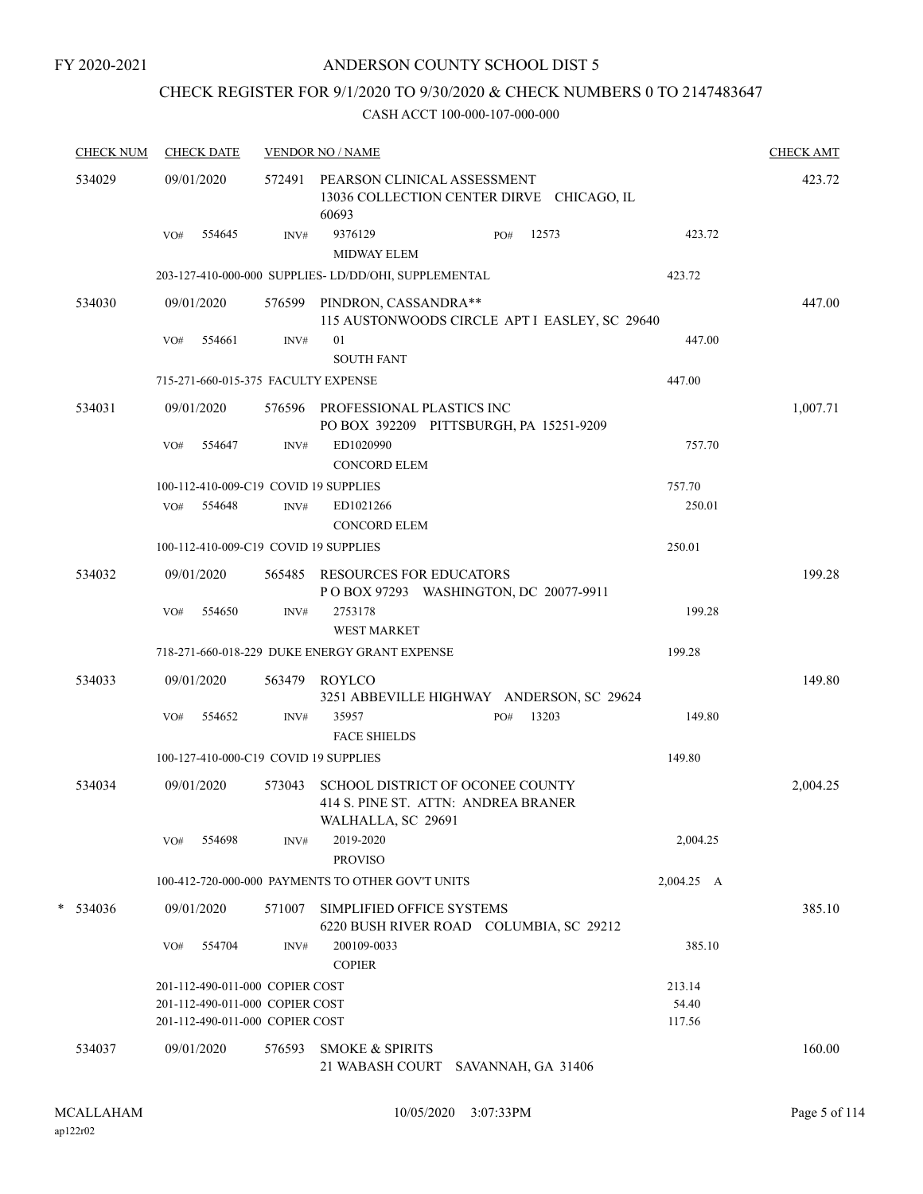FY 2020-2021

# ANDERSON COUNTY SCHOOL DIST 5

## CHECK REGISTER FOR 9/1/2020 TO 9/30/2020 & CHECK NUMBERS 0 TO 2147483647

### CASH ACCT 100-000-107-000-000

| CHECK NUM | CHECK DATE | VENDOR NO / NAME | | | CHECK AMT |
|---|---|---|---|---|---|
| 534029 | 09/01/2020 | 572491 PEARSON CLINICAL ASSESSMENT<br>13036 COLLECTION CENTER DIRVE CHICAGO, IL 60693 | | | 423.72 |
| | VO# 554645 | INV# 9376129<br>MIDWAY ELEM | PO# 12573 | 423.72 | |
| | 203-127-410-000-000 SUPPLIES- LD/DD/OHI, SUPPLEMENTAL | | | 423.72 | |
| 534030 | 09/01/2020 | 576599 PINDRON, CASSANDRA**<br>115 AUSTONWOODS CIRCLE APT I EASLEY, SC 29640 | | | 447.00 |
| | VO# 554661 | INV# 01<br>SOUTH FANT | | 447.00 | |
| | 715-271-660-015-375 FACULTY EXPENSE | | | 447.00 | |
| 534031 | 09/01/2020 | 576596 PROFESSIONAL PLASTICS INC<br>PO BOX 392209 PITTSBURGH, PA 15251-9209 | | | 1,007.71 |
| | VO# 554647 | INV# ED1020990<br>CONCORD ELEM | | 757.70 | |
| | 100-112-410-009-C19 COVID 19 SUPPLIES | | | 757.70 | |
| | VO# 554648 | INV# ED1021266<br>CONCORD ELEM | | 250.01 | |
| | 100-112-410-009-C19 COVID 19 SUPPLIES | | | 250.01 | |
| 534032 | 09/01/2020 | 565485 RESOURCES FOR EDUCATORS<br>P O BOX 97293 WASHINGTON, DC 20077-9911 | | | 199.28 |
| | VO# 554650 | INV# 2753178<br>WEST MARKET | | 199.28 | |
| | 718-271-660-018-229 DUKE ENERGY GRANT EXPENSE | | | 199.28 | |
| 534033 | 09/01/2020 | 563479 ROYLCO<br>3251 ABBEVILLE HIGHWAY ANDERSON, SC 29624 | | | 149.80 |
| | VO# 554652 | INV# 35957<br>FACE SHIELDS | PO# 13203 | 149.80 | |
| | 100-127-410-000-C19 COVID 19 SUPPLIES | | | 149.80 | |
| 534034 | 09/01/2020 | 573043 SCHOOL DISTRICT OF OCONEE COUNTY<br>414 S. PINE ST. ATTN: ANDREA BRANER<br>WALHALLA, SC 29691 | | | 2,004.25 |
| | VO# 554698 | INV# 2019-2020<br>PROVISO | | 2,004.25 | |
| | 100-412-720-000-000 PAYMENTS TO OTHER GOV'T UNITS | | | 2,004.25 A | |
| * 534036 | 09/01/2020 | 571007 SIMPLIFIED OFFICE SYSTEMS<br>6220 BUSH RIVER ROAD COLUMBIA, SC 29212 | | | 385.10 |
| | VO# 554704 | INV# 200109-0033<br>COPIER | | 385.10 | |
| | 201-112-490-011-000 COPIER COST | | | 213.14 | |
| | 201-112-490-011-000 COPIER COST | | | 54.40 | |
| | 201-112-490-011-000 COPIER COST | | | 117.56 | |
| 534037 | 09/01/2020 | 576593 SMOKE & SPIRITS<br>21 WABASH COURT SAVANNAH, GA 31406 | | | 160.00 |

MCALLAHAM ap122r02 10/05/2020 3:07:33PM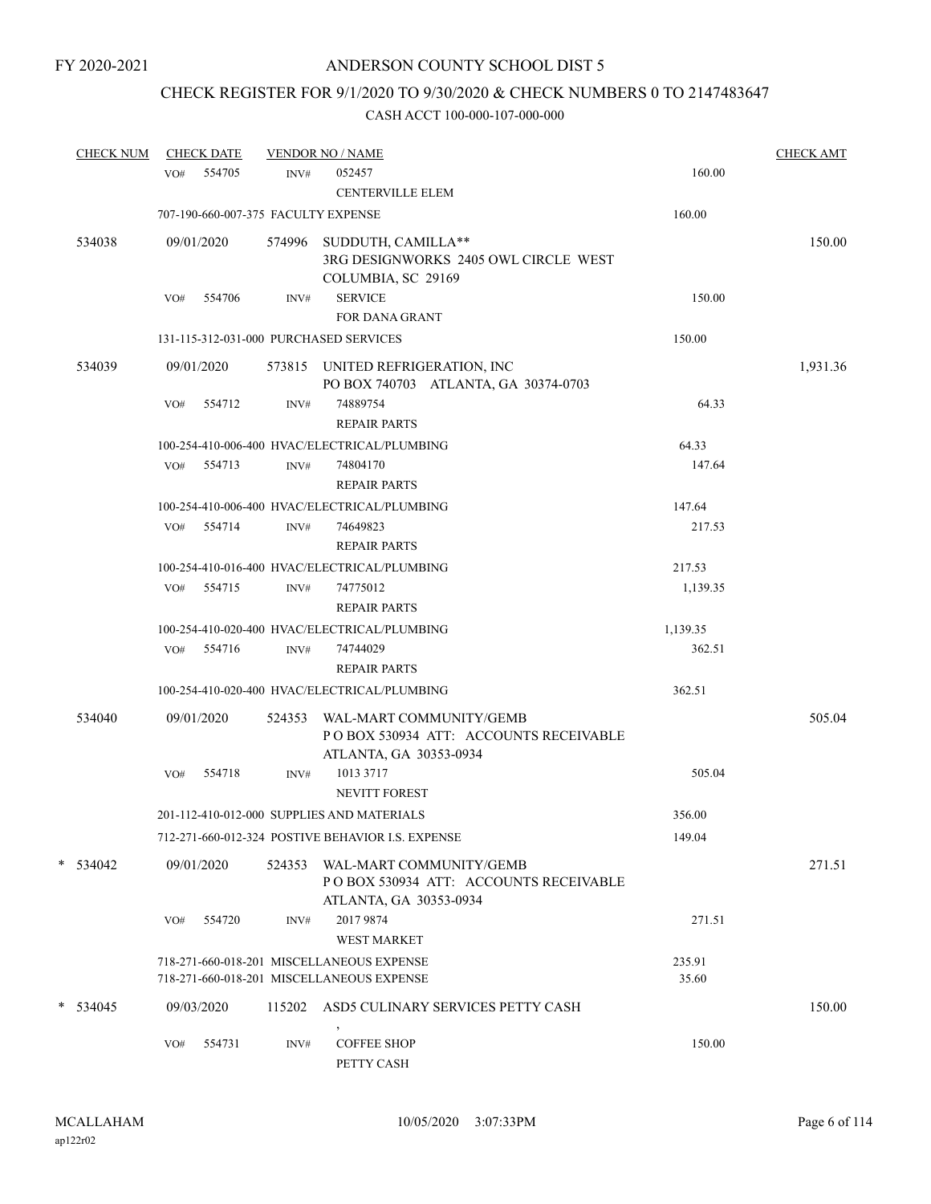FY 2020-2021

# ANDERSON COUNTY SCHOOL DIST 5

## CHECK REGISTER FOR 9/1/2020 TO 9/30/2020 & CHECK NUMBERS 0 TO 2147483647

### CASH ACCT 100-000-107-000-000

| CHECK NUM | CHECK DATE | VENDOR NO / NAME | | CHECK AMT |
|---|---|---|---|---|
| | VO# 554705 | INV# 052457<br>CENTERVILLE ELEM | 160.00 | |
| | 707-190-660-007-375 FACULTY EXPENSE | | 160.00 | |
| 534038 | 09/01/2020 | 574996 SUDDUTH, CAMILLA**<br>3RG DESIGNWORKS 2405 OWL CIRCLE WEST<br>COLUMBIA, SC 29169 | | 150.00 |
| | VO# 554706 | INV# SERVICE<br>FOR DANA GRANT | 150.00 | |
| | 131-115-312-031-000 PURCHASED SERVICES | | 150.00 | |
| 534039 | 09/01/2020 | 573815 UNITED REFRIGERATION, INC<br>PO BOX 740703 ATLANTA, GA 30374-0703 | | 1,931.36 |
| | VO# 554712 | INV# 74889754<br>REPAIR PARTS | 64.33 | |
| | 100-254-410-006-400 HVAC/ELECTRICAL/PLUMBING | | 64.33 | |
| | VO# 554713 | INV# 74804170<br>REPAIR PARTS | 147.64 | |
| | 100-254-410-006-400 HVAC/ELECTRICAL/PLUMBING | | 147.64 | |
| | VO# 554714 | INV# 74649823<br>REPAIR PARTS | 217.53 | |
| | 100-254-410-016-400 HVAC/ELECTRICAL/PLUMBING | | 217.53 | |
| | VO# 554715 | INV# 74775012<br>REPAIR PARTS | 1,139.35 | |
| | 100-254-410-020-400 HVAC/ELECTRICAL/PLUMBING | | 1,139.35 | |
| | VO# 554716 | INV# 74744029<br>REPAIR PARTS | 362.51 | |
| | 100-254-410-020-400 HVAC/ELECTRICAL/PLUMBING | | 362.51 | |
| 534040 | 09/01/2020 | 524353 WAL-MART COMMUNITY/GEMB<br>P O BOX 530934 ATT: ACCOUNTS RECEIVABLE<br>ATLANTA, GA 30353-0934 | | 505.04 |
| | VO# 554718 | INV# 1013 3717<br>NEVITT FOREST | 505.04 | |
| | 201-112-410-012-000 SUPPLIES AND MATERIALS | | 356.00 | |
| | 712-271-660-012-324 POSTIVE BEHAVIOR I.S. EXPENSE | | 149.04 | |
| * 534042 | 09/01/2020 | 524353 WAL-MART COMMUNITY/GEMB<br>P O BOX 530934 ATT: ACCOUNTS RECEIVABLE<br>ATLANTA, GA 30353-0934 | | 271.51 |
| | VO# 554720 | INV# 2017 9874<br>WEST MARKET | 271.51 | |
| | 718-271-660-018-201 MISCELLANEOUS EXPENSE | | 235.91 | |
| | 718-271-660-018-201 MISCELLANEOUS EXPENSE | | 35.60 | |
| * 534045 | 09/03/2020 | 115202 ASD5 CULINARY SERVICES PETTY CASH<br>, | | 150.00 |
| | VO# 554731 | INV# COFFEE SHOP<br>PETTY CASH | 150.00 | |

MCALLAHAM
ap122r02

10/05/2020 3:07:33PM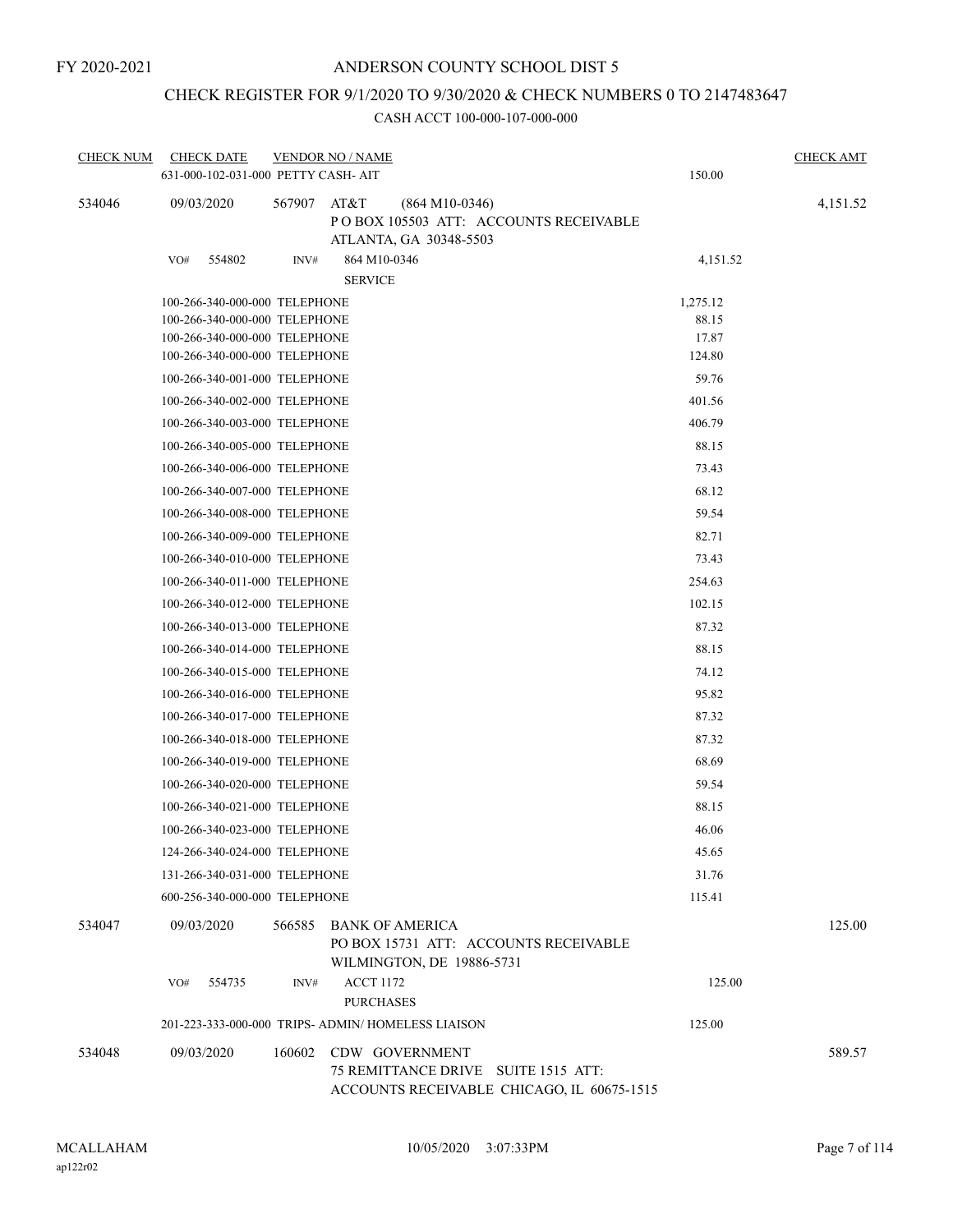FY 2020-2021

# ANDERSON COUNTY SCHOOL DIST 5

## CHECK REGISTER FOR 9/1/2020 TO 9/30/2020 & CHECK NUMBERS 0 TO 2147483647

### CASH ACCT 100-000-107-000-000

| CHECK NUM | CHECK DATE | VENDOR NO / NAME | | CHECK AMT |
|---|---|---|---|---|
| | 631-000-102-031-000 PETTY CASH- AIT | | 150.00 | |
| 534046 | 09/03/2020 | 567907 AT&T (864 M10-0346)<br>P O BOX 105503 ATT: ACCOUNTS RECEIVABLE<br>ATLANTA, GA 30348-5503 | | 4,151.52 |
| | VO# 554802 | INV# 864 M10-0346<br>SERVICE | 4,151.52 | |
| | 100-266-340-000-000 TELEPHONE | | 1,275.12 | |
| | 100-266-340-000-000 TELEPHONE | | 88.15 | |
| | 100-266-340-000-000 TELEPHONE | | 17.87 | |
| | 100-266-340-000-000 TELEPHONE | | 124.80 | |
| | 100-266-340-001-000 TELEPHONE | | 59.76 | |
| | 100-266-340-002-000 TELEPHONE | | 401.56 | |
| | 100-266-340-003-000 TELEPHONE | | 406.79 | |
| | 100-266-340-005-000 TELEPHONE | | 88.15 | |
| | 100-266-340-006-000 TELEPHONE | | 73.43 | |
| | 100-266-340-007-000 TELEPHONE | | 68.12 | |
| | 100-266-340-008-000 TELEPHONE | | 59.54 | |
| | 100-266-340-009-000 TELEPHONE | | 82.71 | |
| | 100-266-340-010-000 TELEPHONE | | 73.43 | |
| | 100-266-340-011-000 TELEPHONE | | 254.63 | |
| | 100-266-340-012-000 TELEPHONE | | 102.15 | |
| | 100-266-340-013-000 TELEPHONE | | 87.32 | |
| | 100-266-340-014-000 TELEPHONE | | 88.15 | |
| | 100-266-340-015-000 TELEPHONE | | 74.12 | |
| | 100-266-340-016-000 TELEPHONE | | 95.82 | |
| | 100-266-340-017-000 TELEPHONE | | 87.32 | |
| | 100-266-340-018-000 TELEPHONE | | 87.32 | |
| | 100-266-340-019-000 TELEPHONE | | 68.69 | |
| | 100-266-340-020-000 TELEPHONE | | 59.54 | |
| | 100-266-340-021-000 TELEPHONE | | 88.15 | |
| | 100-266-340-023-000 TELEPHONE | | 46.06 | |
| | 124-266-340-024-000 TELEPHONE | | 45.65 | |
| | 131-266-340-031-000 TELEPHONE | | 31.76 | |
| | 600-256-340-000-000 TELEPHONE | | 115.41 | |
| 534047 | 09/03/2020 | 566585 BANK OF AMERICA<br>PO BOX 15731 ATT: ACCOUNTS RECEIVABLE<br>WILMINGTON, DE 19886-5731 | | 125.00 |
| | VO# 554735 | INV# ACCT 1172<br>PURCHASES | 125.00 | |
| | 201-223-333-000-000 TRIPS- ADMIN/ HOMELESS LIAISON | | 125.00 | |
| 534048 | 09/03/2020 | 160602 CDW GOVERNMENT<br>75 REMITTANCE DRIVE SUITE 1515 ATT:<br>ACCOUNTS RECEIVABLE CHICAGO, IL 60675-1515 | | 589.57 |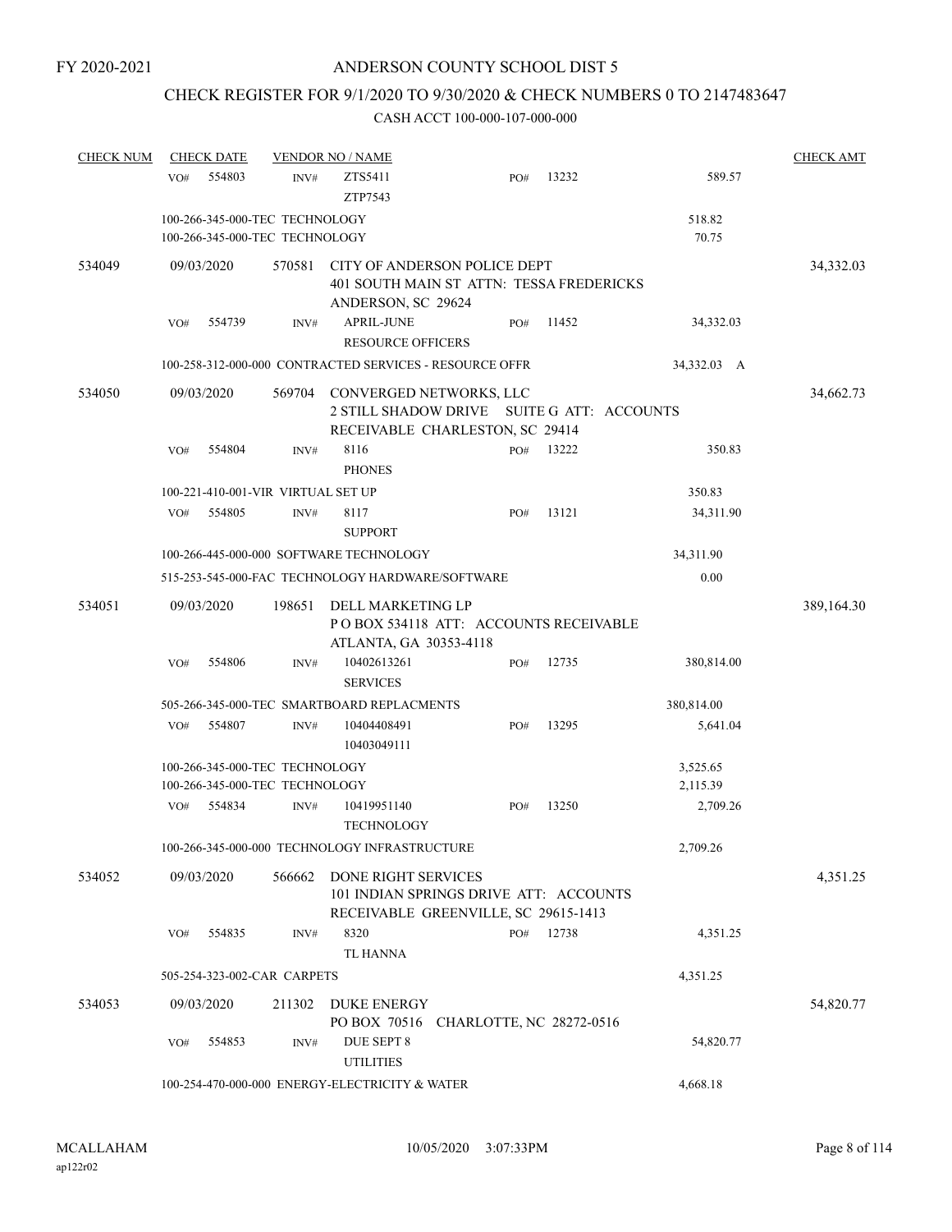FY 2020-2021

# ANDERSON COUNTY SCHOOL DIST 5

## CHECK REGISTER FOR 9/1/2020 TO 9/30/2020 & CHECK NUMBERS 0 TO 2147483647

CASH ACCT 100-000-107-000-000

| CHECK NUM | CHECK DATE | VENDOR NO / NAME | | | | CHECK AMT |
|---|---|---|---|---|---|---|
| | VO# 554803 | INV# | ZTS5411<br>ZTP7543 | PO# 13232 | 589.57 | |
| | 100-266-345-000-TEC TECHNOLOGY | | | | 518.82 | |
| | 100-266-345-000-TEC TECHNOLOGY | | | | 70.75 | |
| 534049 | 09/03/2020 | 570581 | CITY OF ANDERSON POLICE DEPT<br>401 SOUTH MAIN ST ATTN: TESSA FREDERICKS<br>ANDERSON, SC 29624 | | | 34,332.03 |
| | VO# 554739 | INV# | APRIL-JUNE<br>RESOURCE OFFICERS | PO# 11452 | 34,332.03 | |
| | 100-258-312-000-000 CONTRACTED SERVICES - RESOURCE OFFR | | | | 34,332.03 A | |
| 534050 | 09/03/2020 | 569704 | CONVERGED NETWORKS, LLC<br>2 STILL SHADOW DRIVE SUITE G ATT: ACCOUNTS<br>RECEIVABLE CHARLESTON, SC 29414 | | | 34,662.73 |
| | VO# 554804 | INV# | 8116<br>PHONES | PO# 13222 | 350.83 | |
| | 100-221-410-001-VIR VIRTUAL SET UP | | | | 350.83 | |
| | VO# 554805 | INV# | 8117<br>SUPPORT | PO# 13121 | 34,311.90 | |
| | 100-266-445-000-000 SOFTWARE TECHNOLOGY | | | | 34,311.90 | |
| | 515-253-545-000-FAC TECHNOLOGY HARDWARE/SOFTWARE | | | | 0.00 | |
| 534051 | 09/03/2020 | 198651 | DELL MARKETING LP<br>P O BOX 534118 ATT: ACCOUNTS RECEIVABLE<br>ATLANTA, GA 30353-4118 | | | 389,164.30 |
| | VO# 554806 | INV# | 10402613261<br>SERVICES | PO# 12735 | 380,814.00 | |
| | 505-266-345-000-TEC SMARTBOARD REPLACMENTS | | | | 380,814.00 | |
| | VO# 554807 | INV# | 10404408491<br>10403049111 | PO# 13295 | 5,641.04 | |
| | 100-266-345-000-TEC TECHNOLOGY | | | | 3,525.65 | |
| | 100-266-345-000-TEC TECHNOLOGY | | | | 2,115.39 | |
| | VO# 554834 | INV# | 10419951140<br>TECHNOLOGY | PO# 13250 | 2,709.26 | |
| | 100-266-345-000-000 TECHNOLOGY INFRASTRUCTURE | | | | 2,709.26 | |
| 534052 | 09/03/2020 | 566662 | DONE RIGHT SERVICES<br>101 INDIAN SPRINGS DRIVE ATT: ACCOUNTS<br>RECEIVABLE GREENVILLE, SC 29615-1413 | | | 4,351.25 |
| | VO# 554835 | INV# | 8320<br>TL HANNA | PO# 12738 | 4,351.25 | |
| | 505-254-323-002-CAR CARPETS | | | | 4,351.25 | |
| 534053 | 09/03/2020 | 211302 | DUKE ENERGY<br>PO BOX 70516 CHARLOTTE, NC 28272-0516 | | | 54,820.77 |
| | VO# 554853 | INV# | DUE SEPT 8<br>UTILITIES | | 54,820.77 | |
| | 100-254-470-000-000 ENERGY-ELECTRICITY & WATER | | | | 4,668.18 | |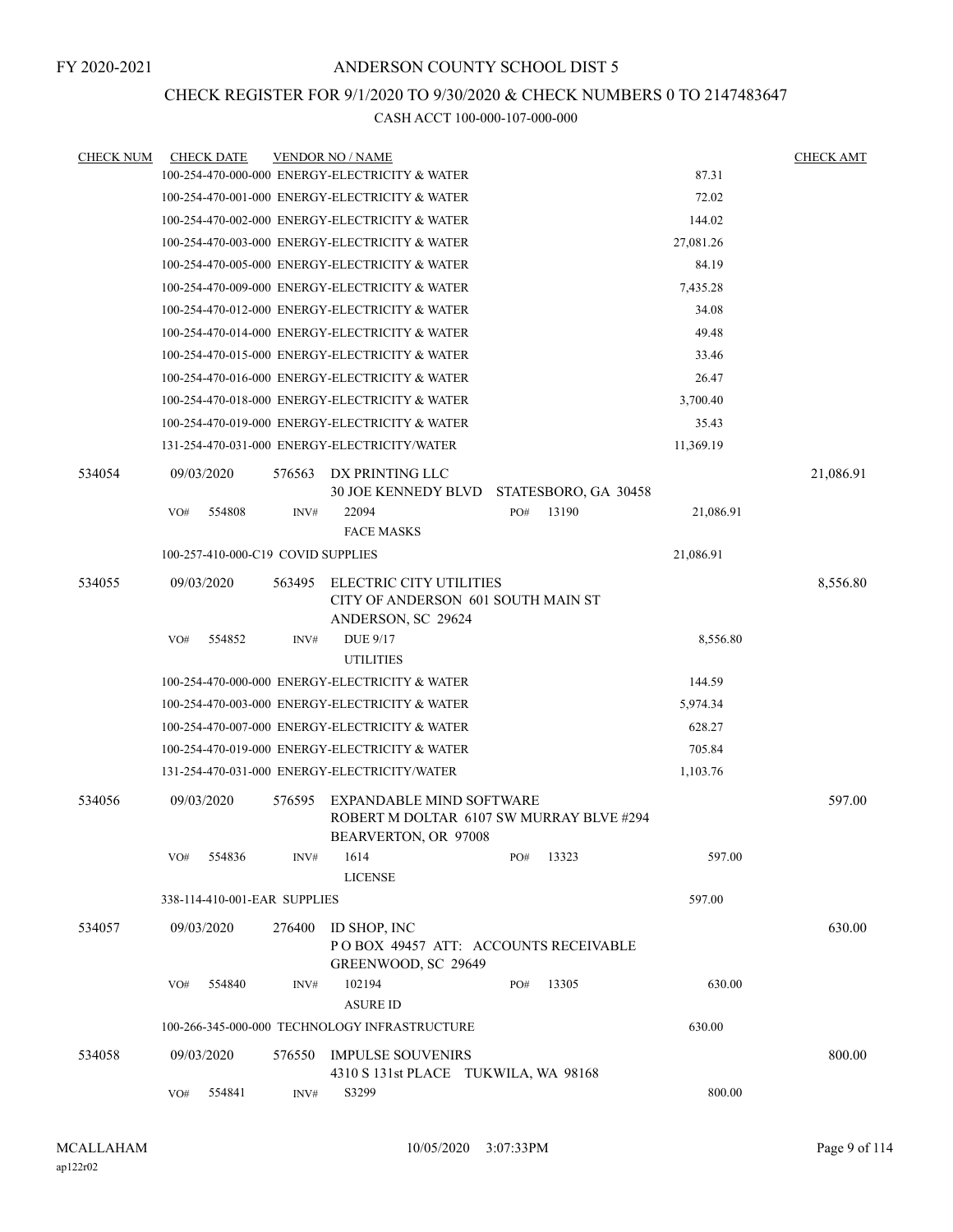FY 2020-2021

# ANDERSON COUNTY SCHOOL DIST 5

## CHECK REGISTER FOR 9/1/2020 TO 9/30/2020 & CHECK NUMBERS 0 TO 2147483647

CASH ACCT 100-000-107-000-000

| CHECK NUM | CHECK DATE | VENDOR NO / NAME | | CHECK AMT |
|---|---|---|---|---|
| | | 100-254-470-000-000 ENERGY-ELECTRICITY & WATER | 87.31 | |
| | | 100-254-470-001-000 ENERGY-ELECTRICITY & WATER | 72.02 | |
| | | 100-254-470-002-000 ENERGY-ELECTRICITY & WATER | 144.02 | |
| | | 100-254-470-003-000 ENERGY-ELECTRICITY & WATER | 27,081.26 | |
| | | 100-254-470-005-000 ENERGY-ELECTRICITY & WATER | 84.19 | |
| | | 100-254-470-009-000 ENERGY-ELECTRICITY & WATER | 7,435.28 | |
| | | 100-254-470-012-000 ENERGY-ELECTRICITY & WATER | 34.08 | |
| | | 100-254-470-014-000 ENERGY-ELECTRICITY & WATER | 49.48 | |
| | | 100-254-470-015-000 ENERGY-ELECTRICITY & WATER | 33.46 | |
| | | 100-254-470-016-000 ENERGY-ELECTRICITY & WATER | 26.47 | |
| | | 100-254-470-018-000 ENERGY-ELECTRICITY & WATER | 3,700.40 | |
| | | 100-254-470-019-000 ENERGY-ELECTRICITY & WATER | 35.43 | |
| | | 131-254-470-031-000 ENERGY-ELECTRICITY/WATER | 11,369.19 | |
| 534054 | 09/03/2020 | 576563 DX PRINTING LLC<br>30 JOE KENNEDY BLVD STATESBORO, GA 30458 | | 21,086.91 |
| | VO# 554808 | INV# 22094 PO# 13190<br>FACE MASKS | 21,086.91 | |
| | | 100-257-410-000-C19 COVID SUPPLIES | 21,086.91 | |
| 534055 | 09/03/2020 | 563495 ELECTRIC CITY UTILITIES<br>CITY OF ANDERSON 601 SOUTH MAIN ST<br>ANDERSON, SC 29624 | | 8,556.80 |
| | VO# 554852 | INV# DUE 9/17<br>UTILITIES | 8,556.80 | |
| | | 100-254-470-000-000 ENERGY-ELECTRICITY & WATER | 144.59 | |
| | | 100-254-470-003-000 ENERGY-ELECTRICITY & WATER | 5,974.34 | |
| | | 100-254-470-007-000 ENERGY-ELECTRICITY & WATER | 628.27 | |
| | | 100-254-470-019-000 ENERGY-ELECTRICITY & WATER | 705.84 | |
| | | 131-254-470-031-000 ENERGY-ELECTRICITY/WATER | 1,103.76 | |
| 534056 | 09/03/2020 | 576595 EXPANDABLE MIND SOFTWARE<br>ROBERT M DOLTAR 6107 SW MURRAY BLVE #294<br>BEARVERTON, OR 97008 | | 597.00 |
| | VO# 554836 | INV# 1614 PO# 13323<br>LICENSE | 597.00 | |
| | | 338-114-410-001-EAR SUPPLIES | 597.00 | |
| 534057 | 09/03/2020 | 276400 ID SHOP, INC<br>P O BOX 49457 ATT: ACCOUNTS RECEIVABLE<br>GREENWOOD, SC 29649 | | 630.00 |
| | VO# 554840 | INV# 102194 PO# 13305<br>ASURE ID | 630.00 | |
| | | 100-266-345-000-000 TECHNOLOGY INFRASTRUCTURE | 630.00 | |
| 534058 | 09/03/2020 | 576550 IMPULSE SOUVENIRS<br>4310 S 131st PLACE TUKWILA, WA 98168 | | 800.00 |
| | VO# 554841 | INV# S3299 | 800.00 | |

MCALLAHAM ap122r02 10/05/2020 3:07:33PM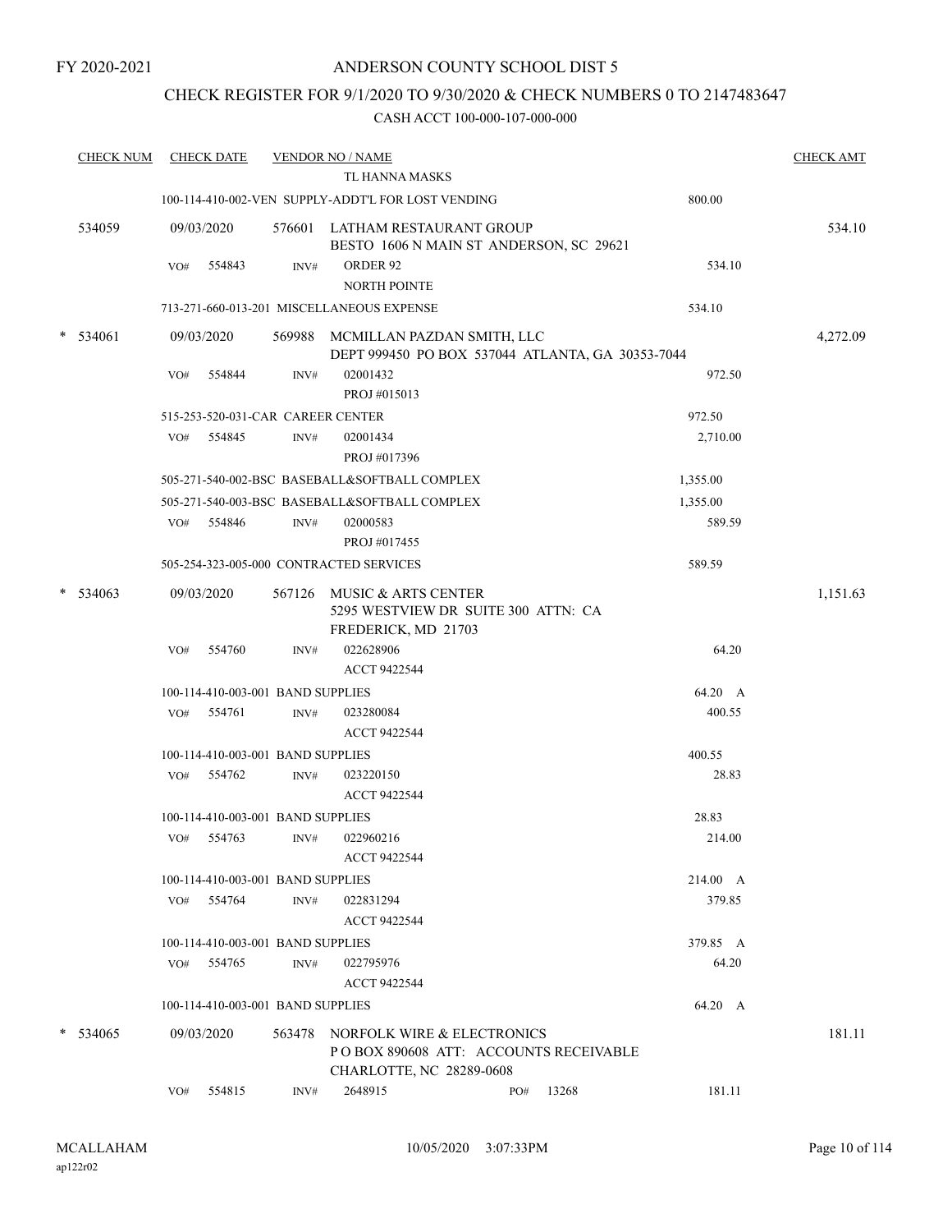FY 2020-2021

# ANDERSON COUNTY SCHOOL DIST 5

## CHECK REGISTER FOR 9/1/2020 TO 9/30/2020 & CHECK NUMBERS 0 TO 2147483647

### CASH ACCT 100-000-107-000-000

| CHECK NUM | CHECK DATE | VENDOR NO / NAME | | CHECK AMT |
|---|---|---|---|---|
| | | TL HANNA MASKS | | |
| | | 100-114-410-002-VEN SUPPLY-ADDT'L FOR LOST VENDING | 800.00 | |
| 534059 | 09/03/2020 | 576601 LATHAM RESTAURANT GROUP<br>BESTO 1606 N MAIN ST ANDERSON, SC 29621 | | 534.10 |
| | VO# 554843 | INV# ORDER 92<br>NORTH POINTE | 534.10 | |
| | | 713-271-660-013-201 MISCELLANEOUS EXPENSE | 534.10 | |
| * 534061 | 09/03/2020 | 569988 MCMILLAN PAZDAN SMITH, LLC<br>DEPT 999450 PO BOX 537044 ATLANTA, GA 30353-7044 | | 4,272.09 |
| | VO# 554844 | INV# 02001432<br>PROJ #015013 | 972.50 | |
| | | 515-253-520-031-CAR CAREER CENTER | 972.50 | |
| | VO# 554845 | INV# 02001434<br>PROJ #017396 | 2,710.00 | |
| | | 505-271-540-002-BSC BASEBALL&SOFTBALL COMPLEX | 1,355.00 | |
| | | 505-271-540-003-BSC BASEBALL&SOFTBALL COMPLEX | 1,355.00 | |
| | VO# 554846 | INV# 02000583<br>PROJ #017455 | 589.59 | |
| | | 505-254-323-005-000 CONTRACTED SERVICES | 589.59 | |
| * 534063 | 09/03/2020 | 567126 MUSIC & ARTS CENTER<br>5295 WESTVIEW DR SUITE 300 ATTN: CA<br>FREDERICK, MD 21703 | | 1,151.63 |
| | VO# 554760 | INV# 022628906<br>ACCT 9422544 | 64.20 | |
| | | 100-114-410-003-001 BAND SUPPLIES | 64.20 A | |
| | VO# 554761 | INV# 023280084<br>ACCT 9422544 | 400.55 | |
| | | 100-114-410-003-001 BAND SUPPLIES | 400.55 | |
| | VO# 554762 | INV# 023220150<br>ACCT 9422544 | 28.83 | |
| | | 100-114-410-003-001 BAND SUPPLIES | 28.83 | |
| | VO# 554763 | INV# 022960216<br>ACCT 9422544 | 214.00 | |
| | | 100-114-410-003-001 BAND SUPPLIES | 214.00 A | |
| | VO# 554764 | INV# 022831294<br>ACCT 9422544 | 379.85 | |
| | | 100-114-410-003-001 BAND SUPPLIES | 379.85 A | |
| | VO# 554765 | INV# 022795976<br>ACCT 9422544 | 64.20 | |
| | | 100-114-410-003-001 BAND SUPPLIES | 64.20 A | |
| * 534065 | 09/03/2020 | 563478 NORFOLK WIRE & ELECTRONICS<br>P O BOX 890608 ATT: ACCOUNTS RECEIVABLE<br>CHARLOTTE, NC 28289-0608 | | 181.11 |
| | VO# 554815 | INV# 2648915 PO# 13268 | 181.11 | |

MCALLAHAM
ap122r02

10/05/2020 3:07:33PM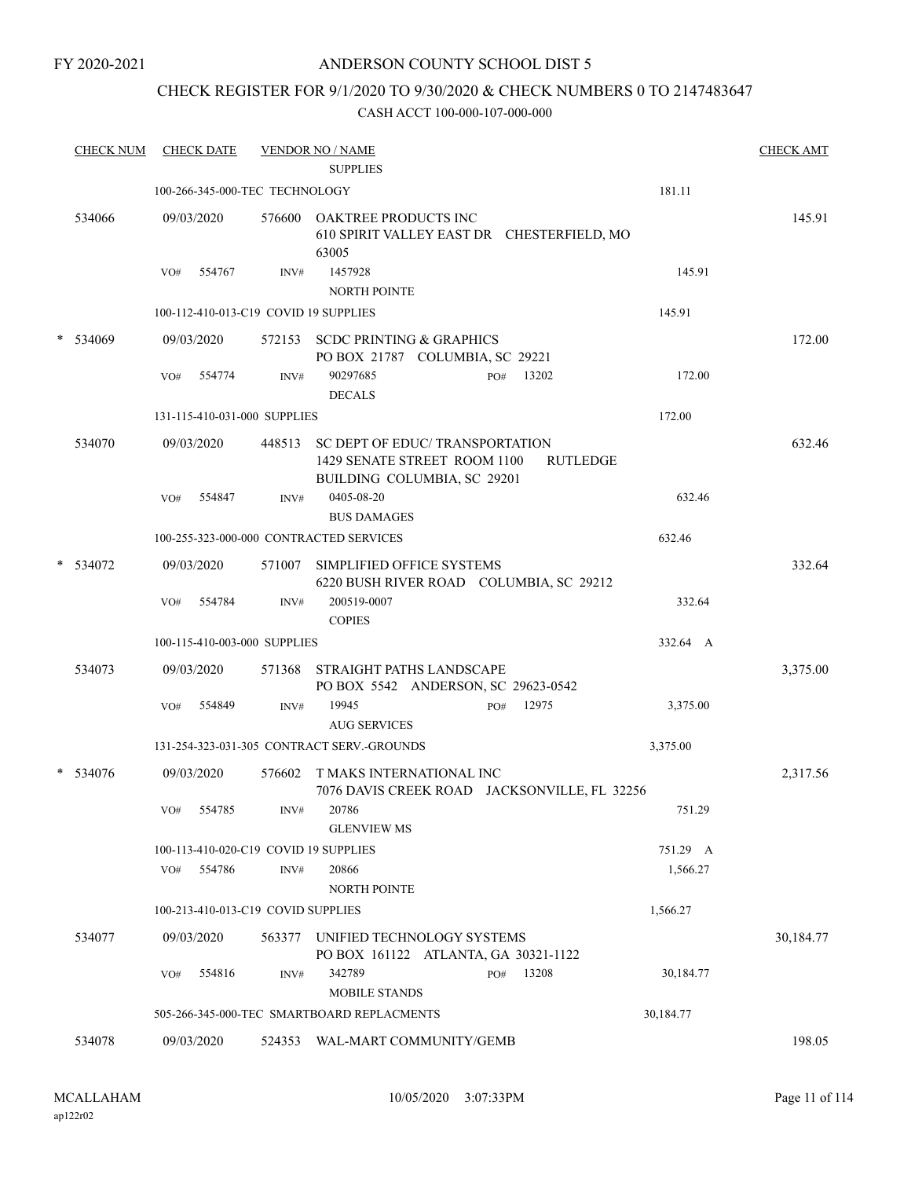FY 2020-2021

# ANDERSON COUNTY SCHOOL DIST 5

## CHECK REGISTER FOR 9/1/2020 TO 9/30/2020 & CHECK NUMBERS 0 TO 2147483647

### CASH ACCT 100-000-107-000-000

| CHECK NUM | CHECK DATE | VENDOR NO / NAME | | CHECK AMT |
|---|---|---|---|---|
| | | SUPPLIES | | |
| | 100-266-345-000-TEC TECHNOLOGY | | 181.11 | |
| 534066 | 09/03/2020 | 576600 OAKTREE PRODUCTS INC 610 SPIRIT VALLEY EAST DR CHESTERFIELD, MO 63005 | | 145.91 |
| | VO# 554767 | INV# 1457928 NORTH POINTE | 145.91 | |
| | 100-112-410-013-C19 COVID 19 SUPPLIES | | 145.91 | |
| * 534069 | 09/03/2020 | 572153 SCDC PRINTING & GRAPHICS PO BOX 21787 COLUMBIA, SC 29221 | | 172.00 |
| | VO# 554774 | INV# 90297685 PO# 13202 DECALS | 172.00 | |
| | 131-115-410-031-000 SUPPLIES | | 172.00 | |
| 534070 | 09/03/2020 | 448513 SC DEPT OF EDUC/ TRANSPORTATION 1429 SENATE STREET ROOM 1100 RUTLEDGE BUILDING COLUMBIA, SC 29201 | | 632.46 |
| | VO# 554847 | INV# 0405-08-20 BUS DAMAGES | 632.46 | |
| | 100-255-323-000-000 CONTRACTED SERVICES | | 632.46 | |
| * 534072 | 09/03/2020 | 571007 SIMPLIFIED OFFICE SYSTEMS 6220 BUSH RIVER ROAD COLUMBIA, SC 29212 | | 332.64 |
| | VO# 554784 | INV# 200519-0007 COPIES | 332.64 | |
| | 100-115-410-003-000 SUPPLIES | | 332.64 A | |
| 534073 | 09/03/2020 | 571368 STRAIGHT PATHS LANDSCAPE PO BOX 5542 ANDERSON, SC 29623-0542 | | 3,375.00 |
| | VO# 554849 | INV# 19945 PO# 12975 AUG SERVICES | 3,375.00 | |
| | 131-254-323-031-305 CONTRACT SERV.-GROUNDS | | 3,375.00 | |
| * 534076 | 09/03/2020 | 576602 T MAKS INTERNATIONAL INC 7076 DAVIS CREEK ROAD JACKSONVILLE, FL 32256 | | 2,317.56 |
| | VO# 554785 | INV# 20786 GLENVIEW MS | 751.29 | |
| | 100-113-410-020-C19 COVID 19 SUPPLIES | | 751.29 A | |
| | VO# 554786 | INV# 20866 NORTH POINTE | 1,566.27 | |
| | 100-213-410-013-C19 COVID SUPPLIES | | 1,566.27 | |
| 534077 | 09/03/2020 | 563377 UNIFIED TECHNOLOGY SYSTEMS PO BOX 161122 ATLANTA, GA 30321-1122 | | 30,184.77 |
| | VO# 554816 | INV# 342789 PO# 13208 MOBILE STANDS | 30,184.77 | |
| | 505-266-345-000-TEC SMARTBOARD REPLACMENTS | | 30,184.77 | |
| 534078 | 09/03/2020 | 524353 WAL-MART COMMUNITY/GEMB | | 198.05 |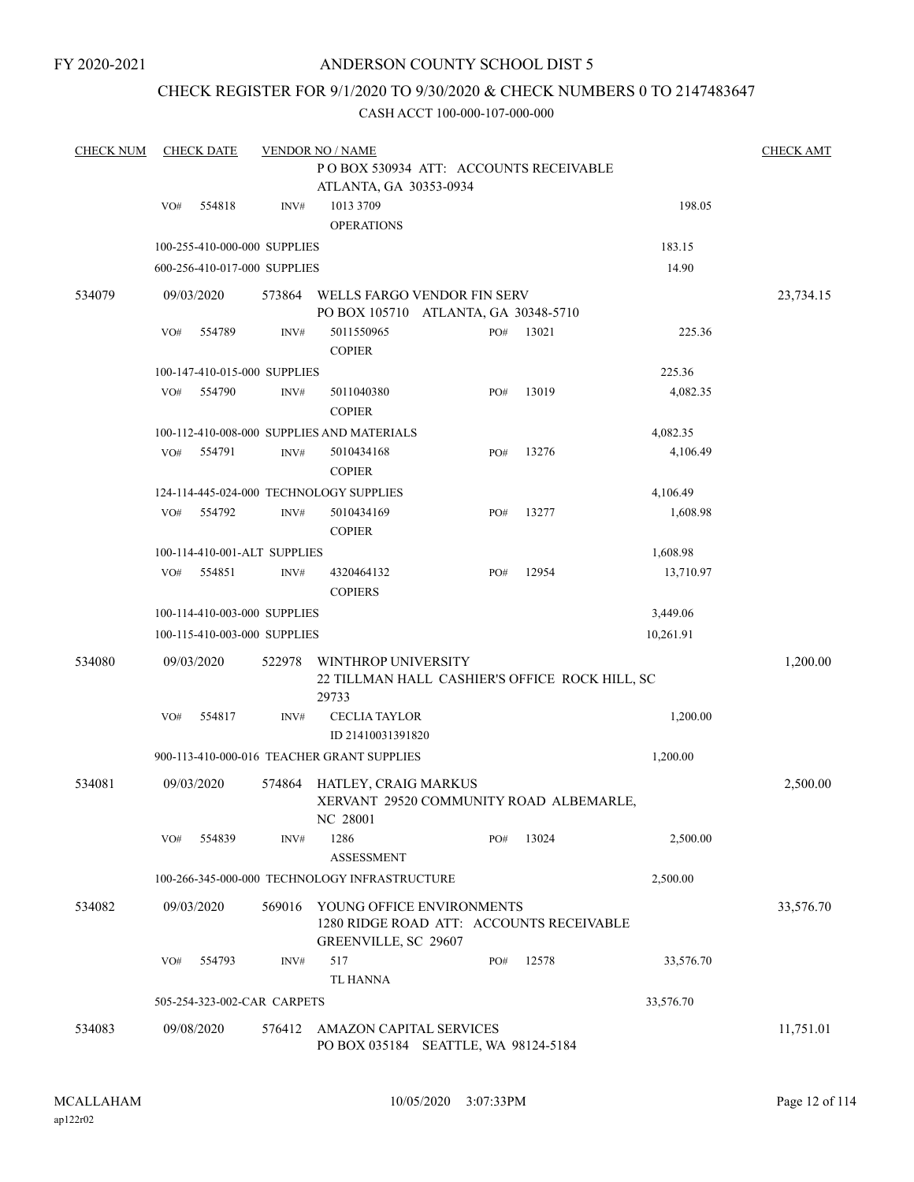FY 2020-2021

# ANDERSON COUNTY SCHOOL DIST 5

## CHECK REGISTER FOR 9/1/2020 TO 9/30/2020 & CHECK NUMBERS 0 TO 2147483647

CASH ACCT 100-000-107-000-000

| CHECK NUM | CHECK DATE | VENDOR NO / NAME | | | | CHECK AMT |
|---|---|---|---|---|---|---|
| | | P O BOX 530934 ATT: ACCOUNTS RECEIVABLE ATLANTA, GA 30353-0934 | | | | |
| | VO# 554818 | INV# 1013 3709 OPERATIONS | | | 198.05 | |
| | | 100-255-410-000-000 SUPPLIES | | | 183.15 | |
| | | 600-256-410-017-000 SUPPLIES | | | 14.90 | |
| 534079 | 09/03/2020 | 573864 WELLS FARGO VENDOR FIN SERV PO BOX 105710 ATLANTA, GA 30348-5710 | | | | 23,734.15 |
| | VO# 554789 | INV# 5011550965 COPIER | PO# | 13021 | 225.36 | |
| | | 100-147-410-015-000 SUPPLIES | | | 225.36 | |
| | VO# 554790 | INV# 5011040380 COPIER | PO# | 13019 | 4,082.35 | |
| | | 100-112-410-008-000 SUPPLIES AND MATERIALS | | | 4,082.35 | |
| | VO# 554791 | INV# 5010434168 COPIER | PO# | 13276 | 4,106.49 | |
| | | 124-114-445-024-000 TECHNOLOGY SUPPLIES | | | 4,106.49 | |
| | VO# 554792 | INV# 5010434169 COPIER | PO# | 13277 | 1,608.98 | |
| | | 100-114-410-001-ALT SUPPLIES | | | 1,608.98 | |
| | VO# 554851 | INV# 4320464132 COPIERS | PO# | 12954 | 13,710.97 | |
| | | 100-114-410-003-000 SUPPLIES | | | 3,449.06 | |
| | | 100-115-410-003-000 SUPPLIES | | | 10,261.91 | |
| 534080 | 09/03/2020 | 522978 WINTHROP UNIVERSITY 22 TILLMAN HALL CASHIER'S OFFICE ROCK HILL, SC 29733 | | | | 1,200.00 |
| | VO# 554817 | INV# CECLIA TAYLOR ID 21410031391820 | | | 1,200.00 | |
| | | 900-113-410-000-016 TEACHER GRANT SUPPLIES | | | 1,200.00 | |
| 534081 | 09/03/2020 | 574864 HATLEY, CRAIG MARKUS XERVANT 29520 COMMUNITY ROAD ALBEMARLE, NC 28001 | | | | 2,500.00 |
| | VO# 554839 | INV# 1286 ASSESSMENT | PO# | 13024 | 2,500.00 | |
| | | 100-266-345-000-000 TECHNOLOGY INFRASTRUCTURE | | | 2,500.00 | |
| 534082 | 09/03/2020 | 569016 YOUNG OFFICE ENVIRONMENTS 1280 RIDGE ROAD ATT: ACCOUNTS RECEIVABLE GREENVILLE, SC 29607 | | | | 33,576.70 |
| | VO# 554793 | INV# 517 TL HANNA | PO# | 12578 | 33,576.70 | |
| | | 505-254-323-002-CAR CARPETS | | | 33,576.70 | |
| 534083 | 09/08/2020 | 576412 AMAZON CAPITAL SERVICES PO BOX 035184 SEATTLE, WA 98124-5184 | | | | 11,751.01 |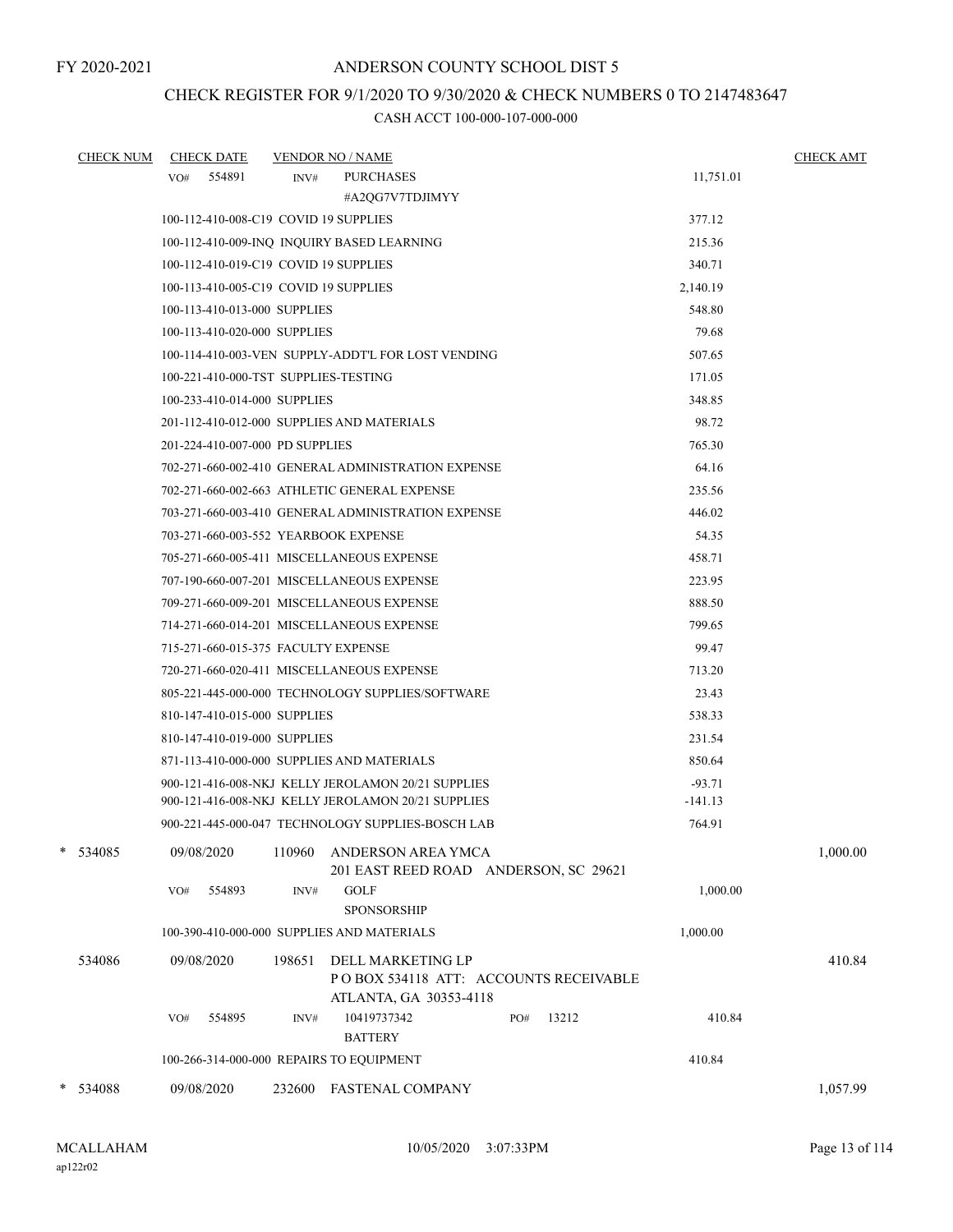FY 2020-2021

# ANDERSON COUNTY SCHOOL DIST 5

## CHECK REGISTER FOR 9/1/2020 TO 9/30/2020 & CHECK NUMBERS 0 TO 2147483647

### CASH ACCT 100-000-107-000-000

| CHECK NUM | CHECK DATE | VENDOR NO / NAME | | CHECK AMT |
|---|---|---|---|---|
| | VO# 554891 | INV# PURCHASES #A2QG7V7TDJIMYY | 11,751.01 | |
| | 100-112-410-008-C19 COVID 19 SUPPLIES | | 377.12 | |
| | 100-112-410-009-INQ INQUIRY BASED LEARNING | | 215.36 | |
| | 100-112-410-019-C19 COVID 19 SUPPLIES | | 340.71 | |
| | 100-113-410-005-C19 COVID 19 SUPPLIES | | 2,140.19 | |
| | 100-113-410-013-000 SUPPLIES | | 548.80 | |
| | 100-113-410-020-000 SUPPLIES | | 79.68 | |
| | 100-114-410-003-VEN SUPPLY-ADDT'L FOR LOST VENDING | | 507.65 | |
| | 100-221-410-000-TST SUPPLIES-TESTING | | 171.05 | |
| | 100-233-410-014-000 SUPPLIES | | 348.85 | |
| | 201-112-410-012-000 SUPPLIES AND MATERIALS | | 98.72 | |
| | 201-224-410-007-000 PD SUPPLIES | | 765.30 | |
| | 702-271-660-002-410 GENERAL ADMINISTRATION EXPENSE | | 64.16 | |
| | 702-271-660-002-663 ATHLETIC GENERAL EXPENSE | | 235.56 | |
| | 703-271-660-003-410 GENERAL ADMINISTRATION EXPENSE | | 446.02 | |
| | 703-271-660-003-552 YEARBOOK EXPENSE | | 54.35 | |
| | 705-271-660-005-411 MISCELLANEOUS EXPENSE | | 458.71 | |
| | 707-190-660-007-201 MISCELLANEOUS EXPENSE | | 223.95 | |
| | 709-271-660-009-201 MISCELLANEOUS EXPENSE | | 888.50 | |
| | 714-271-660-014-201 MISCELLANEOUS EXPENSE | | 799.65 | |
| | 715-271-660-015-375 FACULTY EXPENSE | | 99.47 | |
| | 720-271-660-020-411 MISCELLANEOUS EXPENSE | | 713.20 | |
| | 805-221-445-000-000 TECHNOLOGY SUPPLIES/SOFTWARE | | 23.43 | |
| | 810-147-410-015-000 SUPPLIES | | 538.33 | |
| | 810-147-410-019-000 SUPPLIES | | 231.54 | |
| | 871-113-410-000-000 SUPPLIES AND MATERIALS | | 850.64 | |
| | 900-121-416-008-NKJ KELLY JEROLAMON 20/21 SUPPLIES | | -93.71 | |
| | 900-121-416-008-NKJ KELLY JEROLAMON 20/21 SUPPLIES | | -141.13 | |
| | 900-221-445-000-047 TECHNOLOGY SUPPLIES-BOSCH LAB | | 764.91 | |
| * 534085 | 09/08/2020 | 110960 ANDERSON AREA YMCA 201 EAST REED ROAD ANDERSON, SC 29621 | | 1,000.00 |
| | VO# 554893 | INV# GOLF SPONSORSHIP | 1,000.00 | |
| | 100-390-410-000-000 SUPPLIES AND MATERIALS | | 1,000.00 | |
| 534086 | 09/08/2020 | 198651 DELL MARKETING LP P O BOX 534118 ATT: ACCOUNTS RECEIVABLE ATLANTA, GA 30353-4118 | | 410.84 |
| | VO# 554895 | INV# 10419737342 BATTERY PO# 13212 | 410.84 | |
| | 100-266-314-000-000 REPAIRS TO EQUIPMENT | | 410.84 | |
| * 534088 | 09/08/2020 | 232600 FASTENAL COMPANY | | 1,057.99 |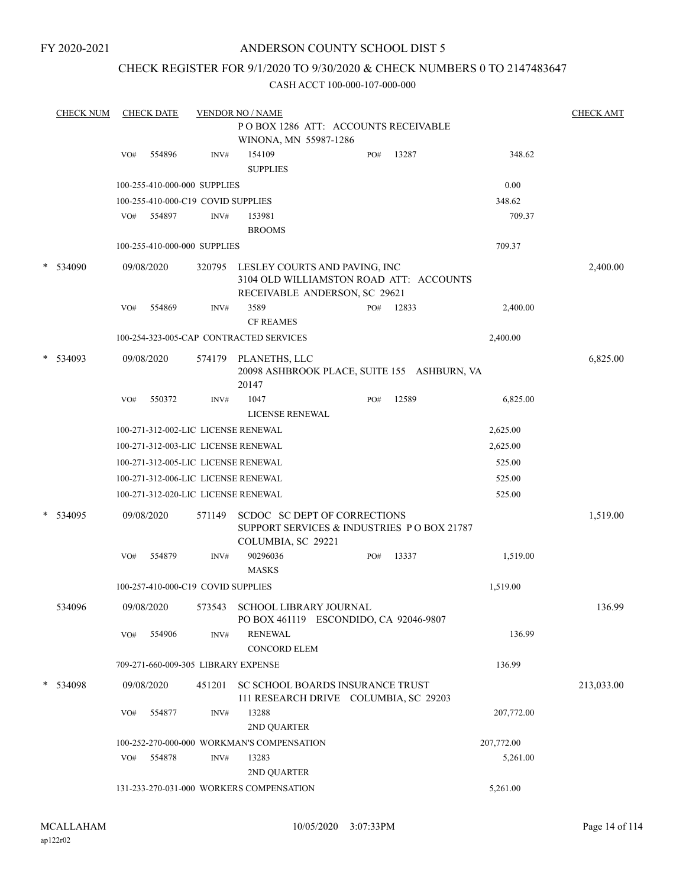FY 2020-2021

# ANDERSON COUNTY SCHOOL DIST 5

## CHECK REGISTER FOR 9/1/2020 TO 9/30/2020 & CHECK NUMBERS 0 TO 2147483647

CASH ACCT 100-000-107-000-000

| CHECK NUM | CHECK DATE | VENDOR NO / NAME | | CHECK AMT |
|---|---|---|---|---|
| | | P O BOX 1286 ATT: ACCOUNTS RECEIVABLE WINONA, MN 55987-1286 | | |
| | VO# 554896 | INV# 154109 SUPPLIES | PO# 13287 | 348.62 |
| | | 100-255-410-000-000 SUPPLIES | 0.00 | |
| | | 100-255-410-000-C19 COVID SUPPLIES | 348.62 | |
| | VO# 554897 | INV# 153981 BROOMS | | 709.37 |
| | | 100-255-410-000-000 SUPPLIES | 709.37 | |
| * 534090 | 09/08/2020 | 320795 LESLEY COURTS AND PAVING, INC 3104 OLD WILLIAMSTON ROAD ATT: ACCOUNTS RECEIVABLE ANDERSON, SC 29621 | | 2,400.00 |
| | VO# 554869 | INV# 3589 CF REAMES | PO# 12833 | 2,400.00 |
| | | 100-254-323-005-CAP CONTRACTED SERVICES | 2,400.00 | |
| * 534093 | 09/08/2020 | 574179 PLANETHS, LLC 20098 ASHBROOK PLACE, SUITE 155 ASHBURN, VA 20147 | | 6,825.00 |
| | VO# 550372 | INV# 1047 LICENSE RENEWAL | PO# 12589 | 6,825.00 |
| | | 100-271-312-002-LIC LICENSE RENEWAL | 2,625.00 | |
| | | 100-271-312-003-LIC LICENSE RENEWAL | 2,625.00 | |
| | | 100-271-312-005-LIC LICENSE RENEWAL | 525.00 | |
| | | 100-271-312-006-LIC LICENSE RENEWAL | 525.00 | |
| | | 100-271-312-020-LIC LICENSE RENEWAL | 525.00 | |
| * 534095 | 09/08/2020 | 571149 SCDOC SC DEPT OF CORRECTIONS SUPPORT SERVICES & INDUSTRIES P O BOX 21787 COLUMBIA, SC 29221 | | 1,519.00 |
| | VO# 554879 | INV# 90296036 MASKS | PO# 13337 | 1,519.00 |
| | | 100-257-410-000-C19 COVID SUPPLIES | 1,519.00 | |
| 534096 | 09/08/2020 | 573543 SCHOOL LIBRARY JOURNAL PO BOX 461119 ESCONDIDO, CA 92046-9807 | | 136.99 |
| | VO# 554906 | INV# RENEWAL CONCORD ELEM | | 136.99 |
| | | 709-271-660-009-305 LIBRARY EXPENSE | 136.99 | |
| * 534098 | 09/08/2020 | 451201 SC SCHOOL BOARDS INSURANCE TRUST 111 RESEARCH DRIVE COLUMBIA, SC 29203 | | 213,033.00 |
| | VO# 554877 | INV# 13288 2ND QUARTER | | 207,772.00 |
| | | 100-252-270-000-000 WORKMAN'S COMPENSATION | 207,772.00 | |
| | VO# 554878 | INV# 13283 2ND QUARTER | | 5,261.00 |
| | | 131-233-270-031-000 WORKERS COMPENSATION | 5,261.00 | |

MCALLAHAM
ap122r02

10/05/2020 3:07:33PM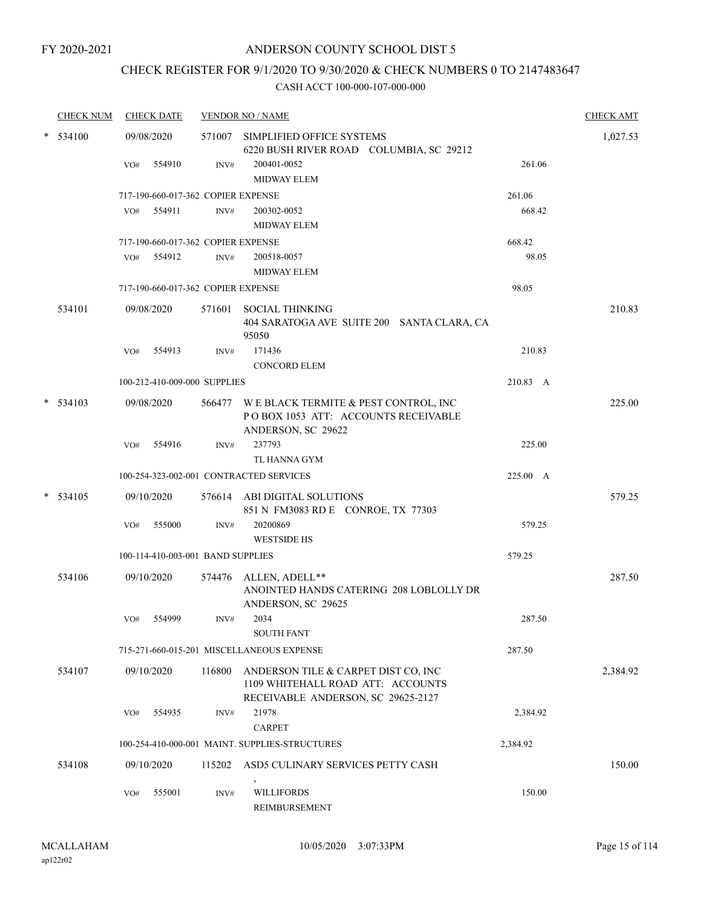FY 2020-2021

# ANDERSON COUNTY SCHOOL DIST 5

## CHECK REGISTER FOR 9/1/2020 TO 9/30/2020 & CHECK NUMBERS 0 TO 2147483647

### CASH ACCT 100-000-107-000-000

| CHECK NUM | CHECK DATE | VENDOR NO / NAME | | | CHECK AMT |
|---|---|---|---|---|---|
| * 534100 | 09/08/2020 | 571007 | SIMPLIFIED OFFICE SYSTEMS<br>6220 BUSH RIVER ROAD COLUMBIA, SC 29212 | | 1,027.53 |
| | VO# 554910 | INV# | 200401-0052<br>MIDWAY ELEM | 261.06 | |
| | 717-190-660-017-362 COPIER EXPENSE | | | 261.06 | |
| | VO# 554911 | INV# | 200302-0052<br>MIDWAY ELEM | 668.42 | |
| | 717-190-660-017-362 COPIER EXPENSE | | | 668.42 | |
| | VO# 554912 | INV# | 200518-0057<br>MIDWAY ELEM | 98.05 | |
| | 717-190-660-017-362 COPIER EXPENSE | | | 98.05 | |
| 534101 | 09/08/2020 | 571601 | SOCIAL THINKING<br>404 SARATOGA AVE SUITE 200 SANTA CLARA, CA 95050 | | 210.83 |
| | VO# 554913 | INV# | 171436<br>CONCORD ELEM | 210.83 | |
| | 100-212-410-009-000 SUPPLIES | | | 210.83 A | |
| * 534103 | 09/08/2020 | 566477 | W E BLACK TERMITE & PEST CONTROL, INC<br>P O BOX 1053 ATT: ACCOUNTS RECEIVABLE<br>ANDERSON, SC 29622 | | 225.00 |
| | VO# 554916 | INV# | 237793<br>TL HANNA GYM | 225.00 | |
| | 100-254-323-002-001 CONTRACTED SERVICES | | | 225.00 A | |
| * 534105 | 09/10/2020 | 576614 | ABI DIGITAL SOLUTIONS<br>851 N FM3083 RD E CONROE, TX 77303 | | 579.25 |
| | VO# 555000 | INV# | 20200869<br>WESTSIDE HS | 579.25 | |
| | 100-114-410-003-001 BAND SUPPLIES | | | 579.25 | |
| 534106 | 09/10/2020 | 574476 | ALLEN, ADELL**<br>ANOINTED HANDS CATERING 208 LOBLOLLY DR<br>ANDERSON, SC 29625 | | 287.50 |
| | VO# 554999 | INV# | 2034<br>SOUTH FANT | 287.50 | |
| | 715-271-660-015-201 MISCELLANEOUS EXPENSE | | | 287.50 | |
| 534107 | 09/10/2020 | 116800 | ANDERSON TILE & CARPET DIST CO, INC<br>1109 WHITEHALL ROAD ATT: ACCOUNTS<br>RECEIVABLE ANDERSON, SC 29625-2127 | | 2,384.92 |
| | VO# 554935 | INV# | 21978<br>CARPET | 2,384.92 | |
| | 100-254-410-000-001 MAINT. SUPPLIES-STRUCTURES | | | 2,384.92 | |
| 534108 | 09/10/2020 | 115202 | ASD5 CULINARY SERVICES PETTY CASH<br>, | | 150.00 |
| | VO# 555001 | INV# | WILLIFORDS<br>REIMBURSEMENT | 150.00 | |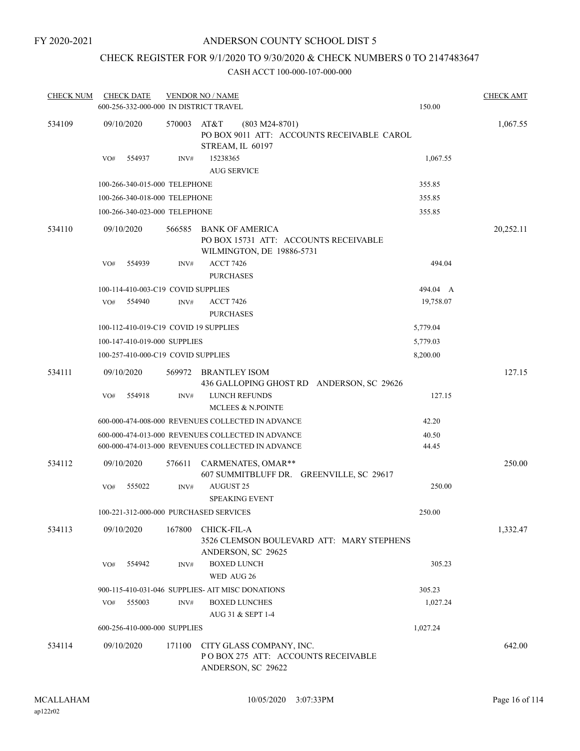FY 2020-2021

# ANDERSON COUNTY SCHOOL DIST 5

## CHECK REGISTER FOR 9/1/2020 TO 9/30/2020 & CHECK NUMBERS 0 TO 2147483647

### CASH ACCT 100-000-107-000-000

| CHECK NUM | CHECK DATE | VENDOR NO / NAME | | CHECK AMT |
|---|---|---|---|---|
| | | 600-256-332-000-000 IN DISTRICT TRAVEL | 150.00 | |
| 534109 | 09/10/2020 | 570003 AT&T (803 M24-8701)<br>PO BOX 9011 ATT: ACCOUNTS RECEIVABLE CAROL STREAM, IL 60197 | | 1,067.55 |
| | VO# 554937 | INV# 15238365<br>AUG SERVICE | 1,067.55 | |
| | | 100-266-340-015-000 TELEPHONE | 355.85 | |
| | | 100-266-340-018-000 TELEPHONE | 355.85 | |
| | | 100-266-340-023-000 TELEPHONE | 355.85 | |
| 534110 | 09/10/2020 | 566585 BANK OF AMERICA<br>PO BOX 15731 ATT: ACCOUNTS RECEIVABLE WILMINGTON, DE 19886-5731 | | 20,252.11 |
| | VO# 554939 | INV# ACCT 7426<br>PURCHASES | 494.04 | |
| | | 100-114-410-003-C19 COVID SUPPLIES | 494.04 A | |
| | VO# 554940 | INV# ACCT 7426<br>PURCHASES | 19,758.07 | |
| | | 100-112-410-019-C19 COVID 19 SUPPLIES | 5,779.04 | |
| | | 100-147-410-019-000 SUPPLIES | 5,779.03 | |
| | | 100-257-410-000-C19 COVID SUPPLIES | 8,200.00 | |
| 534111 | 09/10/2020 | 569972 BRANTLEY ISOM<br>436 GALLOPING GHOST RD ANDERSON, SC 29626 | | 127.15 |
| | VO# 554918 | INV# LUNCH REFUNDS<br>MCLEES & N.POINTE | 127.15 | |
| | | 600-000-474-008-000 REVENUES COLLECTED IN ADVANCE | 42.20 | |
| | | 600-000-474-013-000 REVENUES COLLECTED IN ADVANCE | 40.50 | |
| | | 600-000-474-013-000 REVENUES COLLECTED IN ADVANCE | 44.45 | |
| 534112 | 09/10/2020 | 576611 CARMENATES, OMAR**<br>607 SUMMITBLUFF DR. GREENVILLE, SC 29617 | | 250.00 |
| | VO# 555022 | INV# AUGUST 25<br>SPEAKING EVENT | 250.00 | |
| | | 100-221-312-000-000 PURCHASED SERVICES | 250.00 | |
| 534113 | 09/10/2020 | 167800 CHICK-FIL-A<br>3526 CLEMSON BOULEVARD ATT: MARY STEPHENS ANDERSON, SC 29625 | | 1,332.47 |
| | VO# 554942 | INV# BOXED LUNCH<br>WED AUG 26 | 305.23 | |
| | | 900-115-410-031-046 SUPPLIES- AIT MISC DONATIONS | 305.23 | |
| | VO# 555003 | INV# BOXED LUNCHES<br>AUG 31 & SEPT 1-4 | 1,027.24 | |
| | | 600-256-410-000-000 SUPPLIES | 1,027.24 | |
| 534114 | 09/10/2020 | 171100 CITY GLASS COMPANY, INC.<br>P O BOX 275 ATT: ACCOUNTS RECEIVABLE ANDERSON, SC 29622 | | 642.00 |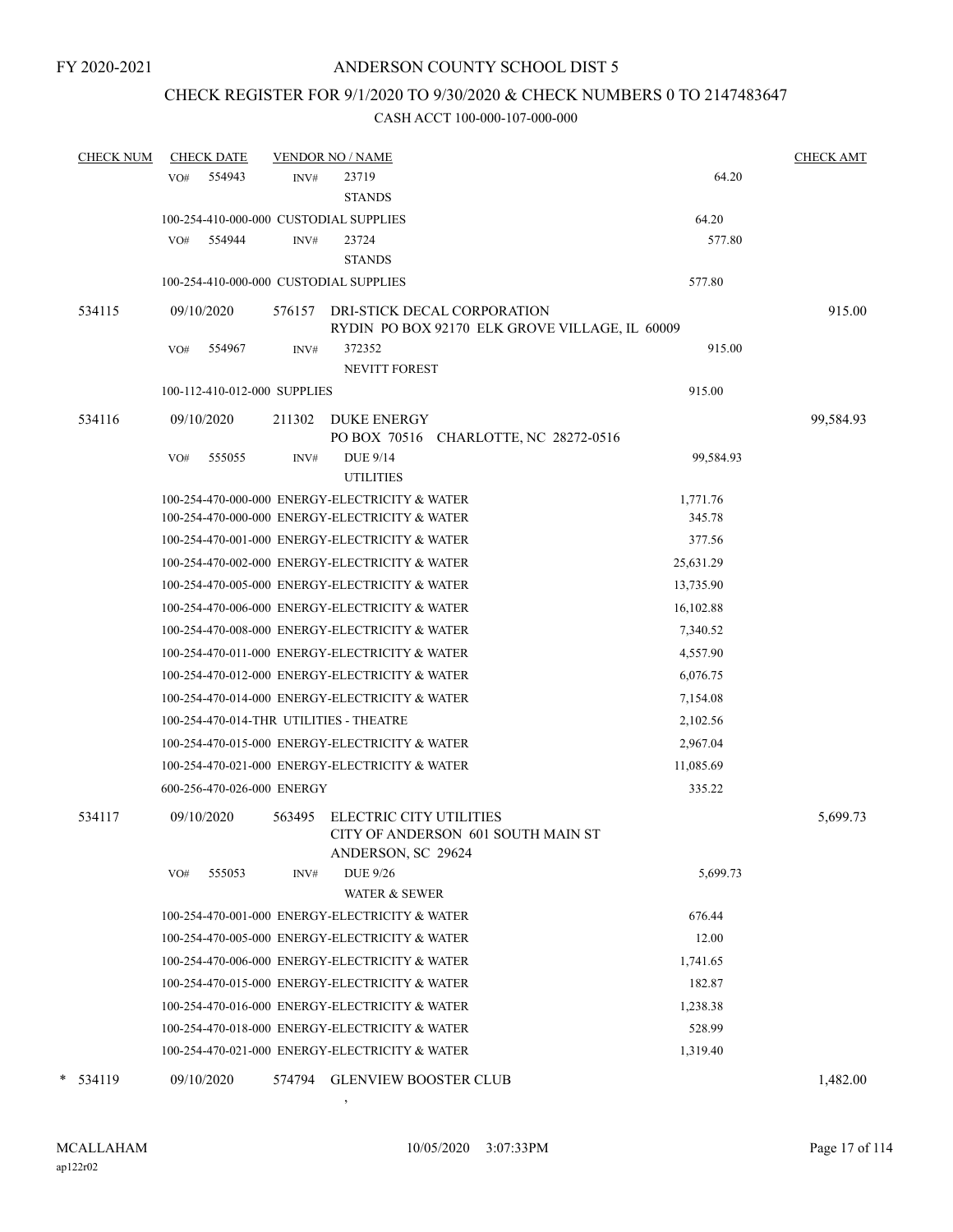FY 2020-2021

# ANDERSON COUNTY SCHOOL DIST 5

## CHECK REGISTER FOR 9/1/2020 TO 9/30/2020 & CHECK NUMBERS 0 TO 2147483647

### CASH ACCT 100-000-107-000-000

| CHECK NUM | CHECK DATE | VENDOR NO / NAME | | CHECK AMT |
|---|---|---|---|---|
| | VO# 554943 | INV# 23719 STANDS | 64.20 | |
| | 100-254-410-000-000 CUSTODIAL SUPPLIES | | 64.20 | |
| | VO# 554944 | INV# 23724 STANDS | 577.80 | |
| | 100-254-410-000-000 CUSTODIAL SUPPLIES | | 577.80 | |
| 534115 | 09/10/2020 | 576157 DRI-STICK DECAL CORPORATION RYDIN PO BOX 92170 ELK GROVE VILLAGE, IL 60009 | | 915.00 |
| | VO# 554967 | INV# 372352 NEVITT FOREST | 915.00 | |
| | 100-112-410-012-000 SUPPLIES | | 915.00 | |
| 534116 | 09/10/2020 | 211302 DUKE ENERGY PO BOX 70516 CHARLOTTE, NC 28272-0516 | | 99,584.93 |
| | VO# 555055 | INV# DUE 9/14 UTILITIES | 99,584.93 | |
| | 100-254-470-000-000 ENERGY-ELECTRICITY & WATER | | 1,771.76 | |
| | 100-254-470-000-000 ENERGY-ELECTRICITY & WATER | | 345.78 | |
| | 100-254-470-001-000 ENERGY-ELECTRICITY & WATER | | 377.56 | |
| | 100-254-470-002-000 ENERGY-ELECTRICITY & WATER | | 25,631.29 | |
| | 100-254-470-005-000 ENERGY-ELECTRICITY & WATER | | 13,735.90 | |
| | 100-254-470-006-000 ENERGY-ELECTRICITY & WATER | | 16,102.88 | |
| | 100-254-470-008-000 ENERGY-ELECTRICITY & WATER | | 7,340.52 | |
| | 100-254-470-011-000 ENERGY-ELECTRICITY & WATER | | 4,557.90 | |
| | 100-254-470-012-000 ENERGY-ELECTRICITY & WATER | | 6,076.75 | |
| | 100-254-470-014-000 ENERGY-ELECTRICITY & WATER | | 7,154.08 | |
| | 100-254-470-014-THR UTILITIES - THEATRE | | 2,102.56 | |
| | 100-254-470-015-000 ENERGY-ELECTRICITY & WATER | | 2,967.04 | |
| | 100-254-470-021-000 ENERGY-ELECTRICITY & WATER | | 11,085.69 | |
| | 600-256-470-026-000 ENERGY | | 335.22 | |
| 534117 | 09/10/2020 | 563495 ELECTRIC CITY UTILITIES CITY OF ANDERSON 601 SOUTH MAIN ST ANDERSON, SC 29624 | | 5,699.73 |
| | VO# 555053 | INV# DUE 9/26 WATER & SEWER | 5,699.73 | |
| | 100-254-470-001-000 ENERGY-ELECTRICITY & WATER | | 676.44 | |
| | 100-254-470-005-000 ENERGY-ELECTRICITY & WATER | | 12.00 | |
| | 100-254-470-006-000 ENERGY-ELECTRICITY & WATER | | 1,741.65 | |
| | 100-254-470-015-000 ENERGY-ELECTRICITY & WATER | | 182.87 | |
| | 100-254-470-016-000 ENERGY-ELECTRICITY & WATER | | 1,238.38 | |
| | 100-254-470-018-000 ENERGY-ELECTRICITY & WATER | | 528.99 | |
| | 100-254-470-021-000 ENERGY-ELECTRICITY & WATER | | 1,319.40 | |
| * 534119 | 09/10/2020 | 574794 GLENVIEW BOOSTER CLUB , | | 1,482.00 |

MCALLAHAM ap122r02 10/05/2020 3:07:33PM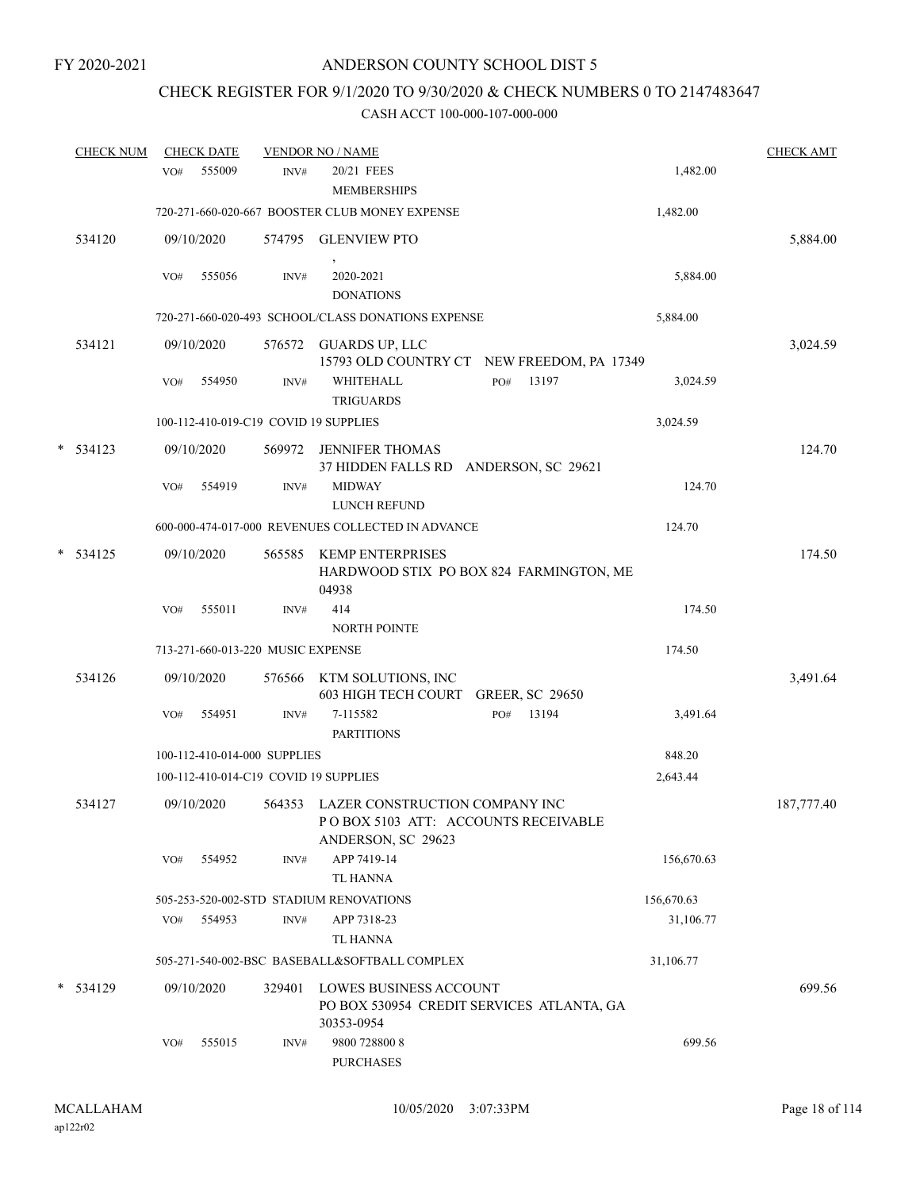FY 2020-2021

# ANDERSON COUNTY SCHOOL DIST 5

## CHECK REGISTER FOR 9/1/2020 TO 9/30/2020 & CHECK NUMBERS 0 TO 2147483647

### CASH ACCT 100-000-107-000-000

| CHECK NUM | CHECK DATE | VENDOR NO / NAME | | CHECK AMT |
|---|---|---|---|---|
| | VO# 555009 | INV# 20/21 FEES MEMBERSHIPS | 1,482.00 | |
| | | 720-271-660-020-667 BOOSTER CLUB MONEY EXPENSE | 1,482.00 | |
| 534120 | 09/10/2020 | 574795 GLENVIEW PTO , | | 5,884.00 |
| | VO# 555056 | INV# 2020-2021 DONATIONS | 5,884.00 | |
| | | 720-271-660-020-493 SCHOOL/CLASS DONATIONS EXPENSE | 5,884.00 | |
| 534121 | 09/10/2020 | 576572 GUARDS UP, LLC 15793 OLD COUNTRY CT NEW FREEDOM, PA 17349 | | 3,024.59 |
| | VO# 554950 | INV# WHITEHALL TRIGUARDS PO# 13197 | 3,024.59 | |
| | | 100-112-410-019-C19 COVID 19 SUPPLIES | 3,024.59 | |
| * 534123 | 09/10/2020 | 569972 JENNIFER THOMAS 37 HIDDEN FALLS RD ANDERSON, SC 29621 | | 124.70 |
| | VO# 554919 | INV# MIDWAY LUNCH REFUND | 124.70 | |
| | | 600-000-474-017-000 REVENUES COLLECTED IN ADVANCE | 124.70 | |
| * 534125 | 09/10/2020 | 565585 KEMP ENTERPRISES HARDWOOD STIX PO BOX 824 FARMINGTON, ME 04938 | | 174.50 |
| | VO# 555011 | INV# 414 NORTH POINTE | 174.50 | |
| | | 713-271-660-013-220 MUSIC EXPENSE | 174.50 | |
| 534126 | 09/10/2020 | 576566 KTM SOLUTIONS, INC 603 HIGH TECH COURT GREER, SC 29650 | | 3,491.64 |
| | VO# 554951 | INV# 7-115582 PARTITIONS PO# 13194 | 3,491.64 | |
| | | 100-112-410-014-000 SUPPLIES | 848.20 | |
| | | 100-112-410-014-C19 COVID 19 SUPPLIES | 2,643.44 | |
| 534127 | 09/10/2020 | 564353 LAZER CONSTRUCTION COMPANY INC P O BOX 5103 ATT: ACCOUNTS RECEIVABLE ANDERSON, SC 29623 | | 187,777.40 |
| | VO# 554952 | INV# APP 7419-14 TL HANNA | 156,670.63 | |
| | | 505-253-520-002-STD STADIUM RENOVATIONS | 156,670.63 | |
| | VO# 554953 | INV# APP 7318-23 TL HANNA | 31,106.77 | |
| | | 505-271-540-002-BSC BASEBALL&SOFTBALL COMPLEX | 31,106.77 | |
| * 534129 | 09/10/2020 | 329401 LOWES BUSINESS ACCOUNT PO BOX 530954 CREDIT SERVICES ATLANTA, GA 30353-0954 | | 699.56 |
| | VO# 555015 | INV# 9800 728800 8 PURCHASES | 699.56 | |

MCALLAHAM ap122r02 10/05/2020 3:07:33PM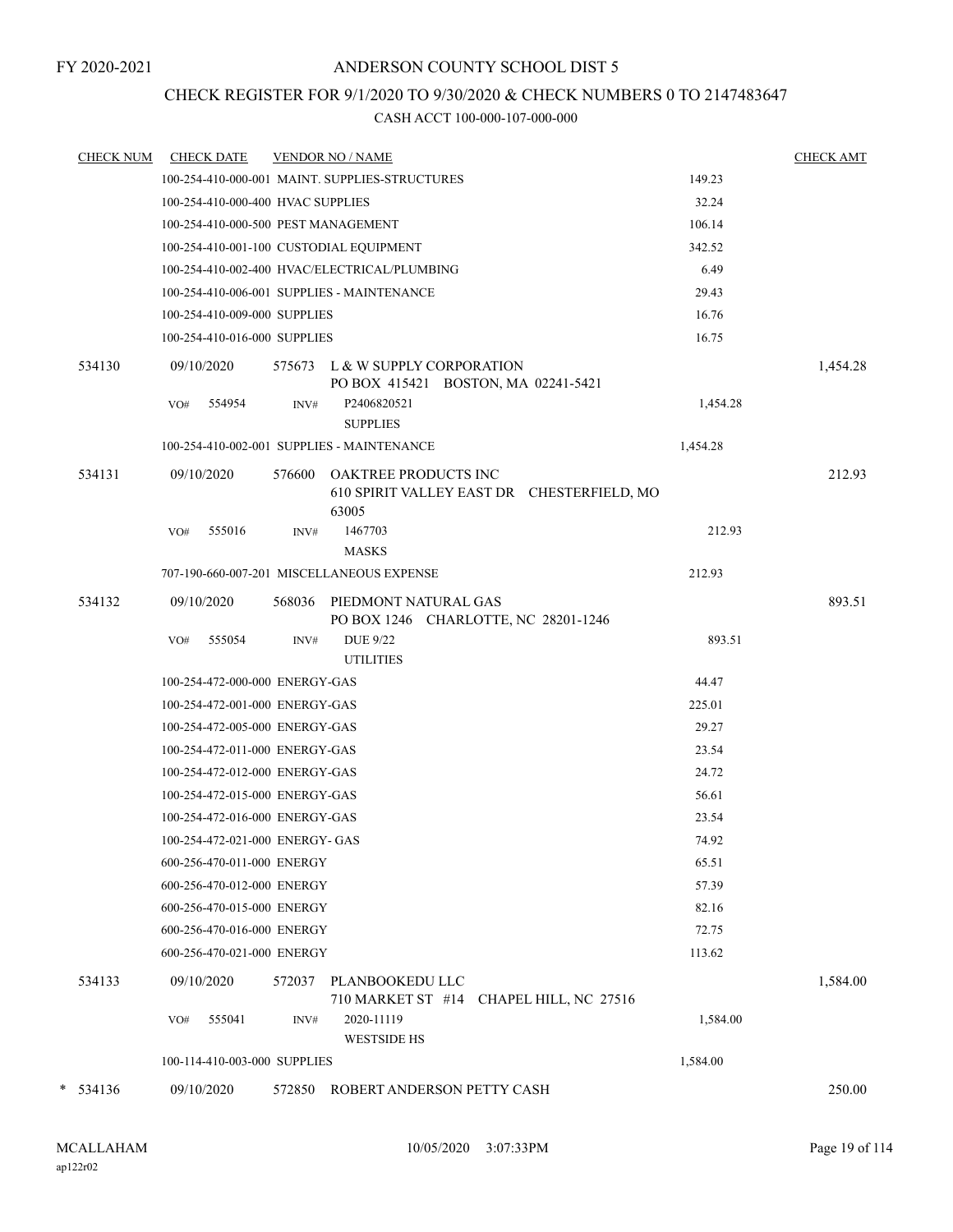FY 2020-2021

# ANDERSON COUNTY SCHOOL DIST 5

## CHECK REGISTER FOR 9/1/2020 TO 9/30/2020 & CHECK NUMBERS 0 TO 2147483647

### CASH ACCT 100-000-107-000-000

| CHECK NUM | CHECK DATE | VENDOR NO / NAME | | CHECK AMT |
|---|---|---|---|---|
| | 100-254-410-000-001 MAINT. SUPPLIES-STRUCTURES | | 149.23 | |
| | 100-254-410-000-400 HVAC SUPPLIES | | 32.24 | |
| | 100-254-410-000-500 PEST MANAGEMENT | | 106.14 | |
| | 100-254-410-001-100 CUSTODIAL EQUIPMENT | | 342.52 | |
| | 100-254-410-002-400 HVAC/ELECTRICAL/PLUMBING | | 6.49 | |
| | 100-254-410-006-001 SUPPLIES - MAINTENANCE | | 29.43 | |
| | 100-254-410-009-000 SUPPLIES | | 16.76 | |
| | 100-254-410-016-000 SUPPLIES | | 16.75 | |
| 534130 | 09/10/2020 | 575673 L & W SUPPLY CORPORATION<br>PO BOX 415421 BOSTON, MA 02241-5421 | | 1,454.28 |
| | VO# 554954 INV# | P2406820521<br>SUPPLIES | 1,454.28 | |
| | 100-254-410-002-001 SUPPLIES - MAINTENANCE | | 1,454.28 | |
| 534131 | 09/10/2020 | 576600 OAKTREE PRODUCTS INC<br>610 SPIRIT VALLEY EAST DR CHESTERFIELD, MO 63005 | | 212.93 |
| | VO# 555016 INV# | 1467703<br>MASKS | 212.93 | |
| | 707-190-660-007-201 MISCELLANEOUS EXPENSE | | 212.93 | |
| 534132 | 09/10/2020 | 568036 PIEDMONT NATURAL GAS<br>PO BOX 1246 CHARLOTTE, NC 28201-1246 | | 893.51 |
| | VO# 555054 INV# | DUE 9/22<br>UTILITIES | 893.51 | |
| | 100-254-472-000-000 ENERGY-GAS | | 44.47 | |
| | 100-254-472-001-000 ENERGY-GAS | | 225.01 | |
| | 100-254-472-005-000 ENERGY-GAS | | 29.27 | |
| | 100-254-472-011-000 ENERGY-GAS | | 23.54 | |
| | 100-254-472-012-000 ENERGY-GAS | | 24.72 | |
| | 100-254-472-015-000 ENERGY-GAS | | 56.61 | |
| | 100-254-472-016-000 ENERGY-GAS | | 23.54 | |
| | 100-254-472-021-000 ENERGY- GAS | | 74.92 | |
| | 600-256-470-011-000 ENERGY | | 65.51 | |
| | 600-256-470-012-000 ENERGY | | 57.39 | |
| | 600-256-470-015-000 ENERGY | | 82.16 | |
| | 600-256-470-016-000 ENERGY | | 72.75 | |
| | 600-256-470-021-000 ENERGY | | 113.62 | |
| 534133 | 09/10/2020 | 572037 PLANBOOKEDU LLC<br>710 MARKET ST #14 CHAPEL HILL, NC 27516 | | 1,584.00 |
| | VO# 555041 INV# | 2020-11119<br>WESTSIDE HS | 1,584.00 | |
| | 100-114-410-003-000 SUPPLIES | | 1,584.00 | |
| * 534136 | 09/10/2020 | 572850 ROBERT ANDERSON PETTY CASH | | 250.00 |

MCALLAHAM
ap122r02

10/05/2020 3:07:33PM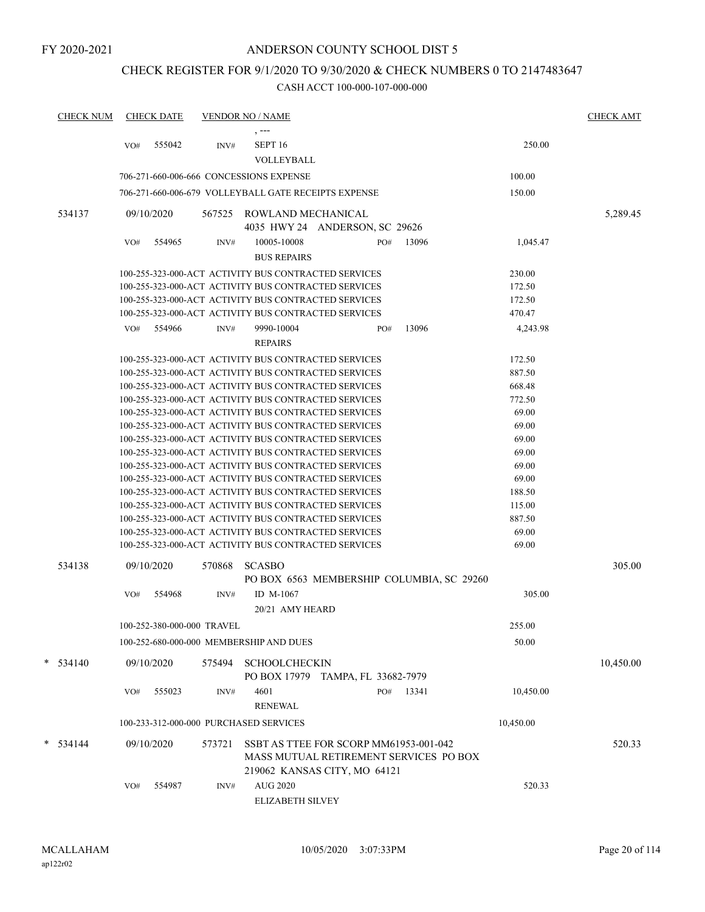FY 2020-2021

# ANDERSON COUNTY SCHOOL DIST 5

## CHECK REGISTER FOR 9/1/2020 TO 9/30/2020 & CHECK NUMBERS 0 TO 2147483647

### CASH ACCT 100-000-107-000-000

| CHECK NUM | CHECK DATE | VENDOR NO / NAME | | | CHECK AMT |
|---|---|---|---|---|---|
| | | , --- | | | |
| | VO# 555042 | INV# SEPT 16 VOLLEYBALL | | 250.00 | |
| | 706-271-660-006-666 CONCESSIONS EXPENSE | | | 100.00 | |
| | 706-271-660-006-679 VOLLEYBALL GATE RECEIPTS EXPENSE | | | 150.00 | |
| 534137 | 09/10/2020 | 567525 ROWLAND MECHANICAL<br>4035 HWY 24 ANDERSON, SC 29626 | | | 5,289.45 |
| | VO# 554965 | INV# 10005-10008 BUS REPAIRS | PO# 13096 | 1,045.47 | |
| | 100-255-323-000-ACT ACTIVITY BUS CONTRACTED SERVICES | | | 230.00 | |
| | 100-255-323-000-ACT ACTIVITY BUS CONTRACTED SERVICES | | | 172.50 | |
| | 100-255-323-000-ACT ACTIVITY BUS CONTRACTED SERVICES | | | 172.50 | |
| | 100-255-323-000-ACT ACTIVITY BUS CONTRACTED SERVICES | | | 470.47 | |
| | VO# 554966 | INV# 9990-10004 REPAIRS | PO# 13096 | 4,243.98 | |
| | 100-255-323-000-ACT ACTIVITY BUS CONTRACTED SERVICES | | | 172.50 | |
| | 100-255-323-000-ACT ACTIVITY BUS CONTRACTED SERVICES | | | 887.50 | |
| | 100-255-323-000-ACT ACTIVITY BUS CONTRACTED SERVICES | | | 668.48 | |
| | 100-255-323-000-ACT ACTIVITY BUS CONTRACTED SERVICES | | | 772.50 | |
| | 100-255-323-000-ACT ACTIVITY BUS CONTRACTED SERVICES | | | 69.00 | |
| | 100-255-323-000-ACT ACTIVITY BUS CONTRACTED SERVICES | | | 69.00 | |
| | 100-255-323-000-ACT ACTIVITY BUS CONTRACTED SERVICES | | | 69.00 | |
| | 100-255-323-000-ACT ACTIVITY BUS CONTRACTED SERVICES | | | 69.00 | |
| | 100-255-323-000-ACT ACTIVITY BUS CONTRACTED SERVICES | | | 69.00 | |
| | 100-255-323-000-ACT ACTIVITY BUS CONTRACTED SERVICES | | | 69.00 | |
| | 100-255-323-000-ACT ACTIVITY BUS CONTRACTED SERVICES | | | 188.50 | |
| | 100-255-323-000-ACT ACTIVITY BUS CONTRACTED SERVICES | | | 115.00 | |
| | 100-255-323-000-ACT ACTIVITY BUS CONTRACTED SERVICES | | | 887.50 | |
| | 100-255-323-000-ACT ACTIVITY BUS CONTRACTED SERVICES | | | 69.00 | |
| | 100-255-323-000-ACT ACTIVITY BUS CONTRACTED SERVICES | | | 69.00 | |
| 534138 | 09/10/2020 | 570868 SCASBO<br>PO BOX 6563 MEMBERSHIP COLUMBIA, SC 29260 | | | 305.00 |
| | VO# 554968 | INV# ID M-1067 20/21 AMY HEARD | | 305.00 | |
| | 100-252-380-000-000 TRAVEL | | | 255.00 | |
| | 100-252-680-000-000 MEMBERSHIP AND DUES | | | 50.00 | |
| * 534140 | 09/10/2020 | 575494 SCHOOLCHECKIN<br>PO BOX 17979 TAMPA, FL 33682-7979 | | | 10,450.00 |
| | VO# 555023 | INV# 4601 RENEWAL | PO# 13341 | 10,450.00 | |
| | 100-233-312-000-000 PURCHASED SERVICES | | | 10,450.00 | |
| * 534144 | 09/10/2020 | 573721 SSBT AS TTEE FOR SCORP MM61953-001-042<br>MASS MUTUAL RETIREMENT SERVICES PO BOX<br>219062 KANSAS CITY, MO 64121 | | | 520.33 |
| | VO# 554987 | INV# AUG 2020 ELIZABETH SILVEY | | 520.33 | |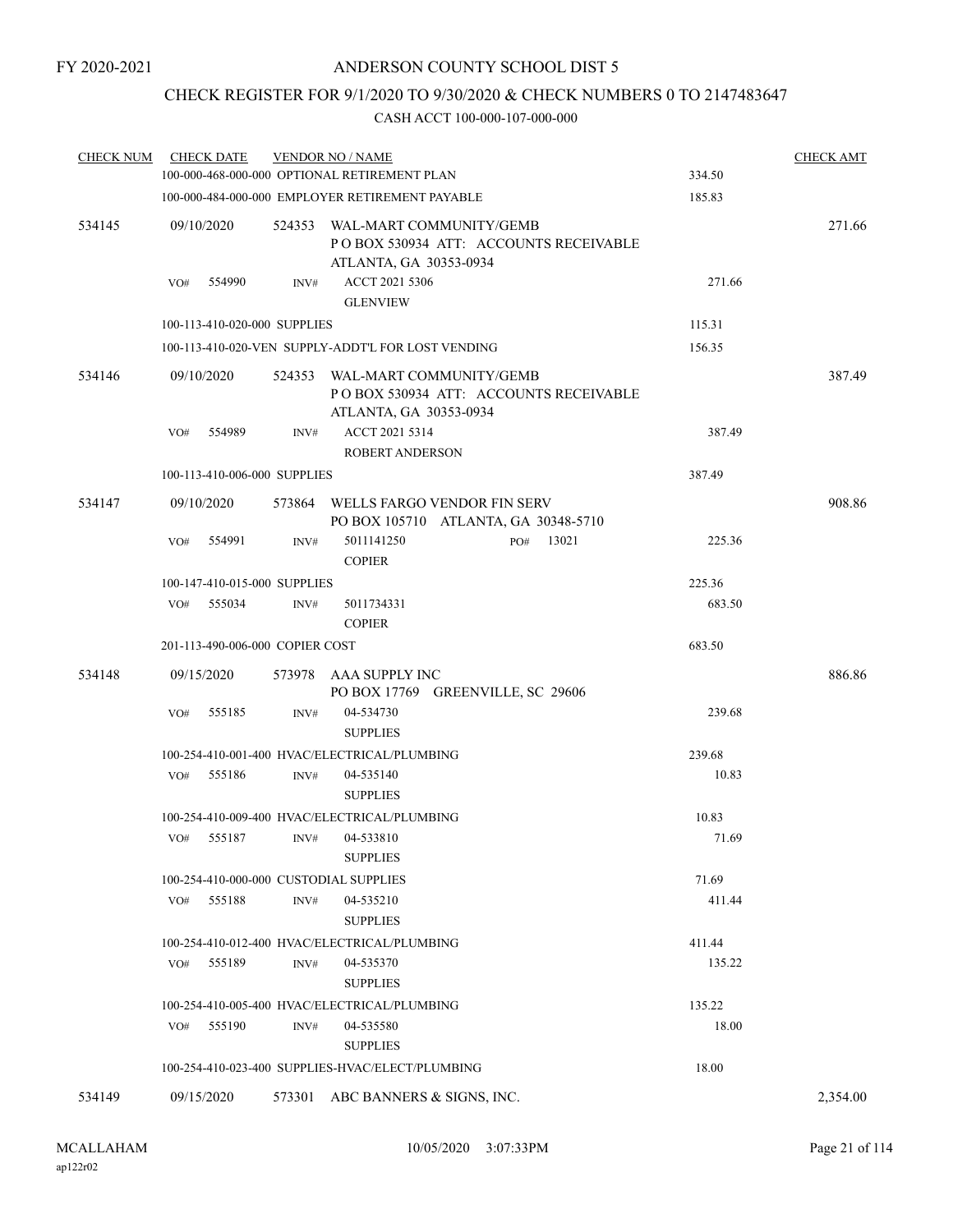FY 2020-2021

# ANDERSON COUNTY SCHOOL DIST 5

## CHECK REGISTER FOR 9/1/2020 TO 9/30/2020 & CHECK NUMBERS 0 TO 2147483647

### CASH ACCT 100-000-107-000-000

| CHECK NUM | CHECK DATE | VENDOR NO / NAME | | CHECK AMT |
|---|---|---|---|---|
| | | 100-000-468-000-000 OPTIONAL RETIREMENT PLAN | 334.50 | |
| | | 100-000-484-000-000 EMPLOYER RETIREMENT PAYABLE | 185.83 | |
| 534145 | 09/10/2020 | 524353 WAL-MART COMMUNITY/GEMB<br>P O BOX 530934 ATT: ACCOUNTS RECEIVABLE<br>ATLANTA, GA 30353-0934 | | 271.66 |
| | VO# 554990 | INV# ACCT 2021 5306<br>GLENVIEW | 271.66 | |
| | | 100-113-410-020-000 SUPPLIES | 115.31 | |
| | | 100-113-410-020-VEN SUPPLY-ADDT'L FOR LOST VENDING | 156.35 | |
| 534146 | 09/10/2020 | 524353 WAL-MART COMMUNITY/GEMB<br>P O BOX 530934 ATT: ACCOUNTS RECEIVABLE<br>ATLANTA, GA 30353-0934 | | 387.49 |
| | VO# 554989 | INV# ACCT 2021 5314<br>ROBERT ANDERSON | 387.49 | |
| | | 100-113-410-006-000 SUPPLIES | 387.49 | |
| 534147 | 09/10/2020 | 573864 WELLS FARGO VENDOR FIN SERV<br>PO BOX 105710 ATLANTA, GA 30348-5710 | | 908.86 |
| | VO# 554991 | INV# 5011141250 PO# 13021<br>COPIER | 225.36 | |
| | | 100-147-410-015-000 SUPPLIES | 225.36 | |
| | VO# 555034 | INV# 5011734331<br>COPIER | 683.50 | |
| | | 201-113-490-006-000 COPIER COST | 683.50 | |
| 534148 | 09/15/2020 | 573978 AAA SUPPLY INC<br>PO BOX 17769 GREENVILLE, SC 29606 | | 886.86 |
| | VO# 555185 | INV# 04-534730<br>SUPPLIES | 239.68 | |
| | | 100-254-410-001-400 HVAC/ELECTRICAL/PLUMBING | 239.68 | |
| | VO# 555186 | INV# 04-535140<br>SUPPLIES | 10.83 | |
| | | 100-254-410-009-400 HVAC/ELECTRICAL/PLUMBING | 10.83 | |
| | VO# 555187 | INV# 04-533810<br>SUPPLIES | 71.69 | |
| | | 100-254-410-000-000 CUSTODIAL SUPPLIES | 71.69 | |
| | VO# 555188 | INV# 04-535210<br>SUPPLIES | 411.44 | |
| | | 100-254-410-012-400 HVAC/ELECTRICAL/PLUMBING | 411.44 | |
| | VO# 555189 | INV# 04-535370<br>SUPPLIES | 135.22 | |
| | | 100-254-410-005-400 HVAC/ELECTRICAL/PLUMBING | 135.22 | |
| | VO# 555190 | INV# 04-535580<br>SUPPLIES | 18.00 | |
| | | 100-254-410-023-400 SUPPLIES-HVAC/ELECT/PLUMBING | 18.00 | |
| 534149 | 09/15/2020 | 573301 ABC BANNERS & SIGNS, INC. | | 2,354.00 |

MCALLAHAM
ap122r02

10/05/2020 3:07:33PM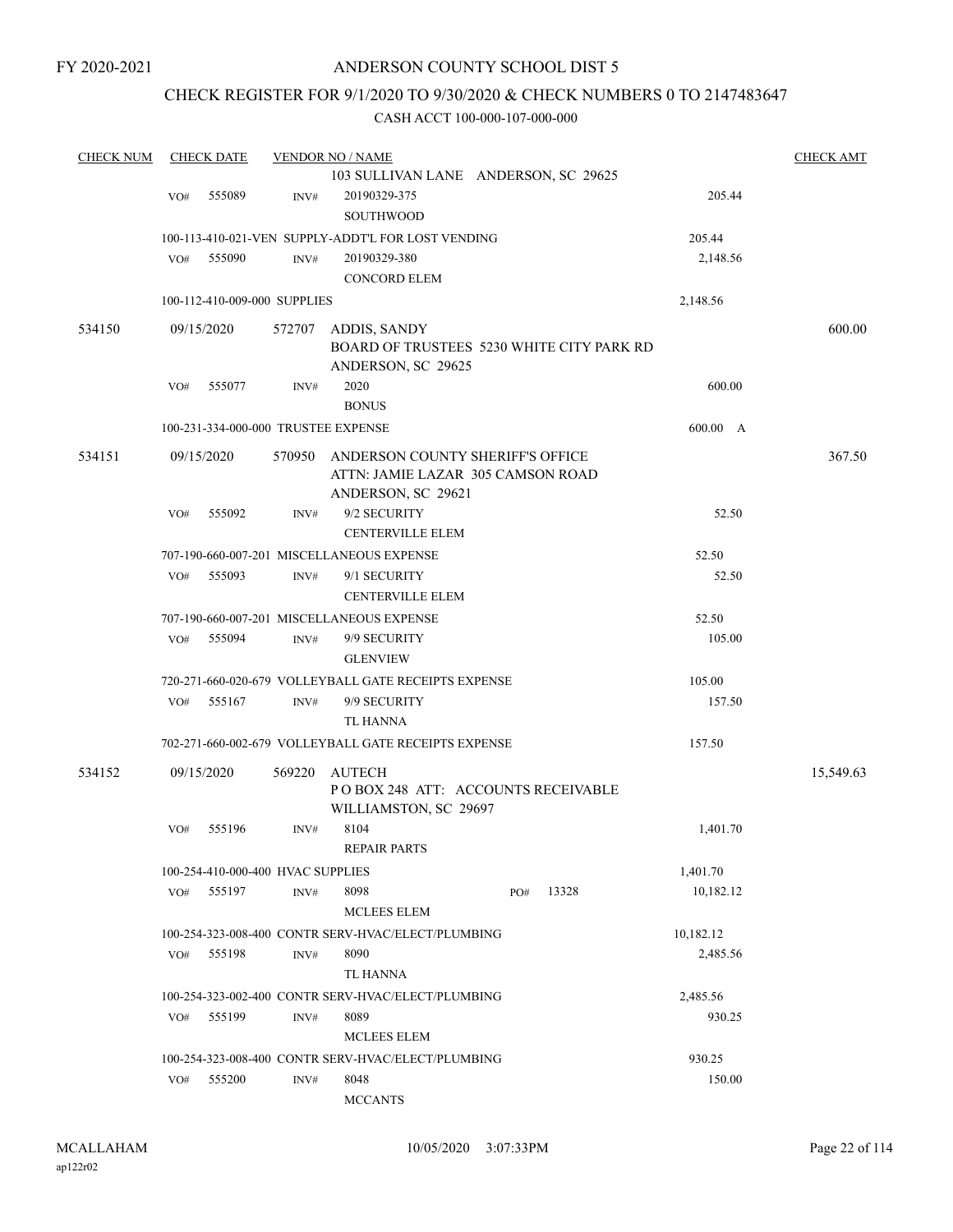FY 2020-2021

# ANDERSON COUNTY SCHOOL DIST 5

## CHECK REGISTER FOR 9/1/2020 TO 9/30/2020 & CHECK NUMBERS 0 TO 2147483647

CASH ACCT 100-000-107-000-000

| CHECK NUM | CHECK DATE | VENDOR NO / NAME | | CHECK AMT |
|---|---|---|---|---|
| | | 103 SULLIVAN LANE ANDERSON, SC 29625 | | |
| | VO# 555089 | INV# 20190329-375 SOUTHWOOD | 205.44 | |
| | | 100-113-410-021-VEN SUPPLY-ADDT'L FOR LOST VENDING | 205.44 | |
| | VO# 555090 | INV# 20190329-380 CONCORD ELEM | 2,148.56 | |
| | | 100-112-410-009-000 SUPPLIES | 2,148.56 | |
| 534150 | 09/15/2020 | 572707 ADDIS, SANDY BOARD OF TRUSTEES 5230 WHITE CITY PARK RD ANDERSON, SC 29625 | | 600.00 |
| | VO# 555077 | INV# 2020 BONUS | 600.00 | |
| | | 100-231-334-000-000 TRUSTEE EXPENSE | 600.00 A | |
| 534151 | 09/15/2020 | 570950 ANDERSON COUNTY SHERIFF'S OFFICE ATTN: JAMIE LAZAR 305 CAMSON ROAD ANDERSON, SC 29621 | | 367.50 |
| | VO# 555092 | INV# 9/2 SECURITY CENTERVILLE ELEM | 52.50 | |
| | | 707-190-660-007-201 MISCELLANEOUS EXPENSE | 52.50 | |
| | VO# 555093 | INV# 9/1 SECURITY CENTERVILLE ELEM | 52.50 | |
| | | 707-190-660-007-201 MISCELLANEOUS EXPENSE | 52.50 | |
| | VO# 555094 | INV# 9/9 SECURITY GLENVIEW | 105.00 | |
| | | 720-271-660-020-679 VOLLEYBALL GATE RECEIPTS EXPENSE | 105.00 | |
| | VO# 555167 | INV# 9/9 SECURITY TL HANNA | 157.50 | |
| | | 702-271-660-002-679 VOLLEYBALL GATE RECEIPTS EXPENSE | 157.50 | |
| 534152 | 09/15/2020 | 569220 AUTECH P O BOX 248 ATT: ACCOUNTS RECEIVABLE WILLIAMSTON, SC 29697 | | 15,549.63 |
| | VO# 555196 | INV# 8104 REPAIR PARTS | 1,401.70 | |
| | | 100-254-410-000-400 HVAC SUPPLIES | 1,401.70 | |
| | VO# 555197 | INV# 8098 PO# 13328 MCLEES ELEM | 10,182.12 | |
| | | 100-254-323-008-400 CONTR SERV-HVAC/ELECT/PLUMBING | 10,182.12 | |
| | VO# 555198 | INV# 8090 TL HANNA | 2,485.56 | |
| | | 100-254-323-002-400 CONTR SERV-HVAC/ELECT/PLUMBING | 2,485.56 | |
| | VO# 555199 | INV# 8089 MCLEES ELEM | 930.25 | |
| | | 100-254-323-008-400 CONTR SERV-HVAC/ELECT/PLUMBING | 930.25 | |
| | VO# 555200 | INV# 8048 MCCANTS | 150.00 | |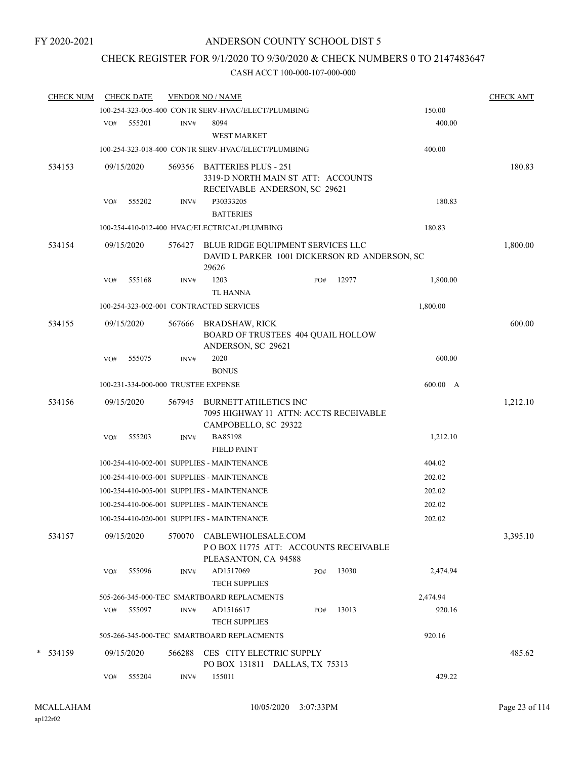FY 2020-2021

# ANDERSON COUNTY SCHOOL DIST 5

## CHECK REGISTER FOR 9/1/2020 TO 9/30/2020 & CHECK NUMBERS 0 TO 2147483647

CASH ACCT 100-000-107-000-000

| CHECK NUM | CHECK DATE | VENDOR NO / NAME | | | CHECK AMT |
|---|---|---|---|---|---|
| | | 100-254-323-005-400 CONTR SERV-HVAC/ELECT/PLUMBING | | 150.00 | |
| | VO# 555201 | INV# 8094 WEST MARKET | | 400.00 | |
| | | 100-254-323-018-400 CONTR SERV-HVAC/ELECT/PLUMBING | | 400.00 | |
| 534153 | 09/15/2020 | 569356 BATTERIES PLUS - 251 3319-D NORTH MAIN ST ATT: ACCOUNTS RECEIVABLE ANDERSON, SC 29621 | | | 180.83 |
| | VO# 555202 | INV# P30333205 BATTERIES | | 180.83 | |
| | | 100-254-410-012-400 HVAC/ELECTRICAL/PLUMBING | | 180.83 | |
| 534154 | 09/15/2020 | 576427 BLUE RIDGE EQUIPMENT SERVICES LLC DAVID L PARKER 1001 DICKERSON RD ANDERSON, SC 29626 | | | 1,800.00 |
| | VO# 555168 | INV# 1203 TL HANNA | PO# 12977 | 1,800.00 | |
| | | 100-254-323-002-001 CONTRACTED SERVICES | | 1,800.00 | |
| 534155 | 09/15/2020 | 567666 BRADSHAW, RICK BOARD OF TRUSTEES 404 QUAIL HOLLOW ANDERSON, SC 29621 | | | 600.00 |
| | VO# 555075 | INV# 2020 BONUS | | 600.00 | |
| | | 100-231-334-000-000 TRUSTEE EXPENSE | | 600.00 A | |
| 534156 | 09/15/2020 | 567945 BURNETT ATHLETICS INC 7095 HIGHWAY 11 ATTN: ACCTS RECEIVABLE CAMPOBELLO, SC 29322 | | | 1,212.10 |
| | VO# 555203 | INV# BA85198 FIELD PAINT | | 1,212.10 | |
| | | 100-254-410-002-001 SUPPLIES - MAINTENANCE | | 404.02 | |
| | | 100-254-410-003-001 SUPPLIES - MAINTENANCE | | 202.02 | |
| | | 100-254-410-005-001 SUPPLIES - MAINTENANCE | | 202.02 | |
| | | 100-254-410-006-001 SUPPLIES - MAINTENANCE | | 202.02 | |
| | | 100-254-410-020-001 SUPPLIES - MAINTENANCE | | 202.02 | |
| 534157 | 09/15/2020 | 570070 CABLEWHOLESALE.COM P O BOX 11775 ATT: ACCOUNTS RECEIVABLE PLEASANTON, CA 94588 | | | 3,395.10 |
| | VO# 555096 | INV# AD1517069 TECH SUPPLIES | PO# 13030 | 2,474.94 | |
| | | 505-266-345-000-TEC SMARTBOARD REPLACMENTS | | 2,474.94 | |
| | VO# 555097 | INV# AD1516617 TECH SUPPLIES | PO# 13013 | 920.16 | |
| | | 505-266-345-000-TEC SMARTBOARD REPLACMENTS | | 920.16 | |
| * 534159 | 09/15/2020 | 566288 CES CITY ELECTRIC SUPPLY PO BOX 131811 DALLAS, TX 75313 | | | 485.62 |
| | VO# 555204 | INV# 155011 | | 429.22 | |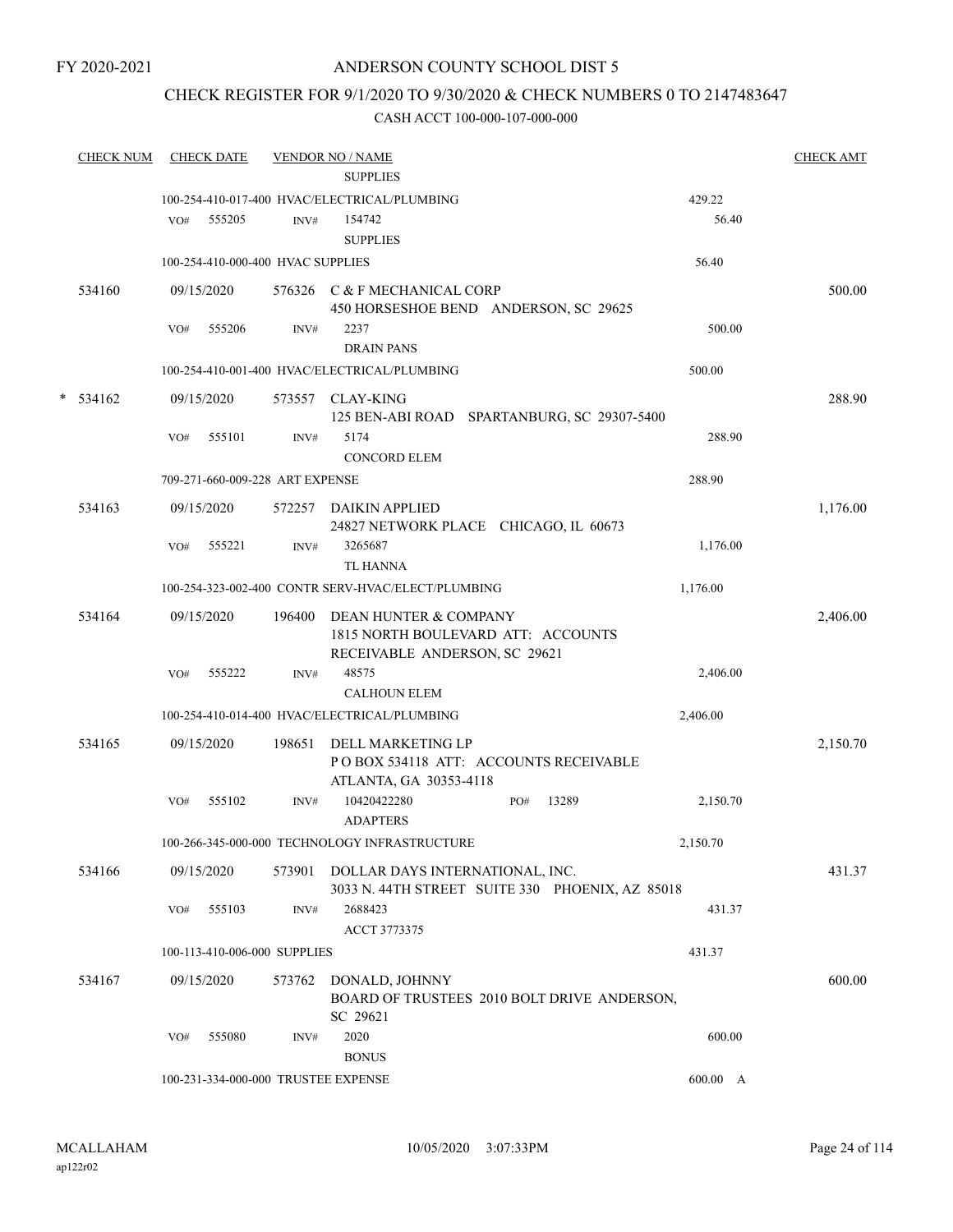FY 2020-2021

# ANDERSON COUNTY SCHOOL DIST 5

## CHECK REGISTER FOR 9/1/2020 TO 9/30/2020 & CHECK NUMBERS 0 TO 2147483647

### CASH ACCT 100-000-107-000-000

| CHECK NUM | CHECK DATE | VENDOR NO / NAME | | CHECK AMT |
|---|---|---|---|---|
| | | SUPPLIES | | |
| | 100-254-410-017-400 HVAC/ELECTRICAL/PLUMBING | | 429.22 | |
| | VO# 555205 | INV# 154742 SUPPLIES | 56.40 | |
| | 100-254-410-000-400 HVAC SUPPLIES | | 56.40 | |
| 534160 | 09/15/2020 | 576326 C & F MECHANICAL CORP 450 HORSESHOE BEND ANDERSON, SC 29625 | | 500.00 |
| | VO# 555206 | INV# 2237 DRAIN PANS | 500.00 | |
| | 100-254-410-001-400 HVAC/ELECTRICAL/PLUMBING | | 500.00 | |
| * 534162 | 09/15/2020 | 573557 CLAY-KING 125 BEN-ABI ROAD SPARTANBURG, SC 29307-5400 | | 288.90 |
| | VO# 555101 | INV# 5174 CONCORD ELEM | 288.90 | |
| | 709-271-660-009-228 ART EXPENSE | | 288.90 | |
| 534163 | 09/15/2020 | 572257 DAIKIN APPLIED 24827 NETWORK PLACE CHICAGO, IL 60673 | | 1,176.00 |
| | VO# 555221 | INV# 3265687 TL HANNA | 1,176.00 | |
| | 100-254-323-002-400 CONTR SERV-HVAC/ELECT/PLUMBING | | 1,176.00 | |
| 534164 | 09/15/2020 | 196400 DEAN HUNTER & COMPANY 1815 NORTH BOULEVARD ATT: ACCOUNTS RECEIVABLE ANDERSON, SC 29621 | | 2,406.00 |
| | VO# 555222 | INV# 48575 CALHOUN ELEM | 2,406.00 | |
| | 100-254-410-014-400 HVAC/ELECTRICAL/PLUMBING | | 2,406.00 | |
| 534165 | 09/15/2020 | 198651 DELL MARKETING LP P O BOX 534118 ATT: ACCOUNTS RECEIVABLE ATLANTA, GA 30353-4118 | | 2,150.70 |
| | VO# 555102 | INV# 10420422280 PO# 13289 ADAPTERS | 2,150.70 | |
| | 100-266-345-000-000 TECHNOLOGY INFRASTRUCTURE | | 2,150.70 | |
| 534166 | 09/15/2020 | 573901 DOLLAR DAYS INTERNATIONAL, INC. 3033 N. 44TH STREET SUITE 330 PHOENIX, AZ 85018 | | 431.37 |
| | VO# 555103 | INV# 2688423 ACCT 3773375 | 431.37 | |
| | 100-113-410-006-000 SUPPLIES | | 431.37 | |
| 534167 | 09/15/2020 | 573762 DONALD, JOHNNY BOARD OF TRUSTEES 2010 BOLT DRIVE ANDERSON, SC 29621 | | 600.00 |
| | VO# 555080 | INV# 2020 BONUS | 600.00 | |
| | 100-231-334-000-000 TRUSTEE EXPENSE | | 600.00 A | |

MCALLAHAM
ap122r02
10/05/2020 3:07:33PM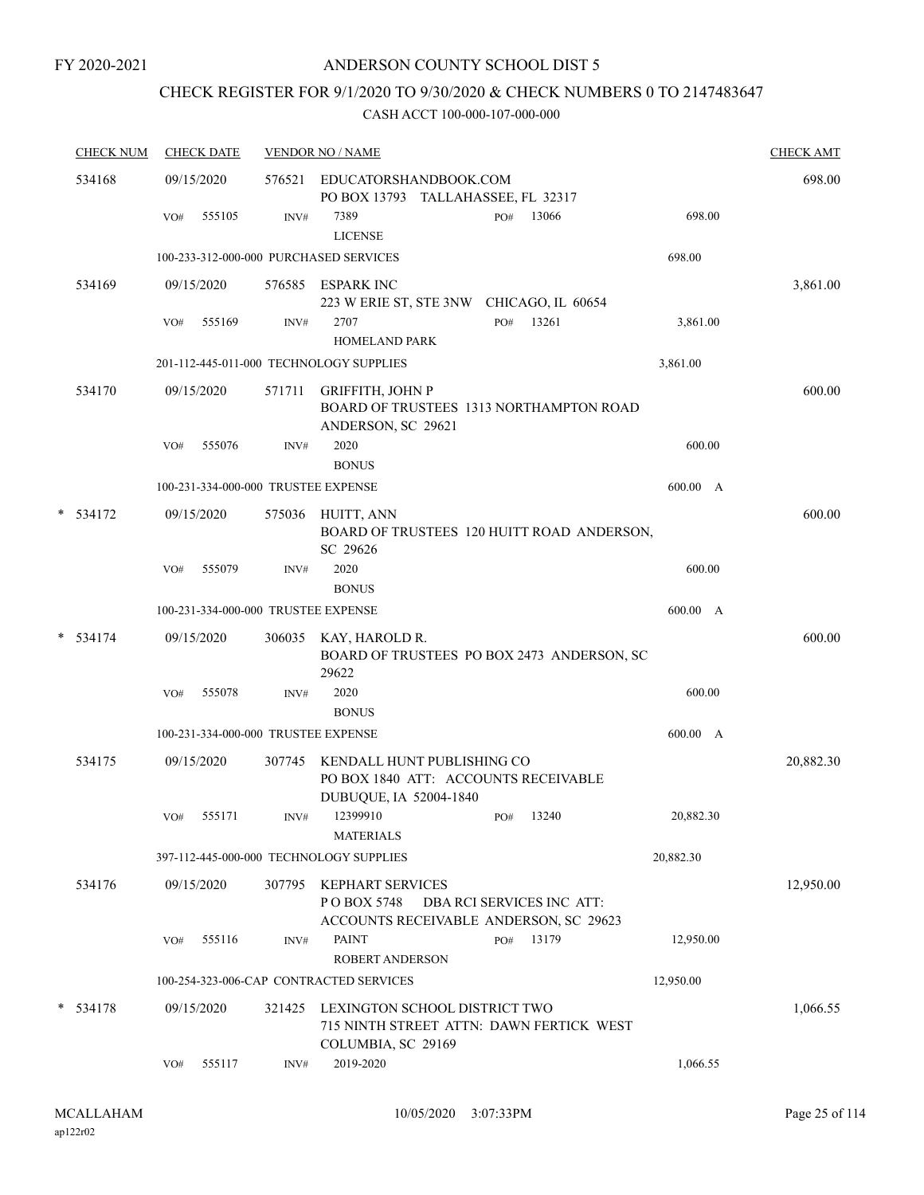FY 2020-2021

# ANDERSON COUNTY SCHOOL DIST 5

## CHECK REGISTER FOR 9/1/2020 TO 9/30/2020 & CHECK NUMBERS 0 TO 2147483647

CASH ACCT 100-000-107-000-000

| CHECK NUM | CHECK DATE | VENDOR NO / NAME | | | CHECK AMT |
|---|---|---|---|---|---|
| 534168 | 09/15/2020 | 576521 EDUCATORSHANDBOOK.COM PO BOX 13793 TALLAHASSEE, FL 32317 | | | 698.00 |
| | VO# 555105 | INV# 7389 LICENSE | PO# 13066 | 698.00 | |
| | 100-233-312-000-000 PURCHASED SERVICES | | | 698.00 | |
| 534169 | 09/15/2020 | 576585 ESPARK INC 223 W ERIE ST, STE 3NW CHICAGO, IL 60654 | | | 3,861.00 |
| | VO# 555169 | INV# 2707 HOMELAND PARK | PO# 13261 | 3,861.00 | |
| | 201-112-445-011-000 TECHNOLOGY SUPPLIES | | | 3,861.00 | |
| 534170 | 09/15/2020 | 571711 GRIFFITH, JOHN P BOARD OF TRUSTEES 1313 NORTHAMPTON ROAD ANDERSON, SC 29621 | | | 600.00 |
| | VO# 555076 | INV# 2020 BONUS | | 600.00 | |
| | 100-231-334-000-000 TRUSTEE EXPENSE | | | 600.00 A | |
| * 534172 | 09/15/2020 | 575036 HUITT, ANN BOARD OF TRUSTEES 120 HUITT ROAD ANDERSON, SC 29626 | | | 600.00 |
| | VO# 555079 | INV# 2020 BONUS | | 600.00 | |
| | 100-231-334-000-000 TRUSTEE EXPENSE | | | 600.00 A | |
| * 534174 | 09/15/2020 | 306035 KAY, HAROLD R. BOARD OF TRUSTEES PO BOX 2473 ANDERSON, SC 29622 | | | 600.00 |
| | VO# 555078 | INV# 2020 BONUS | | 600.00 | |
| | 100-231-334-000-000 TRUSTEE EXPENSE | | | 600.00 A | |
| 534175 | 09/15/2020 | 307745 KENDALL HUNT PUBLISHING CO PO BOX 1840 ATT: ACCOUNTS RECEIVABLE DUBUQUE, IA 52004-1840 | | | 20,882.30 |
| | VO# 555171 | INV# 12399910 MATERIALS | PO# 13240 | 20,882.30 | |
| | 397-112-445-000-000 TECHNOLOGY SUPPLIES | | | 20,882.30 | |
| 534176 | 09/15/2020 | 307795 KEPHART SERVICES P O BOX 5748 DBA RCI SERVICES INC ATT: ACCOUNTS RECEIVABLE ANDERSON, SC 29623 | | | 12,950.00 |
| | VO# 555116 | INV# PAINT ROBERT ANDERSON | PO# 13179 | 12,950.00 | |
| | 100-254-323-006-CAP CONTRACTED SERVICES | | | 12,950.00 | |
| * 534178 | 09/15/2020 | 321425 LEXINGTON SCHOOL DISTRICT TWO 715 NINTH STREET ATTN: DAWN FERTICK WEST COLUMBIA, SC 29169 | | | 1,066.55 |
| | VO# 555117 | INV# 2019-2020 | | 1,066.55 | |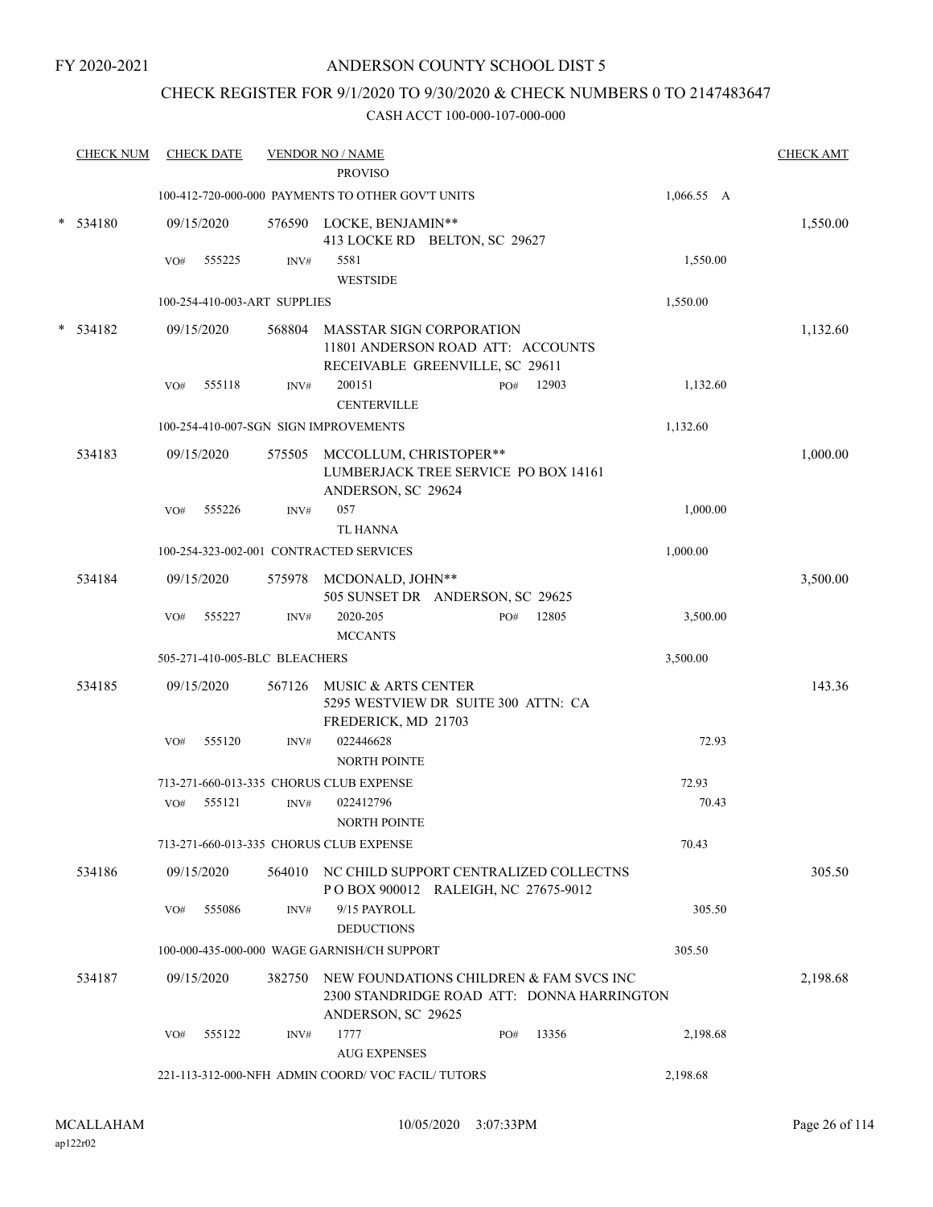FY 2020-2021

ANDERSON COUNTY SCHOOL DIST 5

CHECK REGISTER FOR 9/1/2020 TO 9/30/2020 & CHECK NUMBERS 0 TO 2147483647

CASH ACCT 100-000-107-000-000

| CHECK NUM | CHECK DATE | VENDOR NO / NAME | | | CHECK AMT |
|---|---|---|---|---|---|
| | | PROVISO | | | |
| | | 100-412-720-000-000 PAYMENTS TO OTHER GOV'T UNITS | | 1,066.55 A | |
| * 534180 | 09/15/2020 | 576590 LOCKE, BENJAMIN** 413 LOCKE RD BELTON, SC 29627 | | | 1,550.00 |
| | VO# 555225 | INV# 5581 WESTSIDE | | 1,550.00 | |
| | | 100-254-410-003-ART SUPPLIES | | 1,550.00 | |
| * 534182 | 09/15/2020 | 568804 MASSTAR SIGN CORPORATION 11801 ANDERSON ROAD ATT: ACCOUNTS RECEIVABLE GREENVILLE, SC 29611 | | | 1,132.60 |
| | VO# 555118 | INV# 200151 CENTERVILLE | PO# 12903 | 1,132.60 | |
| | | 100-254-410-007-SGN SIGN IMPROVEMENTS | | 1,132.60 | |
| 534183 | 09/15/2020 | 575505 MCCOLLUM, CHRISTOPER** LUMBERJACK TREE SERVICE PO BOX 14161 ANDERSON, SC 29624 | | | 1,000.00 |
| | VO# 555226 | INV# 057 TL HANNA | | 1,000.00 | |
| | | 100-254-323-002-001 CONTRACTED SERVICES | | 1,000.00 | |
| 534184 | 09/15/2020 | 575978 MCDONALD, JOHN** 505 SUNSET DR ANDERSON, SC 29625 | | | 3,500.00 |
| | VO# 555227 | INV# 2020-205 MCCANTS | PO# 12805 | 3,500.00 | |
| | | 505-271-410-005-BLC BLEACHERS | | 3,500.00 | |
| 534185 | 09/15/2020 | 567126 MUSIC & ARTS CENTER 5295 WESTVIEW DR SUITE 300 ATTN: CA FREDERICK, MD 21703 | | | 143.36 |
| | VO# 555120 | INV# 022446628 NORTH POINTE | | 72.93 | |
| | | 713-271-660-013-335 CHORUS CLUB EXPENSE | | 72.93 | |
| | VO# 555121 | INV# 022412796 NORTH POINTE | | 70.43 | |
| | | 713-271-660-013-335 CHORUS CLUB EXPENSE | | 70.43 | |
| 534186 | 09/15/2020 | 564010 NC CHILD SUPPORT CENTRALIZED COLLECTNS P O BOX 900012 RALEIGH, NC 27675-9012 | | | 305.50 |
| | VO# 555086 | INV# 9/15 PAYROLL DEDUCTIONS | | 305.50 | |
| | | 100-000-435-000-000 WAGE GARNISH/CH SUPPORT | | 305.50 | |
| 534187 | 09/15/2020 | 382750 NEW FOUNDATIONS CHILDREN & FAM SVCS INC 2300 STANDRIDGE ROAD ATT: DONNA HARRINGTON ANDERSON, SC 29625 | | | 2,198.68 |
| | VO# 555122 | INV# 1777 AUG EXPENSES | PO# 13356 | 2,198.68 | |
| | | 221-113-312-000-NFH ADMIN COORD/ VOC FACIL/ TUTORS | | 2,198.68 | |

MCALLAHAM
ap122r02

10/05/2020 3:07:33PM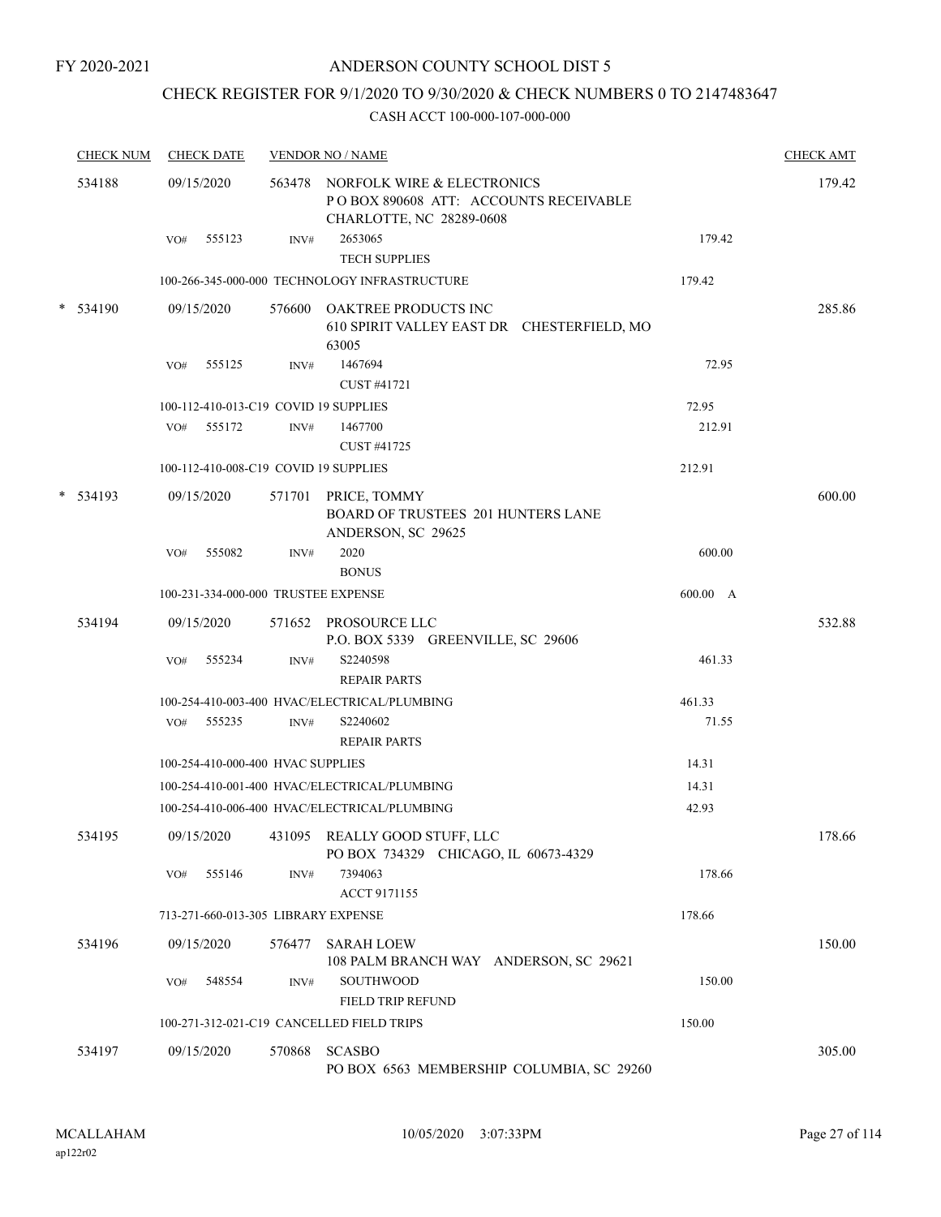FY 2020-2021

# ANDERSON COUNTY SCHOOL DIST 5

## CHECK REGISTER FOR 9/1/2020 TO 9/30/2020 & CHECK NUMBERS 0 TO 2147483647

CASH ACCT 100-000-107-000-000

| CHECK NUM | CHECK DATE | VENDOR NO / NAME | | CHECK AMT |
|---|---|---|---|---|
| 534188 | 09/15/2020 | 563478 NORFOLK WIRE & ELECTRONICS P O BOX 890608 ATT: ACCOUNTS RECEIVABLE CHARLOTTE, NC 28289-0608 | | 179.42 |
| | VO# 555123 | INV# 2653065 TECH SUPPLIES | 179.42 | |
| | | 100-266-345-000-000 TECHNOLOGY INFRASTRUCTURE | 179.42 | |
| * 534190 | 09/15/2020 | 576600 OAKTREE PRODUCTS INC 610 SPIRIT VALLEY EAST DR CHESTERFIELD, MO 63005 | | 285.86 |
| | VO# 555125 | INV# 1467694 CUST #41721 | 72.95 | |
| | | 100-112-410-013-C19 COVID 19 SUPPLIES | 72.95 | |
| | VO# 555172 | INV# 1467700 CUST #41725 | 212.91 | |
| | | 100-112-410-008-C19 COVID 19 SUPPLIES | 212.91 | |
| * 534193 | 09/15/2020 | 571701 PRICE, TOMMY BOARD OF TRUSTEES 201 HUNTERS LANE ANDERSON, SC 29625 | | 600.00 |
| | VO# 555082 | INV# 2020 BONUS | 600.00 | |
| | | 100-231-334-000-000 TRUSTEE EXPENSE | 600.00 A | |
| 534194 | 09/15/2020 | 571652 PROSOURCE LLC P.O. BOX 5339 GREENVILLE, SC 29606 | | 532.88 |
| | VO# 555234 | INV# S2240598 REPAIR PARTS | 461.33 | |
| | | 100-254-410-003-400 HVAC/ELECTRICAL/PLUMBING | 461.33 | |
| | VO# 555235 | INV# S2240602 REPAIR PARTS | 71.55 | |
| | | 100-254-410-000-400 HVAC SUPPLIES | 14.31 | |
| | | 100-254-410-001-400 HVAC/ELECTRICAL/PLUMBING | 14.31 | |
| | | 100-254-410-006-400 HVAC/ELECTRICAL/PLUMBING | 42.93 | |
| 534195 | 09/15/2020 | 431095 REALLY GOOD STUFF, LLC PO BOX 734329 CHICAGO, IL 60673-4329 | | 178.66 |
| | VO# 555146 | INV# 7394063 ACCT 9171155 | 178.66 | |
| | | 713-271-660-013-305 LIBRARY EXPENSE | 178.66 | |
| 534196 | 09/15/2020 | 576477 SARAH LOEW 108 PALM BRANCH WAY ANDERSON, SC 29621 | | 150.00 |
| | VO# 548554 | INV# SOUTHWOOD FIELD TRIP REFUND | 150.00 | |
| | | 100-271-312-021-C19 CANCELLED FIELD TRIPS | 150.00 | |
| 534197 | 09/15/2020 | 570868 SCASBO PO BOX 6563 MEMBERSHIP COLUMBIA, SC 29260 | | 305.00 |

MCALLAHAM ap122r02 10/05/2020 3:07:33PM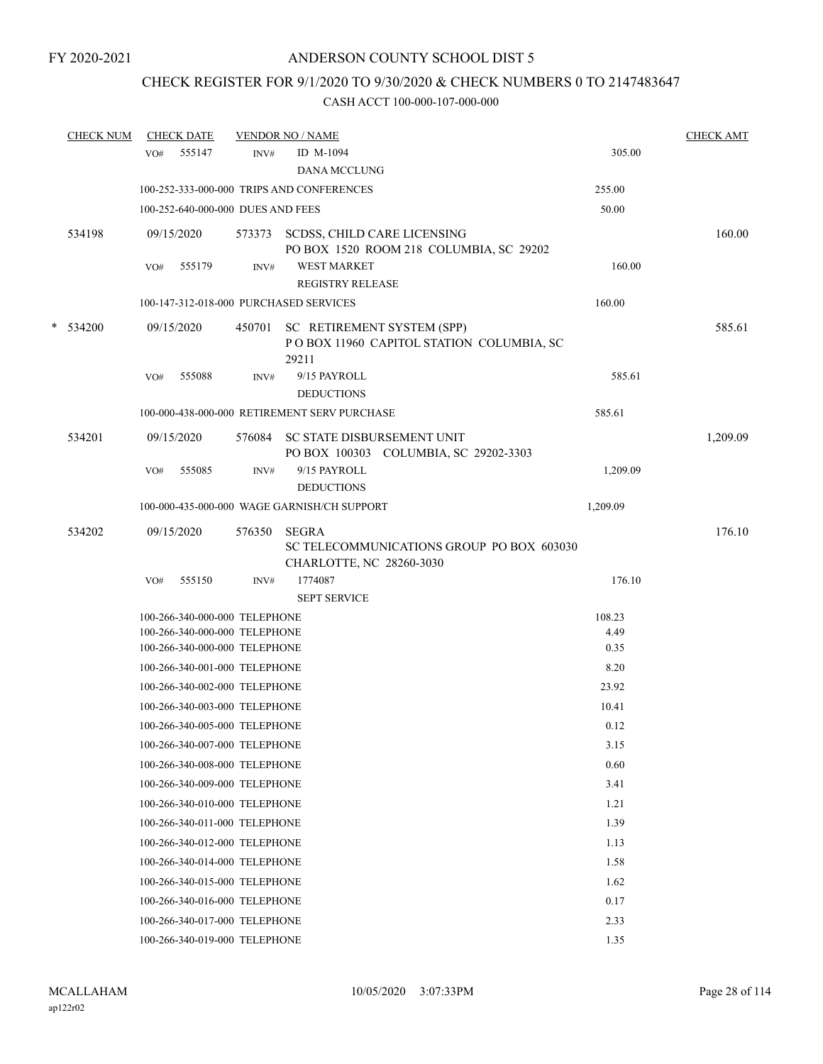FY 2020-2021

# ANDERSON COUNTY SCHOOL DIST 5

## CHECK REGISTER FOR 9/1/2020 TO 9/30/2020 & CHECK NUMBERS 0 TO 2147483647

### CASH ACCT 100-000-107-000-000

| CHECK NUM | CHECK DATE | VENDOR NO / NAME | | CHECK AMT |
|---|---|---|---|---|
| | VO# 555147 | INV# ID M-1094<br>DANA MCCLUNG | 305.00 | |
| | 100-252-333-000-000 TRIPS AND CONFERENCES | | 255.00 | |
| | 100-252-640-000-000 DUES AND FEES | | 50.00 | |
| 534198 | 09/15/2020 | 573373 SCDSS, CHILD CARE LICENSING<br>PO BOX 1520 ROOM 218 COLUMBIA, SC 29202 | | 160.00 |
| | VO# 555179 | INV# WEST MARKET<br>REGISTRY RELEASE | 160.00 | |
| | 100-147-312-018-000 PURCHASED SERVICES | | 160.00 | |
| * 534200 | 09/15/2020 | 450701 SC RETIREMENT SYSTEM (SPP)<br>P O BOX 11960 CAPITOL STATION COLUMBIA, SC 29211 | | 585.61 |
| | VO# 555088 | INV# 9/15 PAYROLL<br>DEDUCTIONS | 585.61 | |
| | 100-000-438-000-000 RETIREMENT SERV PURCHASE | | 585.61 | |
| 534201 | 09/15/2020 | 576084 SC STATE DISBURSEMENT UNIT<br>PO BOX 100303 COLUMBIA, SC 29202-3303 | | 1,209.09 |
| | VO# 555085 | INV# 9/15 PAYROLL<br>DEDUCTIONS | 1,209.09 | |
| | 100-000-435-000-000 WAGE GARNISH/CH SUPPORT | | 1,209.09 | |
| 534202 | 09/15/2020 | 576350 SEGRA<br>SC TELECOMMUNICATIONS GROUP PO BOX 603030 CHARLOTTE, NC 28260-3030 | | 176.10 |
| | VO# 555150 | INV# 1774087<br>SEPT SERVICE | 176.10 | |
| | 100-266-340-000-000 TELEPHONE | | 108.23 | |
| | 100-266-340-000-000 TELEPHONE | | 4.49 | |
| | 100-266-340-000-000 TELEPHONE | | 0.35 | |
| | 100-266-340-001-000 TELEPHONE | | 8.20 | |
| | 100-266-340-002-000 TELEPHONE | | 23.92 | |
| | 100-266-340-003-000 TELEPHONE | | 10.41 | |
| | 100-266-340-005-000 TELEPHONE | | 0.12 | |
| | 100-266-340-007-000 TELEPHONE | | 3.15 | |
| | 100-266-340-008-000 TELEPHONE | | 0.60 | |
| | 100-266-340-009-000 TELEPHONE | | 3.41 | |
| | 100-266-340-010-000 TELEPHONE | | 1.21 | |
| | 100-266-340-011-000 TELEPHONE | | 1.39 | |
| | 100-266-340-012-000 TELEPHONE | | 1.13 | |
| | 100-266-340-014-000 TELEPHONE | | 1.58 | |
| | 100-266-340-015-000 TELEPHONE | | 1.62 | |
| | 100-266-340-016-000 TELEPHONE | | 0.17 | |
| | 100-266-340-017-000 TELEPHONE | | 2.33 | |
| | 100-266-340-019-000 TELEPHONE | | 1.35 | |

MCALLAHAM
ap122r02

10/05/2020 3:07:33PM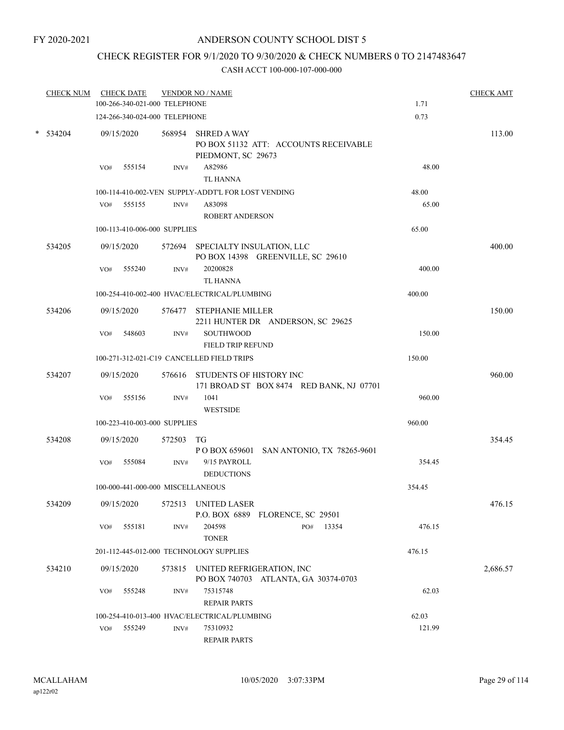FY 2020-2021

# ANDERSON COUNTY SCHOOL DIST 5

## CHECK REGISTER FOR 9/1/2020 TO 9/30/2020 & CHECK NUMBERS 0 TO 2147483647

### CASH ACCT 100-000-107-000-000

| CHECK NUM | CHECK DATE | VENDOR NO / NAME | | CHECK AMT |
|---|---|---|---|---|
| | 100-266-340-021-000 TELEPHONE | | 1.71 | |
| | 124-266-340-024-000 TELEPHONE | | 0.73 | |
| * 534204 | 09/15/2020 | 568954 SHRED A WAY<br>PO BOX 51132 ATT: ACCOUNTS RECEIVABLE<br>PIEDMONT, SC 29673 | | 113.00 |
| | VO# 555154 | INV# A82986<br>TL HANNA | 48.00 | |
| | 100-114-410-002-VEN SUPPLY-ADDT'L FOR LOST VENDING | | 48.00 | |
| | VO# 555155 | INV# A83098<br>ROBERT ANDERSON | 65.00 | |
| | 100-113-410-006-000 SUPPLIES | | 65.00 | |
| 534205 | 09/15/2020 | 572694 SPECIALTY INSULATION, LLC<br>PO BOX 14398 GREENVILLE, SC 29610 | | 400.00 |
| | VO# 555240 | INV# 20200828<br>TL HANNA | 400.00 | |
| | 100-254-410-002-400 HVAC/ELECTRICAL/PLUMBING | | 400.00 | |
| 534206 | 09/15/2020 | 576477 STEPHANIE MILLER<br>2211 HUNTER DR ANDERSON, SC 29625 | | 150.00 |
| | VO# 548603 | INV# SOUTHWOOD<br>FIELD TRIP REFUND | 150.00 | |
| | 100-271-312-021-C19 CANCELLED FIELD TRIPS | | 150.00 | |
| 534207 | 09/15/2020 | 576616 STUDENTS OF HISTORY INC<br>171 BROAD ST BOX 8474 RED BANK, NJ 07701 | | 960.00 |
| | VO# 555156 | INV# 1041<br>WESTSIDE | 960.00 | |
| | 100-223-410-003-000 SUPPLIES | | 960.00 | |
| 534208 | 09/15/2020 | 572503 TG<br>P O BOX 659601 SAN ANTONIO, TX 78265-9601 | | 354.45 |
| | VO# 555084 | INV# 9/15 PAYROLL<br>DEDUCTIONS | 354.45 | |
| | 100-000-441-000-000 MISCELLANEOUS | | 354.45 | |
| 534209 | 09/15/2020 | 572513 UNITED LASER<br>P.O. BOX 6889 FLORENCE, SC 29501 | | 476.15 |
| | VO# 555181 | INV# 204598 PO# 13354<br>TONER | 476.15 | |
| | 201-112-445-012-000 TECHNOLOGY SUPPLIES | | 476.15 | |
| 534210 | 09/15/2020 | 573815 UNITED REFRIGERATION, INC<br>PO BOX 740703 ATLANTA, GA 30374-0703 | | 2,686.57 |
| | VO# 555248 | INV# 75315748<br>REPAIR PARTS | 62.03 | |
| | 100-254-410-013-400 HVAC/ELECTRICAL/PLUMBING | | 62.03 | |
| | VO# 555249 | INV# 75310932<br>REPAIR PARTS | 121.99 | |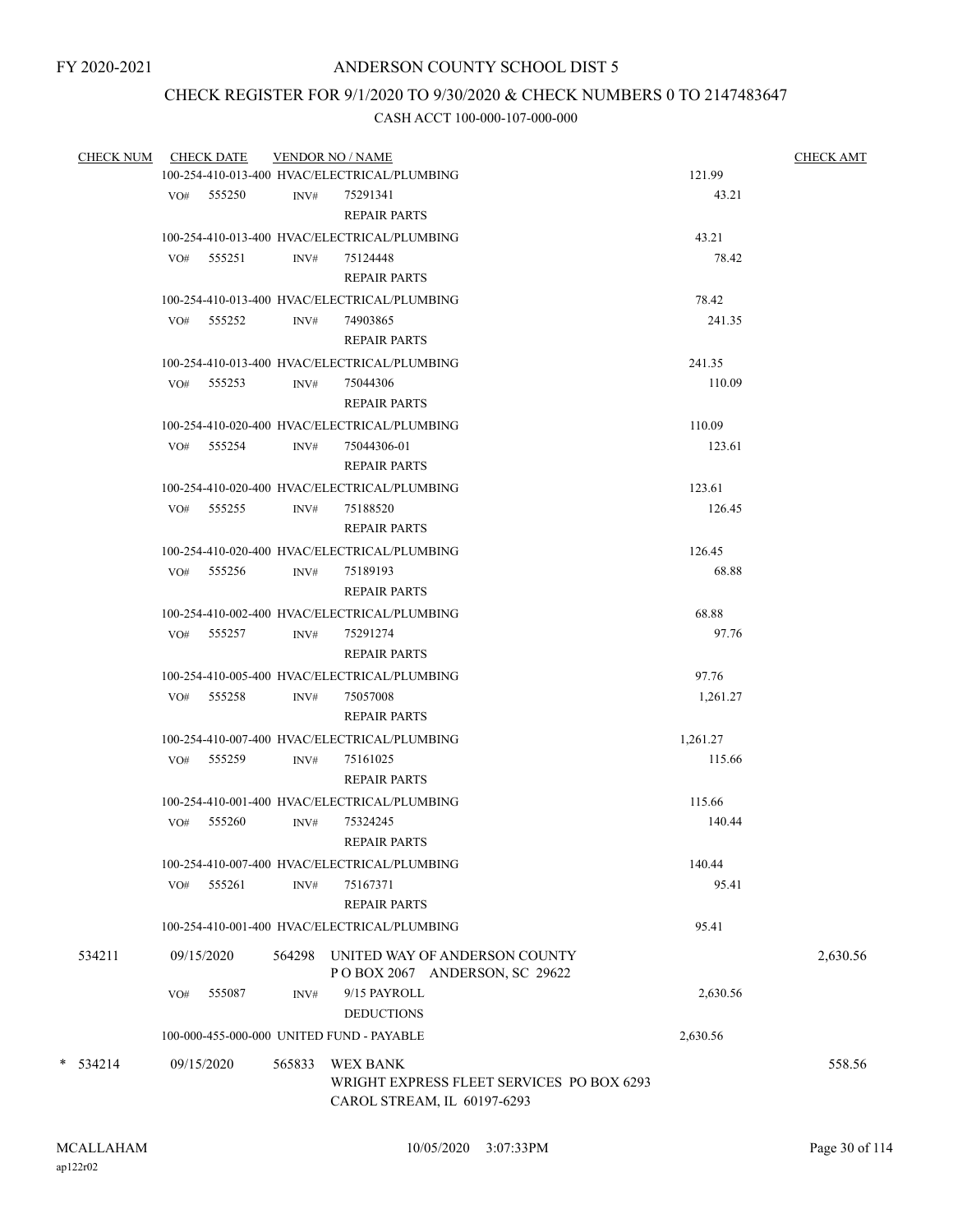FY 2020-2021

# ANDERSON COUNTY SCHOOL DIST 5

## CHECK REGISTER FOR 9/1/2020 TO 9/30/2020 & CHECK NUMBERS 0 TO 2147483647

### CASH ACCT 100-000-107-000-000

| CHECK NUM | CHECK DATE | VENDOR NO / NAME | | CHECK AMT |
|---|---|---|---|---|
| | | 100-254-410-013-400 HVAC/ELECTRICAL/PLUMBING | 121.99 | |
| | VO# 555250 | INV# 75291341 REPAIR PARTS | 43.21 | |
| | | 100-254-410-013-400 HVAC/ELECTRICAL/PLUMBING | 43.21 | |
| | VO# 555251 | INV# 75124448 REPAIR PARTS | 78.42 | |
| | | 100-254-410-013-400 HVAC/ELECTRICAL/PLUMBING | 78.42 | |
| | VO# 555252 | INV# 74903865 REPAIR PARTS | 241.35 | |
| | | 100-254-410-013-400 HVAC/ELECTRICAL/PLUMBING | 241.35 | |
| | VO# 555253 | INV# 75044306 REPAIR PARTS | 110.09 | |
| | | 100-254-410-020-400 HVAC/ELECTRICAL/PLUMBING | 110.09 | |
| | VO# 555254 | INV# 75044306-01 REPAIR PARTS | 123.61 | |
| | | 100-254-410-020-400 HVAC/ELECTRICAL/PLUMBING | 123.61 | |
| | VO# 555255 | INV# 75188520 REPAIR PARTS | 126.45 | |
| | | 100-254-410-020-400 HVAC/ELECTRICAL/PLUMBING | 126.45 | |
| | VO# 555256 | INV# 75189193 REPAIR PARTS | 68.88 | |
| | | 100-254-410-002-400 HVAC/ELECTRICAL/PLUMBING | 68.88 | |
| | VO# 555257 | INV# 75291274 REPAIR PARTS | 97.76 | |
| | | 100-254-410-005-400 HVAC/ELECTRICAL/PLUMBING | 97.76 | |
| | VO# 555258 | INV# 75057008 REPAIR PARTS | 1,261.27 | |
| | | 100-254-410-007-400 HVAC/ELECTRICAL/PLUMBING | 1,261.27 | |
| | VO# 555259 | INV# 75161025 REPAIR PARTS | 115.66 | |
| | | 100-254-410-001-400 HVAC/ELECTRICAL/PLUMBING | 115.66 | |
| | VO# 555260 | INV# 75324245 REPAIR PARTS | 140.44 | |
| | | 100-254-410-007-400 HVAC/ELECTRICAL/PLUMBING | 140.44 | |
| | VO# 555261 | INV# 75167371 REPAIR PARTS | 95.41 | |
| | | 100-254-410-001-400 HVAC/ELECTRICAL/PLUMBING | 95.41 | |
| 534211 | 09/15/2020 | 564298 UNITED WAY OF ANDERSON COUNTY P O BOX 2067 ANDERSON, SC 29622 | | 2,630.56 |
| | VO# 555087 | INV# 9/15 PAYROLL DEDUCTIONS | 2,630.56 | |
| | | 100-000-455-000-000 UNITED FUND - PAYABLE | 2,630.56 | |
| * 534214 | 09/15/2020 | 565833 WEX BANK WRIGHT EXPRESS FLEET SERVICES PO BOX 6293 CAROL STREAM, IL 60197-6293 | | 558.56 |

MCALLAHAM
ap122r02

10/05/2020 3:07:33PM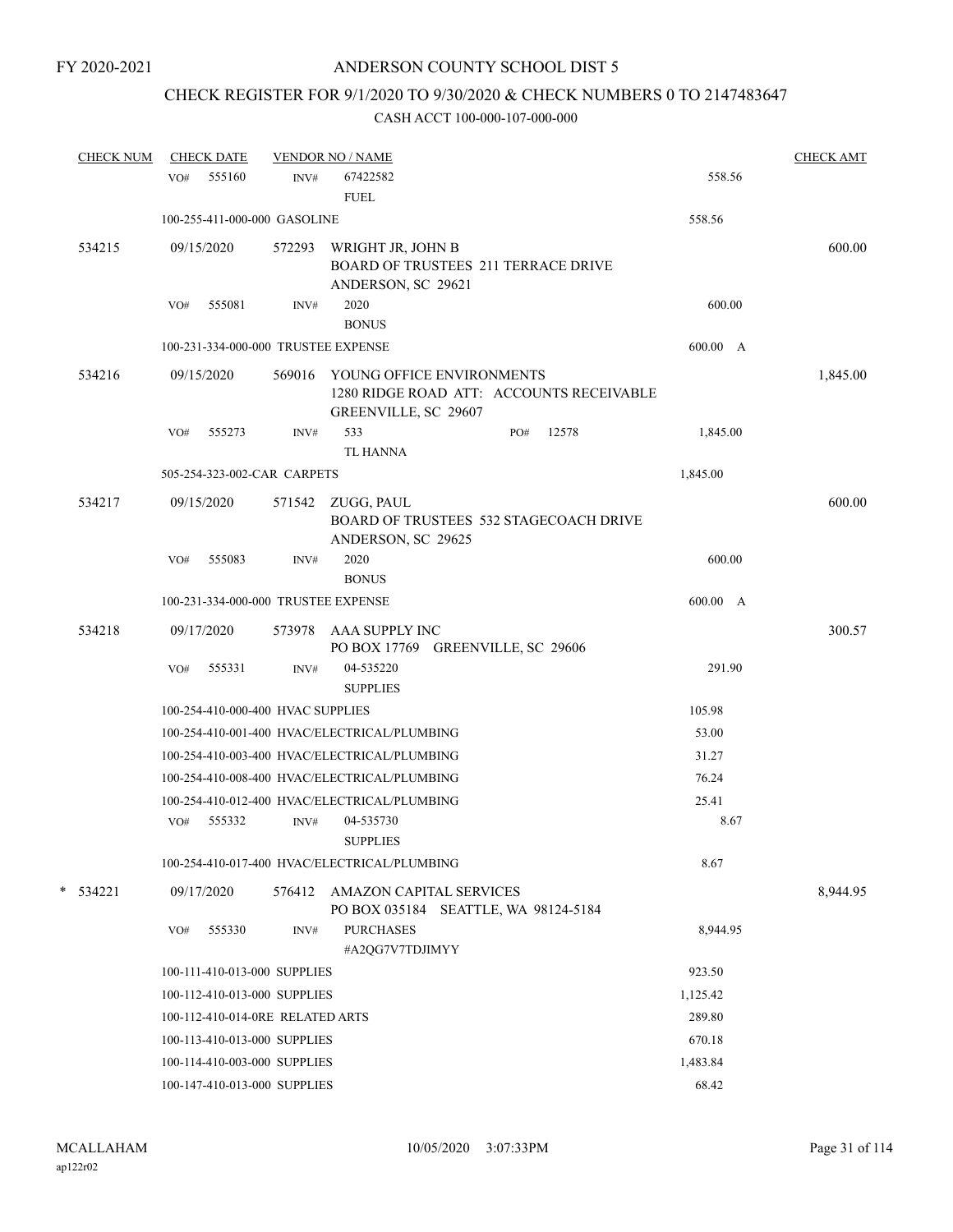FY 2020-2021

# ANDERSON COUNTY SCHOOL DIST 5

## CHECK REGISTER FOR 9/1/2020 TO 9/30/2020 & CHECK NUMBERS 0 TO 2147483647

### CASH ACCT 100-000-107-000-000

| CHECK NUM | CHECK DATE | VENDOR NO / NAME | | CHECK AMT |
|---|---|---|---|---|
| | VO# 555160 | INV# 67422582 FUEL | 558.56 | |
| | 100-255-411-000-000 GASOLINE | | 558.56 | |
| 534215 | 09/15/2020 | 572293 WRIGHT JR, JOHN B BOARD OF TRUSTEES 211 TERRACE DRIVE ANDERSON, SC 29621 | | 600.00 |
| | VO# 555081 | INV# 2020 BONUS | 600.00 | |
| | 100-231-334-000-000 TRUSTEE EXPENSE | | 600.00 A | |
| 534216 | 09/15/2020 | 569016 YOUNG OFFICE ENVIRONMENTS 1280 RIDGE ROAD ATT: ACCOUNTS RECEIVABLE GREENVILLE, SC 29607 | | 1,845.00 |
| | VO# 555273 | INV# 533 PO# 12578 TL HANNA | 1,845.00 | |
| | 505-254-323-002-CAR CARPETS | | 1,845.00 | |
| 534217 | 09/15/2020 | 571542 ZUGG, PAUL BOARD OF TRUSTEES 532 STAGECOACH DRIVE ANDERSON, SC 29625 | | 600.00 |
| | VO# 555083 | INV# 2020 BONUS | 600.00 | |
| | 100-231-334-000-000 TRUSTEE EXPENSE | | 600.00 A | |
| 534218 | 09/17/2020 | 573978 AAA SUPPLY INC PO BOX 17769 GREENVILLE, SC 29606 | | 300.57 |
| | VO# 555331 | INV# 04-535220 SUPPLIES | 291.90 | |
| | 100-254-410-000-400 HVAC SUPPLIES | | 105.98 | |
| | 100-254-410-001-400 HVAC/ELECTRICAL/PLUMBING | | 53.00 | |
| | 100-254-410-003-400 HVAC/ELECTRICAL/PLUMBING | | 31.27 | |
| | 100-254-410-008-400 HVAC/ELECTRICAL/PLUMBING | | 76.24 | |
| | 100-254-410-012-400 HVAC/ELECTRICAL/PLUMBING | | 25.41 | |
| | VO# 555332 | INV# 04-535730 SUPPLIES | 8.67 | |
| | 100-254-410-017-400 HVAC/ELECTRICAL/PLUMBING | | 8.67 | |
| * 534221 | 09/17/2020 | 576412 AMAZON CAPITAL SERVICES PO BOX 035184 SEATTLE, WA 98124-5184 | | 8,944.95 |
| | VO# 555330 | INV# PURCHASES #A2QG7V7TDJIMYY | 8,944.95 | |
| | 100-111-410-013-000 SUPPLIES | | 923.50 | |
| | 100-112-410-013-000 SUPPLIES | | 1,125.42 | |
| | 100-112-410-014-0RE RELATED ARTS | | 289.80 | |
| | 100-113-410-013-000 SUPPLIES | | 670.18 | |
| | 100-114-410-003-000 SUPPLIES | | 1,483.84 | |
| | 100-147-410-013-000 SUPPLIES | | 68.42 | |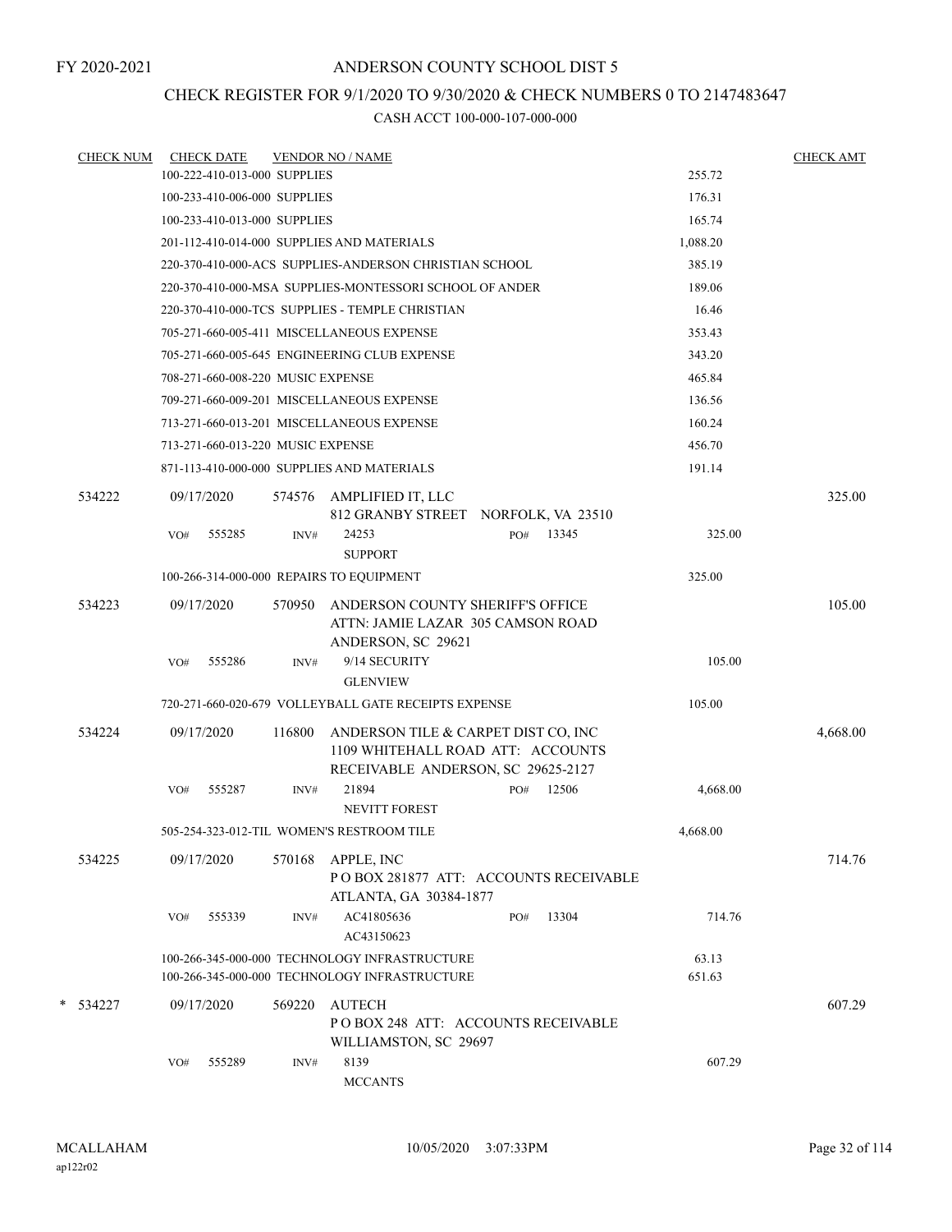FY 2020-2021

# ANDERSON COUNTY SCHOOL DIST 5

## CHECK REGISTER FOR 9/1/2020 TO 9/30/2020 & CHECK NUMBERS 0 TO 2147483647

### CASH ACCT 100-000-107-000-000

| CHECK NUM | CHECK DATE | VENDOR NO / NAME | | CHECK AMT |
|---|---|---|---|---|
| | 100-222-410-013-000 SUPPLIES | | 255.72 | |
| | 100-233-410-006-000 SUPPLIES | | 176.31 | |
| | 100-233-410-013-000 SUPPLIES | | 165.74 | |
| | 201-112-410-014-000 SUPPLIES AND MATERIALS | | 1,088.20 | |
| | 220-370-410-000-ACS SUPPLIES-ANDERSON CHRISTIAN SCHOOL | | 385.19 | |
| | 220-370-410-000-MSA SUPPLIES-MONTESSORI SCHOOL OF ANDER | | 189.06 | |
| | 220-370-410-000-TCS SUPPLIES - TEMPLE CHRISTIAN | | 16.46 | |
| | 705-271-660-005-411 MISCELLANEOUS EXPENSE | | 353.43 | |
| | 705-271-660-005-645 ENGINEERING CLUB EXPENSE | | 343.20 | |
| | 708-271-660-008-220 MUSIC EXPENSE | | 465.84 | |
| | 709-271-660-009-201 MISCELLANEOUS EXPENSE | | 136.56 | |
| | 713-271-660-013-201 MISCELLANEOUS EXPENSE | | 160.24 | |
| | 713-271-660-013-220 MUSIC EXPENSE | | 456.70 | |
| | 871-113-410-000-000 SUPPLIES AND MATERIALS | | 191.14 | |
| 534222 | 09/17/2020 | 574576 AMPLIFIED IT, LLC<br>812 GRANBY STREET NORFOLK, VA 23510 | | 325.00 |
| | VO# 555285 | INV# 24253 PO# 13345<br>SUPPORT | 325.00 | |
| | 100-266-314-000-000 REPAIRS TO EQUIPMENT | | 325.00 | |
| 534223 | 09/17/2020 | 570950 ANDERSON COUNTY SHERIFF'S OFFICE<br>ATTN: JAMIE LAZAR 305 CAMSON ROAD<br>ANDERSON, SC 29621 | | 105.00 |
| | VO# 555286 | INV# 9/14 SECURITY<br>GLENVIEW | 105.00 | |
| | 720-271-660-020-679 VOLLEYBALL GATE RECEIPTS EXPENSE | | 105.00 | |
| 534224 | 09/17/2020 | 116800 ANDERSON TILE & CARPET DIST CO, INC<br>1109 WHITEHALL ROAD ATT: ACCOUNTS<br>RECEIVABLE ANDERSON, SC 29625-2127 | | 4,668.00 |
| | VO# 555287 | INV# 21894 PO# 12506<br>NEVITT FOREST | 4,668.00 | |
| | 505-254-323-012-TIL WOMEN'S RESTROOM TILE | | 4,668.00 | |
| 534225 | 09/17/2020 | 570168 APPLE, INC<br>P O BOX 281877 ATT: ACCOUNTS RECEIVABLE<br>ATLANTA, GA 30384-1877 | | 714.76 |
| | VO# 555339 | INV# AC41805636 PO# 13304<br>AC43150623 | 714.76 | |
| | 100-266-345-000-000 TECHNOLOGY INFRASTRUCTURE | | 63.13 | |
| | 100-266-345-000-000 TECHNOLOGY INFRASTRUCTURE | | 651.63 | |
| * 534227 | 09/17/2020 | 569220 AUTECH<br>P O BOX 248 ATT: ACCOUNTS RECEIVABLE<br>WILLIAMSTON, SC 29697 | | 607.29 |
| | VO# 555289 | INV# 8139<br>MCCANTS | 607.29 | |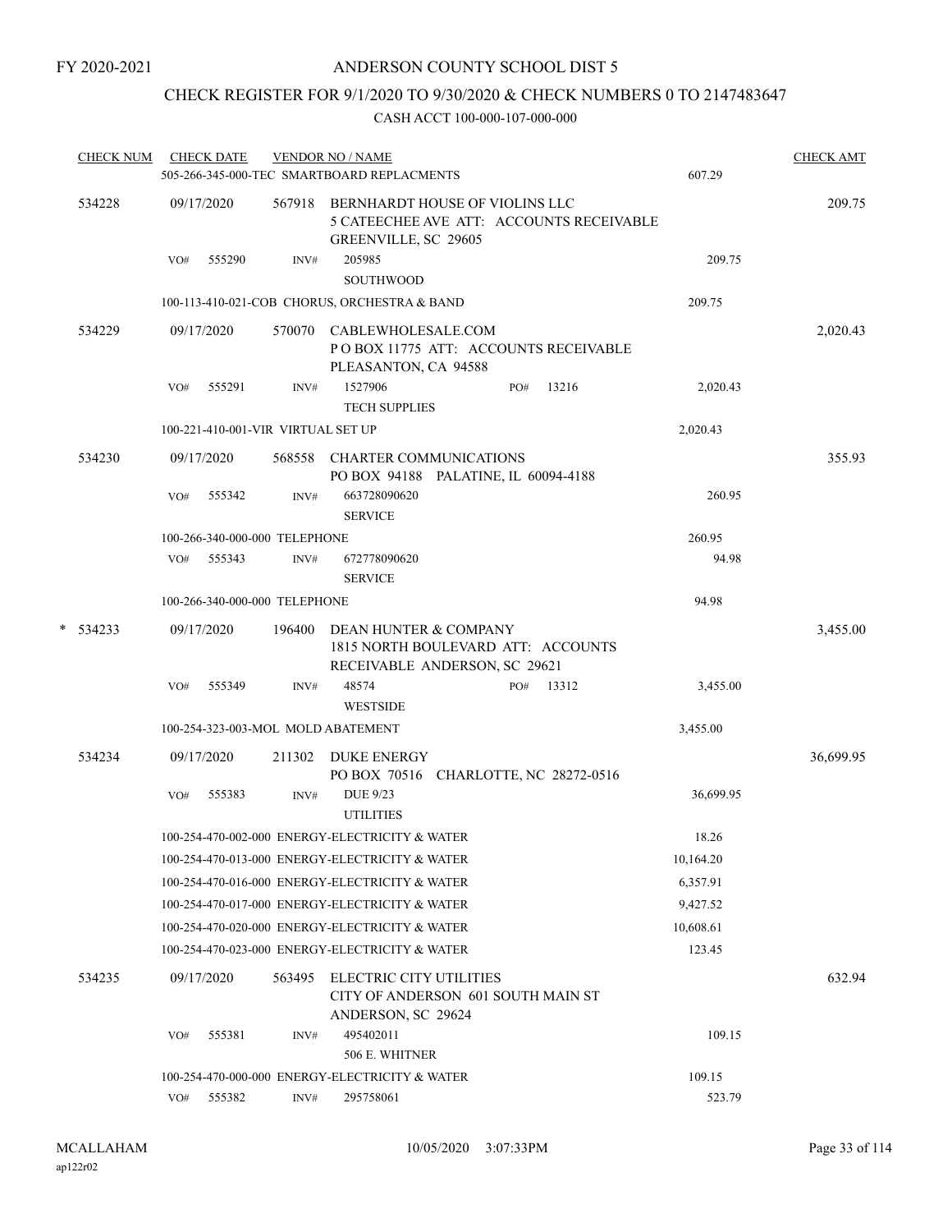FY 2020-2021

# ANDERSON COUNTY SCHOOL DIST 5

## CHECK REGISTER FOR 9/1/2020 TO 9/30/2020 & CHECK NUMBERS 0 TO 2147483647

CASH ACCT 100-000-107-000-000

| CHECK NUM | CHECK DATE | VENDOR NO / NAME | | CHECK AMT |
|---|---|---|---|---|
| | | 505-266-345-000-TEC SMARTBOARD REPLACMENTS | 607.29 | |
| 534228 | 09/17/2020 | 567918 BERNHARDT HOUSE OF VIOLINS LLC 5 CATEECHEE AVE ATT: ACCOUNTS RECEIVABLE GREENVILLE, SC 29605 | | 209.75 |
| | VO# 555290 | INV# 205985 SOUTHWOOD | 209.75 | |
| | | 100-113-410-021-COB CHORUS, ORCHESTRA & BAND | 209.75 | |
| 534229 | 09/17/2020 | 570070 CABLEWHOLESALE.COM P O BOX 11775 ATT: ACCOUNTS RECEIVABLE PLEASANTON, CA 94588 | | 2,020.43 |
| | VO# 555291 | INV# 1527906 PO# 13216 TECH SUPPLIES | 2,020.43 | |
| | | 100-221-410-001-VIR VIRTUAL SET UP | 2,020.43 | |
| 534230 | 09/17/2020 | 568558 CHARTER COMMUNICATIONS PO BOX 94188 PALATINE, IL 60094-4188 | | 355.93 |
| | VO# 555342 | INV# 663728090620 SERVICE | 260.95 | |
| | | 100-266-340-000-000 TELEPHONE | 260.95 | |
| | VO# 555343 | INV# 672778090620 SERVICE | 94.98 | |
| | | 100-266-340-000-000 TELEPHONE | 94.98 | |
| * 534233 | 09/17/2020 | 196400 DEAN HUNTER & COMPANY 1815 NORTH BOULEVARD ATT: ACCOUNTS RECEIVABLE ANDERSON, SC 29621 | | 3,455.00 |
| | VO# 555349 | INV# 48574 PO# 13312 WESTSIDE | 3,455.00 | |
| | | 100-254-323-003-MOL MOLD ABATEMENT | 3,455.00 | |
| 534234 | 09/17/2020 | 211302 DUKE ENERGY PO BOX 70516 CHARLOTTE, NC 28272-0516 | | 36,699.95 |
| | VO# 555383 | INV# DUE 9/23 UTILITIES | 36,699.95 | |
| | | 100-254-470-002-000 ENERGY-ELECTRICITY & WATER | 18.26 | |
| | | 100-254-470-013-000 ENERGY-ELECTRICITY & WATER | 10,164.20 | |
| | | 100-254-470-016-000 ENERGY-ELECTRICITY & WATER | 6,357.91 | |
| | | 100-254-470-017-000 ENERGY-ELECTRICITY & WATER | 9,427.52 | |
| | | 100-254-470-020-000 ENERGY-ELECTRICITY & WATER | 10,608.61 | |
| | | 100-254-470-023-000 ENERGY-ELECTRICITY & WATER | 123.45 | |
| 534235 | 09/17/2020 | 563495 ELECTRIC CITY UTILITIES CITY OF ANDERSON 601 SOUTH MAIN ST ANDERSON, SC 29624 | | 632.94 |
| | VO# 555381 | INV# 495402011 506 E. WHITNER | 109.15 | |
| | | 100-254-470-000-000 ENERGY-ELECTRICITY & WATER | 109.15 | |
| | VO# 555382 | INV# 295758061 | 523.79 | |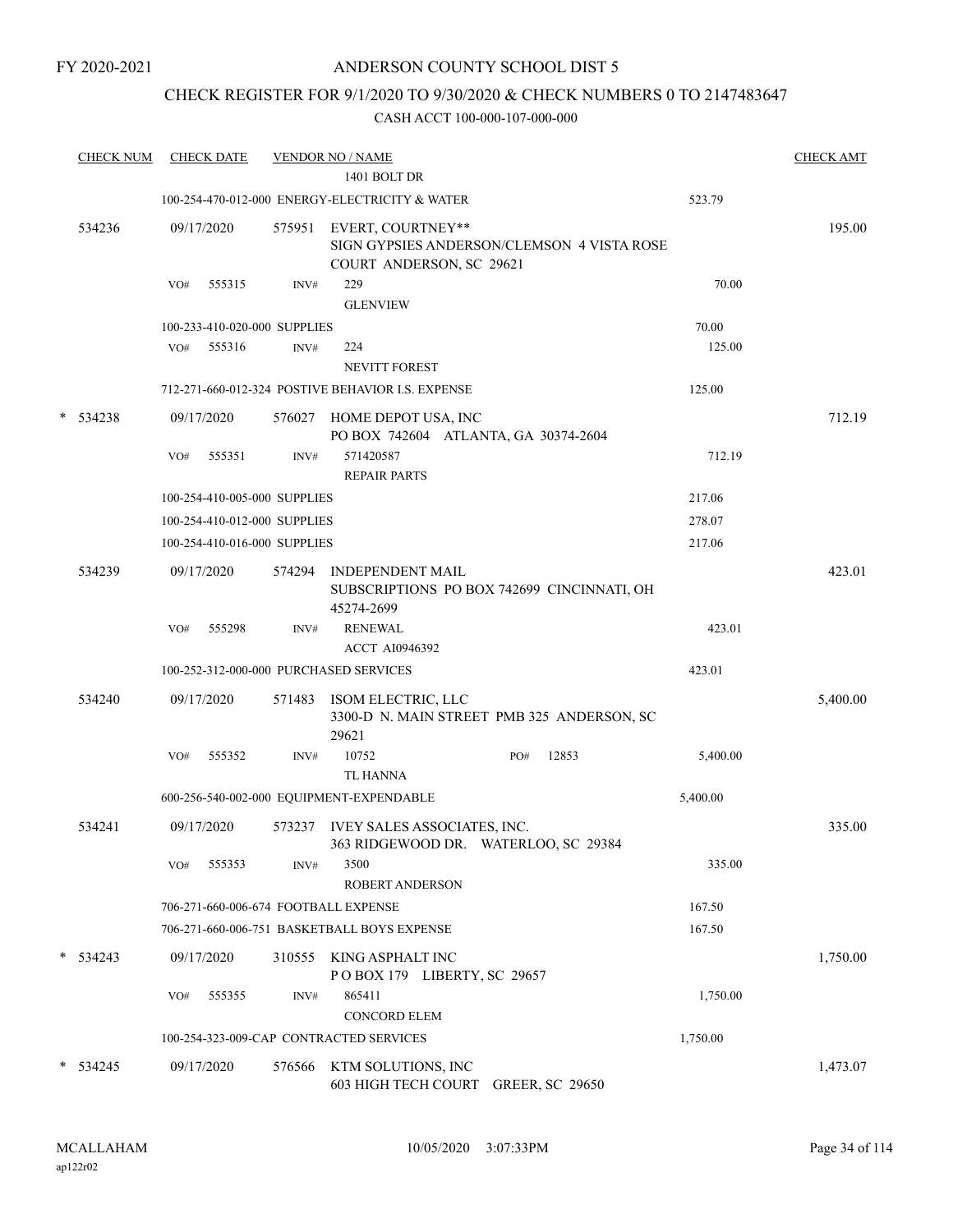FY 2020-2021

# ANDERSON COUNTY SCHOOL DIST 5

## CHECK REGISTER FOR 9/1/2020 TO 9/30/2020 & CHECK NUMBERS 0 TO 2147483647

### CASH ACCT 100-000-107-000-000

| CHECK NUM | CHECK DATE | VENDOR NO / NAME | | CHECK AMT |
|---|---|---|---|---|
| | | 1401 BOLT DR | | |
| | | 100-254-470-012-000 ENERGY-ELECTRICITY & WATER | 523.79 | |
| 534236 | 09/17/2020 | 575951 EVERT, COURTNEY** SIGN GYPSIES ANDERSON/CLEMSON 4 VISTA ROSE COURT ANDERSON, SC 29621 | | 195.00 |
| | VO# 555315 | INV# 229 GLENVIEW | 70.00 | |
| | | 100-233-410-020-000 SUPPLIES | 70.00 | |
| | VO# 555316 | INV# 224 NEVITT FOREST | 125.00 | |
| | | 712-271-660-012-324 POSTIVE BEHAVIOR I.S. EXPENSE | 125.00 | |
| * 534238 | 09/17/2020 | 576027 HOME DEPOT USA, INC PO BOX 742604 ATLANTA, GA 30374-2604 | | 712.19 |
| | VO# 555351 | INV# 571420587 REPAIR PARTS | 712.19 | |
| | | 100-254-410-005-000 SUPPLIES | 217.06 | |
| | | 100-254-410-012-000 SUPPLIES | 278.07 | |
| | | 100-254-410-016-000 SUPPLIES | 217.06 | |
| 534239 | 09/17/2020 | 574294 INDEPENDENT MAIL SUBSCRIPTIONS PO BOX 742699 CINCINNATI, OH 45274-2699 | | 423.01 |
| | VO# 555298 | INV# RENEWAL ACCT AI0946392 | 423.01 | |
| | | 100-252-312-000-000 PURCHASED SERVICES | 423.01 | |
| 534240 | 09/17/2020 | 571483 ISOM ELECTRIC, LLC 3300-D N. MAIN STREET PMB 325 ANDERSON, SC 29621 | | 5,400.00 |
| | VO# 555352 | INV# 10752 PO# 12853 TL HANNA | 5,400.00 | |
| | | 600-256-540-002-000 EQUIPMENT-EXPENDABLE | 5,400.00 | |
| 534241 | 09/17/2020 | 573237 IVEY SALES ASSOCIATES, INC. 363 RIDGEWOOD DR. WATERLOO, SC 29384 | | 335.00 |
| | VO# 555353 | INV# 3500 ROBERT ANDERSON | 335.00 | |
| | | 706-271-660-006-674 FOOTBALL EXPENSE | 167.50 | |
| | | 706-271-660-006-751 BASKETBALL BOYS EXPENSE | 167.50 | |
| * 534243 | 09/17/2020 | 310555 KING ASPHALT INC P O BOX 179 LIBERTY, SC 29657 | | 1,750.00 |
| | VO# 555355 | INV# 865411 CONCORD ELEM | 1,750.00 | |
| | | 100-254-323-009-CAP CONTRACTED SERVICES | 1,750.00 | |
| * 534245 | 09/17/2020 | 576566 KTM SOLUTIONS, INC 603 HIGH TECH COURT GREER, SC 29650 | | 1,473.07 |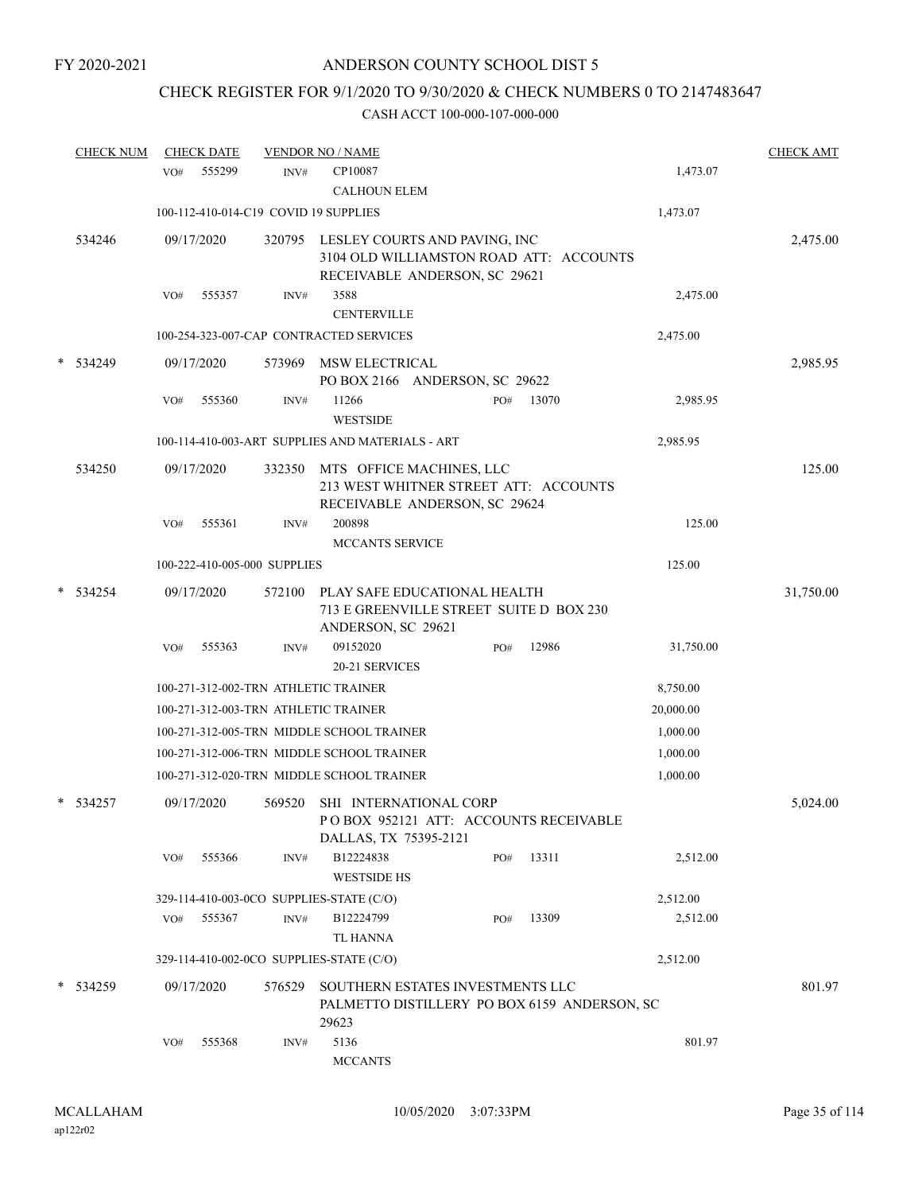FY 2020-2021

# ANDERSON COUNTY SCHOOL DIST 5

## CHECK REGISTER FOR 9/1/2020 TO 9/30/2020 & CHECK NUMBERS 0 TO 2147483647

### CASH ACCT 100-000-107-000-000

| CHECK NUM | CHECK DATE | VENDOR NO / NAME | | | CHECK AMT |
|---|---|---|---|---|---|
| | VO# 555299 | INV# CP10087<br>CALHOUN ELEM | | 1,473.07 | |
| | 100-112-410-014-C19 COVID 19 SUPPLIES | | | 1,473.07 | |
| 534246 | 09/17/2020 | 320795 LESLEY COURTS AND PAVING, INC<br>3104 OLD WILLIAMSTON ROAD ATT: ACCOUNTS RECEIVABLE ANDERSON, SC 29621 | | | 2,475.00 |
| | VO# 555357 | INV# 3588<br>CENTERVILLE | | 2,475.00 | |
| | 100-254-323-007-CAP CONTRACTED SERVICES | | | 2,475.00 | |
| * 534249 | 09/17/2020 | 573969 MSW ELECTRICAL<br>PO BOX 2166 ANDERSON, SC 29622 | | | 2,985.95 |
| | VO# 555360 | INV# 11266<br>WESTSIDE | PO# 13070 | 2,985.95 | |
| | 100-114-410-003-ART SUPPLIES AND MATERIALS - ART | | | 2,985.95 | |
| 534250 | 09/17/2020 | 332350 MTS OFFICE MACHINES, LLC<br>213 WEST WHITNER STREET ATT: ACCOUNTS RECEIVABLE ANDERSON, SC 29624 | | | 125.00 |
| | VO# 555361 | INV# 200898<br>MCCANTS SERVICE | | 125.00 | |
| | 100-222-410-005-000 SUPPLIES | | | 125.00 | |
| * 534254 | 09/17/2020 | 572100 PLAY SAFE EDUCATIONAL HEALTH<br>713 E GREENVILLE STREET SUITE D BOX 230 ANDERSON, SC 29621 | | | 31,750.00 |
| | VO# 555363 | INV# 09152020<br>20-21 SERVICES | PO# 12986 | 31,750.00 | |
| | 100-271-312-002-TRN ATHLETIC TRAINER | | | 8,750.00 | |
| | 100-271-312-003-TRN ATHLETIC TRAINER | | | 20,000.00 | |
| | 100-271-312-005-TRN MIDDLE SCHOOL TRAINER | | | 1,000.00 | |
| | 100-271-312-006-TRN MIDDLE SCHOOL TRAINER | | | 1,000.00 | |
| | 100-271-312-020-TRN MIDDLE SCHOOL TRAINER | | | 1,000.00 | |
| * 534257 | 09/17/2020 | 569520 SHI INTERNATIONAL CORP<br>P O BOX 952121 ATT: ACCOUNTS RECEIVABLE DALLAS, TX 75395-2121 | | | 5,024.00 |
| | VO# 555366 | INV# B12224838<br>WESTSIDE HS | PO# 13311 | 2,512.00 | |
| | 329-114-410-003-0CO SUPPLIES-STATE (C/O) | | | 2,512.00 | |
| | VO# 555367 | INV# B12224799<br>TL HANNA | PO# 13309 | 2,512.00 | |
| | 329-114-410-002-0CO SUPPLIES-STATE (C/O) | | | 2,512.00 | |
| * 534259 | 09/17/2020 | 576529 SOUTHERN ESTATES INVESTMENTS LLC<br>PALMETTO DISTILLERY PO BOX 6159 ANDERSON, SC 29623 | | | 801.97 |
| | VO# 555368 | INV# 5136<br>MCCANTS | | 801.97 | |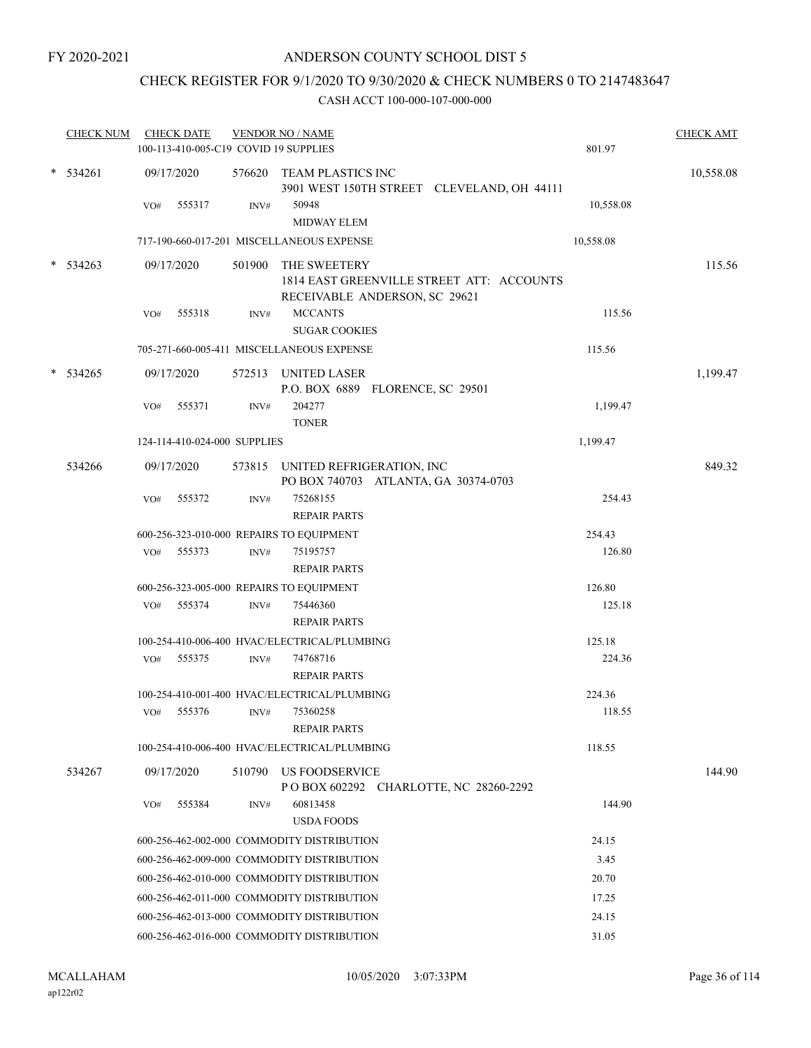FY 2020-2021

# ANDERSON COUNTY SCHOOL DIST 5

## CHECK REGISTER FOR 9/1/2020 TO 9/30/2020 & CHECK NUMBERS 0 TO 2147483647

CASH ACCT 100-000-107-000-000

| CHECK NUM | CHECK DATE | VENDOR NO / NAME | | CHECK AMT |
|---|---|---|---|---|
| | 100-113-410-005-C19 COVID 19 SUPPLIES | | 801.97 | |
| * 534261 | 09/17/2020 | 576620 TEAM PLASTICS INC<br>3901 WEST 150TH STREET CLEVELAND, OH 44111 | | 10,558.08 |
| | VO# 555317 | INV# 50948<br>MIDWAY ELEM | 10,558.08 | |
| | 717-190-660-017-201 MISCELLANEOUS EXPENSE | | 10,558.08 | |
| * 534263 | 09/17/2020 | 501900 THE SWEETERY<br>1814 EAST GREENVILLE STREET ATT: ACCOUNTS RECEIVABLE ANDERSON, SC 29621 | | 115.56 |
| | VO# 555318 | INV# MCCANTS<br>SUGAR COOKIES | 115.56 | |
| | 705-271-660-005-411 MISCELLANEOUS EXPENSE | | 115.56 | |
| * 534265 | 09/17/2020 | 572513 UNITED LASER<br>P.O. BOX 6889 FLORENCE, SC 29501 | | 1,199.47 |
| | VO# 555371 | INV# 204277<br>TONER | 1,199.47 | |
| | 124-114-410-024-000 SUPPLIES | | 1,199.47 | |
| 534266 | 09/17/2020 | 573815 UNITED REFRIGERATION, INC<br>PO BOX 740703 ATLANTA, GA 30374-0703 | | 849.32 |
| | VO# 555372 | INV# 75268155<br>REPAIR PARTS | 254.43 | |
| | 600-256-323-010-000 REPAIRS TO EQUIPMENT | | 254.43 | |
| | VO# 555373 | INV# 75195757<br>REPAIR PARTS | 126.80 | |
| | 600-256-323-005-000 REPAIRS TO EQUIPMENT | | 126.80 | |
| | VO# 555374 | INV# 75446360<br>REPAIR PARTS | 125.18 | |
| | 100-254-410-006-400 HVAC/ELECTRICAL/PLUMBING | | 125.18 | |
| | VO# 555375 | INV# 74768716<br>REPAIR PARTS | 224.36 | |
| | 100-254-410-001-400 HVAC/ELECTRICAL/PLUMBING | | 224.36 | |
| | VO# 555376 | INV# 75360258<br>REPAIR PARTS | 118.55 | |
| | 100-254-410-006-400 HVAC/ELECTRICAL/PLUMBING | | 118.55 | |
| 534267 | 09/17/2020 | 510790 US FOODSERVICE<br>P O BOX 602292 CHARLOTTE, NC 28260-2292 | | 144.90 |
| | VO# 555384 | INV# 60813458<br>USDA FOODS | 144.90 | |
| | 600-256-462-002-000 COMMODITY DISTRIBUTION | | 24.15 | |
| | 600-256-462-009-000 COMMODITY DISTRIBUTION | | 3.45 | |
| | 600-256-462-010-000 COMMODITY DISTRIBUTION | | 20.70 | |
| | 600-256-462-011-000 COMMODITY DISTRIBUTION | | 17.25 | |
| | 600-256-462-013-000 COMMODITY DISTRIBUTION | | 24.15 | |
| | 600-256-462-016-000 COMMODITY DISTRIBUTION | | 31.05 | |

MCALLAHAM
ap122r02

10/05/2020 3:07:33PM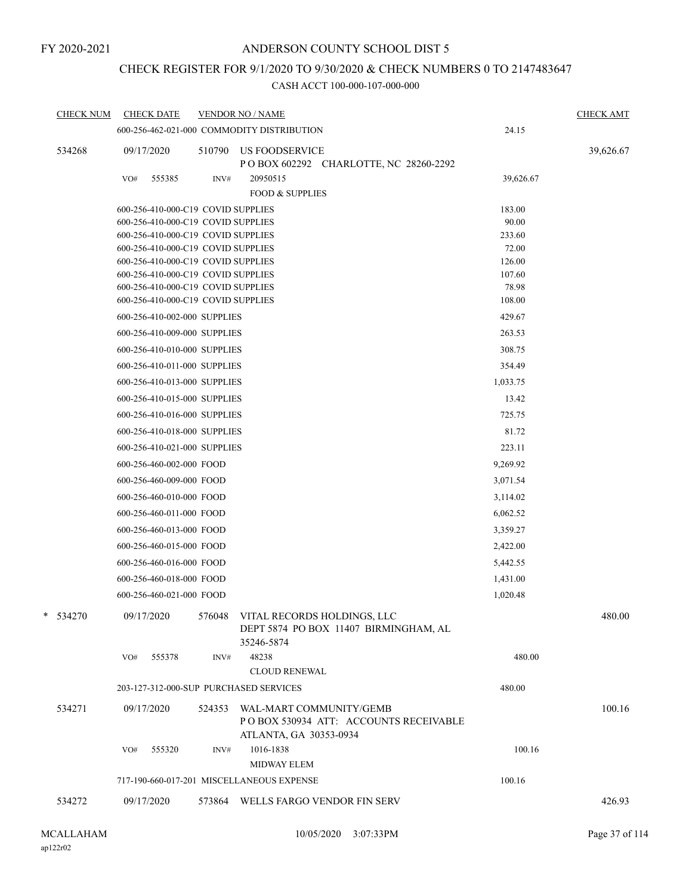FY 2020-2021

# ANDERSON COUNTY SCHOOL DIST 5

## CHECK REGISTER FOR 9/1/2020 TO 9/30/2020 & CHECK NUMBERS 0 TO 2147483647

CASH ACCT 100-000-107-000-000

| CHECK NUM | CHECK DATE | VENDOR NO / NAME | | CHECK AMT |
|---|---|---|---|---|
| | 600-256-462-021-000 COMMODITY DISTRIBUTION | | 24.15 | |
| 534268 | 09/17/2020 | 510790 US FOODSERVICE<br>P O BOX 602292 CHARLOTTE, NC 28260-2292 | | 39,626.67 |
| | VO# 555385 | INV# 20950515<br>FOOD & SUPPLIES | 39,626.67 | |
| | 600-256-410-000-C19 COVID SUPPLIES | | 183.00 | |
| | 600-256-410-000-C19 COVID SUPPLIES | | 90.00 | |
| | 600-256-410-000-C19 COVID SUPPLIES | | 233.60 | |
| | 600-256-410-000-C19 COVID SUPPLIES | | 72.00 | |
| | 600-256-410-000-C19 COVID SUPPLIES | | 126.00 | |
| | 600-256-410-000-C19 COVID SUPPLIES | | 107.60 | |
| | 600-256-410-000-C19 COVID SUPPLIES | | 78.98 | |
| | 600-256-410-000-C19 COVID SUPPLIES | | 108.00 | |
| | 600-256-410-002-000 SUPPLIES | | 429.67 | |
| | 600-256-410-009-000 SUPPLIES | | 263.53 | |
| | 600-256-410-010-000 SUPPLIES | | 308.75 | |
| | 600-256-410-011-000 SUPPLIES | | 354.49 | |
| | 600-256-410-013-000 SUPPLIES | | 1,033.75 | |
| | 600-256-410-015-000 SUPPLIES | | 13.42 | |
| | 600-256-410-016-000 SUPPLIES | | 725.75 | |
| | 600-256-410-018-000 SUPPLIES | | 81.72 | |
| | 600-256-410-021-000 SUPPLIES | | 223.11 | |
| | 600-256-460-002-000 FOOD | | 9,269.92 | |
| | 600-256-460-009-000 FOOD | | 3,071.54 | |
| | 600-256-460-010-000 FOOD | | 3,114.02 | |
| | 600-256-460-011-000 FOOD | | 6,062.52 | |
| | 600-256-460-013-000 FOOD | | 3,359.27 | |
| | 600-256-460-015-000 FOOD | | 2,422.00 | |
| | 600-256-460-016-000 FOOD | | 5,442.55 | |
| | 600-256-460-018-000 FOOD | | 1,431.00 | |
| | 600-256-460-021-000 FOOD | | 1,020.48 | |
| * 534270 | 09/17/2020 | 576048 VITAL RECORDS HOLDINGS, LLC<br>DEPT 5874 PO BOX 11407 BIRMINGHAM, AL 35246-5874 | | 480.00 |
| | VO# 555378 | INV# 48238<br>CLOUD RENEWAL | 480.00 | |
| | 203-127-312-000-SUP PURCHASED SERVICES | | 480.00 | |
| 534271 | 09/17/2020 | 524353 WAL-MART COMMUNITY/GEMB<br>P O BOX 530934 ATT: ACCOUNTS RECEIVABLE ATLANTA, GA 30353-0934 | | 100.16 |
| | VO# 555320 | INV# 1016-1838<br>MIDWAY ELEM | 100.16 | |
| | 717-190-660-017-201 MISCELLANEOUS EXPENSE | | 100.16 | |
| 534272 | 09/17/2020 | 573864 WELLS FARGO VENDOR FIN SERV | | 426.93 |

MCALLAHAM
ap122r02

10/05/2020 3:07:33PM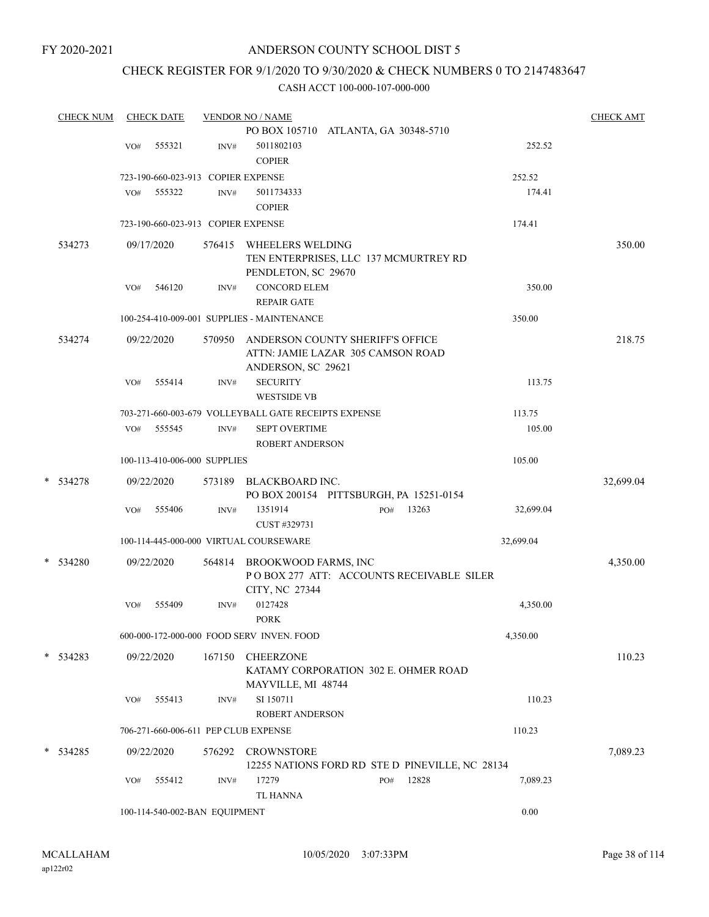FY 2020-2021

# ANDERSON COUNTY SCHOOL DIST 5

## CHECK REGISTER FOR 9/1/2020 TO 9/30/2020 & CHECK NUMBERS 0 TO 2147483647

### CASH ACCT 100-000-107-000-000

| CHECK NUM | CHECK DATE | VENDOR NO / NAME | | CHECK AMT |
|---|---|---|---|---|
| | | PO BOX 105710 ATLANTA, GA 30348-5710 | | |
| | VO# 555321 | INV# 5011802103 COPIER | 252.52 | |
| | 723-190-660-023-913 COPIER EXPENSE | | 252.52 | |
| | VO# 555322 | INV# 5011734333 COPIER | 174.41 | |
| | 723-190-660-023-913 COPIER EXPENSE | | 174.41 | |
| 534273 | 09/17/2020 | 576415 WHEELERS WELDING TEN ENTERPRISES, LLC 137 MCMURTREY RD PENDLETON, SC 29670 | | 350.00 |
| | VO# 546120 | INV# CONCORD ELEM REPAIR GATE | 350.00 | |
| | 100-254-410-009-001 SUPPLIES - MAINTENANCE | | 350.00 | |
| 534274 | 09/22/2020 | 570950 ANDERSON COUNTY SHERIFF'S OFFICE ATTN: JAMIE LAZAR 305 CAMSON ROAD ANDERSON, SC 29621 | | 218.75 |
| | VO# 555414 | INV# SECURITY WESTSIDE VB | 113.75 | |
| | 703-271-660-003-679 VOLLEYBALL GATE RECEIPTS EXPENSE | | 113.75 | |
| | VO# 555545 | INV# SEPT OVERTIME ROBERT ANDERSON | 105.00 | |
| | 100-113-410-006-000 SUPPLIES | | 105.00 | |
| * 534278 | 09/22/2020 | 573189 BLACKBOARD INC. PO BOX 200154 PITTSBURGH, PA 15251-0154 | | 32,699.04 |
| | VO# 555406 | INV# 1351914 PO# 13263 CUST #329731 | 32,699.04 | |
| | 100-114-445-000-000 VIRTUAL COURSEWARE | | 32,699.04 | |
| * 534280 | 09/22/2020 | 564814 BROOKWOOD FARMS, INC P O BOX 277 ATT: ACCOUNTS RECEIVABLE SILER CITY, NC 27344 | | 4,350.00 |
| | VO# 555409 | INV# 0127428 PORK | 4,350.00 | |
| | 600-000-172-000-000 FOOD SERV INVEN. FOOD | | 4,350.00 | |
| * 534283 | 09/22/2020 | 167150 CHEERZONE KATAMY CORPORATION 302 E. OHMER ROAD MAYVILLE, MI 48744 | | 110.23 |
| | VO# 555413 | INV# SI 150711 ROBERT ANDERSON | 110.23 | |
| | 706-271-660-006-611 PEP CLUB EXPENSE | | 110.23 | |
| * 534285 | 09/22/2020 | 576292 CROWNSTORE 12255 NATIONS FORD RD STE D PINEVILLE, NC 28134 | | 7,089.23 |
| | VO# 555412 | INV# 17279 PO# 12828 TL HANNA | 7,089.23 | |
| | 100-114-540-002-BAN EQUIPMENT | | 0.00 | |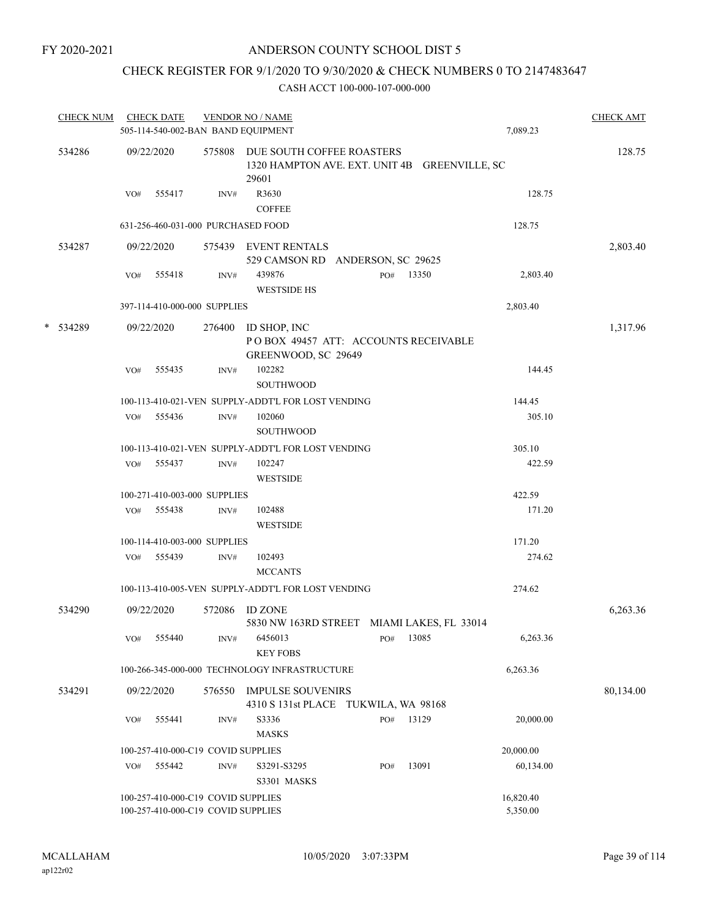FY 2020-2021

# ANDERSON COUNTY SCHOOL DIST 5

## CHECK REGISTER FOR 9/1/2020 TO 9/30/2020 & CHECK NUMBERS 0 TO 2147483647

### CASH ACCT 100-000-107-000-000

| CHECK NUM | CHECK DATE | VENDOR NO / NAME | | CHECK AMT |
|---|---|---|---|---|
| | 505-114-540-002-BAN BAND EQUIPMENT | | 7,089.23 | |
| 534286 | 09/22/2020 | 575808 DUE SOUTH COFFEE ROASTERS 1320 HAMPTON AVE. EXT. UNIT 4B GREENVILLE, SC 29601 | | 128.75 |
| | VO# 555417 | INV# R3630 COFFEE | 128.75 | |
| | 631-256-460-031-000 PURCHASED FOOD | | 128.75 | |
| 534287 | 09/22/2020 | 575439 EVENT RENTALS 529 CAMSON RD ANDERSON, SC 29625 | | 2,803.40 |
| | VO# 555418 | INV# 439876 PO# 13350 WESTSIDE HS | 2,803.40 | |
| | 397-114-410-000-000 SUPPLIES | | 2,803.40 | |
| * 534289 | 09/22/2020 | 276400 ID SHOP, INC P O BOX 49457 ATT: ACCOUNTS RECEIVABLE GREENWOOD, SC 29649 | | 1,317.96 |
| | VO# 555435 | INV# 102282 SOUTHWOOD | 144.45 | |
| | 100-113-410-021-VEN SUPPLY-ADDT'L FOR LOST VENDING | | 144.45 | |
| | VO# 555436 | INV# 102060 SOUTHWOOD | 305.10 | |
| | 100-113-410-021-VEN SUPPLY-ADDT'L FOR LOST VENDING | | 305.10 | |
| | VO# 555437 | INV# 102247 WESTSIDE | 422.59 | |
| | 100-271-410-003-000 SUPPLIES | | 422.59 | |
| | VO# 555438 | INV# 102488 WESTSIDE | 171.20 | |
| | 100-114-410-003-000 SUPPLIES | | 171.20 | |
| | VO# 555439 | INV# 102493 MCCANTS | 274.62 | |
| | 100-113-410-005-VEN SUPPLY-ADDT'L FOR LOST VENDING | | 274.62 | |
| 534290 | 09/22/2020 | 572086 ID ZONE 5830 NW 163RD STREET MIAMI LAKES, FL 33014 | | 6,263.36 |
| | VO# 555440 | INV# 6456013 PO# 13085 KEY FOBS | 6,263.36 | |
| | 100-266-345-000-000 TECHNOLOGY INFRASTRUCTURE | | 6,263.36 | |
| 534291 | 09/22/2020 | 576550 IMPULSE SOUVENIRS 4310 S 131st PLACE TUKWILA, WA 98168 | | 80,134.00 |
| | VO# 555441 | INV# S3336 PO# 13129 MASKS | 20,000.00 | |
| | 100-257-410-000-C19 COVID SUPPLIES | | 20,000.00 | |
| | VO# 555442 | INV# S3291-S3295 PO# 13091 S3301 MASKS | 60,134.00 | |
| | 100-257-410-000-C19 COVID SUPPLIES | | 16,820.40 | |
| | 100-257-410-000-C19 COVID SUPPLIES | | 5,350.00 | |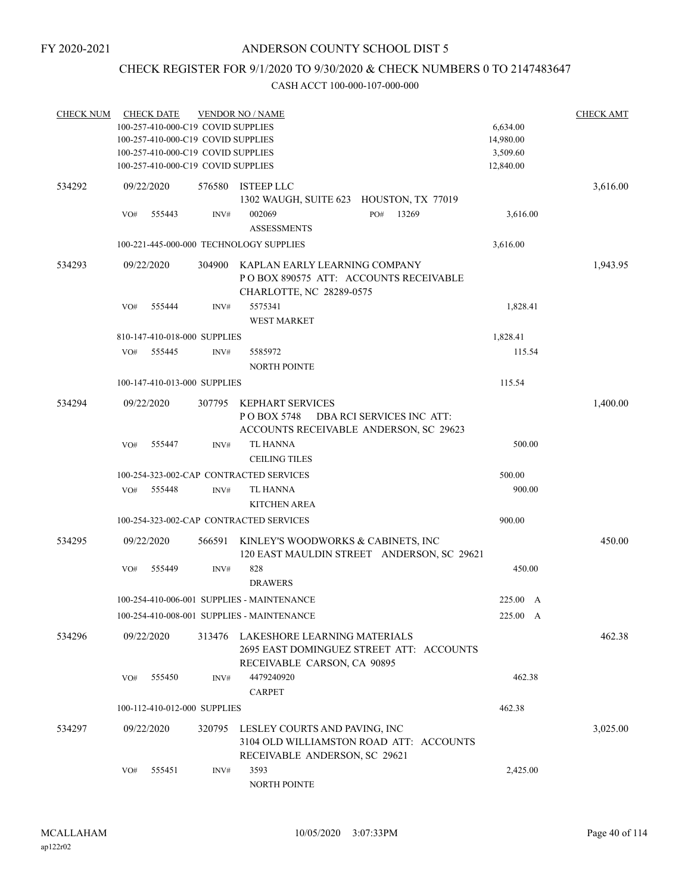FY 2020-2021

# ANDERSON COUNTY SCHOOL DIST 5

## CHECK REGISTER FOR 9/1/2020 TO 9/30/2020 & CHECK NUMBERS 0 TO 2147483647

CASH ACCT 100-000-107-000-000

| CHECK NUM | CHECK DATE | VENDOR NO / NAME | | CHECK AMT |
|---|---|---|---|---|
| | 100-257-410-000-C19 COVID SUPPLIES | | 6,634.00 | |
| | 100-257-410-000-C19 COVID SUPPLIES | | 14,980.00 | |
| | 100-257-410-000-C19 COVID SUPPLIES | | 3,509.60 | |
| | 100-257-410-000-C19 COVID SUPPLIES | | 12,840.00 | |
| 534292 | 09/22/2020 | 576580 ISTEEP LLC<br>1302 WAUGH, SUITE 623 HOUSTON, TX 77019 | | 3,616.00 |
| | VO# 555443 INV# | 002069 PO# 13269<br>ASSESSMENTS | 3,616.00 | |
| | 100-221-445-000-000 TECHNOLOGY SUPPLIES | | 3,616.00 | |
| 534293 | 09/22/2020 | 304900 KAPLAN EARLY LEARNING COMPANY<br>P O BOX 890575 ATT: ACCOUNTS RECEIVABLE<br>CHARLOTTE, NC 28289-0575 | | 1,943.95 |
| | VO# 555444 INV# | 5575341<br>WEST MARKET | 1,828.41 | |
| | 810-147-410-018-000 SUPPLIES | | 1,828.41 | |
| | VO# 555445 INV# | 5585972<br>NORTH POINTE | 115.54 | |
| | 100-147-410-013-000 SUPPLIES | | 115.54 | |
| 534294 | 09/22/2020 | 307795 KEPHART SERVICES<br>P O BOX 5748 DBA RCI SERVICES INC ATT:<br>ACCOUNTS RECEIVABLE ANDERSON, SC 29623 | | 1,400.00 |
| | VO# 555447 INV# | TL HANNA<br>CEILING TILES | 500.00 | |
| | 100-254-323-002-CAP CONTRACTED SERVICES | | 500.00 | |
| | VO# 555448 INV# | TL HANNA<br>KITCHEN AREA | 900.00 | |
| | 100-254-323-002-CAP CONTRACTED SERVICES | | 900.00 | |
| 534295 | 09/22/2020 | 566591 KINLEY'S WOODWORKS & CABINETS, INC<br>120 EAST MAULDIN STREET ANDERSON, SC 29621 | | 450.00 |
| | VO# 555449 INV# | 828<br>DRAWERS | 450.00 | |
| | 100-254-410-006-001 SUPPLIES - MAINTENANCE | | 225.00 A | |
| | 100-254-410-008-001 SUPPLIES - MAINTENANCE | | 225.00 A | |
| 534296 | 09/22/2020 | 313476 LAKESHORE LEARNING MATERIALS<br>2695 EAST DOMINGUEZ STREET ATT: ACCOUNTS<br>RECEIVABLE CARSON, CA 90895 | | 462.38 |
| | VO# 555450 INV# | 4479240920<br>CARPET | 462.38 | |
| | 100-112-410-012-000 SUPPLIES | | 462.38 | |
| 534297 | 09/22/2020 | 320795 LESLEY COURTS AND PAVING, INC<br>3104 OLD WILLIAMSTON ROAD ATT: ACCOUNTS<br>RECEIVABLE ANDERSON, SC 29621 | | 3,025.00 |
| | VO# 555451 INV# | 3593<br>NORTH POINTE | 2,425.00 | |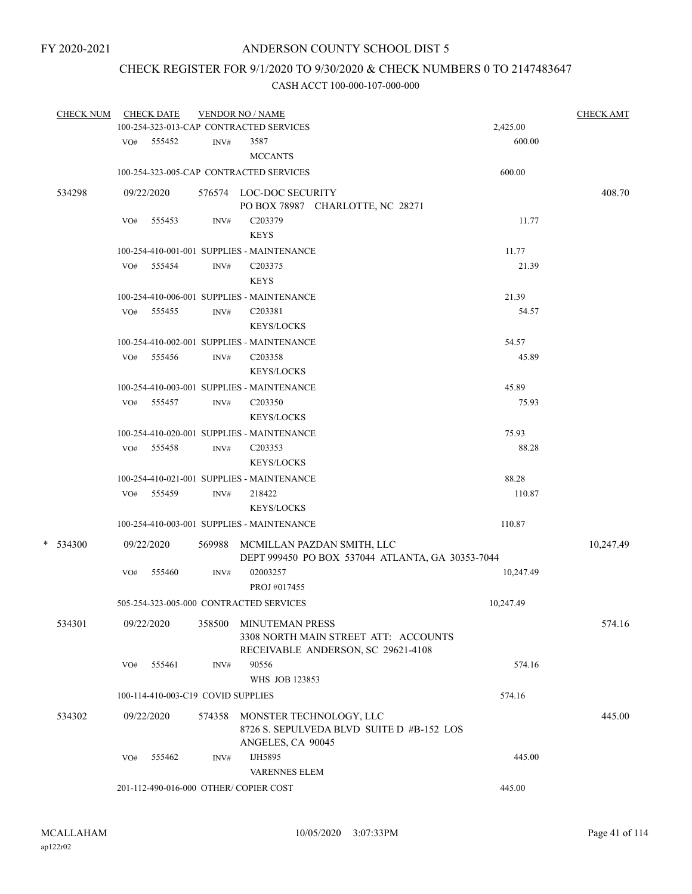FY 2020-2021

# ANDERSON COUNTY SCHOOL DIST 5

## CHECK REGISTER FOR 9/1/2020 TO 9/30/2020 & CHECK NUMBERS 0 TO 2147483647

CASH ACCT 100-000-107-000-000

| CHECK NUM | CHECK DATE | VENDOR NO / NAME | | CHECK AMT |
|---|---|---|---|---|
| | 100-254-323-013-CAP CONTRACTED SERVICES | | 2,425.00 | |
| | VO# 555452 | INV# 3587 MCCANTS | 600.00 | |
| | 100-254-323-005-CAP CONTRACTED SERVICES | | 600.00 | |
| 534298 | 09/22/2020 | 576574 LOC-DOC SECURITY PO BOX 78987 CHARLOTTE, NC 28271 | | 408.70 |
| | VO# 555453 | INV# C203379 KEYS | 11.77 | |
| | 100-254-410-001-001 SUPPLIES - MAINTENANCE | | 11.77 | |
| | VO# 555454 | INV# C203375 KEYS | 21.39 | |
| | 100-254-410-006-001 SUPPLIES - MAINTENANCE | | 21.39 | |
| | VO# 555455 | INV# C203381 KEYS/LOCKS | 54.57 | |
| | 100-254-410-002-001 SUPPLIES - MAINTENANCE | | 54.57 | |
| | VO# 555456 | INV# C203358 KEYS/LOCKS | 45.89 | |
| | 100-254-410-003-001 SUPPLIES - MAINTENANCE | | 45.89 | |
| | VO# 555457 | INV# C203350 KEYS/LOCKS | 75.93 | |
| | 100-254-410-020-001 SUPPLIES - MAINTENANCE | | 75.93 | |
| | VO# 555458 | INV# C203353 KEYS/LOCKS | 88.28 | |
| | 100-254-410-021-001 SUPPLIES - MAINTENANCE | | 88.28 | |
| | VO# 555459 | INV# 218422 KEYS/LOCKS | 110.87 | |
| | 100-254-410-003-001 SUPPLIES - MAINTENANCE | | 110.87 | |
| * 534300 | 09/22/2020 | 569988 MCMILLAN PAZDAN SMITH, LLC DEPT 999450 PO BOX 537044 ATLANTA, GA 30353-7044 | | 10,247.49 |
| | VO# 555460 | INV# 02003257 PROJ #017455 | 10,247.49 | |
| | 505-254-323-005-000 CONTRACTED SERVICES | | 10,247.49 | |
| 534301 | 09/22/2020 | 358500 MINUTEMAN PRESS 3308 NORTH MAIN STREET ATT: ACCOUNTS RECEIVABLE ANDERSON, SC 29621-4108 | | 574.16 |
| | VO# 555461 | INV# 90556 WHS JOB 123853 | 574.16 | |
| | 100-114-410-003-C19 COVID SUPPLIES | | 574.16 | |
| 534302 | 09/22/2020 | 574358 MONSTER TECHNOLOGY, LLC 8726 S. SEPULVEDA BLVD SUITE D #B-152 LOS ANGELES, CA 90045 | | 445.00 |
| | VO# 555462 | INV# IJH5895 VARENNES ELEM | 445.00 | |
| | 201-112-490-016-000 OTHER/ COPIER COST | | 445.00 | |

MCALLAHAM
ap122r02

10/05/2020 3:07:33PM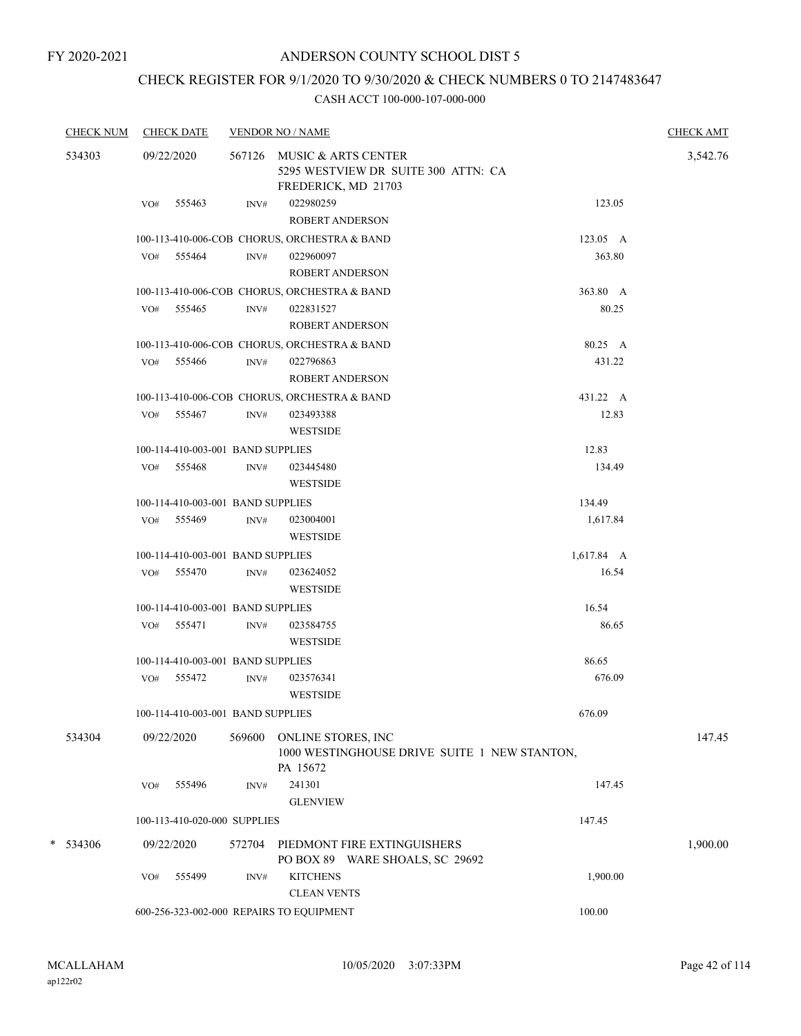FY 2020-2021

# ANDERSON COUNTY SCHOOL DIST 5

## CHECK REGISTER FOR 9/1/2020 TO 9/30/2020 & CHECK NUMBERS 0 TO 2147483647

CASH ACCT 100-000-107-000-000

| CHECK NUM | CHECK DATE | VENDOR NO / NAME | | CHECK AMT |
|---|---|---|---|---|
| 534303 | 09/22/2020 | 567126 MUSIC & ARTS CENTER<br>5295 WESTVIEW DR SUITE 300 ATTN: CA<br>FREDERICK, MD 21703 | | 3,542.76 |
| | VO# 555463 | INV# 022980259<br>ROBERT ANDERSON | 123.05 | |
| | 100-113-410-006-COB CHORUS, ORCHESTRA & BAND | | 123.05 A | |
| | VO# 555464 | INV# 022960097<br>ROBERT ANDERSON | 363.80 | |
| | 100-113-410-006-COB CHORUS, ORCHESTRA & BAND | | 363.80 A | |
| | VO# 555465 | INV# 022831527<br>ROBERT ANDERSON | 80.25 | |
| | 100-113-410-006-COB CHORUS, ORCHESTRA & BAND | | 80.25 A | |
| | VO# 555466 | INV# 022796863<br>ROBERT ANDERSON | 431.22 | |
| | 100-113-410-006-COB CHORUS, ORCHESTRA & BAND | | 431.22 A | |
| | VO# 555467 | INV# 023493388<br>WESTSIDE | 12.83 | |
| | 100-114-410-003-001 BAND SUPPLIES | | 12.83 | |
| | VO# 555468 | INV# 023445480<br>WESTSIDE | 134.49 | |
| | 100-114-410-003-001 BAND SUPPLIES | | 134.49 | |
| | VO# 555469 | INV# 023004001<br>WESTSIDE | 1,617.84 | |
| | 100-114-410-003-001 BAND SUPPLIES | | 1,617.84 A | |
| | VO# 555470 | INV# 023624052<br>WESTSIDE | 16.54 | |
| | 100-114-410-003-001 BAND SUPPLIES | | 16.54 | |
| | VO# 555471 | INV# 023584755<br>WESTSIDE | 86.65 | |
| | 100-114-410-003-001 BAND SUPPLIES | | 86.65 | |
| | VO# 555472 | INV# 023576341<br>WESTSIDE | 676.09 | |
| | 100-114-410-003-001 BAND SUPPLIES | | 676.09 | |
| 534304 | 09/22/2020 | 569600 ONLINE STORES, INC<br>1000 WESTINGHOUSE DRIVE SUITE 1 NEW STANTON, PA 15672 | | 147.45 |
| | VO# 555496 | INV# 241301<br>GLENVIEW | 147.45 | |
| | 100-113-410-020-000 SUPPLIES | | 147.45 | |
| * 534306 | 09/22/2020 | 572704 PIEDMONT FIRE EXTINGUISHERS<br>PO BOX 89 WARE SHOALS, SC 29692 | | 1,900.00 |
| | VO# 555499 | INV# KITCHENS<br>CLEAN VENTS | 1,900.00 | |
| | 600-256-323-002-000 REPAIRS TO EQUIPMENT | | 100.00 | |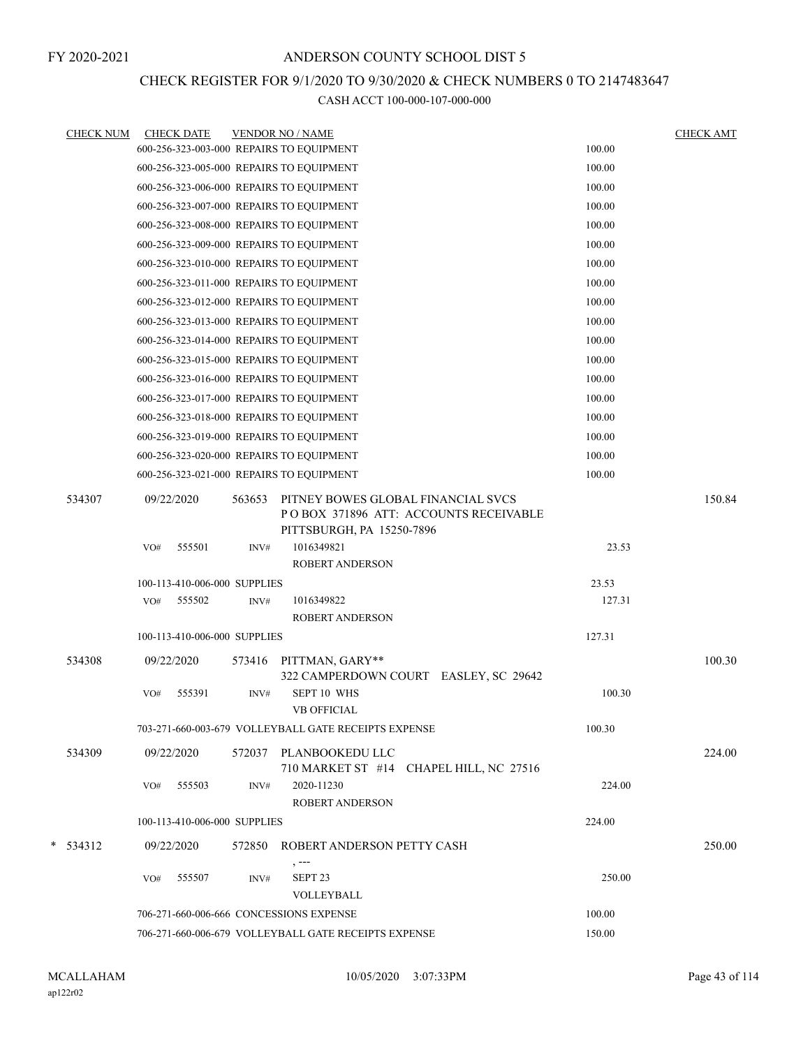FY 2020-2021

# ANDERSON COUNTY SCHOOL DIST 5

## CHECK REGISTER FOR 9/1/2020 TO 9/30/2020 & CHECK NUMBERS 0 TO 2147483647

CASH ACCT 100-000-107-000-000

| CHECK NUM | CHECK DATE | VENDOR NO / NAME | | CHECK AMT |
|---|---|---|---|---|
| | 600-256-323-003-000 REPAIRS TO EQUIPMENT | | 100.00 | |
| | 600-256-323-005-000 REPAIRS TO EQUIPMENT | | 100.00 | |
| | 600-256-323-006-000 REPAIRS TO EQUIPMENT | | 100.00 | |
| | 600-256-323-007-000 REPAIRS TO EQUIPMENT | | 100.00 | |
| | 600-256-323-008-000 REPAIRS TO EQUIPMENT | | 100.00 | |
| | 600-256-323-009-000 REPAIRS TO EQUIPMENT | | 100.00 | |
| | 600-256-323-010-000 REPAIRS TO EQUIPMENT | | 100.00 | |
| | 600-256-323-011-000 REPAIRS TO EQUIPMENT | | 100.00 | |
| | 600-256-323-012-000 REPAIRS TO EQUIPMENT | | 100.00 | |
| | 600-256-323-013-000 REPAIRS TO EQUIPMENT | | 100.00 | |
| | 600-256-323-014-000 REPAIRS TO EQUIPMENT | | 100.00 | |
| | 600-256-323-015-000 REPAIRS TO EQUIPMENT | | 100.00 | |
| | 600-256-323-016-000 REPAIRS TO EQUIPMENT | | 100.00 | |
| | 600-256-323-017-000 REPAIRS TO EQUIPMENT | | 100.00 | |
| | 600-256-323-018-000 REPAIRS TO EQUIPMENT | | 100.00 | |
| | 600-256-323-019-000 REPAIRS TO EQUIPMENT | | 100.00 | |
| | 600-256-323-020-000 REPAIRS TO EQUIPMENT | | 100.00 | |
| | 600-256-323-021-000 REPAIRS TO EQUIPMENT | | 100.00 | |
| 534307 | 09/22/2020 | 563653 PITNEY BOWES GLOBAL FINANCIAL SVCS<br>P O BOX 371896 ATT: ACCOUNTS RECEIVABLE<br>PITTSBURGH, PA 15250-7896 | | 150.84 |
| | VO# 555501 INV# | 1016349821<br>ROBERT ANDERSON | 23.53 | |
| | 100-113-410-006-000 SUPPLIES | | 23.53 | |
| | VO# 555502 INV# | 1016349822<br>ROBERT ANDERSON | 127.31 | |
| | 100-113-410-006-000 SUPPLIES | | 127.31 | |
| 534308 | 09/22/2020 | 573416 PITTMAN, GARY**<br>322 CAMPERDOWN COURT EASLEY, SC 29642 | | 100.30 |
| | VO# 555391 INV# | SEPT 10 WHS<br>VB OFFICIAL | 100.30 | |
| | 703-271-660-003-679 VOLLEYBALL GATE RECEIPTS EXPENSE | | 100.30 | |
| 534309 | 09/22/2020 | 572037 PLANBOOKEDU LLC<br>710 MARKET ST #14 CHAPEL HILL, NC 27516 | | 224.00 |
| | VO# 555503 INV# | 2020-11230<br>ROBERT ANDERSON | 224.00 | |
| | 100-113-410-006-000 SUPPLIES | | 224.00 | |
| * 534312 | 09/22/2020 | 572850 ROBERT ANDERSON PETTY CASH<br>, --- | | 250.00 |
| | VO# 555507 INV# | SEPT 23<br>VOLLEYBALL | 250.00 | |
| | 706-271-660-006-666 CONCESSIONS EXPENSE | | 100.00 | |
| | 706-271-660-006-679 VOLLEYBALL GATE RECEIPTS EXPENSE | | 150.00 | |

MCALLAHAM
ap122r02

10/05/2020 3:07:33PM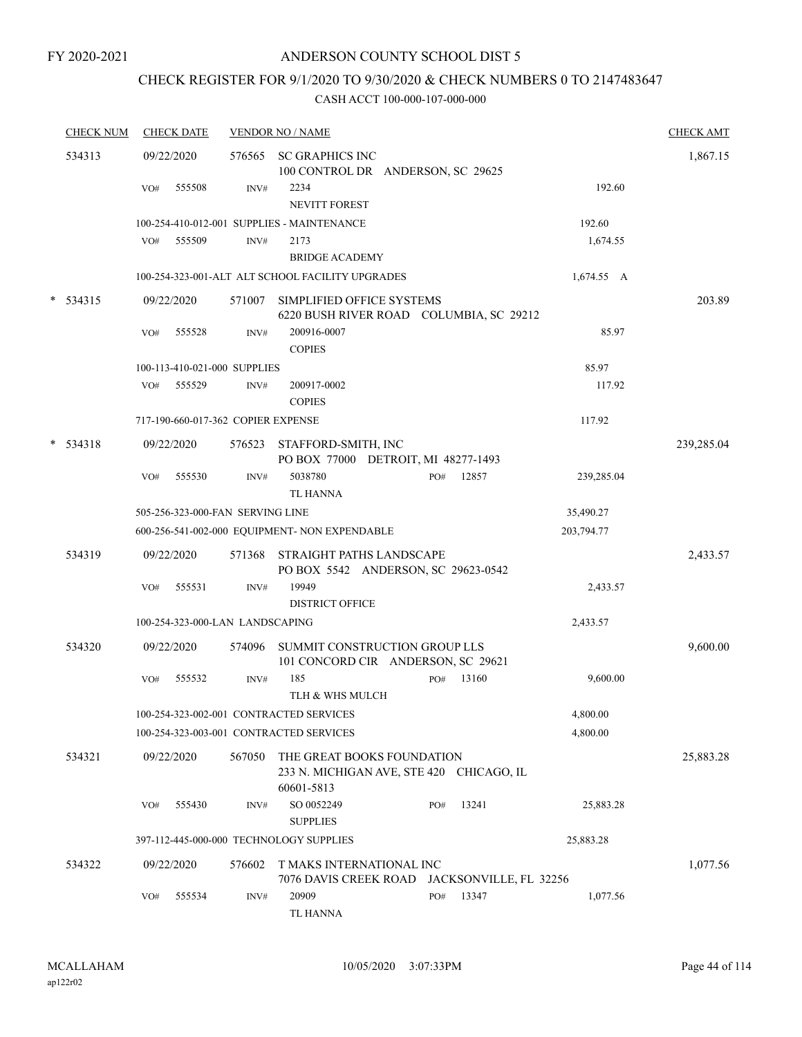FY 2020-2021

# ANDERSON COUNTY SCHOOL DIST 5

## CHECK REGISTER FOR 9/1/2020 TO 9/30/2020 & CHECK NUMBERS 0 TO 2147483647

### CASH ACCT 100-000-107-000-000

| CHECK NUM | CHECK DATE | VENDOR NO / NAME | | | CHECK AMT |
|---|---|---|---|---|---|
| 534313 | 09/22/2020 | 576565 SC GRAPHICS INC<br>100 CONTROL DR ANDERSON, SC 29625 | | | 1,867.15 |
| | VO# 555508 | INV# 2234<br>NEVITT FOREST | | 192.60 | |
| | 100-254-410-012-001 SUPPLIES - MAINTENANCE | | | 192.60 | |
| | VO# 555509 | INV# 2173<br>BRIDGE ACADEMY | | 1,674.55 | |
| | 100-254-323-001-ALT ALT SCHOOL FACILITY UPGRADES | | | 1,674.55 A | |
| * 534315 | 09/22/2020 | 571007 SIMPLIFIED OFFICE SYSTEMS<br>6220 BUSH RIVER ROAD COLUMBIA, SC 29212 | | | 203.89 |
| | VO# 555528 | INV# 200916-0007<br>COPIES | | 85.97 | |
| | 100-113-410-021-000 SUPPLIES | | | 85.97 | |
| | VO# 555529 | INV# 200917-0002<br>COPIES | | 117.92 | |
| | 717-190-660-017-362 COPIER EXPENSE | | | 117.92 | |
| * 534318 | 09/22/2020 | 576523 STAFFORD-SMITH, INC<br>PO BOX 77000 DETROIT, MI 48277-1493 | | | 239,285.04 |
| | VO# 555530 | INV# 5038780<br>TL HANNA | PO# 12857 | 239,285.04 | |
| | 505-256-323-000-FAN SERVING LINE | | | 35,490.27 | |
| | 600-256-541-002-000 EQUIPMENT- NON EXPENDABLE | | | 203,794.77 | |
| 534319 | 09/22/2020 | 571368 STRAIGHT PATHS LANDSCAPE<br>PO BOX 5542 ANDERSON, SC 29623-0542 | | | 2,433.57 |
| | VO# 555531 | INV# 19949<br>DISTRICT OFFICE | | 2,433.57 | |
| | 100-254-323-000-LAN LANDSCAPING | | | 2,433.57 | |
| 534320 | 09/22/2020 | 574096 SUMMIT CONSTRUCTION GROUP LLS<br>101 CONCORD CIR ANDERSON, SC 29621 | | | 9,600.00 |
| | VO# 555532 | INV# 185<br>TLH & WHS MULCH | PO# 13160 | 9,600.00 | |
| | 100-254-323-002-001 CONTRACTED SERVICES | | | 4,800.00 | |
| | 100-254-323-003-001 CONTRACTED SERVICES | | | 4,800.00 | |
| 534321 | 09/22/2020 | 567050 THE GREAT BOOKS FOUNDATION<br>233 N. MICHIGAN AVE, STE 420 CHICAGO, IL 60601-5813 | | | 25,883.28 |
| | VO# 555430 | INV# SO 0052249<br>SUPPLIES | PO# 13241 | 25,883.28 | |
| | 397-112-445-000-000 TECHNOLOGY SUPPLIES | | | 25,883.28 | |
| 534322 | 09/22/2020 | 576602 T MAKS INTERNATIONAL INC<br>7076 DAVIS CREEK ROAD JACKSONVILLE, FL 32256 | | | 1,077.56 |
| | VO# 555534 | INV# 20909<br>TL HANNA | PO# 13347 | 1,077.56 | |

MCALLAHAM
ap122r02

10/05/2020 3:07:33PM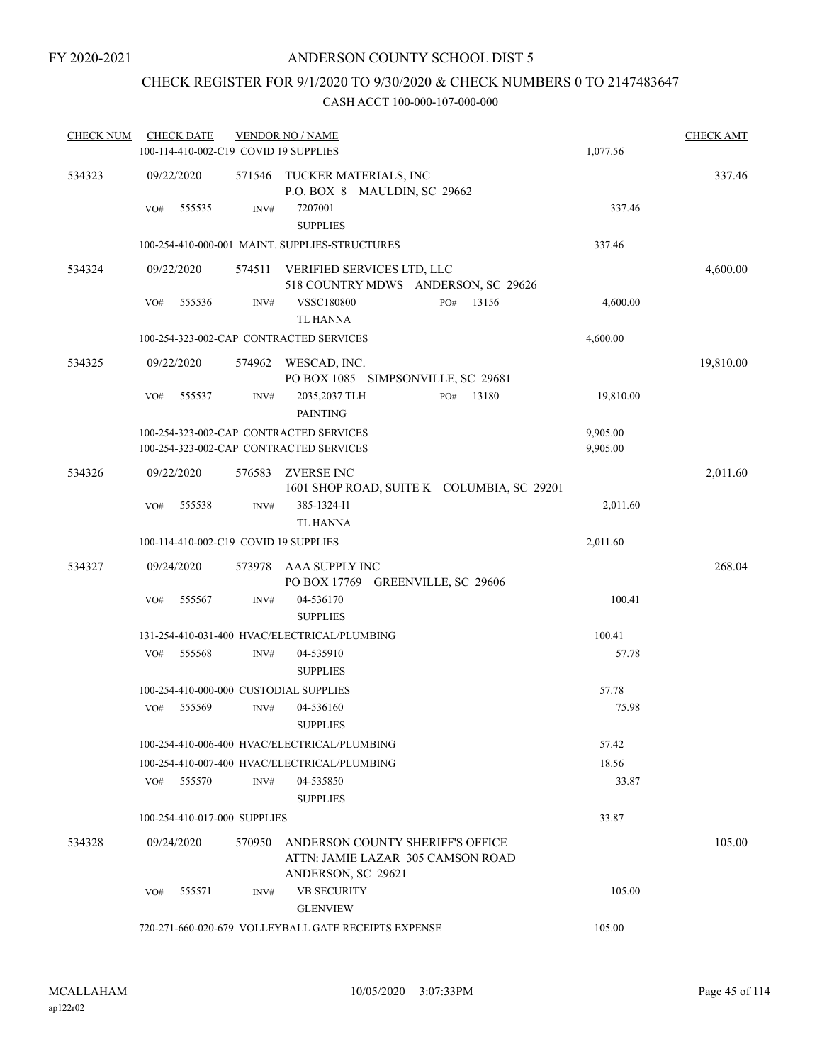FY 2020-2021

# ANDERSON COUNTY SCHOOL DIST 5

## CHECK REGISTER FOR 9/1/2020 TO 9/30/2020 & CHECK NUMBERS 0 TO 2147483647

### CASH ACCT 100-000-107-000-000

| CHECK NUM | CHECK DATE | VENDOR NO / NAME | | CHECK AMT |
|---|---|---|---|---|
| | 100-114-410-002-C19 COVID 19 SUPPLIES | | 1,077.56 | |
| 534323 | 09/22/2020 | 571546 TUCKER MATERIALS, INC<br>P.O. BOX 8 MAULDIN, SC 29662 | | 337.46 |
| | VO# 555535 | INV# 7207001<br>SUPPLIES | 337.46 | |
| | 100-254-410-000-001 MAINT. SUPPLIES-STRUCTURES | | 337.46 | |
| 534324 | 09/22/2020 | 574511 VERIFIED SERVICES LTD, LLC<br>518 COUNTRY MDWS ANDERSON, SC 29626 | | 4,600.00 |
| | VO# 555536 | INV# VSSC180800 PO# 13156<br>TL HANNA | 4,600.00 | |
| | 100-254-323-002-CAP CONTRACTED SERVICES | | 4,600.00 | |
| 534325 | 09/22/2020 | 574962 WESCAD, INC.<br>PO BOX 1085 SIMPSONVILLE, SC 29681 | | 19,810.00 |
| | VO# 555537 | INV# 2035,2037 TLH PO# 13180<br>PAINTING | 19,810.00 | |
| | 100-254-323-002-CAP CONTRACTED SERVICES | | 9,905.00 | |
| | 100-254-323-002-CAP CONTRACTED SERVICES | | 9,905.00 | |
| 534326 | 09/22/2020 | 576583 ZVERSE INC<br>1601 SHOP ROAD, SUITE K COLUMBIA, SC 29201 | | 2,011.60 |
| | VO# 555538 | INV# 385-1324-I1<br>TL HANNA | 2,011.60 | |
| | 100-114-410-002-C19 COVID 19 SUPPLIES | | 2,011.60 | |
| 534327 | 09/24/2020 | 573978 AAA SUPPLY INC<br>PO BOX 17769 GREENVILLE, SC 29606 | | 268.04 |
| | VO# 555567 | INV# 04-536170<br>SUPPLIES | 100.41 | |
| | 131-254-410-031-400 HVAC/ELECTRICAL/PLUMBING | | 100.41 | |
| | VO# 555568 | INV# 04-535910<br>SUPPLIES | 57.78 | |
| | 100-254-410-000-000 CUSTODIAL SUPPLIES | | 57.78 | |
| | VO# 555569 | INV# 04-536160<br>SUPPLIES | 75.98 | |
| | 100-254-410-006-400 HVAC/ELECTRICAL/PLUMBING | | 57.42 | |
| | 100-254-410-007-400 HVAC/ELECTRICAL/PLUMBING | | 18.56 | |
| | VO# 555570 | INV# 04-535850<br>SUPPLIES | 33.87 | |
| | 100-254-410-017-000 SUPPLIES | | 33.87 | |
| 534328 | 09/24/2020 | 570950 ANDERSON COUNTY SHERIFF'S OFFICE<br>ATTN: JAMIE LAZAR 305 CAMSON ROAD<br>ANDERSON, SC 29621 | | 105.00 |
| | VO# 555571 | INV# VB SECURITY<br>GLENVIEW | 105.00 | |
| | 720-271-660-020-679 VOLLEYBALL GATE RECEIPTS EXPENSE | | 105.00 | |

MCALLAHAM
ap122r02
10/05/2020 3:07:33PM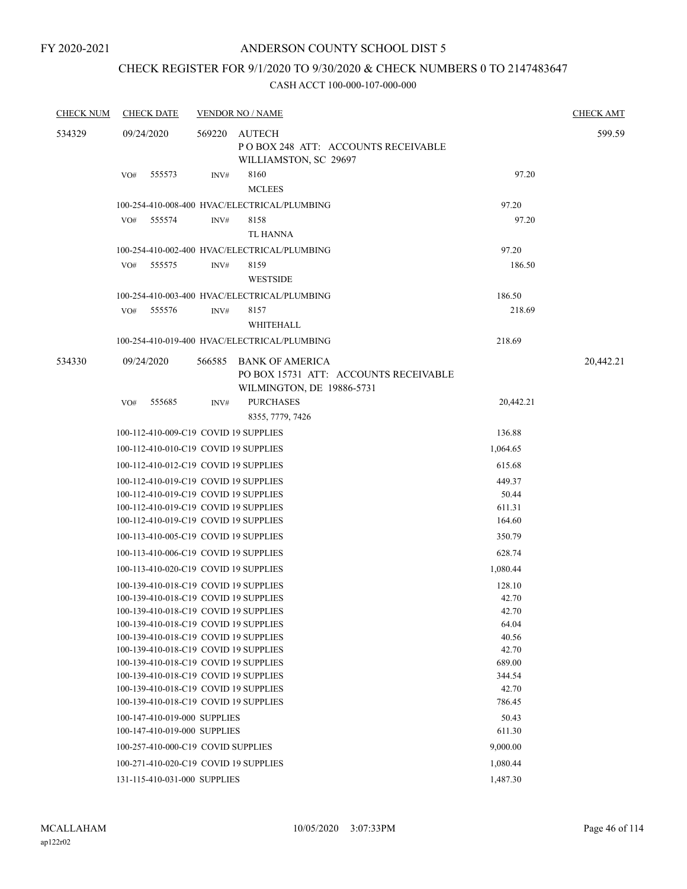FY 2020-2021

# ANDERSON COUNTY SCHOOL DIST 5

## CHECK REGISTER FOR 9/1/2020 TO 9/30/2020 & CHECK NUMBERS 0 TO 2147483647

### CASH ACCT 100-000-107-000-000

| CHECK NUM | CHECK DATE | VENDOR NO / NAME | | CHECK AMT |
|---|---|---|---|---|
| 534329 | 09/24/2020 | 569220 AUTECH<br>P O BOX 248 ATT: ACCOUNTS RECEIVABLE<br>WILLIAMSTON, SC 29697 | | 599.59 |
| | VO# 555573 | INV# 8160<br>MCLEES | 97.20 | |
| | | 100-254-410-008-400 HVAC/ELECTRICAL/PLUMBING | 97.20 | |
| | VO# 555574 | INV# 8158<br>TL HANNA | 97.20 | |
| | | 100-254-410-002-400 HVAC/ELECTRICAL/PLUMBING | 97.20 | |
| | VO# 555575 | INV# 8159<br>WESTSIDE | 186.50 | |
| | | 100-254-410-003-400 HVAC/ELECTRICAL/PLUMBING | 186.50 | |
| | VO# 555576 | INV# 8157<br>WHITEHALL | 218.69 | |
| | | 100-254-410-019-400 HVAC/ELECTRICAL/PLUMBING | 218.69 | |
| 534330 | 09/24/2020 | 566585 BANK OF AMERICA<br>PO BOX 15731 ATT: ACCOUNTS RECEIVABLE<br>WILMINGTON, DE 19886-5731 | | 20,442.21 |
| | VO# 555685 | INV# PURCHASES<br>8355, 7779, 7426 | 20,442.21 | |
| | | 100-112-410-009-C19 COVID 19 SUPPLIES | 136.88 | |
| | | 100-112-410-010-C19 COVID 19 SUPPLIES | 1,064.65 | |
| | | 100-112-410-012-C19 COVID 19 SUPPLIES | 615.68 | |
| | | 100-112-410-019-C19 COVID 19 SUPPLIES | 449.37 | |
| | | 100-112-410-019-C19 COVID 19 SUPPLIES | 50.44 | |
| | | 100-112-410-019-C19 COVID 19 SUPPLIES | 611.31 | |
| | | 100-112-410-019-C19 COVID 19 SUPPLIES | 164.60 | |
| | | 100-113-410-005-C19 COVID 19 SUPPLIES | 350.79 | |
| | | 100-113-410-006-C19 COVID 19 SUPPLIES | 628.74 | |
| | | 100-113-410-020-C19 COVID 19 SUPPLIES | 1,080.44 | |
| | | 100-139-410-018-C19 COVID 19 SUPPLIES | 128.10 | |
| | | 100-139-410-018-C19 COVID 19 SUPPLIES | 42.70 | |
| | | 100-139-410-018-C19 COVID 19 SUPPLIES | 42.70 | |
| | | 100-139-410-018-C19 COVID 19 SUPPLIES | 64.04 | |
| | | 100-139-410-018-C19 COVID 19 SUPPLIES | 40.56 | |
| | | 100-139-410-018-C19 COVID 19 SUPPLIES | 42.70 | |
| | | 100-139-410-018-C19 COVID 19 SUPPLIES | 689.00 | |
| | | 100-139-410-018-C19 COVID 19 SUPPLIES | 344.54 | |
| | | 100-139-410-018-C19 COVID 19 SUPPLIES | 42.70 | |
| | | 100-139-410-018-C19 COVID 19 SUPPLIES | 786.45 | |
| | | 100-147-410-019-000 SUPPLIES | 50.43 | |
| | | 100-147-410-019-000 SUPPLIES | 611.30 | |
| | | 100-257-410-000-C19 COVID SUPPLIES | 9,000.00 | |
| | | 100-271-410-020-C19 COVID 19 SUPPLIES | 1,080.44 | |
| | | 131-115-410-031-000 SUPPLIES | 1,487.30 | |

MCALLAHAM
ap122r02

10/05/2020 3:07:33PM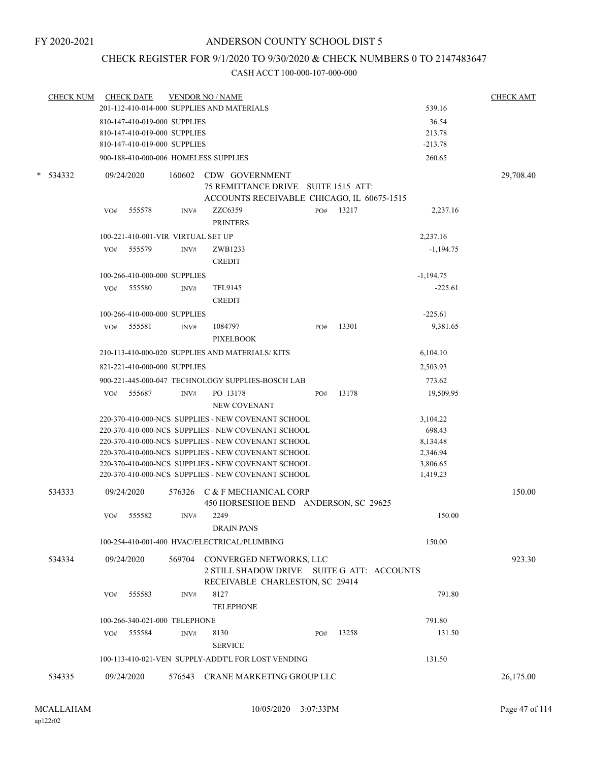FY 2020-2021

ANDERSON COUNTY SCHOOL DIST 5

CHECK REGISTER FOR 9/1/2020 TO 9/30/2020 & CHECK NUMBERS 0 TO 2147483647

CASH ACCT 100-000-107-000-000

| CHECK NUM | CHECK DATE | VENDOR NO / NAME | | CHECK AMT |
|---|---|---|---|---|
| | 201-112-410-014-000 SUPPLIES AND MATERIALS | | 539.16 | |
| | 810-147-410-019-000 SUPPLIES | | 36.54 | |
| | 810-147-410-019-000 SUPPLIES | | 213.78 | |
| | 810-147-410-019-000 SUPPLIES | | -213.78 | |
| | 900-188-410-000-006 HOMELESS SUPPLIES | | 260.65 | |
| * 534332 | 09/24/2020 | 160602 CDW GOVERNMENT<br>75 REMITTANCE DRIVE SUITE 1515 ATT:<br>ACCOUNTS RECEIVABLE CHICAGO, IL 60675-1515 | | 29,708.40 |
| | VO# 555578 | INV# ZZC6359 PO# 13217<br>PRINTERS | 2,237.16 | |
| | 100-221-410-001-VIR VIRTUAL SET UP | | 2,237.16 | |
| | VO# 555579 | INV# ZWB1233<br>CREDIT | -1,194.75 | |
| | 100-266-410-000-000 SUPPLIES | | -1,194.75 | |
| | VO# 555580 | INV# TFL9145<br>CREDIT | -225.61 | |
| | 100-266-410-000-000 SUPPLIES | | -225.61 | |
| | VO# 555581 | INV# 1084797 PO# 13301<br>PIXELBOOK | 9,381.65 | |
| | 210-113-410-000-020 SUPPLIES AND MATERIALS/ KITS | | 6,104.10 | |
| | 821-221-410-000-000 SUPPLIES | | 2,503.93 | |
| | 900-221-445-000-047 TECHNOLOGY SUPPLIES-BOSCH LAB | | 773.62 | |
| | VO# 555687 | INV# PO 13178 PO# 13178<br>NEW COVENANT | 19,509.95 | |
| | 220-370-410-000-NCS SUPPLIES - NEW COVENANT SCHOOL | | 3,104.22 | |
| | 220-370-410-000-NCS SUPPLIES - NEW COVENANT SCHOOL | | 698.43 | |
| | 220-370-410-000-NCS SUPPLIES - NEW COVENANT SCHOOL | | 8,134.48 | |
| | 220-370-410-000-NCS SUPPLIES - NEW COVENANT SCHOOL | | 2,346.94 | |
| | 220-370-410-000-NCS SUPPLIES - NEW COVENANT SCHOOL | | 3,806.65 | |
| | 220-370-410-000-NCS SUPPLIES - NEW COVENANT SCHOOL | | 1,419.23 | |
| 534333 | 09/24/2020 | 576326 C & F MECHANICAL CORP<br>450 HORSESHOE BEND ANDERSON, SC 29625 | | 150.00 |
| | VO# 555582 | INV# 2249<br>DRAIN PANS | 150.00 | |
| | 100-254-410-001-400 HVAC/ELECTRICAL/PLUMBING | | 150.00 | |
| 534334 | 09/24/2020 | 569704 CONVERGED NETWORKS, LLC<br>2 STILL SHADOW DRIVE SUITE G ATT: ACCOUNTS<br>RECEIVABLE CHARLESTON, SC 29414 | | 923.30 |
| | VO# 555583 | INV# 8127<br>TELEPHONE | 791.80 | |
| | 100-266-340-021-000 TELEPHONE | | 791.80 | |
| | VO# 555584 | INV# 8130 PO# 13258<br>SERVICE | 131.50 | |
| | 100-113-410-021-VEN SUPPLY-ADDT'L FOR LOST VENDING | | 131.50 | |
| 534335 | 09/24/2020 | 576543 CRANE MARKETING GROUP LLC | | 26,175.00 |

MCALLAHAM
ap122r02

10/05/2020 3:07:33PM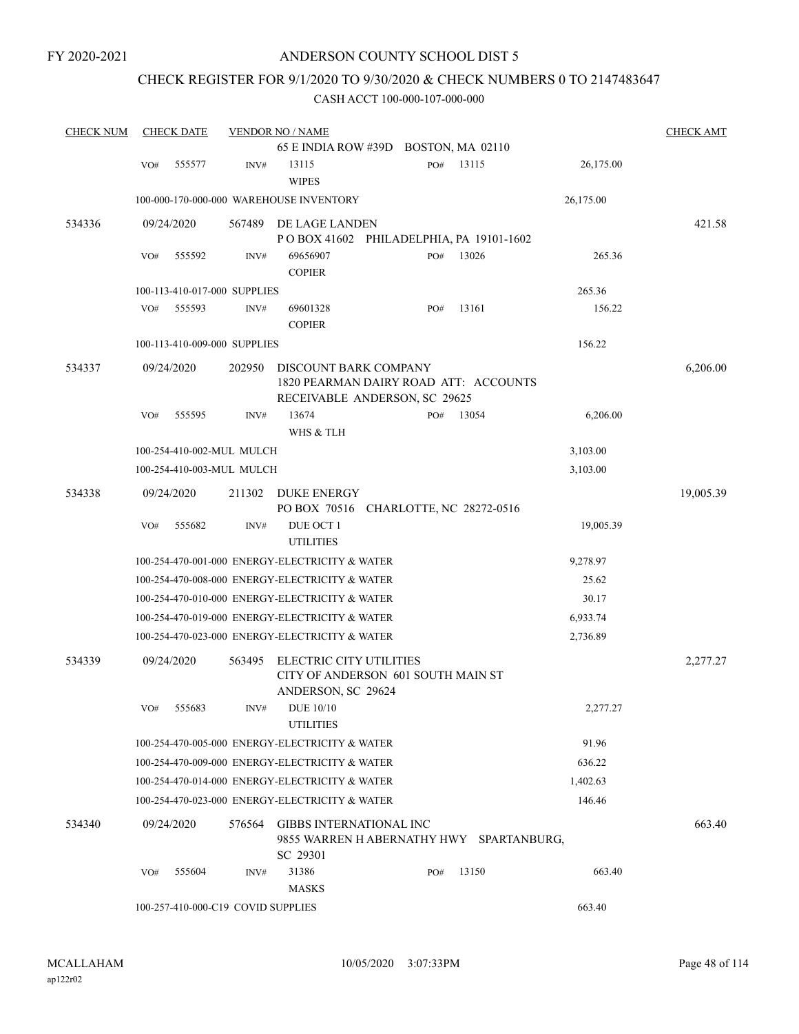FY 2020-2021

# ANDERSON COUNTY SCHOOL DIST 5

## CHECK REGISTER FOR 9/1/2020 TO 9/30/2020 & CHECK NUMBERS 0 TO 2147483647

CASH ACCT 100-000-107-000-000

| CHECK NUM | CHECK DATE | VENDOR NO / NAME | | | CHECK AMT |
|---|---|---|---|---|---|
| | | 65 E INDIA ROW #39D BOSTON, MA 02110 | | | |
| | VO# 555577 | INV# 13115 WIPES | PO# 13115 | 26,175.00 | |
| | 100-000-170-000-000 WAREHOUSE INVENTORY | | | 26,175.00 | |
| 534336 | 09/24/2020 | 567489 DE LAGE LANDEN P O BOX 41602 PHILADELPHIA, PA 19101-1602 | | | 421.58 |
| | VO# 555592 | INV# 69656907 COPIER | PO# 13026 | 265.36 | |
| | 100-113-410-017-000 SUPPLIES | | | 265.36 | |
| | VO# 555593 | INV# 69601328 COPIER | PO# 13161 | 156.22 | |
| | 100-113-410-009-000 SUPPLIES | | | 156.22 | |
| 534337 | 09/24/2020 | 202950 DISCOUNT BARK COMPANY 1820 PEARMAN DAIRY ROAD ATT: ACCOUNTS RECEIVABLE ANDERSON, SC 29625 | | | 6,206.00 |
| | VO# 555595 | INV# 13674 WHS & TLH | PO# 13054 | 6,206.00 | |
| | 100-254-410-002-MUL MULCH | | | 3,103.00 | |
| | 100-254-410-003-MUL MULCH | | | 3,103.00 | |
| 534338 | 09/24/2020 | 211302 DUKE ENERGY PO BOX 70516 CHARLOTTE, NC 28272-0516 | | | 19,005.39 |
| | VO# 555682 | INV# DUE OCT 1 UTILITIES | | 19,005.39 | |
| | 100-254-470-001-000 ENERGY-ELECTRICITY & WATER | | | 9,278.97 | |
| | 100-254-470-008-000 ENERGY-ELECTRICITY & WATER | | | 25.62 | |
| | 100-254-470-010-000 ENERGY-ELECTRICITY & WATER | | | 30.17 | |
| | 100-254-470-019-000 ENERGY-ELECTRICITY & WATER | | | 6,933.74 | |
| | 100-254-470-023-000 ENERGY-ELECTRICITY & WATER | | | 2,736.89 | |
| 534339 | 09/24/2020 | 563495 ELECTRIC CITY UTILITIES CITY OF ANDERSON 601 SOUTH MAIN ST ANDERSON, SC 29624 | | | 2,277.27 |
| | VO# 555683 | INV# DUE 10/10 UTILITIES | | 2,277.27 | |
| | 100-254-470-005-000 ENERGY-ELECTRICITY & WATER | | | 91.96 | |
| | 100-254-470-009-000 ENERGY-ELECTRICITY & WATER | | | 636.22 | |
| | 100-254-470-014-000 ENERGY-ELECTRICITY & WATER | | | 1,402.63 | |
| | 100-254-470-023-000 ENERGY-ELECTRICITY & WATER | | | 146.46 | |
| 534340 | 09/24/2020 | 576564 GIBBS INTERNATIONAL INC 9855 WARREN H ABERNATHY HWY SPARTANBURG, SC 29301 | | | 663.40 |
| | VO# 555604 | INV# 31386 MASKS | PO# 13150 | 663.40 | |
| | 100-257-410-000-C19 COVID SUPPLIES | | | 663.40 | |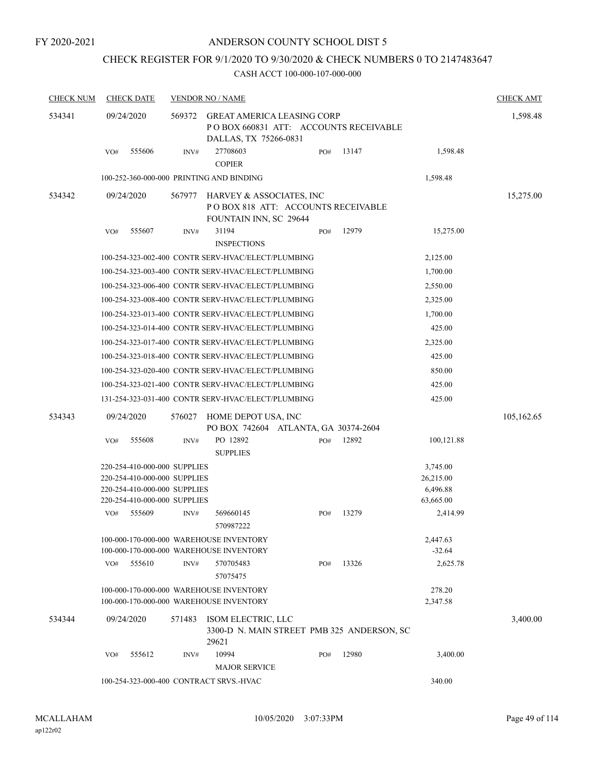FY 2020-2021

# ANDERSON COUNTY SCHOOL DIST 5

## CHECK REGISTER FOR 9/1/2020 TO 9/30/2020 & CHECK NUMBERS 0 TO 2147483647

### CASH ACCT 100-000-107-000-000

| CHECK NUM | CHECK DATE | VENDOR NO / NAME | | | CHECK AMT |
|---|---|---|---|---|---|
| 534341 | 09/24/2020 | 569372 GREAT AMERICA LEASING CORP<br>P O BOX 660831 ATT: ACCOUNTS RECEIVABLE<br>DALLAS, TX 75266-0831 | | | 1,598.48 |
| | VO# 555606 | INV# 27708603<br>COPIER | PO# 13147 | 1,598.48 | |
| | 100-252-360-000-000 PRINTING AND BINDING | | | 1,598.48 | |
| 534342 | 09/24/2020 | 567977 HARVEY & ASSOCIATES, INC<br>P O BOX 818 ATT: ACCOUNTS RECEIVABLE<br>FOUNTAIN INN, SC 29644 | | | 15,275.00 |
| | VO# 555607 | INV# 31194<br>INSPECTIONS | PO# 12979 | 15,275.00 | |
| | 100-254-323-002-400 CONTR SERV-HVAC/ELECT/PLUMBING | | | 2,125.00 | |
| | 100-254-323-003-400 CONTR SERV-HVAC/ELECT/PLUMBING | | | 1,700.00 | |
| | 100-254-323-006-400 CONTR SERV-HVAC/ELECT/PLUMBING | | | 2,550.00 | |
| | 100-254-323-008-400 CONTR SERV-HVAC/ELECT/PLUMBING | | | 2,325.00 | |
| | 100-254-323-013-400 CONTR SERV-HVAC/ELECT/PLUMBING | | | 1,700.00 | |
| | 100-254-323-014-400 CONTR SERV-HVAC/ELECT/PLUMBING | | | 425.00 | |
| | 100-254-323-017-400 CONTR SERV-HVAC/ELECT/PLUMBING | | | 2,325.00 | |
| | 100-254-323-018-400 CONTR SERV-HVAC/ELECT/PLUMBING | | | 425.00 | |
| | 100-254-323-020-400 CONTR SERV-HVAC/ELECT/PLUMBING | | | 850.00 | |
| | 100-254-323-021-400 CONTR SERV-HVAC/ELECT/PLUMBING | | | 425.00 | |
| | 131-254-323-031-400 CONTR SERV-HVAC/ELECT/PLUMBING | | | 425.00 | |
| 534343 | 09/24/2020 | 576027 HOME DEPOT USA, INC<br>PO BOX 742604 ATLANTA, GA 30374-2604 | | | 105,162.65 |
| | VO# 555608 | INV# PO 12892<br>SUPPLIES | PO# 12892 | 100,121.88 | |
| | 220-254-410-000-000 SUPPLIES | | | 3,745.00 | |
| | 220-254-410-000-000 SUPPLIES | | | 26,215.00 | |
| | 220-254-410-000-000 SUPPLIES | | | 6,496.88 | |
| | 220-254-410-000-000 SUPPLIES | | | 63,665.00 | |
| | VO# 555609 | INV# 569660145<br>570987222 | PO# 13279 | 2,414.99 | |
| | 100-000-170-000-000 WAREHOUSE INVENTORY | | | 2,447.63 | |
| | 100-000-170-000-000 WAREHOUSE INVENTORY | | | -32.64 | |
| | VO# 555610 | INV# 570705483<br>57075475 | PO# 13326 | 2,625.78 | |
| | 100-000-170-000-000 WAREHOUSE INVENTORY | | | 278.20 | |
| | 100-000-170-000-000 WAREHOUSE INVENTORY | | | 2,347.58 | |
| 534344 | 09/24/2020 | 571483 ISOM ELECTRIC, LLC<br>3300-D N. MAIN STREET PMB 325 ANDERSON, SC 29621 | | | 3,400.00 |
| | VO# 555612 | INV# 10994<br>MAJOR SERVICE | PO# 12980 | 3,400.00 | |
| | 100-254-323-000-400 CONTRACT SRVS.-HVAC | | | 340.00 | |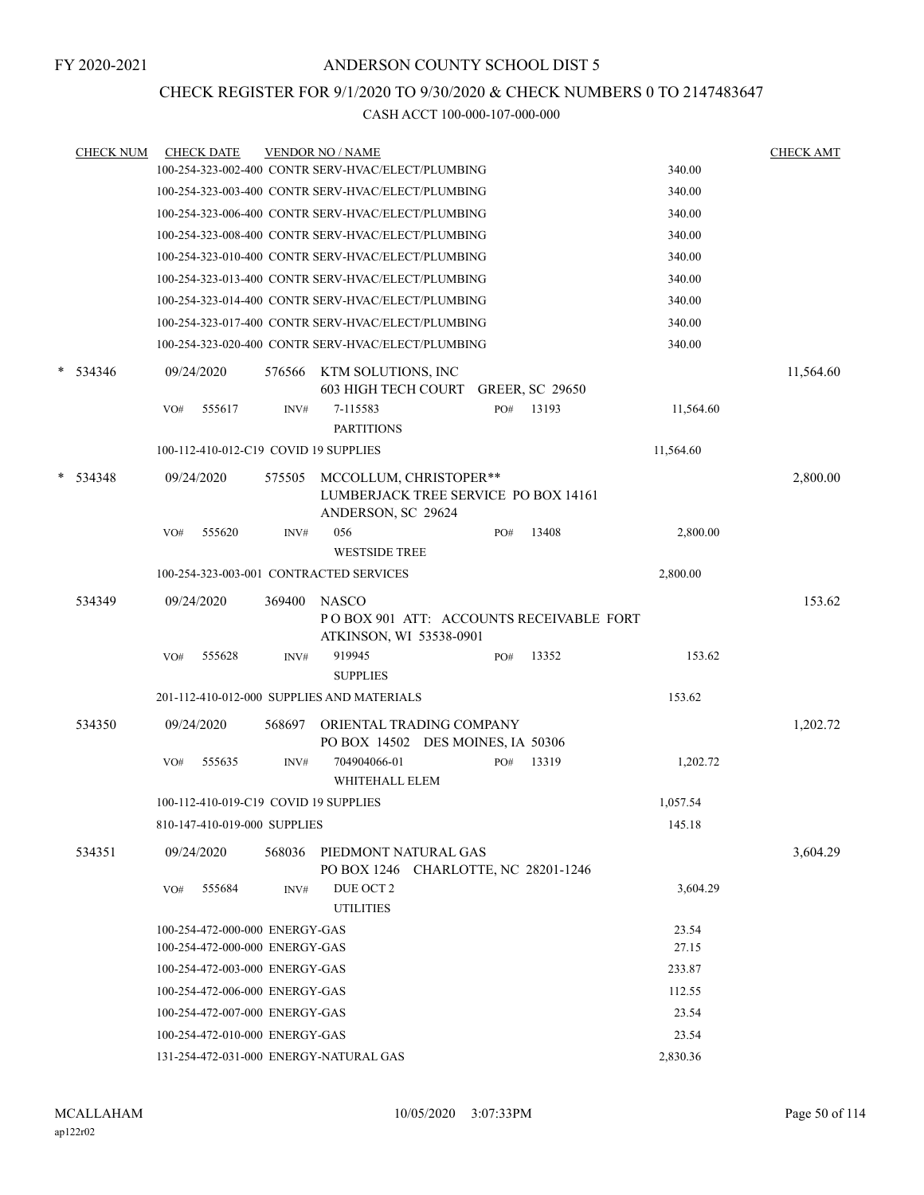FY 2020-2021

# ANDERSON COUNTY SCHOOL DIST 5

## CHECK REGISTER FOR 9/1/2020 TO 9/30/2020 & CHECK NUMBERS 0 TO 2147483647

### CASH ACCT 100-000-107-000-000

| CHECK NUM | CHECK DATE | VENDOR NO / NAME | | CHECK AMT |
|---|---|---|---|---|
| | | 100-254-323-002-400 CONTR SERV-HVAC/ELECT/PLUMBING | 340.00 | |
| | | 100-254-323-003-400 CONTR SERV-HVAC/ELECT/PLUMBING | 340.00 | |
| | | 100-254-323-006-400 CONTR SERV-HVAC/ELECT/PLUMBING | 340.00 | |
| | | 100-254-323-008-400 CONTR SERV-HVAC/ELECT/PLUMBING | 340.00 | |
| | | 100-254-323-010-400 CONTR SERV-HVAC/ELECT/PLUMBING | 340.00 | |
| | | 100-254-323-013-400 CONTR SERV-HVAC/ELECT/PLUMBING | 340.00 | |
| | | 100-254-323-014-400 CONTR SERV-HVAC/ELECT/PLUMBING | 340.00 | |
| | | 100-254-323-017-400 CONTR SERV-HVAC/ELECT/PLUMBING | 340.00 | |
| | | 100-254-323-020-400 CONTR SERV-HVAC/ELECT/PLUMBING | 340.00 | |
| * 534346 | 09/24/2020 | 576566 KTM SOLUTIONS, INC<br>603 HIGH TECH COURT GREER, SC 29650 | | 11,564.60 |
| | VO# 555617 | INV# 7-115583 PO# 13193<br>PARTITIONS | 11,564.60 | |
| | | 100-112-410-012-C19 COVID 19 SUPPLIES | 11,564.60 | |
| * 534348 | 09/24/2020 | 575505 MCCOLLUM, CHRISTOPER**<br>LUMBERJACK TREE SERVICE PO BOX 14161<br>ANDERSON, SC 29624 | | 2,800.00 |
| | VO# 555620 | INV# 056 PO# 13408<br>WESTSIDE TREE | 2,800.00 | |
| | | 100-254-323-003-001 CONTRACTED SERVICES | 2,800.00 | |
| 534349 | 09/24/2020 | 369400 NASCO<br>P O BOX 901 ATT: ACCOUNTS RECEIVABLE FORT ATKINSON, WI 53538-0901 | | 153.62 |
| | VO# 555628 | INV# 919945 PO# 13352<br>SUPPLIES | 153.62 | |
| | | 201-112-410-012-000 SUPPLIES AND MATERIALS | 153.62 | |
| 534350 | 09/24/2020 | 568697 ORIENTAL TRADING COMPANY<br>PO BOX 14502 DES MOINES, IA 50306 | | 1,202.72 |
| | VO# 555635 | INV# 704904066-01 PO# 13319<br>WHITEHALL ELEM | 1,202.72 | |
| | | 100-112-410-019-C19 COVID 19 SUPPLIES | 1,057.54 | |
| | | 810-147-410-019-000 SUPPLIES | 145.18 | |
| 534351 | 09/24/2020 | 568036 PIEDMONT NATURAL GAS<br>PO BOX 1246 CHARLOTTE, NC 28201-1246 | | 3,604.29 |
| | VO# 555684 | INV# DUE OCT 2<br>UTILITIES | 3,604.29 | |
| | | 100-254-472-000-000 ENERGY-GAS | 23.54 | |
| | | 100-254-472-000-000 ENERGY-GAS | 27.15 | |
| | | 100-254-472-003-000 ENERGY-GAS | 233.87 | |
| | | 100-254-472-006-000 ENERGY-GAS | 112.55 | |
| | | 100-254-472-007-000 ENERGY-GAS | 23.54 | |
| | | 100-254-472-010-000 ENERGY-GAS | 23.54 | |
| | | 131-254-472-031-000 ENERGY-NATURAL GAS | 2,830.36 | |

MCALLAHAM
ap122r02

10/05/2020 3:07:33PM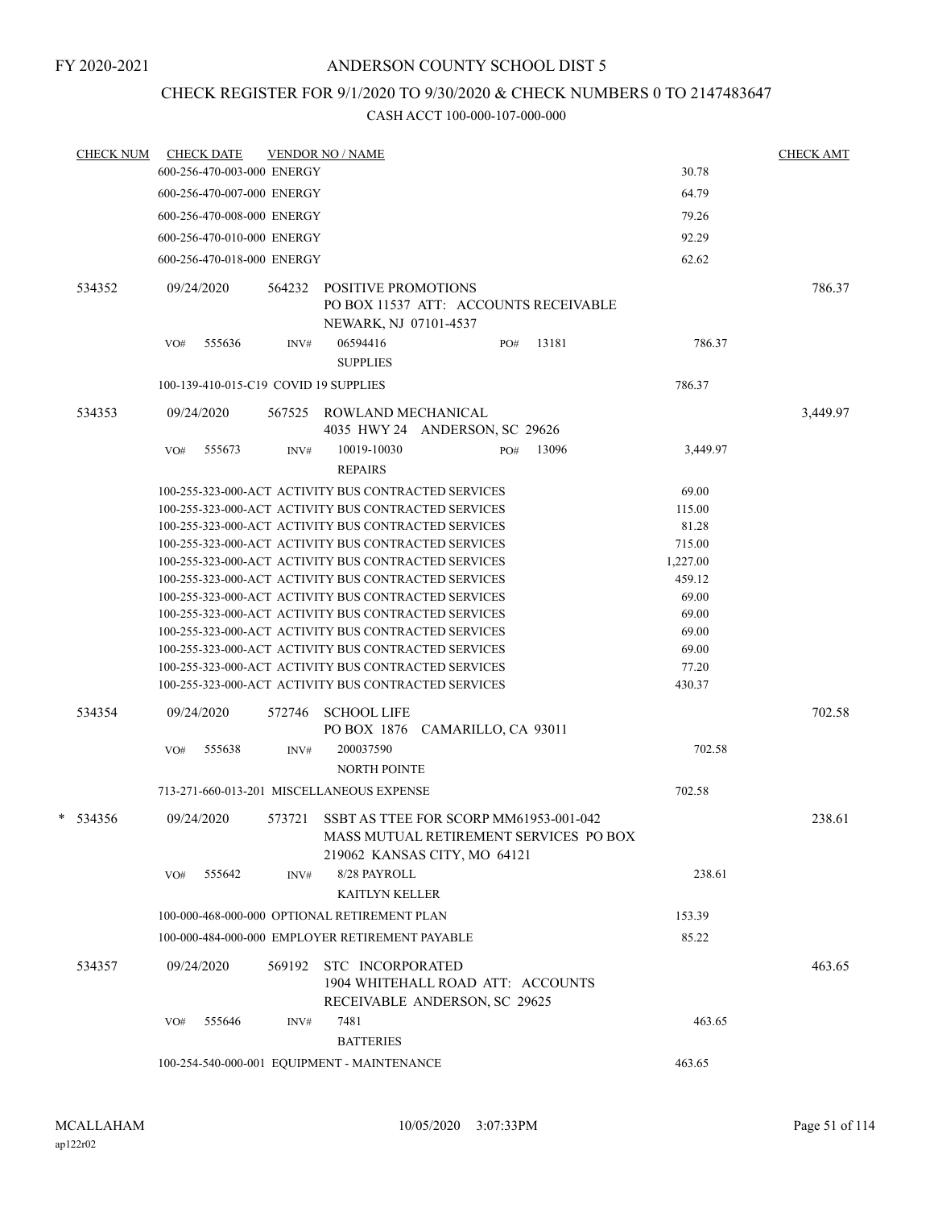FY 2020-2021

# ANDERSON COUNTY SCHOOL DIST 5

## CHECK REGISTER FOR 9/1/2020 TO 9/30/2020 & CHECK NUMBERS 0 TO 2147483647

CASH ACCT 100-000-107-000-000

| CHECK NUM | CHECK DATE | VENDOR NO / NAME | | CHECK AMT |
|---|---|---|---|---|
| | 600-256-470-003-000 ENERGY | | 30.78 | |
| | 600-256-470-007-000 ENERGY | | 64.79 | |
| | 600-256-470-008-000 ENERGY | | 79.26 | |
| | 600-256-470-010-000 ENERGY | | 92.29 | |
| | 600-256-470-018-000 ENERGY | | 62.62 | |
| 534352 | 09/24/2020 | 564232 POSITIVE PROMOTIONS PO BOX 11537 ATT: ACCOUNTS RECEIVABLE NEWARK, NJ 07101-4537 | | 786.37 |
| | VO# 555636 | INV# 06594416 SUPPLIES PO# 13181 | 786.37 | |
| | 100-139-410-015-C19 COVID 19 SUPPLIES | | 786.37 | |
| 534353 | 09/24/2020 | 567525 ROWLAND MECHANICAL 4035 HWY 24 ANDERSON, SC 29626 | | 3,449.97 |
| | VO# 555673 | INV# 10019-10030 REPAIRS PO# 13096 | 3,449.97 | |
| | 100-255-323-000-ACT ACTIVITY BUS CONTRACTED SERVICES | | 69.00 | |
| | 100-255-323-000-ACT ACTIVITY BUS CONTRACTED SERVICES | | 115.00 | |
| | 100-255-323-000-ACT ACTIVITY BUS CONTRACTED SERVICES | | 81.28 | |
| | 100-255-323-000-ACT ACTIVITY BUS CONTRACTED SERVICES | | 715.00 | |
| | 100-255-323-000-ACT ACTIVITY BUS CONTRACTED SERVICES | | 1,227.00 | |
| | 100-255-323-000-ACT ACTIVITY BUS CONTRACTED SERVICES | | 459.12 | |
| | 100-255-323-000-ACT ACTIVITY BUS CONTRACTED SERVICES | | 69.00 | |
| | 100-255-323-000-ACT ACTIVITY BUS CONTRACTED SERVICES | | 69.00 | |
| | 100-255-323-000-ACT ACTIVITY BUS CONTRACTED SERVICES | | 69.00 | |
| | 100-255-323-000-ACT ACTIVITY BUS CONTRACTED SERVICES | | 69.00 | |
| | 100-255-323-000-ACT ACTIVITY BUS CONTRACTED SERVICES | | 77.20 | |
| | 100-255-323-000-ACT ACTIVITY BUS CONTRACTED SERVICES | | 430.37 | |
| 534354 | 09/24/2020 | 572746 SCHOOL LIFE PO BOX 1876 CAMARILLO, CA 93011 | | 702.58 |
| | VO# 555638 | INV# 200037590 NORTH POINTE | 702.58 | |
| | 713-271-660-013-201 MISCELLANEOUS EXPENSE | | 702.58 | |
| * 534356 | 09/24/2020 | 573721 SSBT AS TTEE FOR SCORP MM61953-001-042 MASS MUTUAL RETIREMENT SERVICES PO BOX 219062 KANSAS CITY, MO 64121 | | 238.61 |
| | VO# 555642 | INV# 8/28 PAYROLL KAITLYN KELLER | 238.61 | |
| | 100-000-468-000-000 OPTIONAL RETIREMENT PLAN | | 153.39 | |
| | 100-000-484-000-000 EMPLOYER RETIREMENT PAYABLE | | 85.22 | |
| 534357 | 09/24/2020 | 569192 STC INCORPORATED 1904 WHITEHALL ROAD ATT: ACCOUNTS RECEIVABLE ANDERSON, SC 29625 | | 463.65 |
| | VO# 555646 | INV# 7481 BATTERIES | 463.65 | |
| | 100-254-540-000-001 EQUIPMENT - MAINTENANCE | | 463.65 | |

MCALLAHAM
ap122r02

10/05/2020 3:07:33PM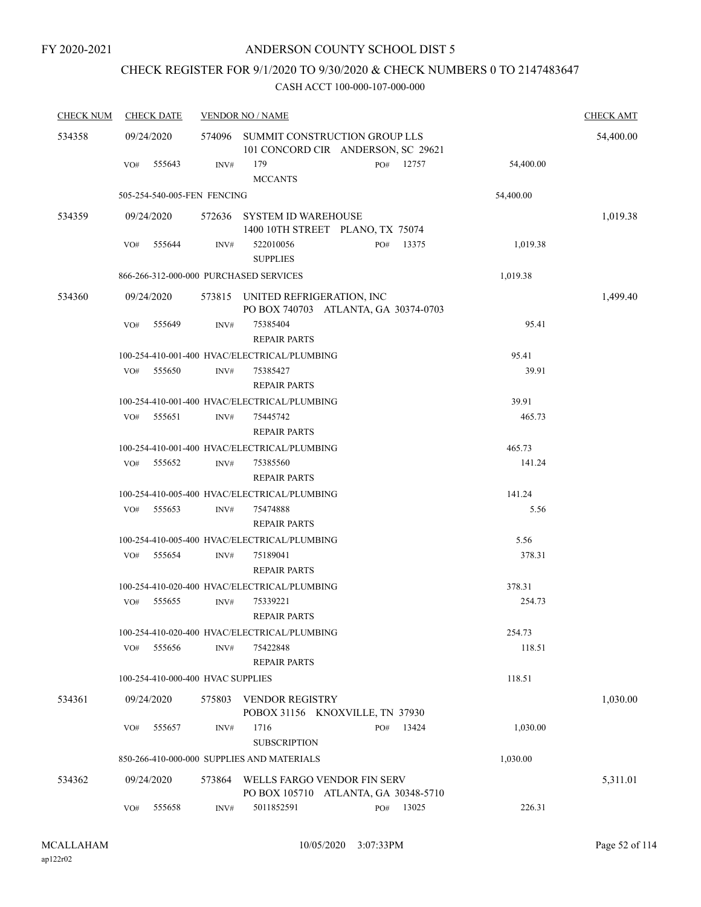FY 2020-2021

# ANDERSON COUNTY SCHOOL DIST 5

## CHECK REGISTER FOR 9/1/2020 TO 9/30/2020 & CHECK NUMBERS 0 TO 2147483647

### CASH ACCT 100-000-107-000-000

| CHECK NUM | CHECK DATE | VENDOR NO / NAME | | | CHECK AMT |
|---|---|---|---|---|---|
| 534358 | 09/24/2020 | 574096 SUMMIT CONSTRUCTION GROUP LLS<br>101 CONCORD CIR ANDERSON, SC 29621 | | | 54,400.00 |
| | VO# 555643 | INV# 179<br>MCCANTS | PO# 12757 | 54,400.00 | |
| | 505-254-540-005-FEN FENCING | | | 54,400.00 | |
| 534359 | 09/24/2020 | 572636 SYSTEM ID WAREHOUSE<br>1400 10TH STREET PLANO, TX 75074 | | | 1,019.38 |
| | VO# 555644 | INV# 522010056<br>SUPPLIES | PO# 13375 | 1,019.38 | |
| | 866-266-312-000-000 PURCHASED SERVICES | | | 1,019.38 | |
| 534360 | 09/24/2020 | 573815 UNITED REFRIGERATION, INC<br>PO BOX 740703 ATLANTA, GA 30374-0703 | | | 1,499.40 |
| | VO# 555649 | INV# 75385404<br>REPAIR PARTS | | 95.41 | |
| | 100-254-410-001-400 HVAC/ELECTRICAL/PLUMBING | | | 95.41 | |
| | VO# 555650 | INV# 75385427<br>REPAIR PARTS | | 39.91 | |
| | 100-254-410-001-400 HVAC/ELECTRICAL/PLUMBING | | | 39.91 | |
| | VO# 555651 | INV# 75445742<br>REPAIR PARTS | | 465.73 | |
| | 100-254-410-001-400 HVAC/ELECTRICAL/PLUMBING | | | 465.73 | |
| | VO# 555652 | INV# 75385560<br>REPAIR PARTS | | 141.24 | |
| | 100-254-410-005-400 HVAC/ELECTRICAL/PLUMBING | | | 141.24 | |
| | VO# 555653 | INV# 75474888<br>REPAIR PARTS | | 5.56 | |
| | 100-254-410-005-400 HVAC/ELECTRICAL/PLUMBING | | | 5.56 | |
| | VO# 555654 | INV# 75189041<br>REPAIR PARTS | | 378.31 | |
| | 100-254-410-020-400 HVAC/ELECTRICAL/PLUMBING | | | 378.31 | |
| | VO# 555655 | INV# 75339221<br>REPAIR PARTS | | 254.73 | |
| | 100-254-410-020-400 HVAC/ELECTRICAL/PLUMBING | | | 254.73 | |
| | VO# 555656 | INV# 75422848<br>REPAIR PARTS | | 118.51 | |
| | 100-254-410-000-400 HVAC SUPPLIES | | | 118.51 | |
| 534361 | 09/24/2020 | 575803 VENDOR REGISTRY<br>POBOX 31156 KNOXVILLE, TN 37930 | | | 1,030.00 |
| | VO# 555657 | INV# 1716<br>SUBSCRIPTION | PO# 13424 | 1,030.00 | |
| | 850-266-410-000-000 SUPPLIES AND MATERIALS | | | 1,030.00 | |
| 534362 | 09/24/2020 | 573864 WELLS FARGO VENDOR FIN SERV<br>PO BOX 105710 ATLANTA, GA 30348-5710 | | | 5,311.01 |
| | VO# 555658 | INV# 5011852591 | PO# 13025 | 226.31 | |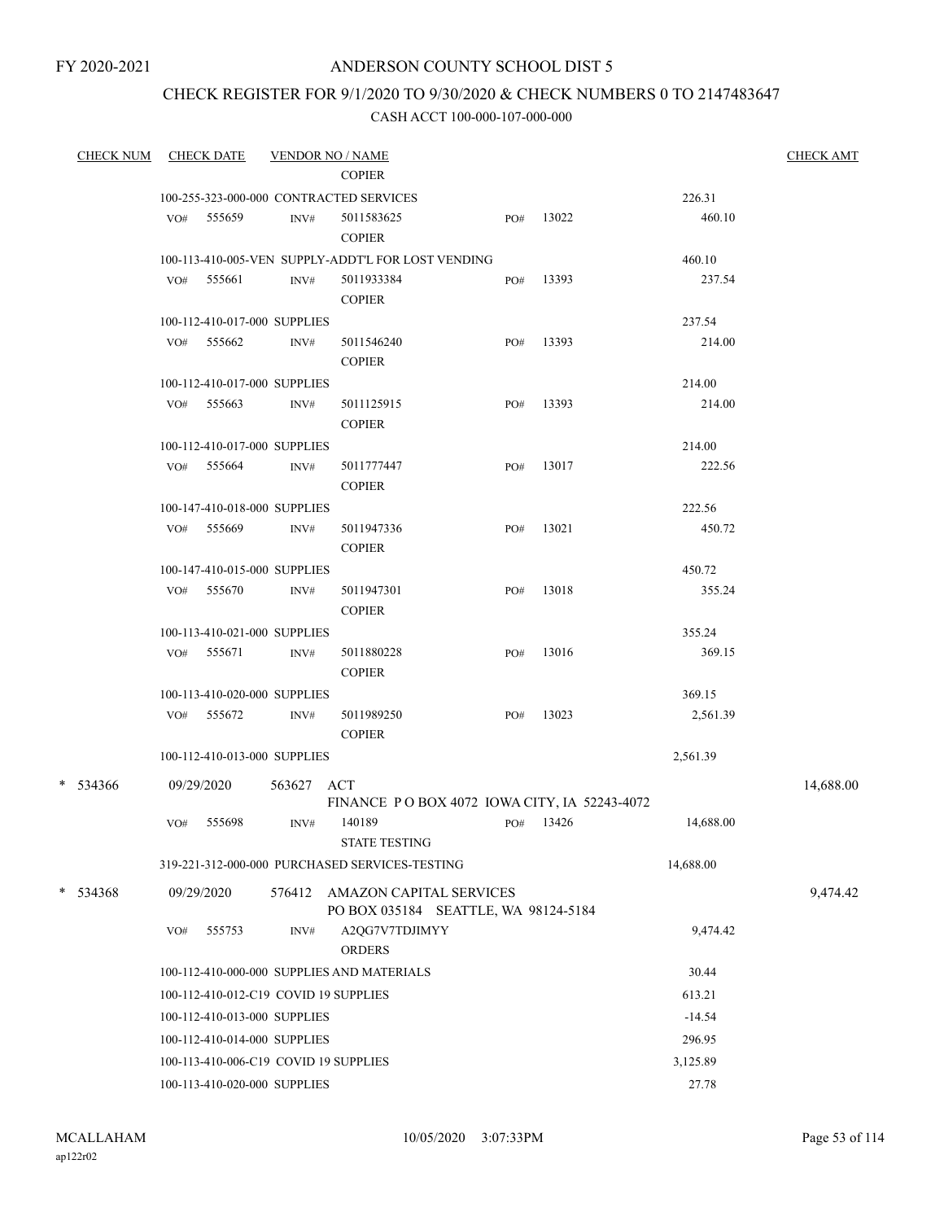FY 2020-2021

# ANDERSON COUNTY SCHOOL DIST 5

## CHECK REGISTER FOR 9/1/2020 TO 9/30/2020 & CHECK NUMBERS 0 TO 2147483647

### CASH ACCT 100-000-107-000-000

| CHECK NUM | CHECK DATE | VENDOR NO / NAME | | | CHECK AMT |
|---|---|---|---|---|---|
| | | COPIER | | | |
| | 100-255-323-000-000 CONTRACTED SERVICES | | | 226.31 | |
| | VO# 555659 | INV# 5011583625 COPIER | PO# 13022 | 460.10 | |
| | 100-113-410-005-VEN SUPPLY-ADDT'L FOR LOST VENDING | | | 460.10 | |
| | VO# 555661 | INV# 5011933384 COPIER | PO# 13393 | 237.54 | |
| | 100-112-410-017-000 SUPPLIES | | | 237.54 | |
| | VO# 555662 | INV# 5011546240 COPIER | PO# 13393 | 214.00 | |
| | 100-112-410-017-000 SUPPLIES | | | 214.00 | |
| | VO# 555663 | INV# 5011125915 COPIER | PO# 13393 | 214.00 | |
| | 100-112-410-017-000 SUPPLIES | | | 214.00 | |
| | VO# 555664 | INV# 5011777447 COPIER | PO# 13017 | 222.56 | |
| | 100-147-410-018-000 SUPPLIES | | | 222.56 | |
| | VO# 555669 | INV# 5011947336 COPIER | PO# 13021 | 450.72 | |
| | 100-147-410-015-000 SUPPLIES | | | 450.72 | |
| | VO# 555670 | INV# 5011947301 COPIER | PO# 13018 | 355.24 | |
| | 100-113-410-021-000 SUPPLIES | | | 355.24 | |
| | VO# 555671 | INV# 5011880228 COPIER | PO# 13016 | 369.15 | |
| | 100-113-410-020-000 SUPPLIES | | | 369.15 | |
| | VO# 555672 | INV# 5011989250 COPIER | PO# 13023 | 2,561.39 | |
| | 100-112-410-013-000 SUPPLIES | | | 2,561.39 | |
| * 534366 | 09/29/2020 | 563627 ACT FINANCE P O BOX 4072 IOWA CITY, IA 52243-4072 | | | 14,688.00 |
| | VO# 555698 | INV# 140189 STATE TESTING | PO# 13426 | 14,688.00 | |
| | 319-221-312-000-000 PURCHASED SERVICES-TESTING | | | 14,688.00 | |
| * 534368 | 09/29/2020 | 576412 AMAZON CAPITAL SERVICES PO BOX 035184 SEATTLE, WA 98124-5184 | | | 9,474.42 |
| | VO# 555753 | INV# A2QG7V7TDJIMYY ORDERS | | 9,474.42 | |
| | 100-112-410-000-000 SUPPLIES AND MATERIALS | | | 30.44 | |
| | 100-112-410-012-C19 COVID 19 SUPPLIES | | | 613.21 | |
| | 100-112-410-013-000 SUPPLIES | | | -14.54 | |
| | 100-112-410-014-000 SUPPLIES | | | 296.95 | |
| | 100-113-410-006-C19 COVID 19 SUPPLIES | | | 3,125.89 | |
| | 100-113-410-020-000 SUPPLIES | | | 27.78 | |

MCALLAHAM
ap122r02

10/05/2020 3:07:33PM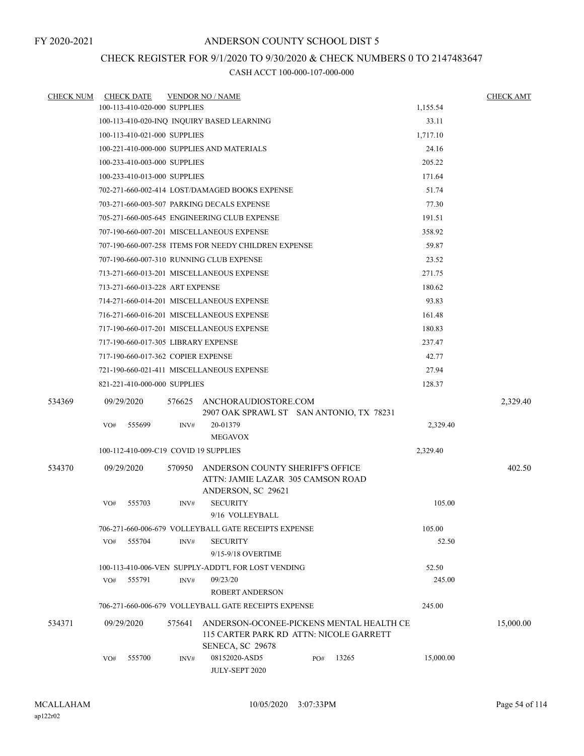FY 2020-2021

# ANDERSON COUNTY SCHOOL DIST 5

## CHECK REGISTER FOR 9/1/2020 TO 9/30/2020 & CHECK NUMBERS 0 TO 2147483647

### CASH ACCT 100-000-107-000-000

| CHECK NUM | CHECK DATE | VENDOR NO / NAME | | CHECK AMT |
|---|---|---|---|---|
| | 100-113-410-020-000 SUPPLIES | | 1,155.54 | |
| | 100-113-410-020-INQ INQUIRY BASED LEARNING | | 33.11 | |
| | 100-113-410-021-000 SUPPLIES | | 1,717.10 | |
| | 100-221-410-000-000 SUPPLIES AND MATERIALS | | 24.16 | |
| | 100-233-410-003-000 SUPPLIES | | 205.22 | |
| | 100-233-410-013-000 SUPPLIES | | 171.64 | |
| | 702-271-660-002-414 LOST/DAMAGED BOOKS EXPENSE | | 51.74 | |
| | 703-271-660-003-507 PARKING DECALS EXPENSE | | 77.30 | |
| | 705-271-660-005-645 ENGINEERING CLUB EXPENSE | | 191.51 | |
| | 707-190-660-007-201 MISCELLANEOUS EXPENSE | | 358.92 | |
| | 707-190-660-007-258 ITEMS FOR NEEDY CHILDREN EXPENSE | | 59.87 | |
| | 707-190-660-007-310 RUNNING CLUB EXPENSE | | 23.52 | |
| | 713-271-660-013-201 MISCELLANEOUS EXPENSE | | 271.75 | |
| | 713-271-660-013-228 ART EXPENSE | | 180.62 | |
| | 714-271-660-014-201 MISCELLANEOUS EXPENSE | | 93.83 | |
| | 716-271-660-016-201 MISCELLANEOUS EXPENSE | | 161.48 | |
| | 717-190-660-017-201 MISCELLANEOUS EXPENSE | | 180.83 | |
| | 717-190-660-017-305 LIBRARY EXPENSE | | 237.47 | |
| | 717-190-660-017-362 COPIER EXPENSE | | 42.77 | |
| | 721-190-660-021-411 MISCELLANEOUS EXPENSE | | 27.94 | |
| | 821-221-410-000-000 SUPPLIES | | 128.37 | |
| 534369 | 09/29/2020 | 576625 ANCHORAUDIOSTORE.COM<br>2907 OAK SPRAWL ST SAN ANTONIO, TX 78231 | | 2,329.40 |
| | VO# 555699 | INV# 20-01379<br>MEGAVOX | 2,329.40 | |
| | 100-112-410-009-C19 COVID 19 SUPPLIES | | 2,329.40 | |
| 534370 | 09/29/2020 | 570950 ANDERSON COUNTY SHERIFF'S OFFICE<br>ATTN: JAMIE LAZAR 305 CAMSON ROAD<br>ANDERSON, SC 29621 | | 402.50 |
| | VO# 555703 | INV# SECURITY<br>9/16 VOLLEYBALL | 105.00 | |
| | 706-271-660-006-679 VOLLEYBALL GATE RECEIPTS EXPENSE | | 105.00 | |
| | VO# 555704 | INV# SECURITY<br>9/15-9/18 OVERTIME | 52.50 | |
| | 100-113-410-006-VEN SUPPLY-ADDT'L FOR LOST VENDING | | 52.50 | |
| | VO# 555791 | INV# 09/23/20<br>ROBERT ANDERSON | 245.00 | |
| | 706-271-660-006-679 VOLLEYBALL GATE RECEIPTS EXPENSE | | 245.00 | |
| 534371 | 09/29/2020 | 575641 ANDERSON-OCONEE-PICKENS MENTAL HEALTH CE<br>115 CARTER PARK RD ATTN: NICOLE GARRETT<br>SENECA, SC 29678 | | 15,000.00 |
| | VO# 555700 | INV# 08152020-ASD5 PO# 13265<br>JULY-SEPT 2020 | 15,000.00 | |

MCALLAHAM
ap122r02

10/05/2020 3:07:33PM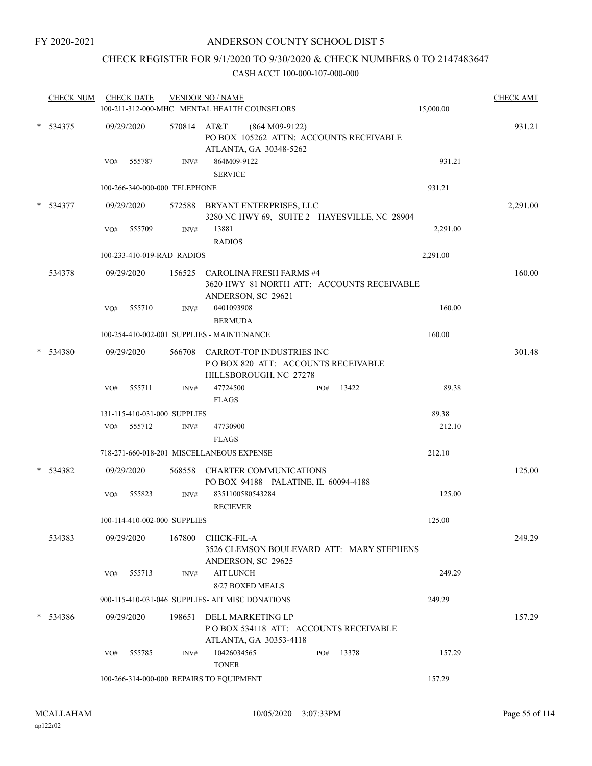FY 2020-2021

# ANDERSON COUNTY SCHOOL DIST 5

## CHECK REGISTER FOR 9/1/2020 TO 9/30/2020 & CHECK NUMBERS 0 TO 2147483647

### CASH ACCT 100-000-107-000-000

| CHECK NUM | CHECK DATE | VENDOR NO / NAME | | CHECK AMT |
|---|---|---|---|---|
| | | 100-211-312-000-MHC MENTAL HEALTH COUNSELORS | 15,000.00 | |
| * 534375 | 09/29/2020 | 570814 AT&T (864 M09-9122)<br>PO BOX 105262 ATTN: ACCOUNTS RECEIVABLE<br>ATLANTA, GA 30348-5262 | | 931.21 |
| | VO# 555787 | INV# 864M09-9122<br>SERVICE | 931.21 | |
| | | 100-266-340-000-000 TELEPHONE | 931.21 | |
| * 534377 | 09/29/2020 | 572588 BRYANT ENTERPRISES, LLC<br>3280 NC HWY 69, SUITE 2 HAYESVILLE, NC 28904 | | 2,291.00 |
| | VO# 555709 | INV# 13881<br>RADIOS | 2,291.00 | |
| | | 100-233-410-019-RAD RADIOS | 2,291.00 | |
| 534378 | 09/29/2020 | 156525 CAROLINA FRESH FARMS #4<br>3620 HWY 81 NORTH ATT: ACCOUNTS RECEIVABLE<br>ANDERSON, SC 29621 | | 160.00 |
| | VO# 555710 | INV# 0401093908<br>BERMUDA | 160.00 | |
| | | 100-254-410-002-001 SUPPLIES - MAINTENANCE | 160.00 | |
| * 534380 | 09/29/2020 | 566708 CARROT-TOP INDUSTRIES INC<br>P O BOX 820 ATT: ACCOUNTS RECEIVABLE<br>HILLSBOROUGH, NC 27278 | | 301.48 |
| | VO# 555711 | INV# 47724500 PO# 13422<br>FLAGS | 89.38 | |
| | | 131-115-410-031-000 SUPPLIES | 89.38 | |
| | VO# 555712 | INV# 47730900<br>FLAGS | 212.10 | |
| | | 718-271-660-018-201 MISCELLANEOUS EXPENSE | 212.10 | |
| * 534382 | 09/29/2020 | 568558 CHARTER COMMUNICATIONS<br>PO BOX 94188 PALATINE, IL 60094-4188 | | 125.00 |
| | VO# 555823 | INV# 8351100580543284<br>RECIEVER | 125.00 | |
| | | 100-114-410-002-000 SUPPLIES | 125.00 | |
| 534383 | 09/29/2020 | 167800 CHICK-FIL-A<br>3526 CLEMSON BOULEVARD ATT: MARY STEPHENS<br>ANDERSON, SC 29625 | | 249.29 |
| | VO# 555713 | INV# AIT LUNCH<br>8/27 BOXED MEALS | 249.29 | |
| | | 900-115-410-031-046 SUPPLIES- AIT MISC DONATIONS | 249.29 | |
| * 534386 | 09/29/2020 | 198651 DELL MARKETING LP<br>P O BOX 534118 ATT: ACCOUNTS RECEIVABLE<br>ATLANTA, GA 30353-4118 | | 157.29 |
| | VO# 555785 | INV# 10426034565 PO# 13378<br>TONER | 157.29 | |
| | | 100-266-314-000-000 REPAIRS TO EQUIPMENT | 157.29 | |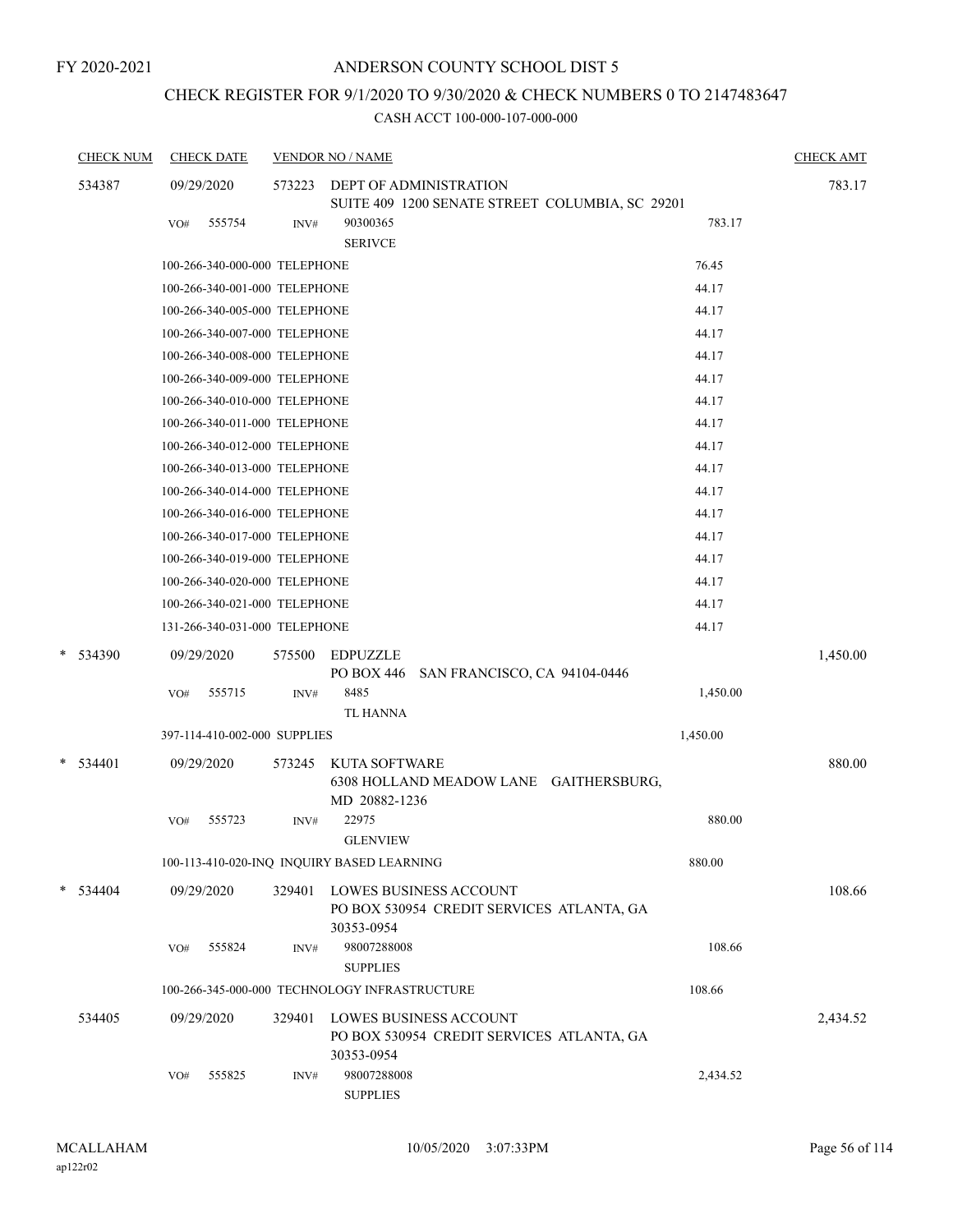FY 2020-2021

# ANDERSON COUNTY SCHOOL DIST 5

## CHECK REGISTER FOR 9/1/2020 TO 9/30/2020 & CHECK NUMBERS 0 TO 2147483647

### CASH ACCT 100-000-107-000-000

| CHECK NUM | CHECK DATE | VENDOR NO / NAME | | CHECK AMT |
|---|---|---|---|---|
| 534387 | 09/29/2020 | 573223 DEPT OF ADMINISTRATION<br>SUITE 409 1200 SENATE STREET COLUMBIA, SC 29201 | | 783.17 |
| | VO# 555754 | INV# 90300365<br>SERIVCE | 783.17 | |
| | 100-266-340-000-000 TELEPHONE | | 76.45 | |
| | 100-266-340-001-000 TELEPHONE | | 44.17 | |
| | 100-266-340-005-000 TELEPHONE | | 44.17 | |
| | 100-266-340-007-000 TELEPHONE | | 44.17 | |
| | 100-266-340-008-000 TELEPHONE | | 44.17 | |
| | 100-266-340-009-000 TELEPHONE | | 44.17 | |
| | 100-266-340-010-000 TELEPHONE | | 44.17 | |
| | 100-266-340-011-000 TELEPHONE | | 44.17 | |
| | 100-266-340-012-000 TELEPHONE | | 44.17 | |
| | 100-266-340-013-000 TELEPHONE | | 44.17 | |
| | 100-266-340-014-000 TELEPHONE | | 44.17 | |
| | 100-266-340-016-000 TELEPHONE | | 44.17 | |
| | 100-266-340-017-000 TELEPHONE | | 44.17 | |
| | 100-266-340-019-000 TELEPHONE | | 44.17 | |
| | 100-266-340-020-000 TELEPHONE | | 44.17 | |
| | 100-266-340-021-000 TELEPHONE | | 44.17 | |
| | 131-266-340-031-000 TELEPHONE | | 44.17 | |
| * 534390 | 09/29/2020 | 575500 EDPUZZLE<br>PO BOX 446 SAN FRANCISCO, CA 94104-0446 | | 1,450.00 |
| | VO# 555715 | INV# 8485<br>TL HANNA | 1,450.00 | |
| | 397-114-410-002-000 SUPPLIES | | 1,450.00 | |
| * 534401 | 09/29/2020 | 573245 KUTA SOFTWARE<br>6308 HOLLAND MEADOW LANE GAITHERSBURG, MD 20882-1236 | | 880.00 |
| | VO# 555723 | INV# 22975<br>GLENVIEW | 880.00 | |
| | 100-113-410-020-INQ INQUIRY BASED LEARNING | | 880.00 | |
| * 534404 | 09/29/2020 | 329401 LOWES BUSINESS ACCOUNT<br>PO BOX 530954 CREDIT SERVICES ATLANTA, GA 30353-0954 | | 108.66 |
| | VO# 555824 | INV# 98007288008<br>SUPPLIES | 108.66 | |
| | 100-266-345-000-000 TECHNOLOGY INFRASTRUCTURE | | 108.66 | |
| 534405 | 09/29/2020 | 329401 LOWES BUSINESS ACCOUNT<br>PO BOX 530954 CREDIT SERVICES ATLANTA, GA 30353-0954 | | 2,434.52 |
| | VO# 555825 | INV# 98007288008<br>SUPPLIES | 2,434.52 | |

MCALLAHAM
ap122r02

10/05/2020 3:07:33PM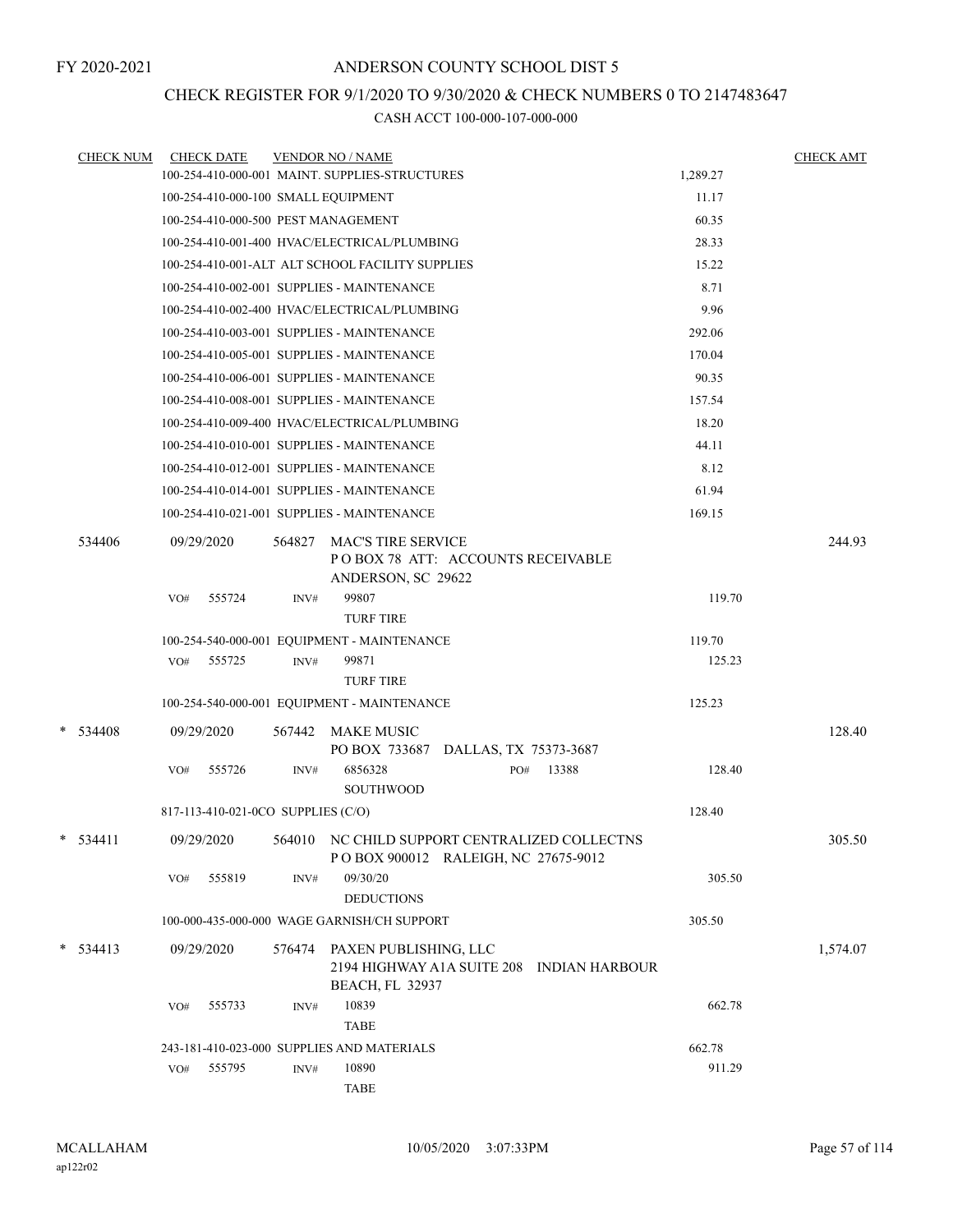FY 2020-2021

# ANDERSON COUNTY SCHOOL DIST 5

## CHECK REGISTER FOR 9/1/2020 TO 9/30/2020 & CHECK NUMBERS 0 TO 2147483647

### CASH ACCT 100-000-107-000-000

| CHECK NUM | CHECK DATE | VENDOR NO / NAME | | CHECK AMT |
|---|---|---|---|---|
| | | 100-254-410-000-001 MAINT. SUPPLIES-STRUCTURES | 1,289.27 | |
| | | 100-254-410-000-100 SMALL EQUIPMENT | 11.17 | |
| | | 100-254-410-000-500 PEST MANAGEMENT | 60.35 | |
| | | 100-254-410-001-400 HVAC/ELECTRICAL/PLUMBING | 28.33 | |
| | | 100-254-410-001-ALT ALT SCHOOL FACILITY SUPPLIES | 15.22 | |
| | | 100-254-410-002-001 SUPPLIES - MAINTENANCE | 8.71 | |
| | | 100-254-410-002-400 HVAC/ELECTRICAL/PLUMBING | 9.96 | |
| | | 100-254-410-003-001 SUPPLIES - MAINTENANCE | 292.06 | |
| | | 100-254-410-005-001 SUPPLIES - MAINTENANCE | 170.04 | |
| | | 100-254-410-006-001 SUPPLIES - MAINTENANCE | 90.35 | |
| | | 100-254-410-008-001 SUPPLIES - MAINTENANCE | 157.54 | |
| | | 100-254-410-009-400 HVAC/ELECTRICAL/PLUMBING | 18.20 | |
| | | 100-254-410-010-001 SUPPLIES - MAINTENANCE | 44.11 | |
| | | 100-254-410-012-001 SUPPLIES - MAINTENANCE | 8.12 | |
| | | 100-254-410-014-001 SUPPLIES - MAINTENANCE | 61.94 | |
| | | 100-254-410-021-001 SUPPLIES - MAINTENANCE | 169.15 | |
| 534406 | 09/29/2020 | 564827 MAC'S TIRE SERVICE<br>P O BOX 78 ATT: ACCOUNTS RECEIVABLE<br>ANDERSON, SC 29622 | | 244.93 |
| | VO# 555724 | INV# 99807<br>TURF TIRE | 119.70 | |
| | | 100-254-540-000-001 EQUIPMENT - MAINTENANCE | 119.70 | |
| | VO# 555725 | INV# 99871<br>TURF TIRE | 125.23 | |
| | | 100-254-540-000-001 EQUIPMENT - MAINTENANCE | 125.23 | |
| * 534408 | 09/29/2020 | 567442 MAKE MUSIC<br>PO BOX 733687 DALLAS, TX 75373-3687 | | 128.40 |
| | VO# 555726 | INV# 6856328 PO# 13388<br>SOUTHWOOD | 128.40 | |
| | | 817-113-410-021-0CO SUPPLIES (C/O) | 128.40 | |
| * 534411 | 09/29/2020 | 564010 NC CHILD SUPPORT CENTRALIZED COLLECTNS<br>P O BOX 900012 RALEIGH, NC 27675-9012 | | 305.50 |
| | VO# 555819 | INV# 09/30/20<br>DEDUCTIONS | 305.50 | |
| | | 100-000-435-000-000 WAGE GARNISH/CH SUPPORT | 305.50 | |
| * 534413 | 09/29/2020 | 576474 PAXEN PUBLISHING, LLC<br>2194 HIGHWAY A1A SUITE 208 INDIAN HARBOUR BEACH, FL 32937 | | 1,574.07 |
| | VO# 555733 | INV# 10839<br>TABE | 662.78 | |
| | | 243-181-410-023-000 SUPPLIES AND MATERIALS | 662.78 | |
| | VO# 555795 | INV# 10890<br>TABE | 911.29 | |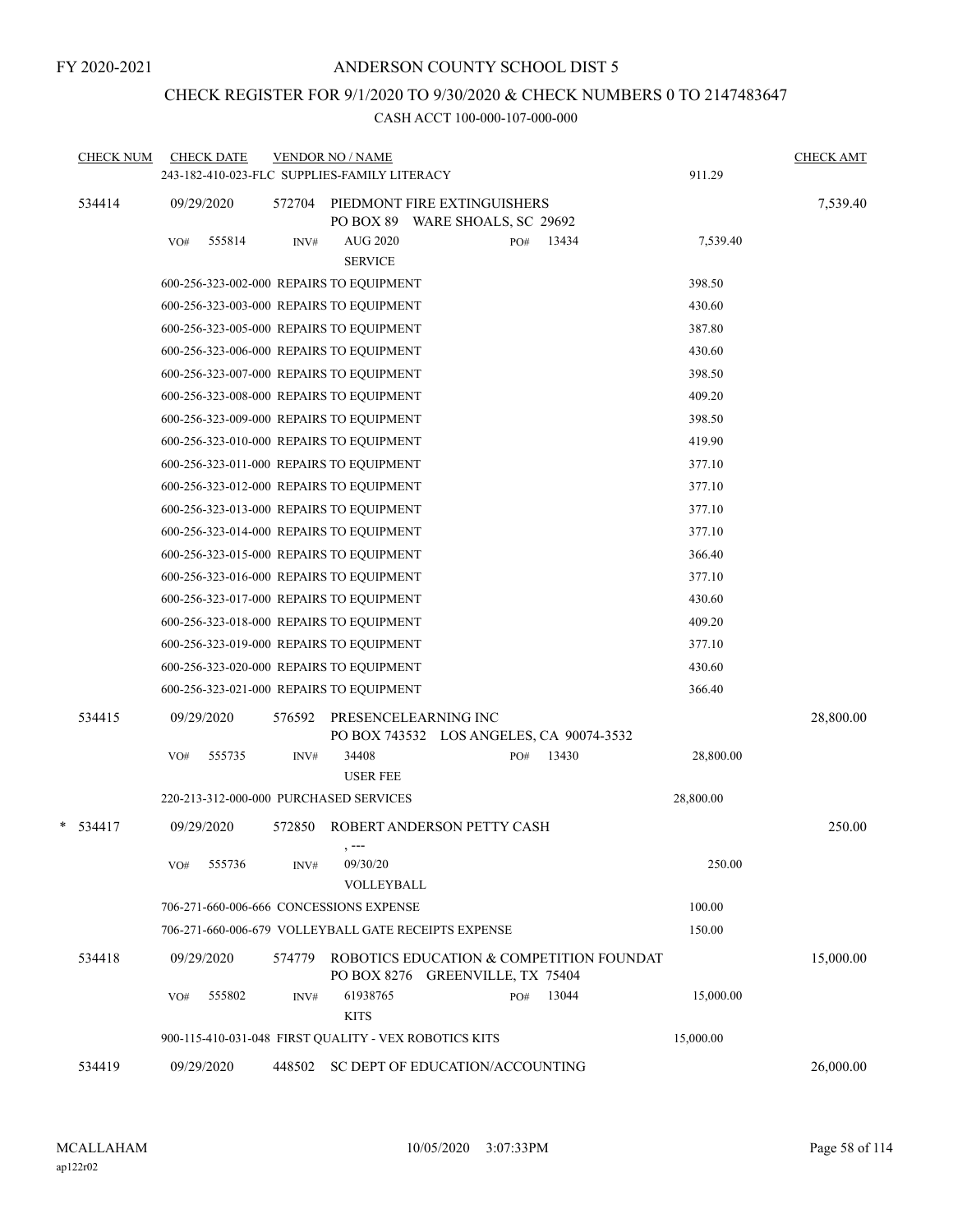FY 2020-2021

# ANDERSON COUNTY SCHOOL DIST 5

## CHECK REGISTER FOR 9/1/2020 TO 9/30/2020 & CHECK NUMBERS 0 TO 2147483647

### CASH ACCT 100-000-107-000-000

| CHECK NUM | CHECK DATE | VENDOR NO / NAME | | CHECK AMT |
|---|---|---|---|---|
| | | 243-182-410-023-FLC SUPPLIES-FAMILY LITERACY | 911.29 | |
| 534414 | 09/29/2020 | 572704 PIEDMONT FIRE EXTINGUISHERS<br>PO BOX 89 WARE SHOALS, SC 29692 | | 7,539.40 |
| | VO# 555814 | INV# AUG 2020 SERVICE PO# 13434 | 7,539.40 | |
| | | 600-256-323-002-000 REPAIRS TO EQUIPMENT | 398.50 | |
| | | 600-256-323-003-000 REPAIRS TO EQUIPMENT | 430.60 | |
| | | 600-256-323-005-000 REPAIRS TO EQUIPMENT | 387.80 | |
| | | 600-256-323-006-000 REPAIRS TO EQUIPMENT | 430.60 | |
| | | 600-256-323-007-000 REPAIRS TO EQUIPMENT | 398.50 | |
| | | 600-256-323-008-000 REPAIRS TO EQUIPMENT | 409.20 | |
| | | 600-256-323-009-000 REPAIRS TO EQUIPMENT | 398.50 | |
| | | 600-256-323-010-000 REPAIRS TO EQUIPMENT | 419.90 | |
| | | 600-256-323-011-000 REPAIRS TO EQUIPMENT | 377.10 | |
| | | 600-256-323-012-000 REPAIRS TO EQUIPMENT | 377.10 | |
| | | 600-256-323-013-000 REPAIRS TO EQUIPMENT | 377.10 | |
| | | 600-256-323-014-000 REPAIRS TO EQUIPMENT | 377.10 | |
| | | 600-256-323-015-000 REPAIRS TO EQUIPMENT | 366.40 | |
| | | 600-256-323-016-000 REPAIRS TO EQUIPMENT | 377.10 | |
| | | 600-256-323-017-000 REPAIRS TO EQUIPMENT | 430.60 | |
| | | 600-256-323-018-000 REPAIRS TO EQUIPMENT | 409.20 | |
| | | 600-256-323-019-000 REPAIRS TO EQUIPMENT | 377.10 | |
| | | 600-256-323-020-000 REPAIRS TO EQUIPMENT | 430.60 | |
| | | 600-256-323-021-000 REPAIRS TO EQUIPMENT | 366.40 | |
| 534415 | 09/29/2020 | 576592 PRESENCELEARNING INC<br>PO BOX 743532 LOS ANGELES, CA 90074-3532 | | 28,800.00 |
| | VO# 555735 | INV# 34408 USER FEE PO# 13430 | 28,800.00 | |
| | | 220-213-312-000-000 PURCHASED SERVICES | 28,800.00 | |
| * 534417 | 09/29/2020 | 572850 ROBERT ANDERSON PETTY CASH<br>, --- | | 250.00 |
| | VO# 555736 | INV# 09/30/20 VOLLEYBALL | 250.00 | |
| | | 706-271-660-006-666 CONCESSIONS EXPENSE | 100.00 | |
| | | 706-271-660-006-679 VOLLEYBALL GATE RECEIPTS EXPENSE | 150.00 | |
| 534418 | 09/29/2020 | 574779 ROBOTICS EDUCATION & COMPETITION FOUNDAT<br>PO BOX 8276 GREENVILLE, TX 75404 | | 15,000.00 |
| | VO# 555802 | INV# 61938765 KITS PO# 13044 | 15,000.00 | |
| | | 900-115-410-031-048 FIRST QUALITY - VEX ROBOTICS KITS | 15,000.00 | |
| 534419 | 09/29/2020 | 448502 SC DEPT OF EDUCATION/ACCOUNTING | | 26,000.00 |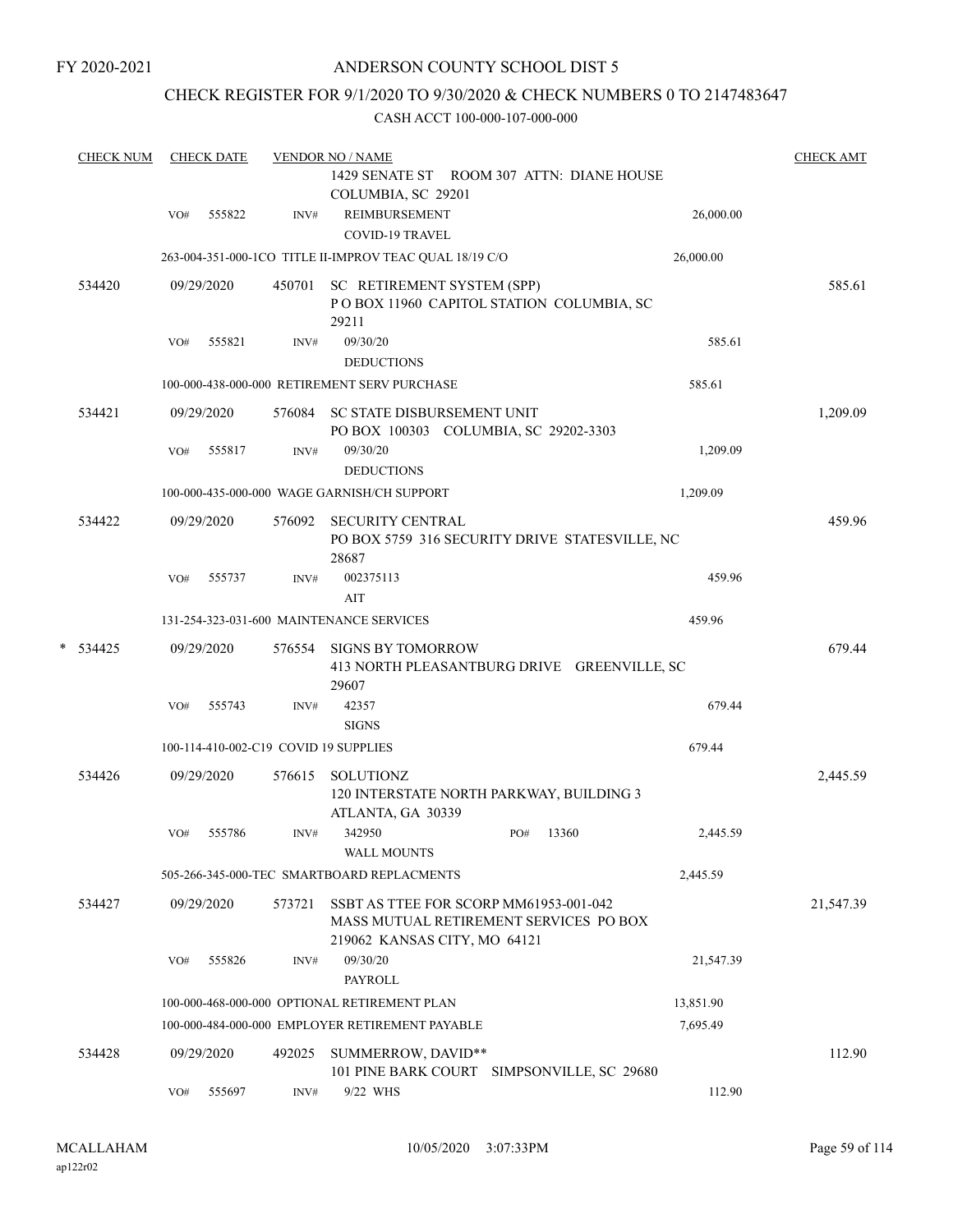FY 2020-2021

# ANDERSON COUNTY SCHOOL DIST 5

## CHECK REGISTER FOR 9/1/2020 TO 9/30/2020 & CHECK NUMBERS 0 TO 2147483647

CASH ACCT 100-000-107-000-000

| CHECK NUM | CHECK DATE | VENDOR NO / NAME | | CHECK AMT |
|---|---|---|---|---|
| | | 1429 SENATE ST ROOM 307 ATTN: DIANE HOUSE COLUMBIA, SC 29201 | | |
| | VO# 555822 | INV# REIMBURSEMENT COVID-19 TRAVEL | 26,000.00 | |
| | | 263-004-351-000-1CO TITLE II-IMPROV TEAC QUAL 18/19 C/O | 26,000.00 | |
| 534420 | 09/29/2020 | 450701 SC RETIREMENT SYSTEM (SPP) P O BOX 11960 CAPITOL STATION COLUMBIA, SC 29211 | | 585.61 |
| | VO# 555821 | INV# 09/30/20 DEDUCTIONS | 585.61 | |
| | | 100-000-438-000-000 RETIREMENT SERV PURCHASE | 585.61 | |
| 534421 | 09/29/2020 | 576084 SC STATE DISBURSEMENT UNIT PO BOX 100303 COLUMBIA, SC 29202-3303 | | 1,209.09 |
| | VO# 555817 | INV# 09/30/20 DEDUCTIONS | 1,209.09 | |
| | | 100-000-435-000-000 WAGE GARNISH/CH SUPPORT | 1,209.09 | |
| 534422 | 09/29/2020 | 576092 SECURITY CENTRAL PO BOX 5759 316 SECURITY DRIVE STATESVILLE, NC 28687 | | 459.96 |
| | VO# 555737 | INV# 002375113 AIT | 459.96 | |
| | | 131-254-323-031-600 MAINTENANCE SERVICES | 459.96 | |
| * 534425 | 09/29/2020 | 576554 SIGNS BY TOMORROW 413 NORTH PLEASANTBURG DRIVE GREENVILLE, SC 29607 | | 679.44 |
| | VO# 555743 | INV# 42357 SIGNS | 679.44 | |
| | | 100-114-410-002-C19 COVID 19 SUPPLIES | 679.44 | |
| 534426 | 09/29/2020 | 576615 SOLUTIONZ 120 INTERSTATE NORTH PARKWAY, BUILDING 3 ATLANTA, GA 30339 | | 2,445.59 |
| | VO# 555786 | INV# 342950 PO# 13360 WALL MOUNTS | 2,445.59 | |
| | | 505-266-345-000-TEC SMARTBOARD REPLACMENTS | 2,445.59 | |
| 534427 | 09/29/2020 | 573721 SSBT AS TTEE FOR SCORP MM61953-001-042 MASS MUTUAL RETIREMENT SERVICES PO BOX 219062 KANSAS CITY, MO 64121 | | 21,547.39 |
| | VO# 555826 | INV# 09/30/20 PAYROLL | 21,547.39 | |
| | | 100-000-468-000-000 OPTIONAL RETIREMENT PLAN | 13,851.90 | |
| | | 100-000-484-000-000 EMPLOYER RETIREMENT PAYABLE | 7,695.49 | |
| 534428 | 09/29/2020 | 492025 SUMMERROW, DAVID** 101 PINE BARK COURT SIMPSONVILLE, SC 29680 | | 112.90 |
| | VO# 555697 | INV# 9/22 WHS | 112.90 | |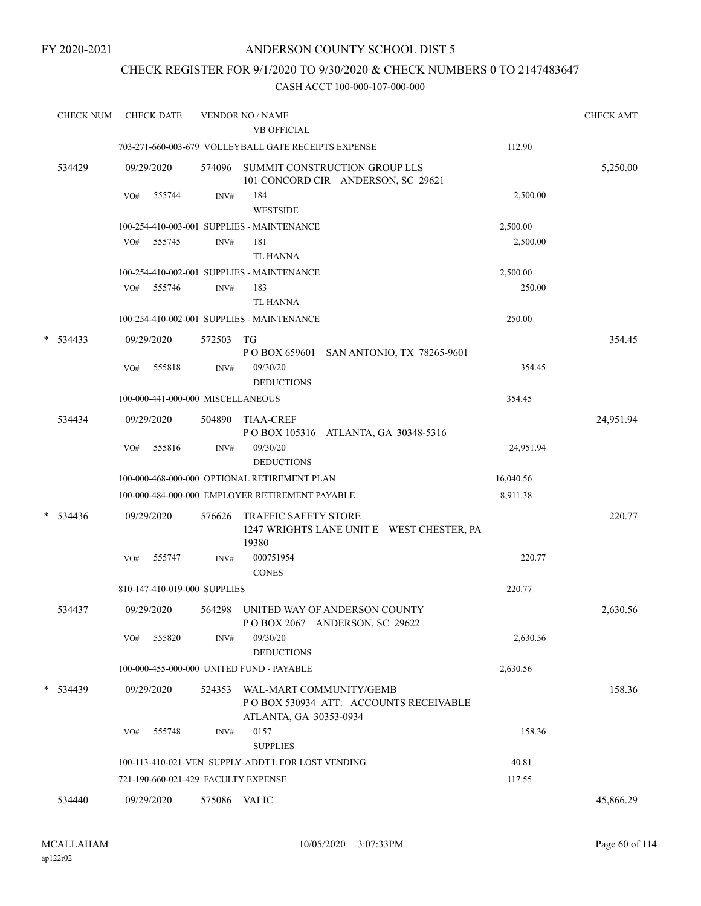FY 2020-2021

# ANDERSON COUNTY SCHOOL DIST 5

## CHECK REGISTER FOR 9/1/2020 TO 9/30/2020 & CHECK NUMBERS 0 TO 2147483647

### CASH ACCT 100-000-107-000-000

| CHECK NUM | CHECK DATE | VENDOR NO / NAME | | CHECK AMT |
|---|---|---|---|---|
| | | VB OFFICIAL | | |
| | | 703-271-660-003-679 VOLLEYBALL GATE RECEIPTS EXPENSE | 112.90 | |
| 534429 | 09/29/2020 | 574096 SUMMIT CONSTRUCTION GROUP LLS<br>101 CONCORD CIR ANDERSON, SC 29621 | | 5,250.00 |
| | VO# 555744 | INV# 184<br>WESTSIDE | 2,500.00 | |
| | | 100-254-410-003-001 SUPPLIES - MAINTENANCE | 2,500.00 | |
| | VO# 555745 | INV# 181<br>TL HANNA | 2,500.00 | |
| | | 100-254-410-002-001 SUPPLIES - MAINTENANCE | 2,500.00 | |
| | VO# 555746 | INV# 183<br>TL HANNA | 250.00 | |
| | | 100-254-410-002-001 SUPPLIES - MAINTENANCE | 250.00 | |
| * 534433 | 09/29/2020 | 572503 TG<br>P O BOX 659601 SAN ANTONIO, TX 78265-9601 | | 354.45 |
| | VO# 555818 | INV# 09/30/20<br>DEDUCTIONS | 354.45 | |
| | | 100-000-441-000-000 MISCELLANEOUS | 354.45 | |
| 534434 | 09/29/2020 | 504890 TIAA-CREF<br>P O BOX 105316 ATLANTA, GA 30348-5316 | | 24,951.94 |
| | VO# 555816 | INV# 09/30/20<br>DEDUCTIONS | 24,951.94 | |
| | | 100-000-468-000-000 OPTIONAL RETIREMENT PLAN | 16,040.56 | |
| | | 100-000-484-000-000 EMPLOYER RETIREMENT PAYABLE | 8,911.38 | |
| * 534436 | 09/29/2020 | 576626 TRAFFIC SAFETY STORE<br>1247 WRIGHTS LANE UNIT E WEST CHESTER, PA 19380 | | 220.77 |
| | VO# 555747 | INV# 000751954<br>CONES | 220.77 | |
| | | 810-147-410-019-000 SUPPLIES | 220.77 | |
| 534437 | 09/29/2020 | 564298 UNITED WAY OF ANDERSON COUNTY<br>P O BOX 2067 ANDERSON, SC 29622 | | 2,630.56 |
| | VO# 555820 | INV# 09/30/20<br>DEDUCTIONS | 2,630.56 | |
| | | 100-000-455-000-000 UNITED FUND - PAYABLE | 2,630.56 | |
| * 534439 | 09/29/2020 | 524353 WAL-MART COMMUNITY/GEMB<br>P O BOX 530934 ATT: ACCOUNTS RECEIVABLE<br>ATLANTA, GA 30353-0934 | | 158.36 |
| | VO# 555748 | INV# 0157<br>SUPPLIES | 158.36 | |
| | | 100-113-410-021-VEN SUPPLY-ADDT'L FOR LOST VENDING | 40.81 | |
| | | 721-190-660-021-429 FACULTY EXPENSE | 117.55 | |
| 534440 | 09/29/2020 | 575086 VALIC | | 45,866.29 |

MCALLAHAM
ap122r02

10/05/2020 3:07:33PM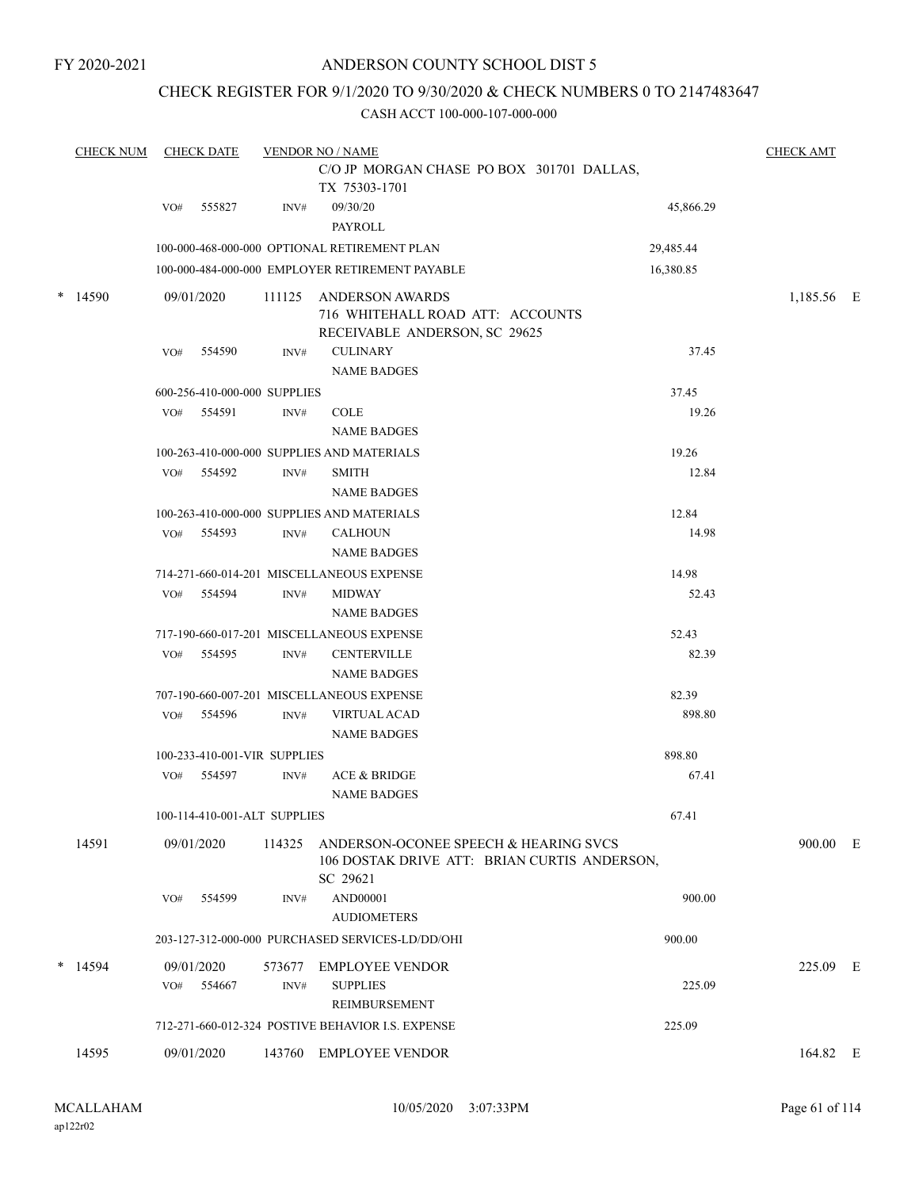FY 2020-2021

# ANDERSON COUNTY SCHOOL DIST 5

## CHECK REGISTER FOR 9/1/2020 TO 9/30/2020 & CHECK NUMBERS 0 TO 2147483647

### CASH ACCT 100-000-107-000-000

| CHECK NUM | CHECK DATE | VENDOR NO / NAME | | | CHECK AMT |
|---|---|---|---|---|---|
| | | | C/O JP MORGAN CHASE PO BOX 301701 DALLAS, TX 75303-1701 | | |
| | VO# 555827 | INV# | 09/30/20 PAYROLL | 45,866.29 | |
| | 100-000-468-000-000 OPTIONAL RETIREMENT PLAN | | | 29,485.44 | |
| | 100-000-484-000-000 EMPLOYER RETIREMENT PAYABLE | | | 16,380.85 | |
| * 14590 | 09/01/2020 | 111125 | ANDERSON AWARDS 716 WHITEHALL ROAD ATT: ACCOUNTS RECEIVABLE ANDERSON, SC 29625 | | 1,185.56 E |
| | VO# 554590 | INV# | CULINARY NAME BADGES | 37.45 | |
| | 600-256-410-000-000 SUPPLIES | | | 37.45 | |
| | VO# 554591 | INV# | COLE NAME BADGES | 19.26 | |
| | 100-263-410-000-000 SUPPLIES AND MATERIALS | | | 19.26 | |
| | VO# 554592 | INV# | SMITH NAME BADGES | 12.84 | |
| | 100-263-410-000-000 SUPPLIES AND MATERIALS | | | 12.84 | |
| | VO# 554593 | INV# | CALHOUN NAME BADGES | 14.98 | |
| | 714-271-660-014-201 MISCELLANEOUS EXPENSE | | | 14.98 | |
| | VO# 554594 | INV# | MIDWAY NAME BADGES | 52.43 | |
| | 717-190-660-017-201 MISCELLANEOUS EXPENSE | | | 52.43 | |
| | VO# 554595 | INV# | CENTERVILLE NAME BADGES | 82.39 | |
| | 707-190-660-007-201 MISCELLANEOUS EXPENSE | | | 82.39 | |
| | VO# 554596 | INV# | VIRTUAL ACAD NAME BADGES | 898.80 | |
| | 100-233-410-001-VIR SUPPLIES | | | 898.80 | |
| | VO# 554597 | INV# | ACE & BRIDGE NAME BADGES | 67.41 | |
| | 100-114-410-001-ALT SUPPLIES | | | 67.41 | |
| 14591 | 09/01/2020 | 114325 | ANDERSON-OCONEE SPEECH & HEARING SVCS 106 DOSTAK DRIVE ATT: BRIAN CURTIS ANDERSON, SC 29621 | | 900.00 E |
| | VO# 554599 | INV# | AND00001 AUDIOMETERS | 900.00 | |
| | 203-127-312-000-000 PURCHASED SERVICES-LD/DD/OHI | | | 900.00 | |
| * 14594 | 09/01/2020 | 573677 | EMPLOYEE VENDOR | | 225.09 E |
| | VO# 554667 | INV# | SUPPLIES REIMBURSEMENT | 225.09 | |
| | 712-271-660-012-324 POSTIVE BEHAVIOR I.S. EXPENSE | | | 225.09 | |
| 14595 | 09/01/2020 | 143760 | EMPLOYEE VENDOR | | 164.82 E |

MCALLAHAM
ap122r02

10/05/2020 3:07:33PM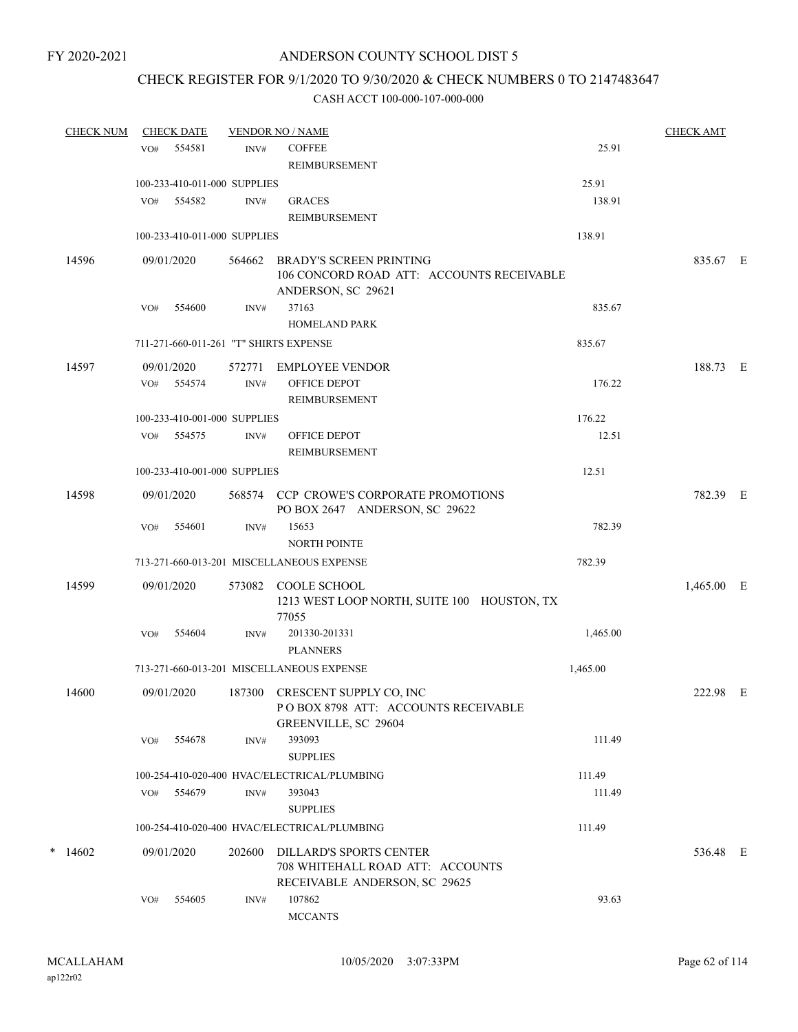FY 2020-2021

# ANDERSON COUNTY SCHOOL DIST 5

## CHECK REGISTER FOR 9/1/2020 TO 9/30/2020 & CHECK NUMBERS 0 TO 2147483647

### CASH ACCT 100-000-107-000-000

| CHECK NUM | CHECK DATE | VENDOR NO / NAME | | CHECK AMT |
|---|---|---|---|---|
| | VO# 554581 | INV# COFFEE REIMBURSEMENT | 25.91 | |
| | 100-233-410-011-000 SUPPLIES | | 25.91 | |
| | VO# 554582 | INV# GRACES REIMBURSEMENT | 138.91 | |
| | 100-233-410-011-000 SUPPLIES | | 138.91 | |
| 14596 | 09/01/2020 | 564662 BRADY'S SCREEN PRINTING 106 CONCORD ROAD ATT: ACCOUNTS RECEIVABLE ANDERSON, SC 29621 | | 835.67 E |
| | VO# 554600 | INV# 37163 HOMELAND PARK | 835.67 | |
| | 711-271-660-011-261 "T" SHIRTS EXPENSE | | 835.67 | |
| 14597 | 09/01/2020 | 572771 EMPLOYEE VENDOR | | 188.73 E |
| | VO# 554574 | INV# OFFICE DEPOT REIMBURSEMENT | 176.22 | |
| | 100-233-410-001-000 SUPPLIES | | 176.22 | |
| | VO# 554575 | INV# OFFICE DEPOT REIMBURSEMENT | 12.51 | |
| | 100-233-410-001-000 SUPPLIES | | 12.51 | |
| 14598 | 09/01/2020 | 568574 CCP CROWE'S CORPORATE PROMOTIONS PO BOX 2647 ANDERSON, SC 29622 | | 782.39 E |
| | VO# 554601 | INV# 15653 NORTH POINTE | 782.39 | |
| | 713-271-660-013-201 MISCELLANEOUS EXPENSE | | 782.39 | |
| 14599 | 09/01/2020 | 573082 COOLE SCHOOL 1213 WEST LOOP NORTH, SUITE 100 HOUSTON, TX 77055 | | 1,465.00 E |
| | VO# 554604 | INV# 201330-201331 PLANNERS | 1,465.00 | |
| | 713-271-660-013-201 MISCELLANEOUS EXPENSE | | 1,465.00 | |
| 14600 | 09/01/2020 | 187300 CRESCENT SUPPLY CO, INC P O BOX 8798 ATT: ACCOUNTS RECEIVABLE GREENVILLE, SC 29604 | | 222.98 E |
| | VO# 554678 | INV# 393093 SUPPLIES | 111.49 | |
| | 100-254-410-020-400 HVAC/ELECTRICAL/PLUMBING | | 111.49 | |
| | VO# 554679 | INV# 393043 SUPPLIES | 111.49 | |
| | 100-254-410-020-400 HVAC/ELECTRICAL/PLUMBING | | 111.49 | |
| * 14602 | 09/01/2020 | 202600 DILLARD'S SPORTS CENTER 708 WHITEHALL ROAD ATT: ACCOUNTS RECEIVABLE ANDERSON, SC 29625 | | 536.48 E |
| | VO# 554605 | INV# 107862 MCCANTS | 93.63 | |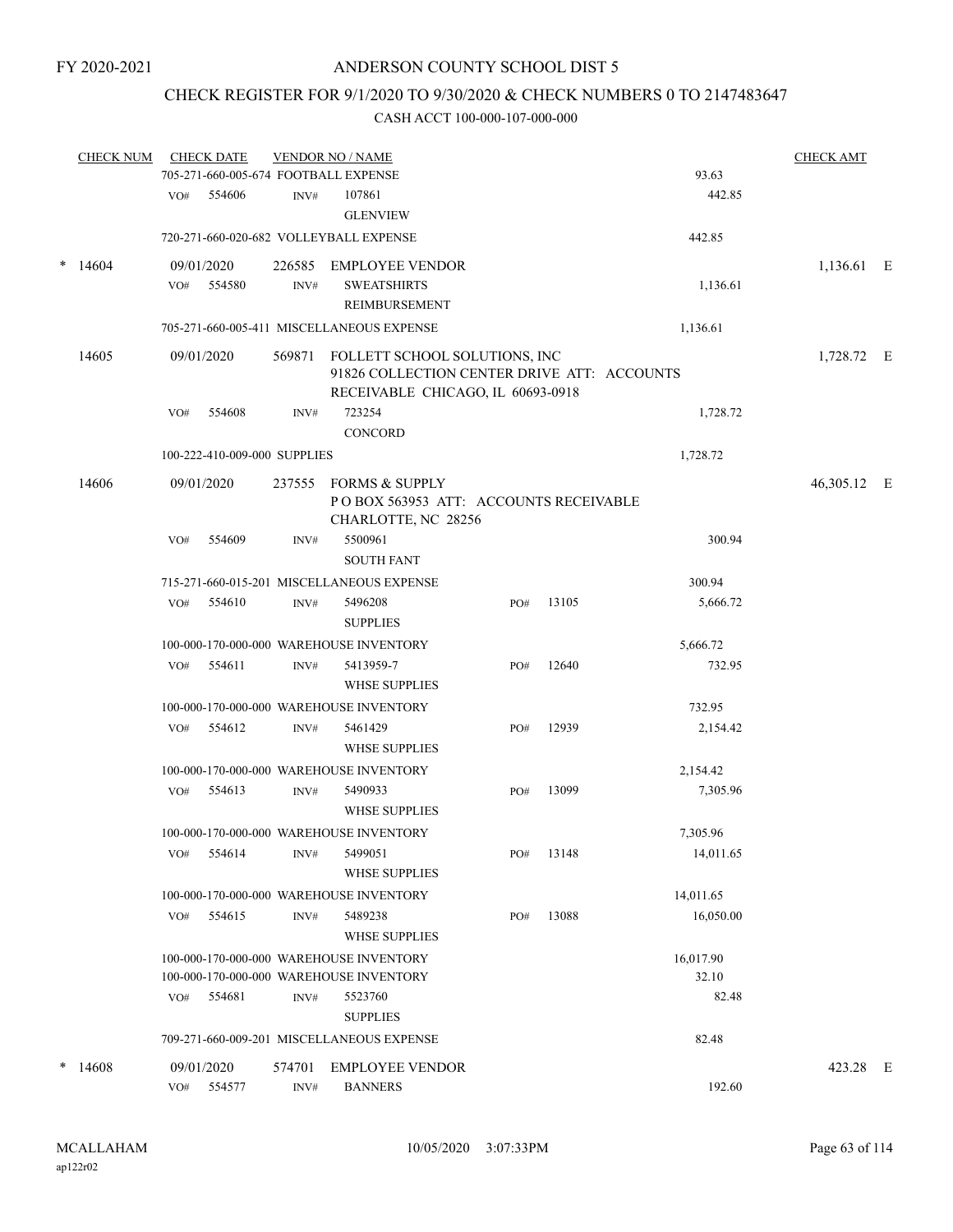FY 2020-2021

# ANDERSON COUNTY SCHOOL DIST 5

## CHECK REGISTER FOR 9/1/2020 TO 9/30/2020 & CHECK NUMBERS 0 TO 2147483647

### CASH ACCT 100-000-107-000-000

| CHECK NUM | CHECK DATE | VENDOR NO / NAME | | | CHECK AMT |
|---|---|---|---|---|---|
| | 705-271-660-005-674 FOOTBALL EXPENSE | | | 93.63 | |
| | VO# 554606 | INV# 107861 GLENVIEW | | 442.85 | |
| | 720-271-660-020-682 VOLLEYBALL EXPENSE | | | 442.85 | |
| * 14604 | 09/01/2020 | 226585 EMPLOYEE VENDOR | | | 1,136.61 E |
| | VO# 554580 | INV# SWEATSHIRTS REIMBURSEMENT | | 1,136.61 | |
| | 705-271-660-005-411 MISCELLANEOUS EXPENSE | | | 1,136.61 | |
| 14605 | 09/01/2020 | 569871 FOLLETT SCHOOL SOLUTIONS, INC 91826 COLLECTION CENTER DRIVE ATT: ACCOUNTS RECEIVABLE CHICAGO, IL 60693-0918 | | | 1,728.72 E |
| | VO# 554608 | INV# 723254 CONCORD | | 1,728.72 | |
| | 100-222-410-009-000 SUPPLIES | | | 1,728.72 | |
| 14606 | 09/01/2020 | 237555 FORMS & SUPPLY P O BOX 563953 ATT: ACCOUNTS RECEIVABLE CHARLOTTE, NC 28256 | | | 46,305.12 E |
| | VO# 554609 | INV# 5500961 SOUTH FANT | | 300.94 | |
| | 715-271-660-015-201 MISCELLANEOUS EXPENSE | | | 300.94 | |
| | VO# 554610 | INV# 5496208 SUPPLIES | PO# 13105 | 5,666.72 | |
| | 100-000-170-000-000 WAREHOUSE INVENTORY | | | 5,666.72 | |
| | VO# 554611 | INV# 5413959-7 WHSE SUPPLIES | PO# 12640 | 732.95 | |
| | 100-000-170-000-000 WAREHOUSE INVENTORY | | | 732.95 | |
| | VO# 554612 | INV# 5461429 WHSE SUPPLIES | PO# 12939 | 2,154.42 | |
| | 100-000-170-000-000 WAREHOUSE INVENTORY | | | 2,154.42 | |
| | VO# 554613 | INV# 5490933 WHSE SUPPLIES | PO# 13099 | 7,305.96 | |
| | 100-000-170-000-000 WAREHOUSE INVENTORY | | | 7,305.96 | |
| | VO# 554614 | INV# 5499051 WHSE SUPPLIES | PO# 13148 | 14,011.65 | |
| | 100-000-170-000-000 WAREHOUSE INVENTORY | | | 14,011.65 | |
| | VO# 554615 | INV# 5489238 WHSE SUPPLIES | PO# 13088 | 16,050.00 | |
| | 100-000-170-000-000 WAREHOUSE INVENTORY | | | 16,017.90 | |
| | 100-000-170-000-000 WAREHOUSE INVENTORY | | | 32.10 | |
| | VO# 554681 | INV# 5523760 SUPPLIES | | 82.48 | |
| | 709-271-660-009-201 MISCELLANEOUS EXPENSE | | | 82.48 | |
| * 14608 | 09/01/2020 | 574701 EMPLOYEE VENDOR | | | 423.28 E |
| | VO# 554577 | INV# BANNERS | | 192.60 | |

MCALLAHAM ap122r02 10/05/2020 3:07:33PM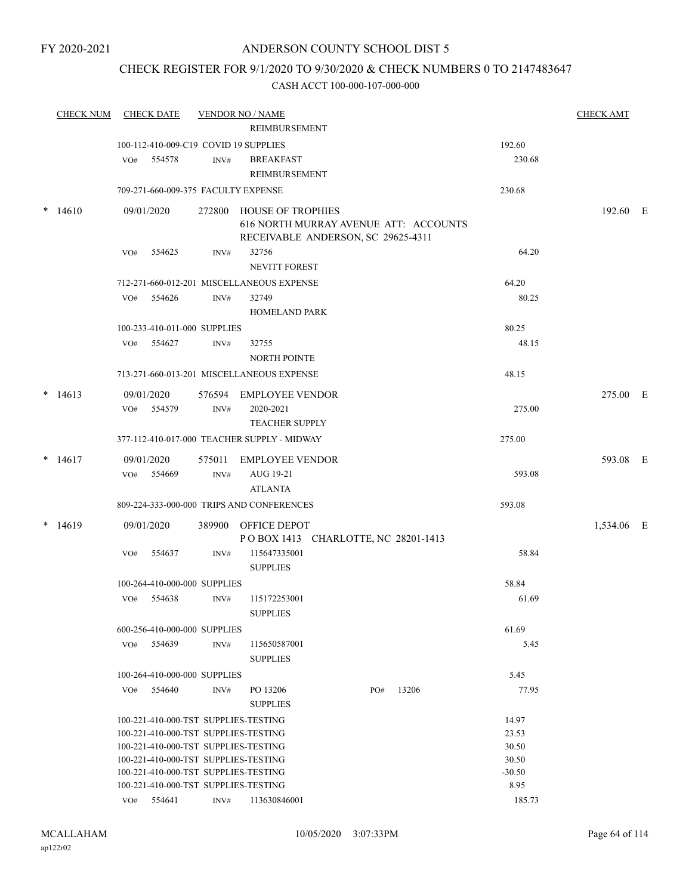FY 2020-2021

# ANDERSON COUNTY SCHOOL DIST 5

## CHECK REGISTER FOR 9/1/2020 TO 9/30/2020 & CHECK NUMBERS 0 TO 2147483647

### CASH ACCT 100-000-107-000-000

| CHECK NUM | CHECK DATE | VENDOR NO / NAME | | CHECK AMT |
|---|---|---|---|---|
| | | REIMBURSEMENT | | |
| | 100-112-410-009-C19 COVID 19 SUPPLIES | | 192.60 | |
| | VO# 554578 | INV# BREAKFAST REIMBURSEMENT | 230.68 | |
| | 709-271-660-009-375 FACULTY EXPENSE | | 230.68 | |
| * 14610 | 09/01/2020 | 272800 HOUSE OF TROPHIES 616 NORTH MURRAY AVENUE ATT: ACCOUNTS RECEIVABLE ANDERSON, SC 29625-4311 | | 192.60 E |
| | VO# 554625 | INV# 32756 NEVITT FOREST | 64.20 | |
| | 712-271-660-012-201 MISCELLANEOUS EXPENSE | | 64.20 | |
| | VO# 554626 | INV# 32749 HOMELAND PARK | 80.25 | |
| | 100-233-410-011-000 SUPPLIES | | 80.25 | |
| | VO# 554627 | INV# 32755 NORTH POINTE | 48.15 | |
| | 713-271-660-013-201 MISCELLANEOUS EXPENSE | | 48.15 | |
| * 14613 | 09/01/2020 | 576594 EMPLOYEE VENDOR | | 275.00 E |
| | VO# 554579 | INV# 2020-2021 TEACHER SUPPLY | 275.00 | |
| | 377-112-410-017-000 TEACHER SUPPLY - MIDWAY | | 275.00 | |
| * 14617 | 09/01/2020 | 575011 EMPLOYEE VENDOR | | 593.08 E |
| | VO# 554669 | INV# AUG 19-21 ATLANTA | 593.08 | |
| | 809-224-333-000-000 TRIPS AND CONFERENCES | | 593.08 | |
| * 14619 | 09/01/2020 | 389900 OFFICE DEPOT P O BOX 1413 CHARLOTTE, NC 28201-1413 | | 1,534.06 E |
| | VO# 554637 | INV# 115647335001 SUPPLIES | 58.84 | |
| | 100-264-410-000-000 SUPPLIES | | 58.84 | |
| | VO# 554638 | INV# 115172253001 SUPPLIES | 61.69 | |
| | 600-256-410-000-000 SUPPLIES | | 61.69 | |
| | VO# 554639 | INV# 115650587001 SUPPLIES | 5.45 | |
| | 100-264-410-000-000 SUPPLIES | | 5.45 | |
| | VO# 554640 | INV# PO 13206 SUPPLIES PO# 13206 | 77.95 | |
| | 100-221-410-000-TST SUPPLIES-TESTING | | 14.97 | |
| | 100-221-410-000-TST SUPPLIES-TESTING | | 23.53 | |
| | 100-221-410-000-TST SUPPLIES-TESTING | | 30.50 | |
| | 100-221-410-000-TST SUPPLIES-TESTING | | 30.50 | |
| | 100-221-410-000-TST SUPPLIES-TESTING | | -30.50 | |
| | 100-221-410-000-TST SUPPLIES-TESTING | | 8.95 | |
| | VO# 554641 | INV# 113630846001 | 185.73 | |

MCALLAHAM ap122r02 10/05/2020 3:07:33PM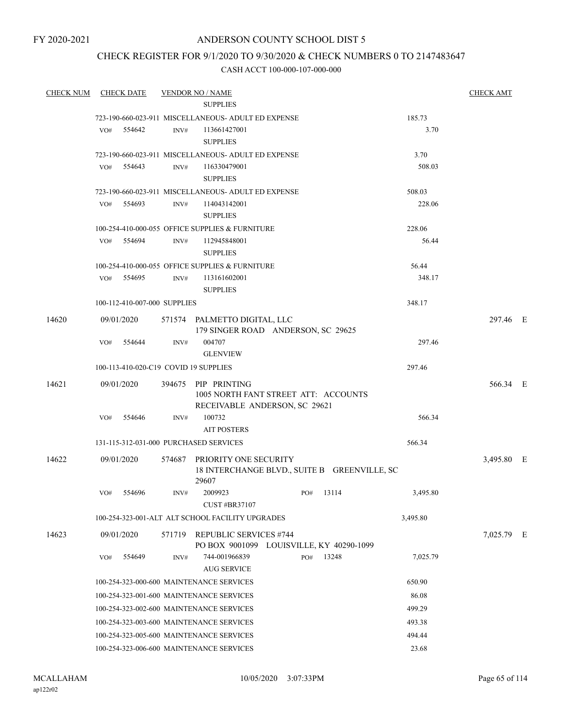FY 2020-2021

# ANDERSON COUNTY SCHOOL DIST 5

## CHECK REGISTER FOR 9/1/2020 TO 9/30/2020 & CHECK NUMBERS 0 TO 2147483647

CASH ACCT 100-000-107-000-000

| CHECK NUM | CHECK DATE | VENDOR NO / NAME | | CHECK AMT |
|---|---|---|---|---|
| | | SUPPLIES | | |
| | 723-190-660-023-911 MISCELLANEOUS- ADULT ED EXPENSE | | 185.73 | |
| | VO# 554642 | INV# 113661427001 SUPPLIES | 3.70 | |
| | 723-190-660-023-911 MISCELLANEOUS- ADULT ED EXPENSE | | 3.70 | |
| | VO# 554643 | INV# 116330479001 SUPPLIES | 508.03 | |
| | 723-190-660-023-911 MISCELLANEOUS- ADULT ED EXPENSE | | 508.03 | |
| | VO# 554693 | INV# 114043142001 SUPPLIES | 228.06 | |
| | 100-254-410-000-055 OFFICE SUPPLIES & FURNITURE | | 228.06 | |
| | VO# 554694 | INV# 112945848001 SUPPLIES | 56.44 | |
| | 100-254-410-000-055 OFFICE SUPPLIES & FURNITURE | | 56.44 | |
| | VO# 554695 | INV# 113161602001 SUPPLIES | 348.17 | |
| | 100-112-410-007-000 SUPPLIES | | 348.17 | |
| 14620 | 09/01/2020 | 571574 PALMETTO DIGITAL, LLC 179 SINGER ROAD ANDERSON, SC 29625 | | 297.46 E |
| | VO# 554644 | INV# 004707 GLENVIEW | 297.46 | |
| | 100-113-410-020-C19 COVID 19 SUPPLIES | | 297.46 | |
| 14621 | 09/01/2020 | 394675 PIP PRINTING 1005 NORTH FANT STREET ATT: ACCOUNTS RECEIVABLE ANDERSON, SC 29621 | | 566.34 E |
| | VO# 554646 | INV# 100732 AIT POSTERS | 566.34 | |
| | 131-115-312-031-000 PURCHASED SERVICES | | 566.34 | |
| 14622 | 09/01/2020 | 574687 PRIORITY ONE SECURITY 18 INTERCHANGE BLVD., SUITE B GREENVILLE, SC 29607 | | 3,495.80 E |
| | VO# 554696 | INV# 2009923 PO# 13114 CUST #BR37107 | 3,495.80 | |
| | 100-254-323-001-ALT ALT SCHOOL FACILITY UPGRADES | | 3,495.80 | |
| 14623 | 09/01/2020 | 571719 REPUBLIC SERVICES #744 PO BOX 9001099 LOUISVILLE, KY 40290-1099 | | 7,025.79 E |
| | VO# 554649 | INV# 744-001966839 PO# 13248 AUG SERVICE | 7,025.79 | |
| | 100-254-323-000-600 MAINTENANCE SERVICES | | 650.90 | |
| | 100-254-323-001-600 MAINTENANCE SERVICES | | 86.08 | |
| | 100-254-323-002-600 MAINTENANCE SERVICES | | 499.29 | |
| | 100-254-323-003-600 MAINTENANCE SERVICES | | 493.38 | |
| | 100-254-323-005-600 MAINTENANCE SERVICES | | 494.44 | |
| | 100-254-323-006-600 MAINTENANCE SERVICES | | 23.68 | |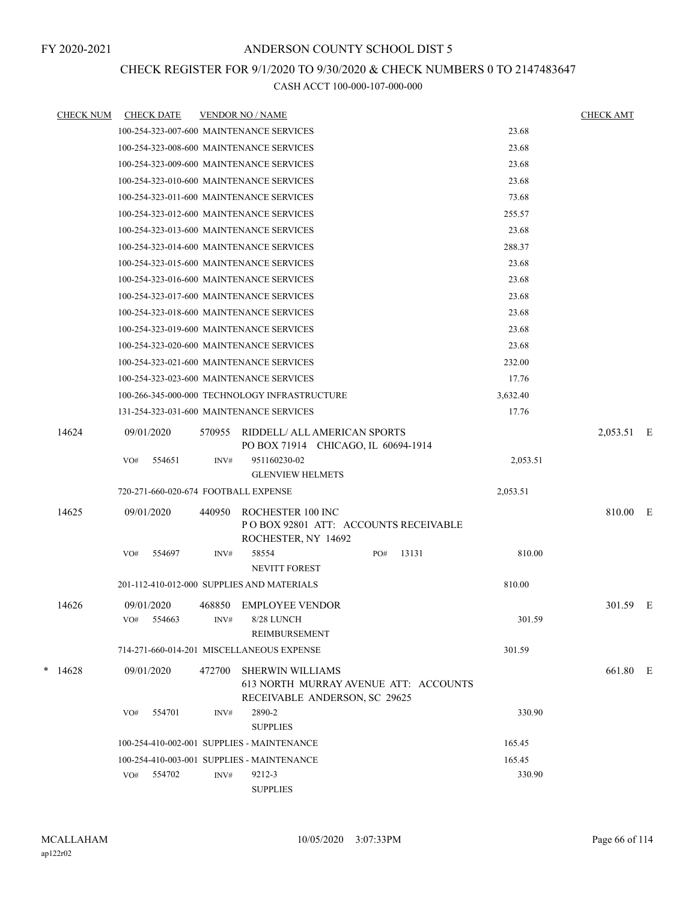FY 2020-2021

# ANDERSON COUNTY SCHOOL DIST 5

## CHECK REGISTER FOR 9/1/2020 TO 9/30/2020 & CHECK NUMBERS 0 TO 2147483647

### CASH ACCT 100-000-107-000-000

| CHECK NUM | CHECK DATE | VENDOR NO / NAME | | CHECK AMT | |
|---|---|---|---|---|---|
| | 100-254-323-007-600 MAINTENANCE SERVICES | | 23.68 | | |
| | 100-254-323-008-600 MAINTENANCE SERVICES | | 23.68 | | |
| | 100-254-323-009-600 MAINTENANCE SERVICES | | 23.68 | | |
| | 100-254-323-010-600 MAINTENANCE SERVICES | | 23.68 | | |
| | 100-254-323-011-600 MAINTENANCE SERVICES | | 73.68 | | |
| | 100-254-323-012-600 MAINTENANCE SERVICES | | 255.57 | | |
| | 100-254-323-013-600 MAINTENANCE SERVICES | | 23.68 | | |
| | 100-254-323-014-600 MAINTENANCE SERVICES | | 288.37 | | |
| | 100-254-323-015-600 MAINTENANCE SERVICES | | 23.68 | | |
| | 100-254-323-016-600 MAINTENANCE SERVICES | | 23.68 | | |
| | 100-254-323-017-600 MAINTENANCE SERVICES | | 23.68 | | |
| | 100-254-323-018-600 MAINTENANCE SERVICES | | 23.68 | | |
| | 100-254-323-019-600 MAINTENANCE SERVICES | | 23.68 | | |
| | 100-254-323-020-600 MAINTENANCE SERVICES | | 23.68 | | |
| | 100-254-323-021-600 MAINTENANCE SERVICES | | 232.00 | | |
| | 100-254-323-023-600 MAINTENANCE SERVICES | | 17.76 | | |
| | 100-266-345-000-000 TECHNOLOGY INFRASTRUCTURE | | 3,632.40 | | |
| | 131-254-323-031-600 MAINTENANCE SERVICES | | 17.76 | | |
| 14624 | 09/01/2020 | 570955 RIDDELL/ ALL AMERICAN SPORTS<br>PO BOX 71914 CHICAGO, IL 60694-1914 | | 2,053.51 | E |
| | VO# 554651 | INV# 951160230-02<br>GLENVIEW HELMETS | 2,053.51 | | |
| | 720-271-660-020-674 FOOTBALL EXPENSE | | 2,053.51 | | |
| 14625 | 09/01/2020 | 440950 ROCHESTER 100 INC<br>P O BOX 92801 ATT: ACCOUNTS RECEIVABLE<br>ROCHESTER, NY 14692 | | 810.00 | E |
| | VO# 554697 | INV# 58554 PO# 13131<br>NEVITT FOREST | 810.00 | | |
| | 201-112-410-012-000 SUPPLIES AND MATERIALS | | 810.00 | | |
| 14626 | 09/01/2020 | 468850 EMPLOYEE VENDOR | | 301.59 | E |
| | VO# 554663 | INV# 8/28 LUNCH<br>REIMBURSEMENT | 301.59 | | |
| | 714-271-660-014-201 MISCELLANEOUS EXPENSE | | 301.59 | | |
| * 14628 | 09/01/2020 | 472700 SHERWIN WILLIAMS<br>613 NORTH MURRAY AVENUE ATT: ACCOUNTS<br>RECEIVABLE ANDERSON, SC 29625 | | 661.80 | E |
| | VO# 554701 | INV# 2890-2<br>SUPPLIES | 330.90 | | |
| | 100-254-410-002-001 SUPPLIES - MAINTENANCE | | 165.45 | | |
| | 100-254-410-003-001 SUPPLIES - MAINTENANCE | | 165.45 | | |
| | VO# 554702 | INV# 9212-3<br>SUPPLIES | 330.90 | | |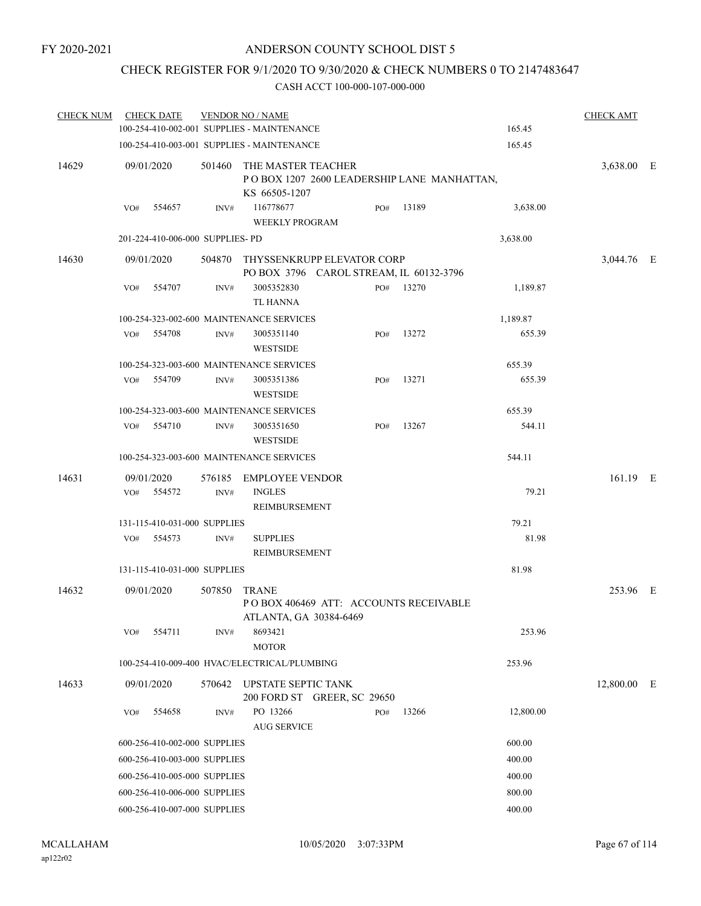FY 2020-2021

# ANDERSON COUNTY SCHOOL DIST 5

## CHECK REGISTER FOR 9/1/2020 TO 9/30/2020 & CHECK NUMBERS 0 TO 2147483647

CASH ACCT 100-000-107-000-000

| CHECK NUM | CHECK DATE | VENDOR NO / NAME | | | | CHECK AMT | |
|---|---|---|---|---|---|---|---|
| | 100-254-410-002-001 SUPPLIES - MAINTENANCE | | | | 165.45 | | |
| | 100-254-410-003-001 SUPPLIES - MAINTENANCE | | | | 165.45 | | |
| 14629 | 09/01/2020 | 501460 | THE MASTER TEACHER<br>P O BOX 1207 2600 LEADERSHIP LANE MANHATTAN, KS 66505-1207 | | | 3,638.00 | E |
| | VO# 554657 | INV# | 116778677<br>WEEKLY PROGRAM | PO# 13189 | 3,638.00 | | |
| | 201-224-410-006-000 SUPPLIES- PD | | | | 3,638.00 | | |
| 14630 | 09/01/2020 | 504870 | THYSSENKRUPP ELEVATOR CORP<br>PO BOX 3796 CAROL STREAM, IL 60132-3796 | | | 3,044.76 | E |
| | VO# 554707 | INV# | 3005352830<br>TL HANNA | PO# 13270 | 1,189.87 | | |
| | 100-254-323-002-600 MAINTENANCE SERVICES | | | | 1,189.87 | | |
| | VO# 554708 | INV# | 3005351140<br>WESTSIDE | PO# 13272 | 655.39 | | |
| | 100-254-323-003-600 MAINTENANCE SERVICES | | | | 655.39 | | |
| | VO# 554709 | INV# | 3005351386<br>WESTSIDE | PO# 13271 | 655.39 | | |
| | 100-254-323-003-600 MAINTENANCE SERVICES | | | | 655.39 | | |
| | VO# 554710 | INV# | 3005351650<br>WESTSIDE | PO# 13267 | 544.11 | | |
| | 100-254-323-003-600 MAINTENANCE SERVICES | | | | 544.11 | | |
| 14631 | 09/01/2020 | 576185 | EMPLOYEE VENDOR | | | 161.19 | E |
| | VO# 554572 | INV# | INGLES<br>REIMBURSEMENT | | 79.21 | | |
| | 131-115-410-031-000 SUPPLIES | | | | 79.21 | | |
| | VO# 554573 | INV# | SUPPLIES<br>REIMBURSEMENT | | 81.98 | | |
| | 131-115-410-031-000 SUPPLIES | | | | 81.98 | | |
| 14632 | 09/01/2020 | 507850 | TRANE<br>P O BOX 406469 ATT: ACCOUNTS RECEIVABLE ATLANTA, GA 30384-6469 | | | 253.96 | E |
| | VO# 554711 | INV# | 8693421<br>MOTOR | | 253.96 | | |
| | 100-254-410-009-400 HVAC/ELECTRICAL/PLUMBING | | | | 253.96 | | |
| 14633 | 09/01/2020 | 570642 | UPSTATE SEPTIC TANK<br>200 FORD ST GREER, SC 29650 | | | 12,800.00 | E |
| | VO# 554658 | INV# | PO 13266<br>AUG SERVICE | PO# 13266 | 12,800.00 | | |
| | 600-256-410-002-000 SUPPLIES | | | | 600.00 | | |
| | 600-256-410-003-000 SUPPLIES | | | | 400.00 | | |
| | 600-256-410-005-000 SUPPLIES | | | | 400.00 | | |
| | 600-256-410-006-000 SUPPLIES | | | | 800.00 | | |
| | 600-256-410-007-000 SUPPLIES | | | | 400.00 | | |

MCALLAHAM ap122r02 10/05/2020 3:07:33PM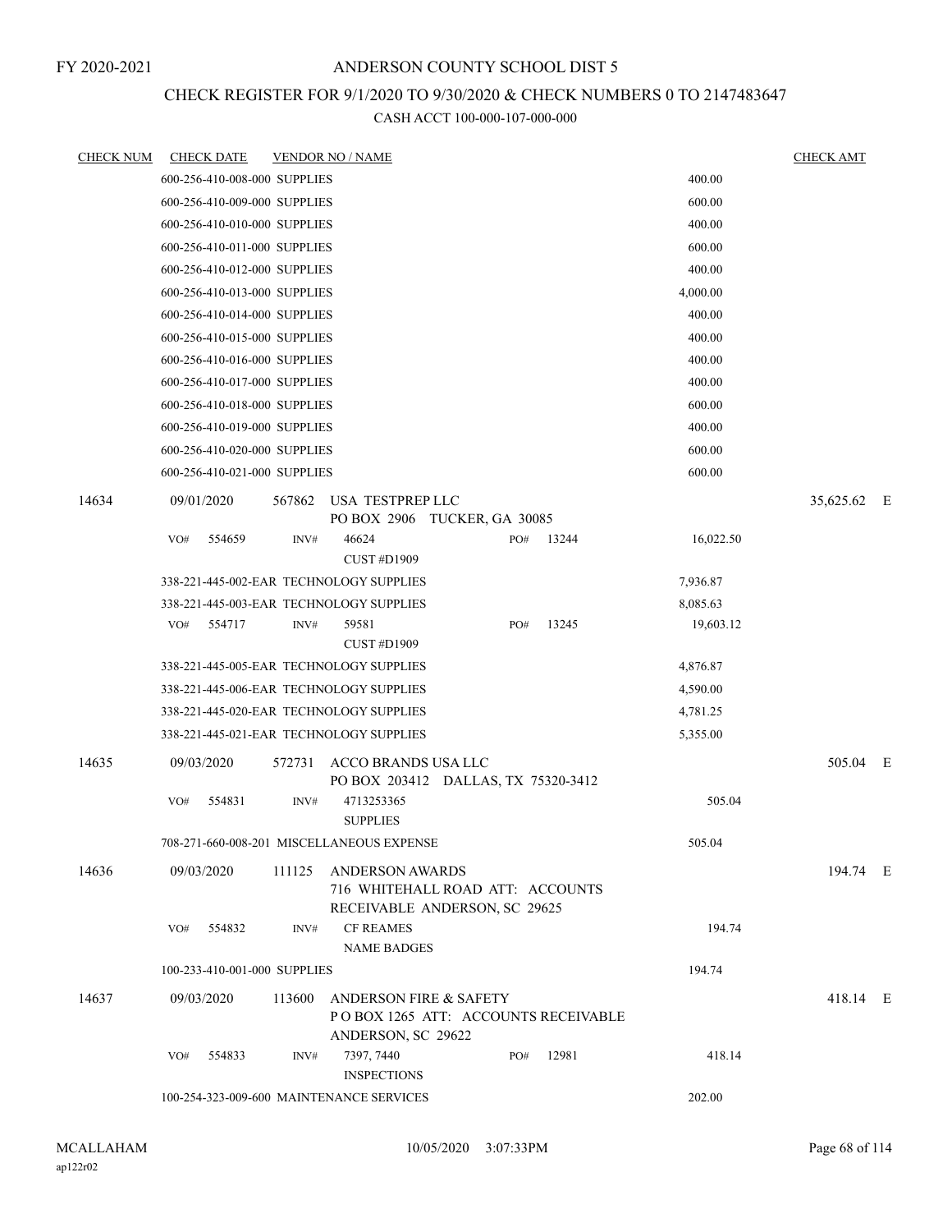FY 2020-2021

# ANDERSON COUNTY SCHOOL DIST 5

## CHECK REGISTER FOR 9/1/2020 TO 9/30/2020 & CHECK NUMBERS 0 TO 2147483647

### CASH ACCT 100-000-107-000-000

| CHECK NUM | CHECK DATE | VENDOR NO / NAME | | | CHECK AMT | |
|---|---|---|---|---|---|---|
| | 600-256-410-008-000 SUPPLIES | | | 400.00 | | |
| | 600-256-410-009-000 SUPPLIES | | | 600.00 | | |
| | 600-256-410-010-000 SUPPLIES | | | 400.00 | | |
| | 600-256-410-011-000 SUPPLIES | | | 600.00 | | |
| | 600-256-410-012-000 SUPPLIES | | | 400.00 | | |
| | 600-256-410-013-000 SUPPLIES | | | 4,000.00 | | |
| | 600-256-410-014-000 SUPPLIES | | | 400.00 | | |
| | 600-256-410-015-000 SUPPLIES | | | 400.00 | | |
| | 600-256-410-016-000 SUPPLIES | | | 400.00 | | |
| | 600-256-410-017-000 SUPPLIES | | | 400.00 | | |
| | 600-256-410-018-000 SUPPLIES | | | 600.00 | | |
| | 600-256-410-019-000 SUPPLIES | | | 400.00 | | |
| | 600-256-410-020-000 SUPPLIES | | | 600.00 | | |
| | 600-256-410-021-000 SUPPLIES | | | 600.00 | | |
| 14634 | 09/01/2020 | 567862 USA TESTPREP LLC<br>PO BOX 2906 TUCKER, GA 30085 | | | 35,625.62 | E |
| | VO# 554659 | INV# 46624<br>CUST #D1909 | PO# 13244 | 16,022.50 | | |
| | 338-221-445-002-EAR TECHNOLOGY SUPPLIES | | | 7,936.87 | | |
| | 338-221-445-003-EAR TECHNOLOGY SUPPLIES | | | 8,085.63 | | |
| | VO# 554717 | INV# 59581<br>CUST #D1909 | PO# 13245 | 19,603.12 | | |
| | 338-221-445-005-EAR TECHNOLOGY SUPPLIES | | | 4,876.87 | | |
| | 338-221-445-006-EAR TECHNOLOGY SUPPLIES | | | 4,590.00 | | |
| | 338-221-445-020-EAR TECHNOLOGY SUPPLIES | | | 4,781.25 | | |
| | 338-221-445-021-EAR TECHNOLOGY SUPPLIES | | | 5,355.00 | | |
| 14635 | 09/03/2020 | 572731 ACCO BRANDS USA LLC<br>PO BOX 203412 DALLAS, TX 75320-3412 | | | 505.04 | E |
| | VO# 554831 | INV# 4713253365<br>SUPPLIES | | 505.04 | | |
| | 708-271-660-008-201 MISCELLANEOUS EXPENSE | | | 505.04 | | |
| 14636 | 09/03/2020 | 111125 ANDERSON AWARDS<br>716 WHITEHALL ROAD ATT: ACCOUNTS RECEIVABLE ANDERSON, SC 29625 | | | 194.74 | E |
| | VO# 554832 | INV# CF REAMES<br>NAME BADGES | | 194.74 | | |
| | 100-233-410-001-000 SUPPLIES | | | 194.74 | | |
| 14637 | 09/03/2020 | 113600 ANDERSON FIRE & SAFETY<br>P O BOX 1265 ATT: ACCOUNTS RECEIVABLE ANDERSON, SC 29622 | | | 418.14 | E |
| | VO# 554833 | INV# 7397, 7440<br>INSPECTIONS | PO# 12981 | 418.14 | | |
| | 100-254-323-009-600 MAINTENANCE SERVICES | | | 202.00 | | |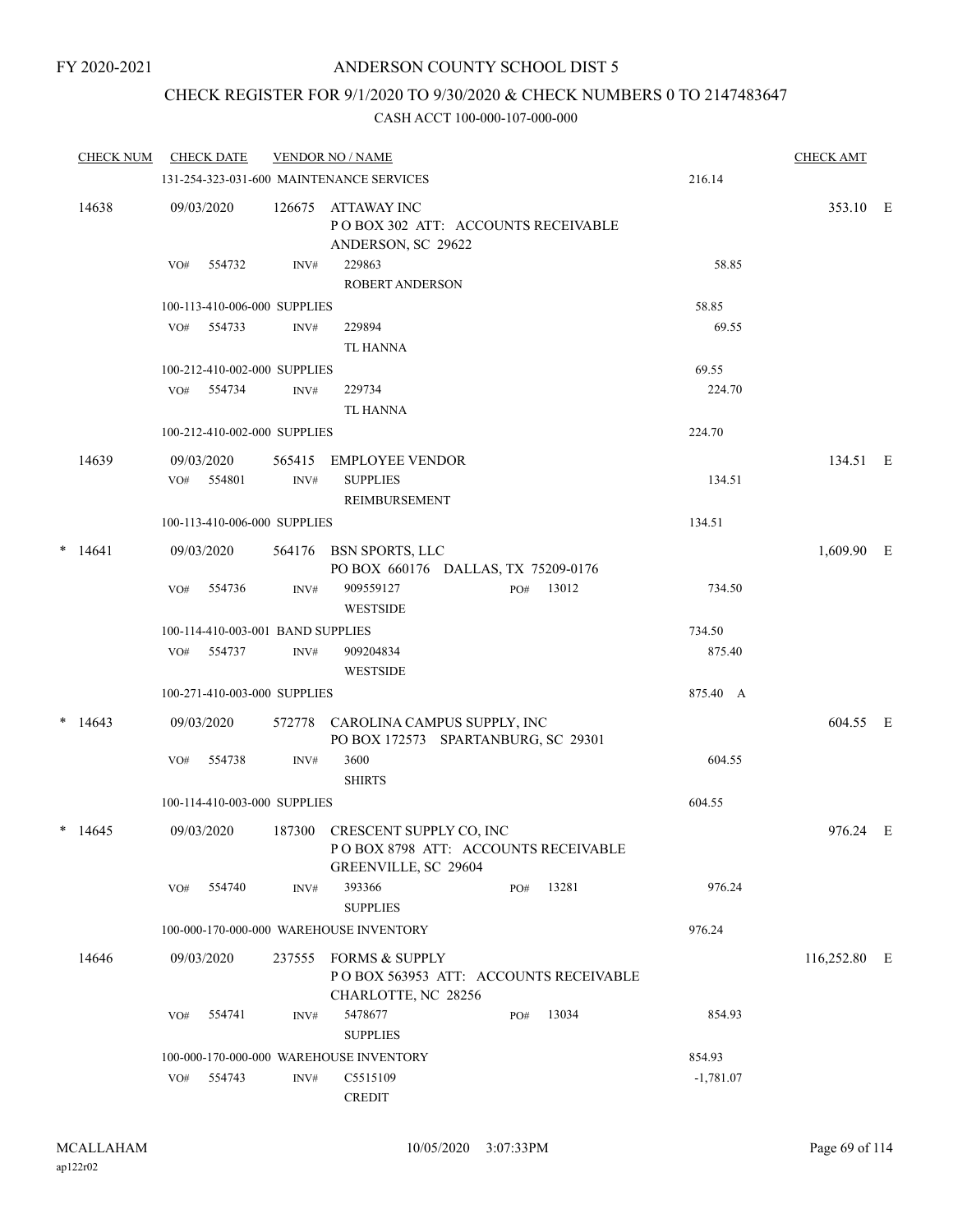FY 2020-2021

# ANDERSON COUNTY SCHOOL DIST 5

## CHECK REGISTER FOR 9/1/2020 TO 9/30/2020 & CHECK NUMBERS 0 TO 2147483647

### CASH ACCT 100-000-107-000-000

| CHECK NUM | CHECK DATE | VENDOR NO / NAME | | CHECK AMT |
|---|---|---|---|---|
| | 131-254-323-031-600 MAINTENANCE SERVICES | | 216.14 | |
| 14638 | 09/03/2020 | 126675 ATTAWAY INC<br>P O BOX 302 ATT: ACCOUNTS RECEIVABLE<br>ANDERSON, SC 29622 | | 353.10 E |
| | VO# 554732 | INV# 229863<br>ROBERT ANDERSON | 58.85 | |
| | 100-113-410-006-000 SUPPLIES | | 58.85 | |
| | VO# 554733 | INV# 229894<br>TL HANNA | 69.55 | |
| | 100-212-410-002-000 SUPPLIES | | 69.55 | |
| | VO# 554734 | INV# 229734<br>TL HANNA | 224.70 | |
| | 100-212-410-002-000 SUPPLIES | | 224.70 | |
| 14639 | 09/03/2020 | 565415 EMPLOYEE VENDOR | | 134.51 E |
| | VO# 554801 | INV# SUPPLIES<br>REIMBURSEMENT | 134.51 | |
| | 100-113-410-006-000 SUPPLIES | | 134.51 | |
| * 14641 | 09/03/2020 | 564176 BSN SPORTS, LLC<br>PO BOX 660176 DALLAS, TX 75209-0176 | | 1,609.90 E |
| | VO# 554736 | INV# 909559127 PO# 13012<br>WESTSIDE | 734.50 | |
| | 100-114-410-003-001 BAND SUPPLIES | | 734.50 | |
| | VO# 554737 | INV# 909204834<br>WESTSIDE | 875.40 | |
| | 100-271-410-003-000 SUPPLIES | | 875.40 A | |
| * 14643 | 09/03/2020 | 572778 CAROLINA CAMPUS SUPPLY, INC<br>PO BOX 172573 SPARTANBURG, SC 29301 | | 604.55 E |
| | VO# 554738 | INV# 3600<br>SHIRTS | 604.55 | |
| | 100-114-410-003-000 SUPPLIES | | 604.55 | |
| * 14645 | 09/03/2020 | 187300 CRESCENT SUPPLY CO, INC<br>P O BOX 8798 ATT: ACCOUNTS RECEIVABLE<br>GREENVILLE, SC 29604 | | 976.24 E |
| | VO# 554740 | INV# 393366 PO# 13281<br>SUPPLIES | 976.24 | |
| | 100-000-170-000-000 WAREHOUSE INVENTORY | | 976.24 | |
| 14646 | 09/03/2020 | 237555 FORMS & SUPPLY<br>P O BOX 563953 ATT: ACCOUNTS RECEIVABLE<br>CHARLOTTE, NC 28256 | | 116,252.80 E |
| | VO# 554741 | INV# 5478677 PO# 13034<br>SUPPLIES | 854.93 | |
| | 100-000-170-000-000 WAREHOUSE INVENTORY | | 854.93 | |
| | VO# 554743 | INV# C5515109<br>CREDIT | -1,781.07 | |

MCALLAHAM
ap122r02

10/05/2020 3:07:33PM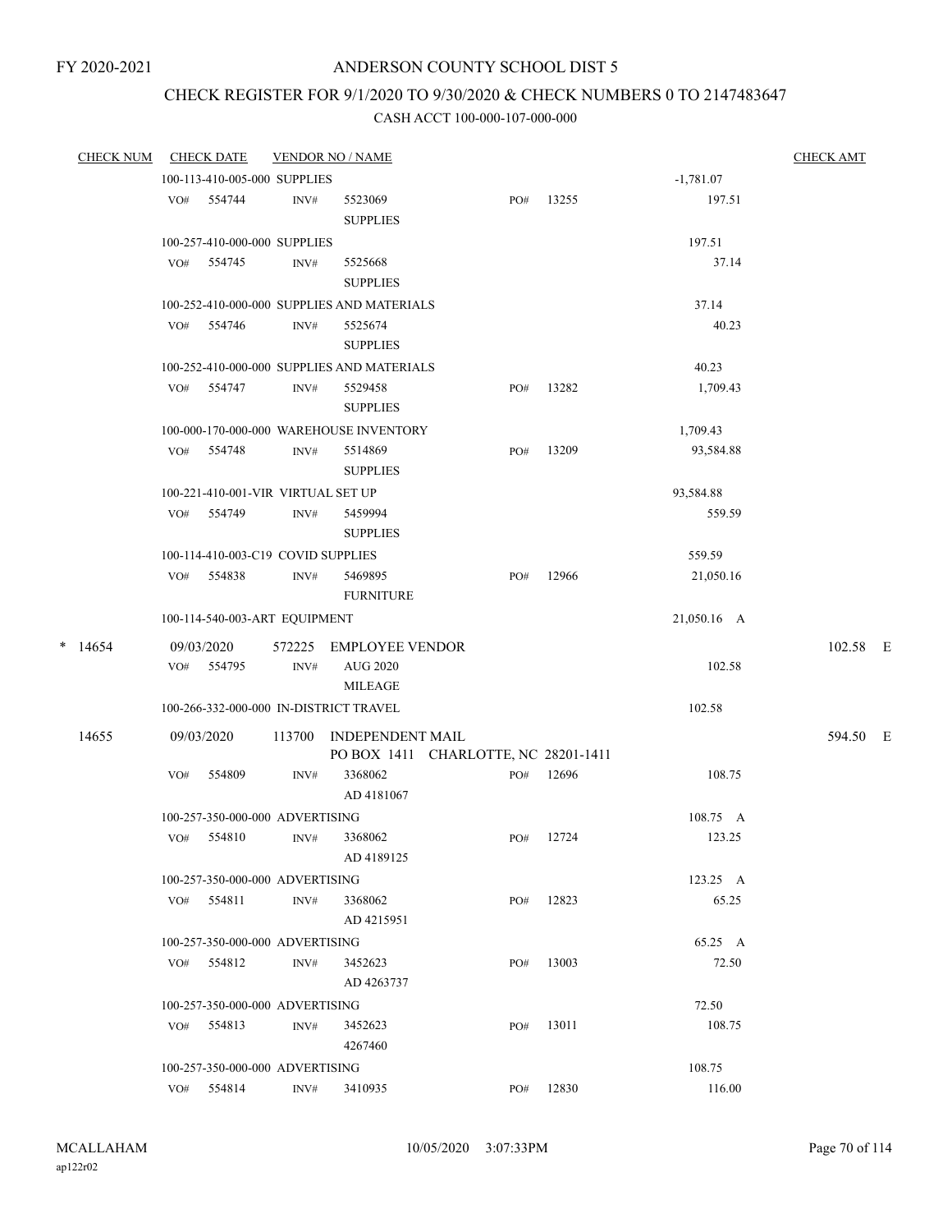FY 2020-2021

# ANDERSON COUNTY SCHOOL DIST 5

## CHECK REGISTER FOR 9/1/2020 TO 9/30/2020 & CHECK NUMBERS 0 TO 2147483647

### CASH ACCT 100-000-107-000-000

| CHECK NUM | CHECK DATE | VENDOR NO / NAME | | | | CHECK AMT |
|---|---|---|---|---|---|---|
| | 100-113-410-005-000 SUPPLIES | | | | -1,781.07 | |
| | VO# 554744 | INV# 5523069 SUPPLIES | PO# 13255 | | 197.51 | |
| | 100-257-410-000-000 SUPPLIES | | | | 197.51 | |
| | VO# 554745 | INV# 5525668 SUPPLIES | | | 37.14 | |
| | 100-252-410-000-000 SUPPLIES AND MATERIALS | | | | 37.14 | |
| | VO# 554746 | INV# 5525674 SUPPLIES | | | 40.23 | |
| | 100-252-410-000-000 SUPPLIES AND MATERIALS | | | | 40.23 | |
| | VO# 554747 | INV# 5529458 SUPPLIES | PO# 13282 | | 1,709.43 | |
| | 100-000-170-000-000 WAREHOUSE INVENTORY | | | | 1,709.43 | |
| | VO# 554748 | INV# 5514869 SUPPLIES | PO# 13209 | | 93,584.88 | |
| | 100-221-410-001-VIR VIRTUAL SET UP | | | | 93,584.88 | |
| | VO# 554749 | INV# 5459994 SUPPLIES | | | 559.59 | |
| | 100-114-410-003-C19 COVID SUPPLIES | | | | 559.59 | |
| | VO# 554838 | INV# 5469895 FURNITURE | PO# 12966 | | 21,050.16 | |
| | 100-114-540-003-ART EQUIPMENT | | | | 21,050.16 A | |
| * 14654 | 09/03/2020 | 572225 EMPLOYEE VENDOR | | | | 102.58 E |
| | VO# 554795 | INV# AUG 2020 MILEAGE | | | 102.58 | |
| | 100-266-332-000-000 IN-DISTRICT TRAVEL | | | | 102.58 | |
| 14655 | 09/03/2020 | 113700 INDEPENDENT MAIL PO BOX 1411 CHARLOTTE, NC 28201-1411 | | | | 594.50 E |
| | VO# 554809 | INV# 3368062 AD 4181067 | PO# 12696 | | 108.75 | |
| | 100-257-350-000-000 ADVERTISING | | | | 108.75 A | |
| | VO# 554810 | INV# 3368062 AD 4189125 | PO# 12724 | | 123.25 | |
| | 100-257-350-000-000 ADVERTISING | | | | 123.25 A | |
| | VO# 554811 | INV# 3368062 AD 4215951 | PO# 12823 | | 65.25 | |
| | 100-257-350-000-000 ADVERTISING | | | | 65.25 A | |
| | VO# 554812 | INV# 3452623 AD 4263737 | PO# 13003 | | 72.50 | |
| | 100-257-350-000-000 ADVERTISING | | | | 72.50 | |
| | VO# 554813 | INV# 3452623 4267460 | PO# 13011 | | 108.75 | |
| | 100-257-350-000-000 ADVERTISING | | | | 108.75 | |
| | VO# 554814 | INV# 3410935 | PO# 12830 | | 116.00 | |

MCALLAHAM
ap122r02

10/05/2020 3:07:33PM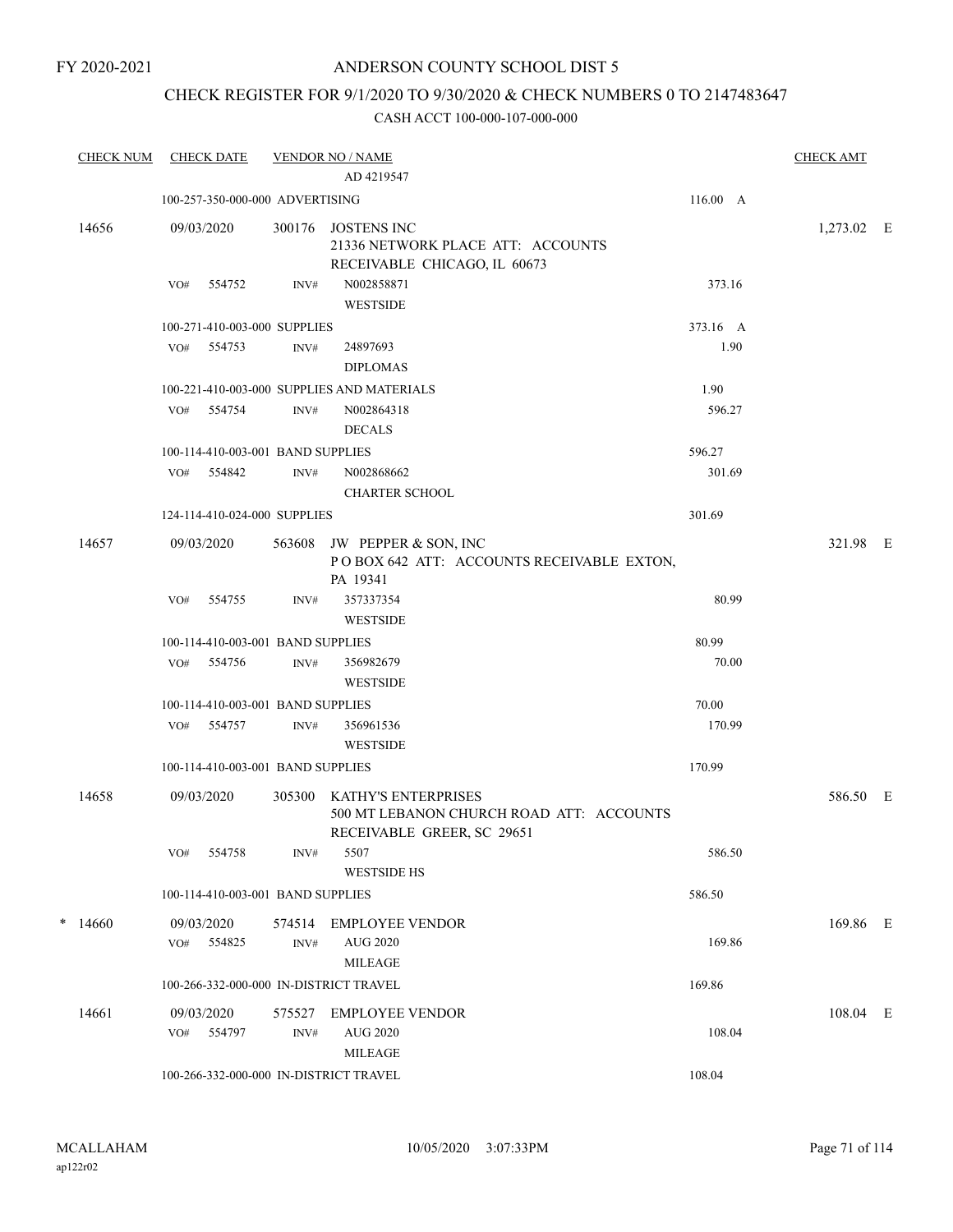FY 2020-2021

# ANDERSON COUNTY SCHOOL DIST 5

## CHECK REGISTER FOR 9/1/2020 TO 9/30/2020 & CHECK NUMBERS 0 TO 2147483647

### CASH ACCT 100-000-107-000-000

| CHECK NUM | CHECK DATE | VENDOR NO / NAME | | | CHECK AMT | |
|---|---|---|---|---|---|---|
| | | | AD 4219547 | | | |
| | 100-257-350-000-000 ADVERTISING | | | 116.00 A | | |
| 14656 | 09/03/2020 | 300176 | JOSTENS INC<br>21336 NETWORK PLACE ATT: ACCOUNTS RECEIVABLE CHICAGO, IL 60673 | | 1,273.02 | E |
| | VO# 554752 | INV# | N002858871<br>WESTSIDE | 373.16 | | |
| | 100-271-410-003-000 SUPPLIES | | | 373.16 A | | |
| | VO# 554753 | INV# | 24897693<br>DIPLOMAS | 1.90 | | |
| | 100-221-410-003-000 SUPPLIES AND MATERIALS | | | 1.90 | | |
| | VO# 554754 | INV# | N002864318<br>DECALS | 596.27 | | |
| | 100-114-410-003-001 BAND SUPPLIES | | | 596.27 | | |
| | VO# 554842 | INV# | N002868662<br>CHARTER SCHOOL | 301.69 | | |
| | 124-114-410-024-000 SUPPLIES | | | 301.69 | | |
| 14657 | 09/03/2020 | 563608 | JW PEPPER & SON, INC<br>P O BOX 642 ATT: ACCOUNTS RECEIVABLE EXTON, PA 19341 | | 321.98 | E |
| | VO# 554755 | INV# | 357337354<br>WESTSIDE | 80.99 | | |
| | 100-114-410-003-001 BAND SUPPLIES | | | 80.99 | | |
| | VO# 554756 | INV# | 356982679<br>WESTSIDE | 70.00 | | |
| | 100-114-410-003-001 BAND SUPPLIES | | | 70.00 | | |
| | VO# 554757 | INV# | 356961536<br>WESTSIDE | 170.99 | | |
| | 100-114-410-003-001 BAND SUPPLIES | | | 170.99 | | |
| 14658 | 09/03/2020 | 305300 | KATHY'S ENTERPRISES<br>500 MT LEBANON CHURCH ROAD ATT: ACCOUNTS RECEIVABLE GREER, SC 29651 | | 586.50 | E |
| | VO# 554758 | INV# | 5507<br>WESTSIDE HS | 586.50 | | |
| | 100-114-410-003-001 BAND SUPPLIES | | | 586.50 | | |
| * 14660 | 09/03/2020 | 574514 | EMPLOYEE VENDOR | | 169.86 | E |
| | VO# 554825 | INV# | AUG 2020<br>MILEAGE | 169.86 | | |
| | 100-266-332-000-000 IN-DISTRICT TRAVEL | | | 169.86 | | |
| 14661 | 09/03/2020 | 575527 | EMPLOYEE VENDOR | | 108.04 | E |
| | VO# 554797 | INV# | AUG 2020<br>MILEAGE | 108.04 | | |
| | 100-266-332-000-000 IN-DISTRICT TRAVEL | | | 108.04 | | |

MCALLAHAM
ap122r02

10/05/2020 3:07:33PM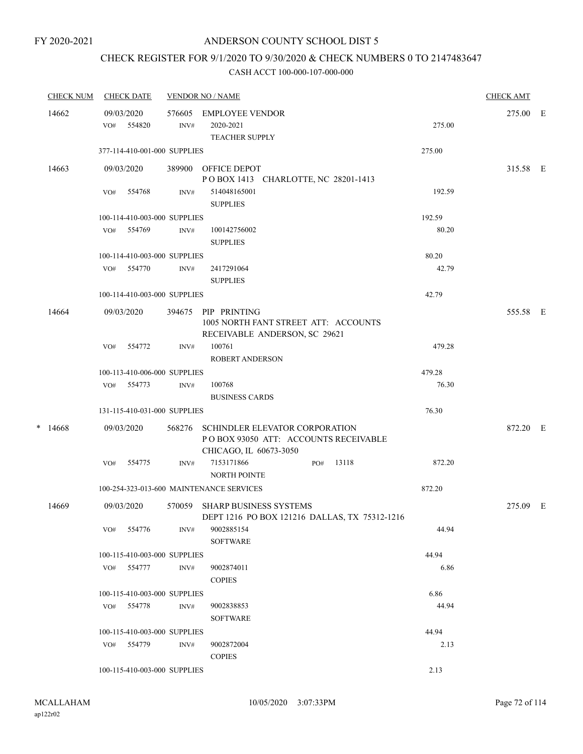FY 2020-2021

# ANDERSON COUNTY SCHOOL DIST 5

## CHECK REGISTER FOR 9/1/2020 TO 9/30/2020 & CHECK NUMBERS 0 TO 2147483647

### CASH ACCT 100-000-107-000-000

| CHECK NUM | CHECK DATE | VENDOR NO / NAME | | CHECK AMT | |
|---|---|---|---|---|---|
| 14662 | 09/03/2020 | 576605 EMPLOYEE VENDOR | | 275.00 | E |
| | VO# 554820 | INV# 2020-2021 TEACHER SUPPLY | 275.00 | | |
| | 377-114-410-001-000 SUPPLIES | | 275.00 | | |
| 14663 | 09/03/2020 | 389900 OFFICE DEPOT P O BOX 1413 CHARLOTTE, NC 28201-1413 | | 315.58 | E |
| | VO# 554768 | INV# 514048165001 SUPPLIES | 192.59 | | |
| | 100-114-410-003-000 SUPPLIES | | 192.59 | | |
| | VO# 554769 | INV# 100142756002 SUPPLIES | 80.20 | | |
| | 100-114-410-003-000 SUPPLIES | | 80.20 | | |
| | VO# 554770 | INV# 2417291064 SUPPLIES | 42.79 | | |
| | 100-114-410-003-000 SUPPLIES | | 42.79 | | |
| 14664 | 09/03/2020 | 394675 PIP PRINTING 1005 NORTH FANT STREET ATT: ACCOUNTS RECEIVABLE ANDERSON, SC 29621 | | 555.58 | E |
| | VO# 554772 | INV# 100761 ROBERT ANDERSON | 479.28 | | |
| | 100-113-410-006-000 SUPPLIES | | 479.28 | | |
| | VO# 554773 | INV# 100768 BUSINESS CARDS | 76.30 | | |
| | 131-115-410-031-000 SUPPLIES | | 76.30 | | |
| * 14668 | 09/03/2020 | 568276 SCHINDLER ELEVATOR CORPORATION P O BOX 93050 ATT: ACCOUNTS RECEIVABLE CHICAGO, IL 60673-3050 | | 872.20 | E |
| | VO# 554775 | INV# 7153171866 PO# 13118 NORTH POINTE | 872.20 | | |
| | 100-254-323-013-600 MAINTENANCE SERVICES | | 872.20 | | |
| 14669 | 09/03/2020 | 570059 SHARP BUSINESS SYSTEMS DEPT 1216 PO BOX 121216 DALLAS, TX 75312-1216 | | 275.09 | E |
| | VO# 554776 | INV# 9002885154 SOFTWARE | 44.94 | | |
| | 100-115-410-003-000 SUPPLIES | | 44.94 | | |
| | VO# 554777 | INV# 9002874011 COPIES | 6.86 | | |
| | 100-115-410-003-000 SUPPLIES | | 6.86 | | |
| | VO# 554778 | INV# 9002838853 SOFTWARE | 44.94 | | |
| | 100-115-410-003-000 SUPPLIES | | 44.94 | | |
| | VO# 554779 | INV# 9002872004 COPIES | 2.13 | | |
| | 100-115-410-003-000 SUPPLIES | | 2.13 | | |

MCALLAHAM
ap122r02

10/05/2020 3:07:33PM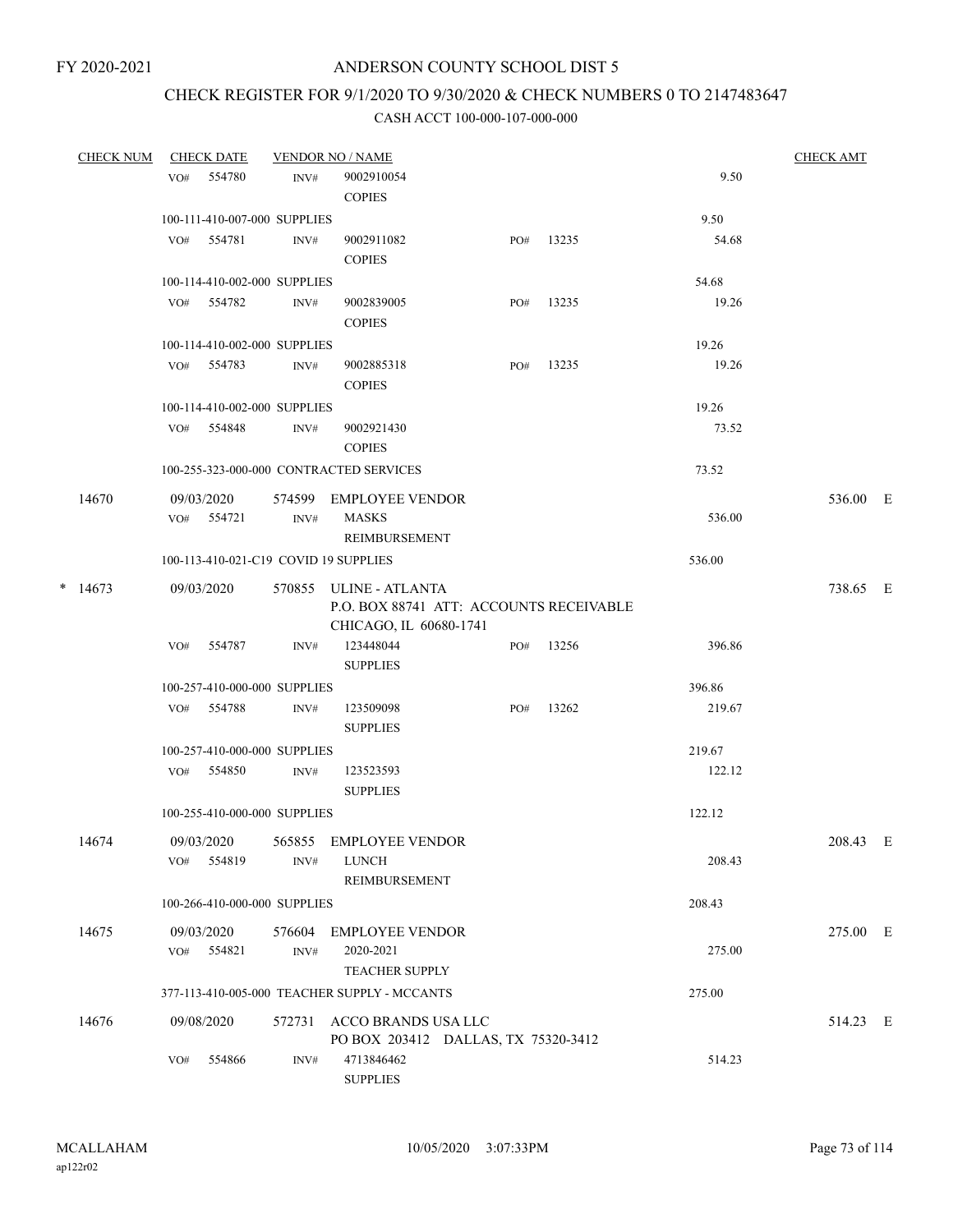FY 2020-2021

# ANDERSON COUNTY SCHOOL DIST 5

## CHECK REGISTER FOR 9/1/2020 TO 9/30/2020 & CHECK NUMBERS 0 TO 2147483647

CASH ACCT 100-000-107-000-000

| CHECK NUM | CHECK DATE | VENDOR NO / NAME | | | CHECK AMT | |
|---|---|---|---|---|---|---|
| | VO# 554780 | INV# 9002910054 COPIES | | 9.50 | | |
| | 100-111-410-007-000 SUPPLIES | | | 9.50 | | |
| | VO# 554781 | INV# 9002911082 COPIES | PO# 13235 | 54.68 | | |
| | 100-114-410-002-000 SUPPLIES | | | 54.68 | | |
| | VO# 554782 | INV# 9002839005 COPIES | PO# 13235 | 19.26 | | |
| | 100-114-410-002-000 SUPPLIES | | | 19.26 | | |
| | VO# 554783 | INV# 9002885318 COPIES | PO# 13235 | 19.26 | | |
| | 100-114-410-002-000 SUPPLIES | | | 19.26 | | |
| | VO# 554848 | INV# 9002921430 COPIES | | 73.52 | | |
| | 100-255-323-000-000 CONTRACTED SERVICES | | | 73.52 | | |
| 14670 | 09/03/2020 | 574599 EMPLOYEE VENDOR | | | 536.00 | E |
| | VO# 554721 | INV# MASKS REIMBURSEMENT | | 536.00 | | |
| | 100-113-410-021-C19 COVID 19 SUPPLIES | | | 536.00 | | |
| * 14673 | 09/03/2020 | 570855 ULINE - ATLANTA P.O. BOX 88741 ATT: ACCOUNTS RECEIVABLE CHICAGO, IL 60680-1741 | | | 738.65 | E |
| | VO# 554787 | INV# 123448044 SUPPLIES | PO# 13256 | 396.86 | | |
| | 100-257-410-000-000 SUPPLIES | | | 396.86 | | |
| | VO# 554788 | INV# 123509098 SUPPLIES | PO# 13262 | 219.67 | | |
| | 100-257-410-000-000 SUPPLIES | | | 219.67 | | |
| | VO# 554850 | INV# 123523593 SUPPLIES | | 122.12 | | |
| | 100-255-410-000-000 SUPPLIES | | | 122.12 | | |
| 14674 | 09/03/2020 | 565855 EMPLOYEE VENDOR | | | 208.43 | E |
| | VO# 554819 | INV# LUNCH REIMBURSEMENT | | 208.43 | | |
| | 100-266-410-000-000 SUPPLIES | | | 208.43 | | |
| 14675 | 09/03/2020 | 576604 EMPLOYEE VENDOR | | | 275.00 | E |
| | VO# 554821 | INV# 2020-2021 TEACHER SUPPLY | | 275.00 | | |
| | 377-113-410-005-000 TEACHER SUPPLY - MCCANTS | | | 275.00 | | |
| 14676 | 09/08/2020 | 572731 ACCO BRANDS USA LLC PO BOX 203412 DALLAS, TX 75320-3412 | | | 514.23 | E |
| | VO# 554866 | INV# 4713846462 SUPPLIES | | 514.23 | | |

MCALLAHAM ap122r02 10/05/2020 3:07:33PM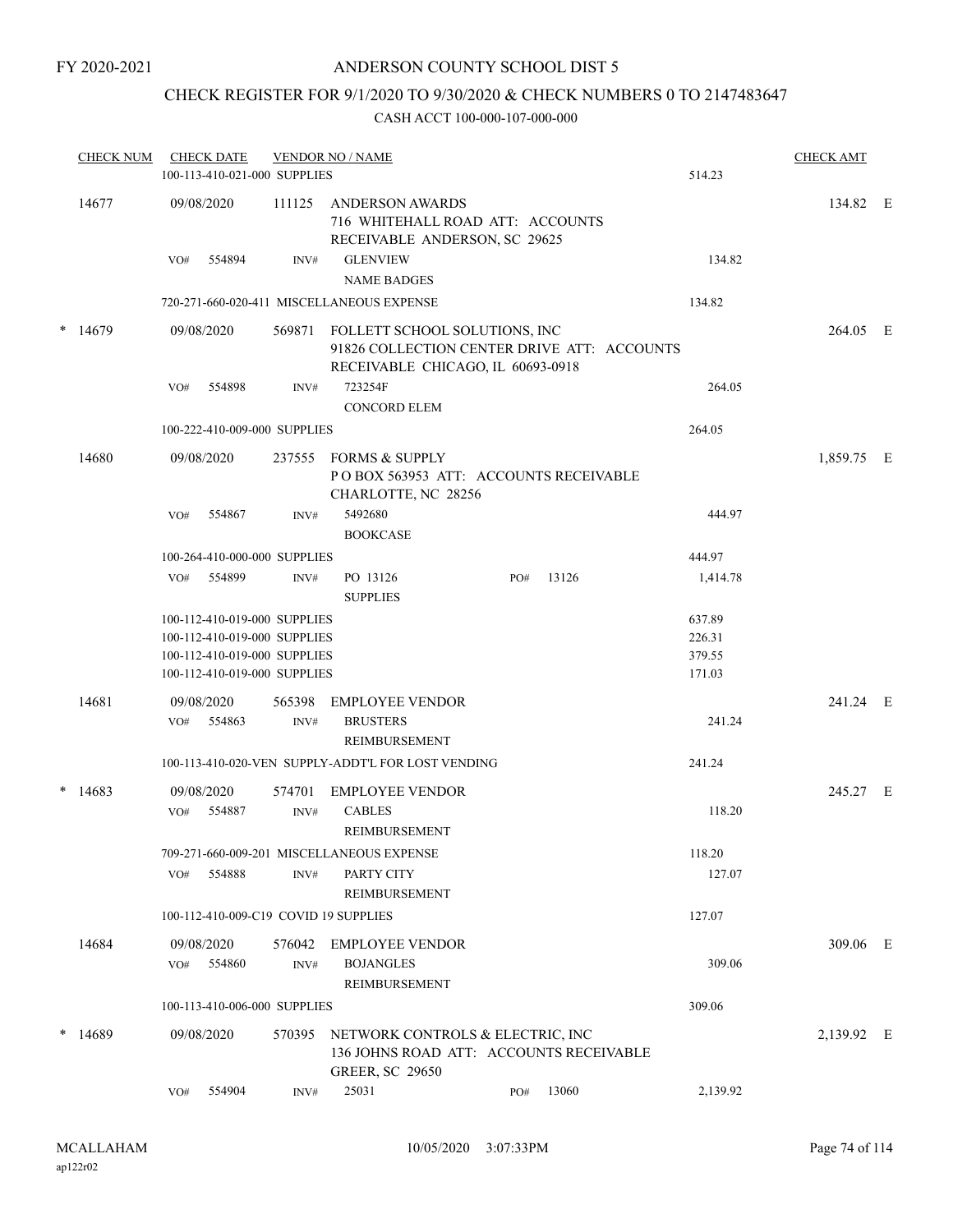FY 2020-2021

# ANDERSON COUNTY SCHOOL DIST 5

## CHECK REGISTER FOR 9/1/2020 TO 9/30/2020 & CHECK NUMBERS 0 TO 2147483647

### CASH ACCT 100-000-107-000-000

| CHECK NUM | CHECK DATE | VENDOR NO / NAME | | | CHECK AMT | |
|---|---|---|---|---|---|---|
| | 100-113-410-021-000 SUPPLIES | | | 514.23 | | |
| 14677 | 09/08/2020 | 111125 | ANDERSON AWARDS<br>716 WHITEHALL ROAD ATT: ACCOUNTS RECEIVABLE ANDERSON, SC 29625 | | 134.82 | E |
| | VO# 554894 | INV# | GLENVIEW<br>NAME BADGES | 134.82 | | |
| | 720-271-660-020-411 MISCELLANEOUS EXPENSE | | | 134.82 | | |
| * 14679 | 09/08/2020 | 569871 | FOLLETT SCHOOL SOLUTIONS, INC<br>91826 COLLECTION CENTER DRIVE ATT: ACCOUNTS RECEIVABLE CHICAGO, IL 60693-0918 | | 264.05 | E |
| | VO# 554898 | INV# | 723254F<br>CONCORD ELEM | 264.05 | | |
| | 100-222-410-009-000 SUPPLIES | | | 264.05 | | |
| 14680 | 09/08/2020 | 237555 | FORMS & SUPPLY<br>P O BOX 563953 ATT: ACCOUNTS RECEIVABLE CHARLOTTE, NC 28256 | | 1,859.75 | E |
| | VO# 554867 | INV# | 5492680<br>BOOKCASE | 444.97 | | |
| | 100-264-410-000-000 SUPPLIES | | | 444.97 | | |
| | VO# 554899 | INV# | PO 13126 PO# 13126<br>SUPPLIES | 1,414.78 | | |
| | 100-112-410-019-000 SUPPLIES | | | 637.89 | | |
| | 100-112-410-019-000 SUPPLIES | | | 226.31 | | |
| | 100-112-410-019-000 SUPPLIES | | | 379.55 | | |
| | 100-112-410-019-000 SUPPLIES | | | 171.03 | | |
| 14681 | 09/08/2020 | 565398 | EMPLOYEE VENDOR | | 241.24 | E |
| | VO# 554863 | INV# | BRUSTERS<br>REIMBURSEMENT | 241.24 | | |
| | 100-113-410-020-VEN SUPPLY-ADDT'L FOR LOST VENDING | | | 241.24 | | |
| * 14683 | 09/08/2020 | 574701 | EMPLOYEE VENDOR | | 245.27 | E |
| | VO# 554887 | INV# | CABLES<br>REIMBURSEMENT | 118.20 | | |
| | 709-271-660-009-201 MISCELLANEOUS EXPENSE | | | 118.20 | | |
| | VO# 554888 | INV# | PARTY CITY<br>REIMBURSEMENT | 127.07 | | |
| | 100-112-410-009-C19 COVID 19 SUPPLIES | | | 127.07 | | |
| 14684 | 09/08/2020 | 576042 | EMPLOYEE VENDOR | | 309.06 | E |
| | VO# 554860 | INV# | BOJANGLES<br>REIMBURSEMENT | 309.06 | | |
| | 100-113-410-006-000 SUPPLIES | | | 309.06 | | |
| * 14689 | 09/08/2020 | 570395 | NETWORK CONTROLS & ELECTRIC, INC<br>136 JOHNS ROAD ATT: ACCOUNTS RECEIVABLE GREER, SC 29650 | | 2,139.92 | E |
| | VO# 554904 | INV# | 25031 PO# 13060 | 2,139.92 | | |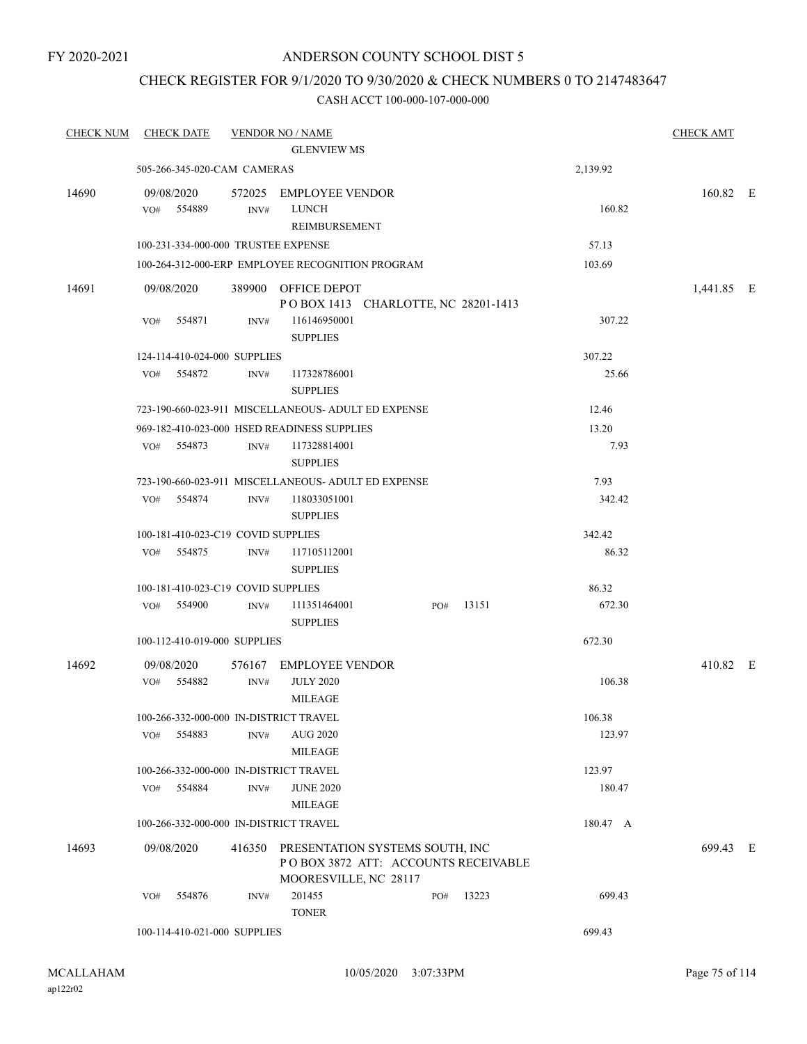FY 2020-2021

# ANDERSON COUNTY SCHOOL DIST 5

## CHECK REGISTER FOR 9/1/2020 TO 9/30/2020 & CHECK NUMBERS 0 TO 2147483647

CASH ACCT 100-000-107-000-000

| CHECK NUM | CHECK DATE | VENDOR NO / NAME | | CHECK AMT |
|---|---|---|---|---|
| | | GLENVIEW MS | | |
| | 505-266-345-020-CAM CAMERAS | | 2,139.92 | |
| 14690 | 09/08/2020 | 572025 EMPLOYEE VENDOR | | 160.82 E |
| | VO# 554889 | INV# LUNCH REIMBURSEMENT | 160.82 | |
| | 100-231-334-000-000 TRUSTEE EXPENSE | | 57.13 | |
| | 100-264-312-000-ERP EMPLOYEE RECOGNITION PROGRAM | | 103.69 | |
| 14691 | 09/08/2020 | 389900 OFFICE DEPOT<br>P O BOX 1413 CHARLOTTE, NC 28201-1413 | | 1,441.85 E |
| | VO# 554871 | INV# 116146950001 SUPPLIES | 307.22 | |
| | 124-114-410-024-000 SUPPLIES | | 307.22 | |
| | VO# 554872 | INV# 117328786001 SUPPLIES | 25.66 | |
| | 723-190-660-023-911 MISCELLANEOUS- ADULT ED EXPENSE | | 12.46 | |
| | 969-182-410-023-000 HSED READINESS SUPPLIES | | 13.20 | |
| | VO# 554873 | INV# 117328814001 SUPPLIES | 7.93 | |
| | 723-190-660-023-911 MISCELLANEOUS- ADULT ED EXPENSE | | 7.93 | |
| | VO# 554874 | INV# 118033051001 SUPPLIES | 342.42 | |
| | 100-181-410-023-C19 COVID SUPPLIES | | 342.42 | |
| | VO# 554875 | INV# 117105112001 SUPPLIES | 86.32 | |
| | 100-181-410-023-C19 COVID SUPPLIES | | 86.32 | |
| | VO# 554900 | INV# 111351464001 PO# 13151 SUPPLIES | 672.30 | |
| | 100-112-410-019-000 SUPPLIES | | 672.30 | |
| 14692 | 09/08/2020 | 576167 EMPLOYEE VENDOR | | 410.82 E |
| | VO# 554882 | INV# JULY 2020 MILEAGE | 106.38 | |
| | 100-266-332-000-000 IN-DISTRICT TRAVEL | | 106.38 | |
| | VO# 554883 | INV# AUG 2020 MILEAGE | 123.97 | |
| | 100-266-332-000-000 IN-DISTRICT TRAVEL | | 123.97 | |
| | VO# 554884 | INV# JUNE 2020 MILEAGE | 180.47 | |
| | 100-266-332-000-000 IN-DISTRICT TRAVEL | | 180.47 A | |
| 14693 | 09/08/2020 | 416350 PRESENTATION SYSTEMS SOUTH, INC<br>P O BOX 3872 ATT: ACCOUNTS RECEIVABLE<br>MOORESVILLE, NC 28117 | | 699.43 E |
| | VO# 554876 | INV# 201455 PO# 13223 TONER | 699.43 | |
| | 100-114-410-021-000 SUPPLIES | | 699.43 | |

MCALLAHAM ap122r02 10/05/2020 3:07:33PM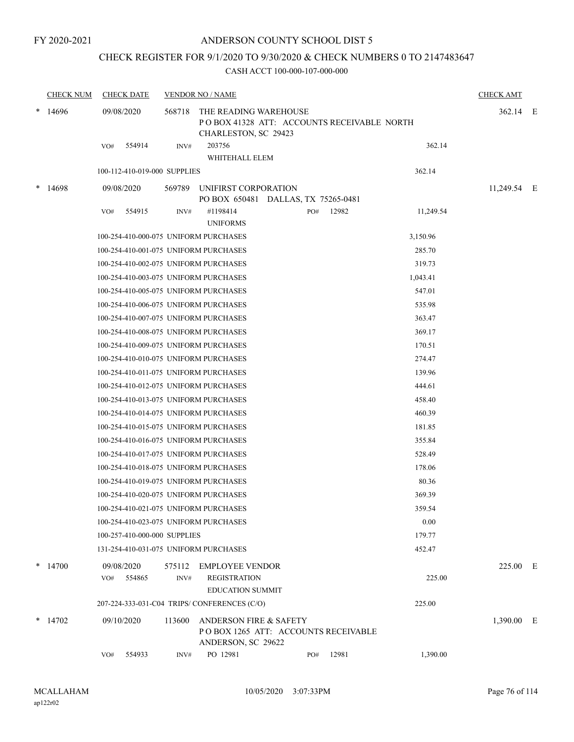FY 2020-2021

# ANDERSON COUNTY SCHOOL DIST 5

## CHECK REGISTER FOR 9/1/2020 TO 9/30/2020 & CHECK NUMBERS 0 TO 2147483647

### CASH ACCT 100-000-107-000-000

| CHECK NUM | CHECK DATE | VENDOR NO / NAME | | | CHECK AMT | |
|---|---|---|---|---|---|---|
| * 14696 | 09/08/2020 | 568718 | THE READING WAREHOUSE<br>P O BOX 41328 ATT: ACCOUNTS RECEIVABLE NORTH CHARLESTON, SC 29423 | | 362.14 | E |
| | VO# 554914 | INV# | 203756<br>WHITEHALL ELEM | 362.14 | | |
| | 100-112-410-019-000 SUPPLIES | | | 362.14 | | |
| * 14698 | 09/08/2020 | 569789 | UNIFIRST CORPORATION<br>PO BOX 650481 DALLAS, TX 75265-0481 | | 11,249.54 | E |
| | VO# 554915 | INV# | #1198414 PO# 12982<br>UNIFORMS | 11,249.54 | | |
| | 100-254-410-000-075 UNIFORM PURCHASES | | | 3,150.96 | | |
| | 100-254-410-001-075 UNIFORM PURCHASES | | | 285.70 | | |
| | 100-254-410-002-075 UNIFORM PURCHASES | | | 319.73 | | |
| | 100-254-410-003-075 UNIFORM PURCHASES | | | 1,043.41 | | |
| | 100-254-410-005-075 UNIFORM PURCHASES | | | 547.01 | | |
| | 100-254-410-006-075 UNIFORM PURCHASES | | | 535.98 | | |
| | 100-254-410-007-075 UNIFORM PURCHASES | | | 363.47 | | |
| | 100-254-410-008-075 UNIFORM PURCHASES | | | 369.17 | | |
| | 100-254-410-009-075 UNIFORM PURCHASES | | | 170.51 | | |
| | 100-254-410-010-075 UNIFORM PURCHASES | | | 274.47 | | |
| | 100-254-410-011-075 UNIFORM PURCHASES | | | 139.96 | | |
| | 100-254-410-012-075 UNIFORM PURCHASES | | | 444.61 | | |
| | 100-254-410-013-075 UNIFORM PURCHASES | | | 458.40 | | |
| | 100-254-410-014-075 UNIFORM PURCHASES | | | 460.39 | | |
| | 100-254-410-015-075 UNIFORM PURCHASES | | | 181.85 | | |
| | 100-254-410-016-075 UNIFORM PURCHASES | | | 355.84 | | |
| | 100-254-410-017-075 UNIFORM PURCHASES | | | 528.49 | | |
| | 100-254-410-018-075 UNIFORM PURCHASES | | | 178.06 | | |
| | 100-254-410-019-075 UNIFORM PURCHASES | | | 80.36 | | |
| | 100-254-410-020-075 UNIFORM PURCHASES | | | 369.39 | | |
| | 100-254-410-021-075 UNIFORM PURCHASES | | | 359.54 | | |
| | 100-254-410-023-075 UNIFORM PURCHASES | | | 0.00 | | |
| | 100-257-410-000-000 SUPPLIES | | | 179.77 | | |
| | 131-254-410-031-075 UNIFORM PURCHASES | | | 452.47 | | |
| * 14700 | 09/08/2020 | 575112 | EMPLOYEE VENDOR | | 225.00 | E |
| | VO# 554865 | INV# | REGISTRATION<br>EDUCATION SUMMIT | 225.00 | | |
| | 207-224-333-031-C04 TRIPS/ CONFERENCES (C/O) | | | 225.00 | | |
| * 14702 | 09/10/2020 | 113600 | ANDERSON FIRE & SAFETY<br>P O BOX 1265 ATT: ACCOUNTS RECEIVABLE ANDERSON, SC 29622 | | 1,390.00 | E |
| | VO# 554933 | INV# | PO 12981 PO# 12981 | 1,390.00 | | |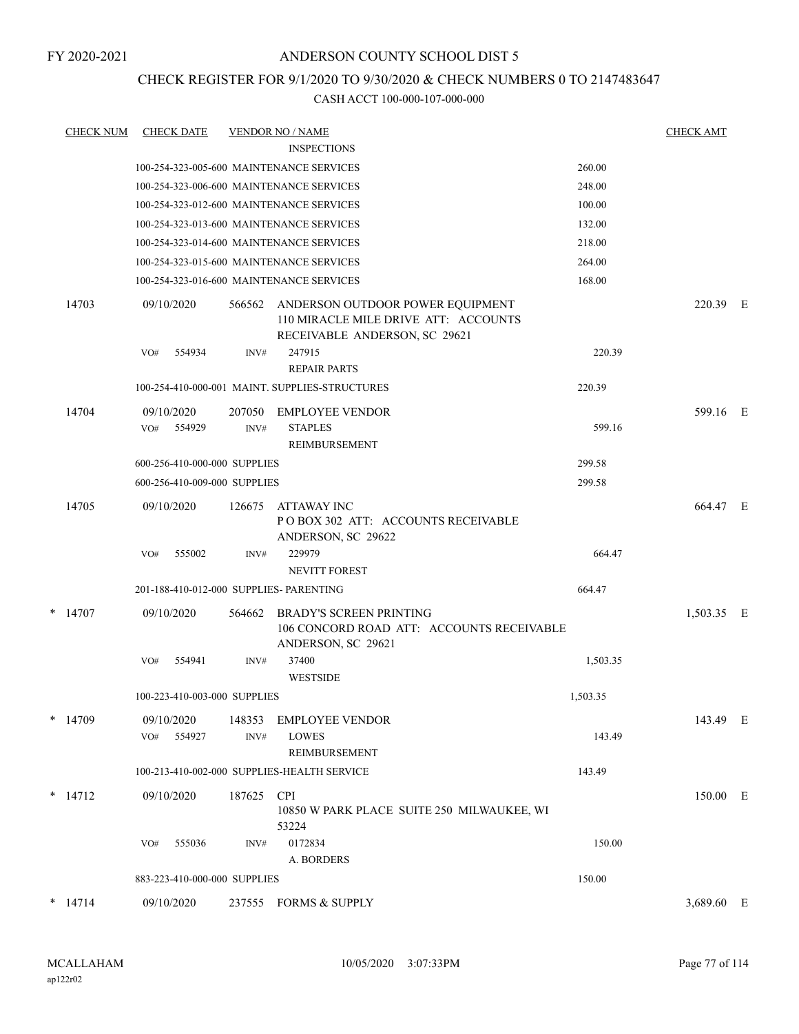FY 2020-2021

# ANDERSON COUNTY SCHOOL DIST 5

## CHECK REGISTER FOR 9/1/2020 TO 9/30/2020 & CHECK NUMBERS 0 TO 2147483647

CASH ACCT 100-000-107-000-000

| CHECK NUM | CHECK DATE | VENDOR NO / NAME | | CHECK AMT | |
|---|---|---|---|---|---|
| | | INSPECTIONS | | | |
| | 100-254-323-005-600 MAINTENANCE SERVICES | | 260.00 | | |
| | 100-254-323-006-600 MAINTENANCE SERVICES | | 248.00 | | |
| | 100-254-323-012-600 MAINTENANCE SERVICES | | 100.00 | | |
| | 100-254-323-013-600 MAINTENANCE SERVICES | | 132.00 | | |
| | 100-254-323-014-600 MAINTENANCE SERVICES | | 218.00 | | |
| | 100-254-323-015-600 MAINTENANCE SERVICES | | 264.00 | | |
| | 100-254-323-016-600 MAINTENANCE SERVICES | | 168.00 | | |
| 14703 | 09/10/2020 | 566562 ANDERSON OUTDOOR POWER EQUIPMENT 110 MIRACLE MILE DRIVE ATT: ACCOUNTS RECEIVABLE ANDERSON, SC 29621 | | 220.39 | E |
| | VO# 554934 | INV# 247915 REPAIR PARTS | 220.39 | | |
| | 100-254-410-000-001 MAINT. SUPPLIES-STRUCTURES | | 220.39 | | |
| 14704 | 09/10/2020 | 207050 EMPLOYEE VENDOR | | 599.16 | E |
| | VO# 554929 | INV# STAPLES REIMBURSEMENT | 599.16 | | |
| | 600-256-410-000-000 SUPPLIES | | 299.58 | | |
| | 600-256-410-009-000 SUPPLIES | | 299.58 | | |
| 14705 | 09/10/2020 | 126675 ATTAWAY INC P O BOX 302 ATT: ACCOUNTS RECEIVABLE ANDERSON, SC 29622 | | 664.47 | E |
| | VO# 555002 | INV# 229979 NEVITT FOREST | 664.47 | | |
| | 201-188-410-012-000 SUPPLIES- PARENTING | | 664.47 | | |
| * 14707 | 09/10/2020 | 564662 BRADY'S SCREEN PRINTING 106 CONCORD ROAD ATT: ACCOUNTS RECEIVABLE ANDERSON, SC 29621 | | 1,503.35 | E |
| | VO# 554941 | INV# 37400 WESTSIDE | 1,503.35 | | |
| | 100-223-410-003-000 SUPPLIES | | 1,503.35 | | |
| * 14709 | 09/10/2020 | 148353 EMPLOYEE VENDOR | | 143.49 | E |
| | VO# 554927 | INV# LOWES REIMBURSEMENT | 143.49 | | |
| | 100-213-410-002-000 SUPPLIES-HEALTH SERVICE | | 143.49 | | |
| * 14712 | 09/10/2020 | 187625 CPI 10850 W PARK PLACE SUITE 250 MILWAUKEE, WI 53224 | | 150.00 | E |
| | VO# 555036 | INV# 0172834 A. BORDERS | 150.00 | | |
| | 883-223-410-000-000 SUPPLIES | | 150.00 | | |
| * 14714 | 09/10/2020 | 237555 FORMS & SUPPLY | | 3,689.60 | E |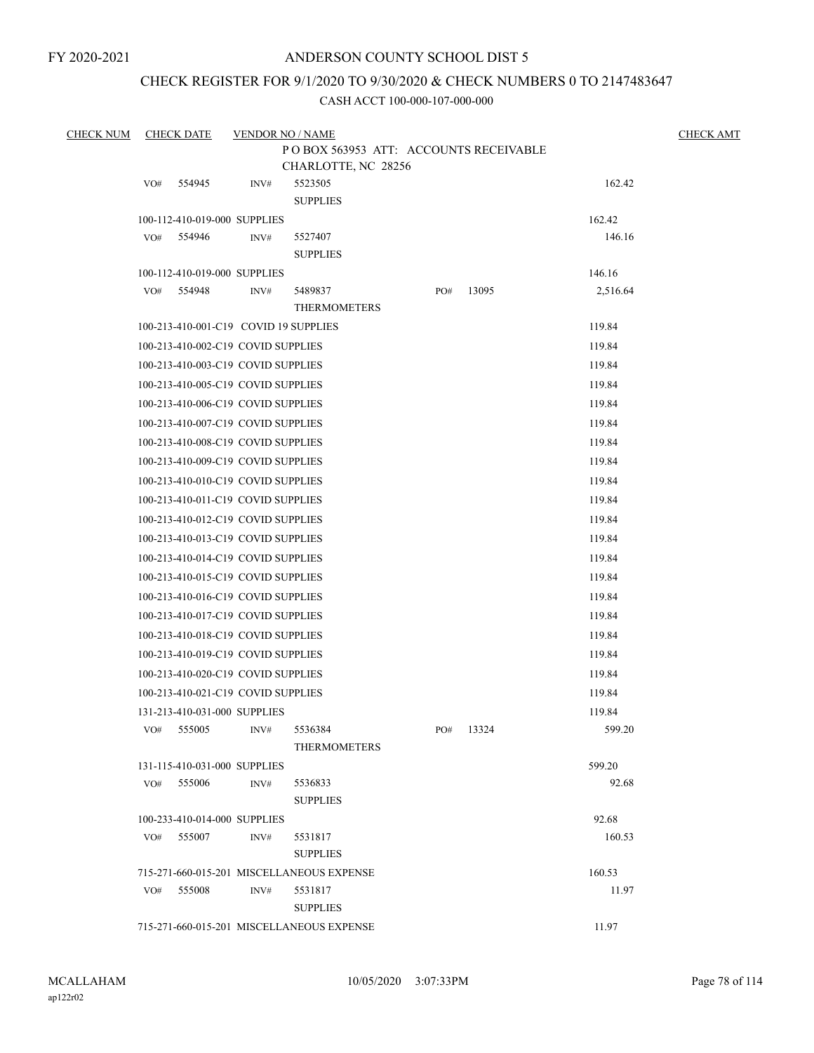FY 2020-2021

# ANDERSON COUNTY SCHOOL DIST 5

## CHECK REGISTER FOR 9/1/2020 TO 9/30/2020 & CHECK NUMBERS 0 TO 2147483647

CASH ACCT 100-000-107-000-000

| CHECK NUM | CHECK DATE | VENDOR NO / NAME | | | CHECK AMT |
|---|---|---|---|---|---|
| | | P O BOX 563953 ATT: ACCOUNTS RECEIVABLE<br>CHARLOTTE, NC 28256 | | | |
| | VO# 554945 | INV# 5523505<br>SUPPLIES | | 162.42 | |
| | 100-112-410-019-000 SUPPLIES | | | 162.42 | |
| | VO# 554946 | INV# 5527407<br>SUPPLIES | | 146.16 | |
| | 100-112-410-019-000 SUPPLIES | | | 146.16 | |
| | VO# 554948 | INV# 5489837<br>THERMOMETERS | PO# 13095 | 2,516.64 | |
| | 100-213-410-001-C19 COVID 19 SUPPLIES | | | 119.84 | |
| | 100-213-410-002-C19 COVID SUPPLIES | | | 119.84 | |
| | 100-213-410-003-C19 COVID SUPPLIES | | | 119.84 | |
| | 100-213-410-005-C19 COVID SUPPLIES | | | 119.84 | |
| | 100-213-410-006-C19 COVID SUPPLIES | | | 119.84 | |
| | 100-213-410-007-C19 COVID SUPPLIES | | | 119.84 | |
| | 100-213-410-008-C19 COVID SUPPLIES | | | 119.84 | |
| | 100-213-410-009-C19 COVID SUPPLIES | | | 119.84 | |
| | 100-213-410-010-C19 COVID SUPPLIES | | | 119.84 | |
| | 100-213-410-011-C19 COVID SUPPLIES | | | 119.84 | |
| | 100-213-410-012-C19 COVID SUPPLIES | | | 119.84 | |
| | 100-213-410-013-C19 COVID SUPPLIES | | | 119.84 | |
| | 100-213-410-014-C19 COVID SUPPLIES | | | 119.84 | |
| | 100-213-410-015-C19 COVID SUPPLIES | | | 119.84 | |
| | 100-213-410-016-C19 COVID SUPPLIES | | | 119.84 | |
| | 100-213-410-017-C19 COVID SUPPLIES | | | 119.84 | |
| | 100-213-410-018-C19 COVID SUPPLIES | | | 119.84 | |
| | 100-213-410-019-C19 COVID SUPPLIES | | | 119.84 | |
| | 100-213-410-020-C19 COVID SUPPLIES | | | 119.84 | |
| | 100-213-410-021-C19 COVID SUPPLIES | | | 119.84 | |
| | 131-213-410-031-000 SUPPLIES | | | 119.84 | |
| | VO# 555005 | INV# 5536384<br>THERMOMETERS | PO# 13324 | 599.20 | |
| | 131-115-410-031-000 SUPPLIES | | | 599.20 | |
| | VO# 555006 | INV# 5536833<br>SUPPLIES | | 92.68 | |
| | 100-233-410-014-000 SUPPLIES | | | 92.68 | |
| | VO# 555007 | INV# 5531817<br>SUPPLIES | | 160.53 | |
| | 715-271-660-015-201 MISCELLANEOUS EXPENSE | | | 160.53 | |
| | VO# 555008 | INV# 5531817<br>SUPPLIES | | 11.97 | |
| | 715-271-660-015-201 MISCELLANEOUS EXPENSE | | | 11.97 | |

MCALLAHAM
ap122r02

10/05/2020 3:07:33PM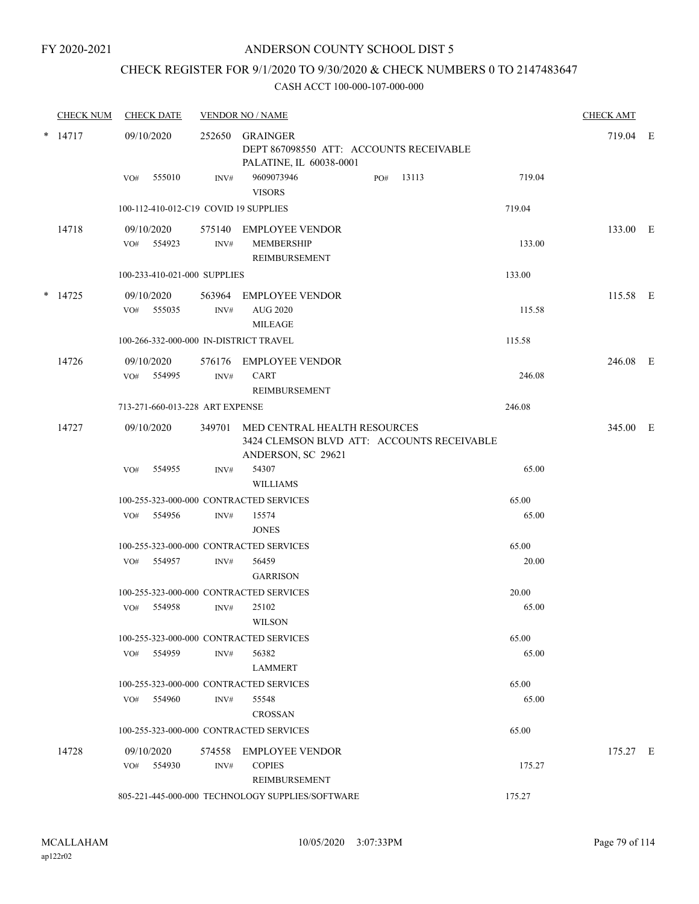FY 2020-2021

# ANDERSON COUNTY SCHOOL DIST 5

## CHECK REGISTER FOR 9/1/2020 TO 9/30/2020 & CHECK NUMBERS 0 TO 2147483647

CASH ACCT 100-000-107-000-000

| CHECK NUM | CHECK DATE | VENDOR NO / NAME | | | CHECK AMT | |
|---|---|---|---|---|---|---|
| * 14717 | 09/10/2020 | 252650 GRAINGER<br>DEPT 867098550 ATT: ACCOUNTS RECEIVABLE<br>PALATINE, IL 60038-0001 | | | 719.04 | E |
| | VO# 555010 | INV# 9609073946<br>VISORS | PO# 13113 | 719.04 | | |
| | 100-112-410-012-C19 COVID 19 SUPPLIES | | | 719.04 | | |
| 14718 | 09/10/2020 | 575140 EMPLOYEE VENDOR | | | 133.00 | E |
| | VO# 554923 | INV# MEMBERSHIP<br>REIMBURSEMENT | | 133.00 | | |
| | 100-233-410-021-000 SUPPLIES | | | 133.00 | | |
| * 14725 | 09/10/2020 | 563964 EMPLOYEE VENDOR | | | 115.58 | E |
| | VO# 555035 | INV# AUG 2020<br>MILEAGE | | 115.58 | | |
| | 100-266-332-000-000 IN-DISTRICT TRAVEL | | | 115.58 | | |
| 14726 | 09/10/2020 | 576176 EMPLOYEE VENDOR | | | 246.08 | E |
| | VO# 554995 | INV# CART<br>REIMBURSEMENT | | 246.08 | | |
| | 713-271-660-013-228 ART EXPENSE | | | 246.08 | | |
| 14727 | 09/10/2020 | 349701 MED CENTRAL HEALTH RESOURCES<br>3424 CLEMSON BLVD ATT: ACCOUNTS RECEIVABLE<br>ANDERSON, SC 29621 | | | 345.00 | E |
| | VO# 554955 | INV# 54307<br>WILLIAMS | | 65.00 | | |
| | 100-255-323-000-000 CONTRACTED SERVICES | | | 65.00 | | |
| | VO# 554956 | INV# 15574<br>JONES | | 65.00 | | |
| | 100-255-323-000-000 CONTRACTED SERVICES | | | 65.00 | | |
| | VO# 554957 | INV# 56459<br>GARRISON | | 20.00 | | |
| | 100-255-323-000-000 CONTRACTED SERVICES | | | 20.00 | | |
| | VO# 554958 | INV# 25102<br>WILSON | | 65.00 | | |
| | 100-255-323-000-000 CONTRACTED SERVICES | | | 65.00 | | |
| | VO# 554959 | INV# 56382<br>LAMMERT | | 65.00 | | |
| | 100-255-323-000-000 CONTRACTED SERVICES | | | 65.00 | | |
| | VO# 554960 | INV# 55548<br>CROSSAN | | 65.00 | | |
| | 100-255-323-000-000 CONTRACTED SERVICES | | | 65.00 | | |
| 14728 | 09/10/2020 | 574558 EMPLOYEE VENDOR | | | 175.27 | E |
| | VO# 554930 | INV# COPIES<br>REIMBURSEMENT | | 175.27 | | |
| | 805-221-445-000-000 TECHNOLOGY SUPPLIES/SOFTWARE | | | 175.27 | | |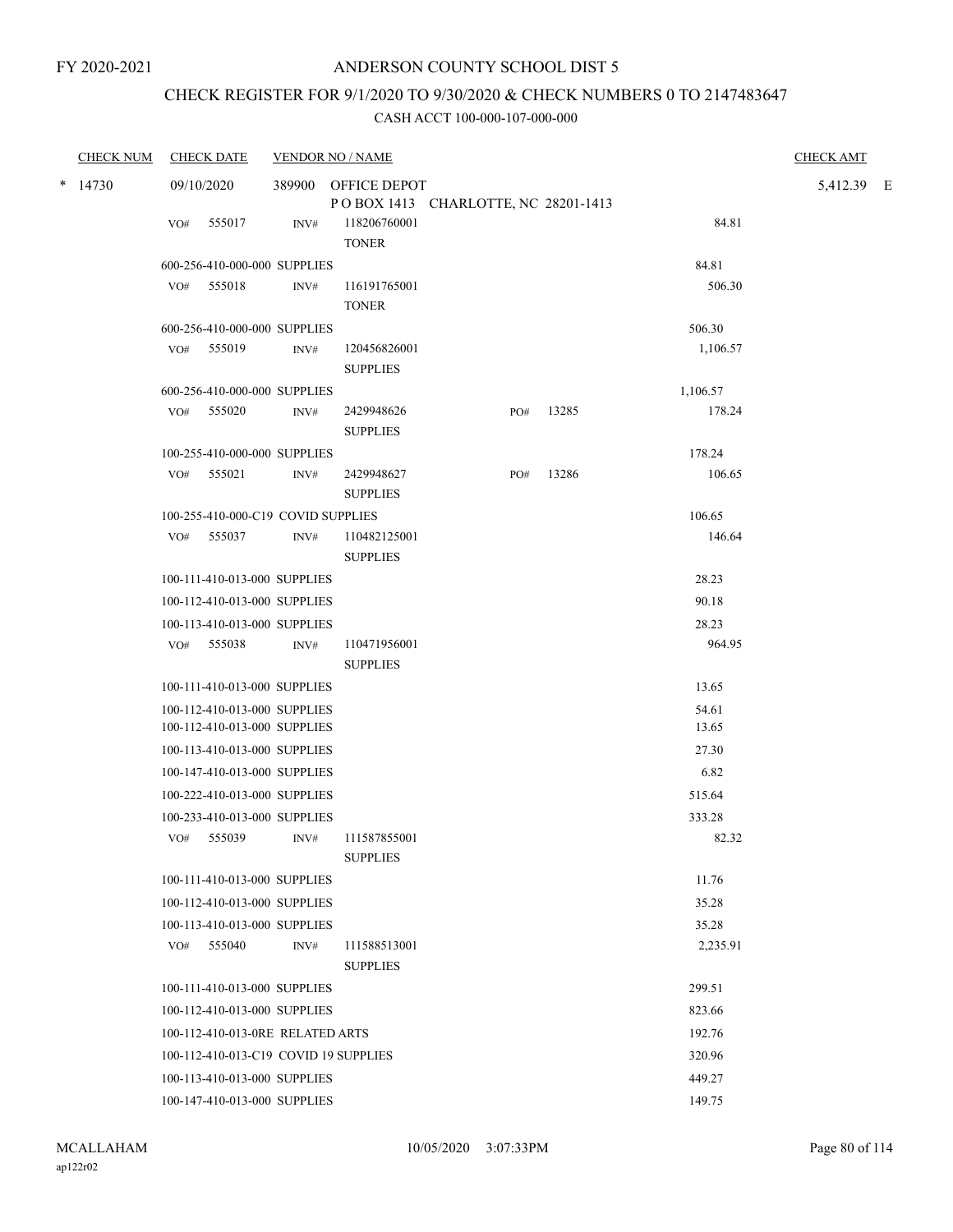FY 2020-2021

# ANDERSON COUNTY SCHOOL DIST 5

## CHECK REGISTER FOR 9/1/2020 TO 9/30/2020 & CHECK NUMBERS 0 TO 2147483647

### CASH ACCT 100-000-107-000-000

| CHECK NUM | CHECK DATE | VENDOR NO / NAME | | | | CHECK AMT |
|---|---|---|---|---|---|---|
| * 14730 | 09/10/2020 | 389900 OFFICE DEPOT P O BOX 1413 CHARLOTTE, NC 28201-1413 | | | | 5,412.39 E |
| | VO# 555017 | INV# 118206760001 TONER | | | 84.81 | |
| | 600-256-410-000-000 SUPPLIES | | | 84.81 | | |
| | VO# 555018 | INV# 116191765001 TONER | | | 506.30 | |
| | 600-256-410-000-000 SUPPLIES | | | 506.30 | | |
| | VO# 555019 | INV# 120456826001 SUPPLIES | | | 1,106.57 | |
| | 600-256-410-000-000 SUPPLIES | | | 1,106.57 | | |
| | VO# 555020 | INV# 2429948626 SUPPLIES | PO# 13285 | | 178.24 | |
| | 100-255-410-000-000 SUPPLIES | | | 178.24 | | |
| | VO# 555021 | INV# 2429948627 SUPPLIES | PO# 13286 | | 106.65 | |
| | 100-255-410-000-C19 COVID SUPPLIES | | | 106.65 | | |
| | VO# 555037 | INV# 110482125001 SUPPLIES | | | 146.64 | |
| | 100-111-410-013-000 SUPPLIES | | | 28.23 | | |
| | 100-112-410-013-000 SUPPLIES | | | 90.18 | | |
| | 100-113-410-013-000 SUPPLIES | | | 28.23 | | |
| | VO# 555038 | INV# 110471956001 SUPPLIES | | | 964.95 | |
| | 100-111-410-013-000 SUPPLIES | | | 13.65 | | |
| | 100-112-410-013-000 SUPPLIES | | | 54.61 | | |
| | 100-112-410-013-000 SUPPLIES | | | 13.65 | | |
| | 100-113-410-013-000 SUPPLIES | | | 27.30 | | |
| | 100-147-410-013-000 SUPPLIES | | | 6.82 | | |
| | 100-222-410-013-000 SUPPLIES | | | 515.64 | | |
| | 100-233-410-013-000 SUPPLIES | | | 333.28 | | |
| | VO# 555039 | INV# 111587855001 SUPPLIES | | | 82.32 | |
| | 100-111-410-013-000 SUPPLIES | | | 11.76 | | |
| | 100-112-410-013-000 SUPPLIES | | | 35.28 | | |
| | 100-113-410-013-000 SUPPLIES | | | 35.28 | | |
| | VO# 555040 | INV# 111588513001 SUPPLIES | | | 2,235.91 | |
| | 100-111-410-013-000 SUPPLIES | | | 299.51 | | |
| | 100-112-410-013-000 SUPPLIES | | | 823.66 | | |
| | 100-112-410-013-0RE RELATED ARTS | | | 192.76 | | |
| | 100-112-410-013-C19 COVID 19 SUPPLIES | | | 320.96 | | |
| | 100-113-410-013-000 SUPPLIES | | | 449.27 | | |
| | 100-147-410-013-000 SUPPLIES | | | 149.75 | | |

MCALLAHAM
ap122r02

10/05/2020 3:07:33PM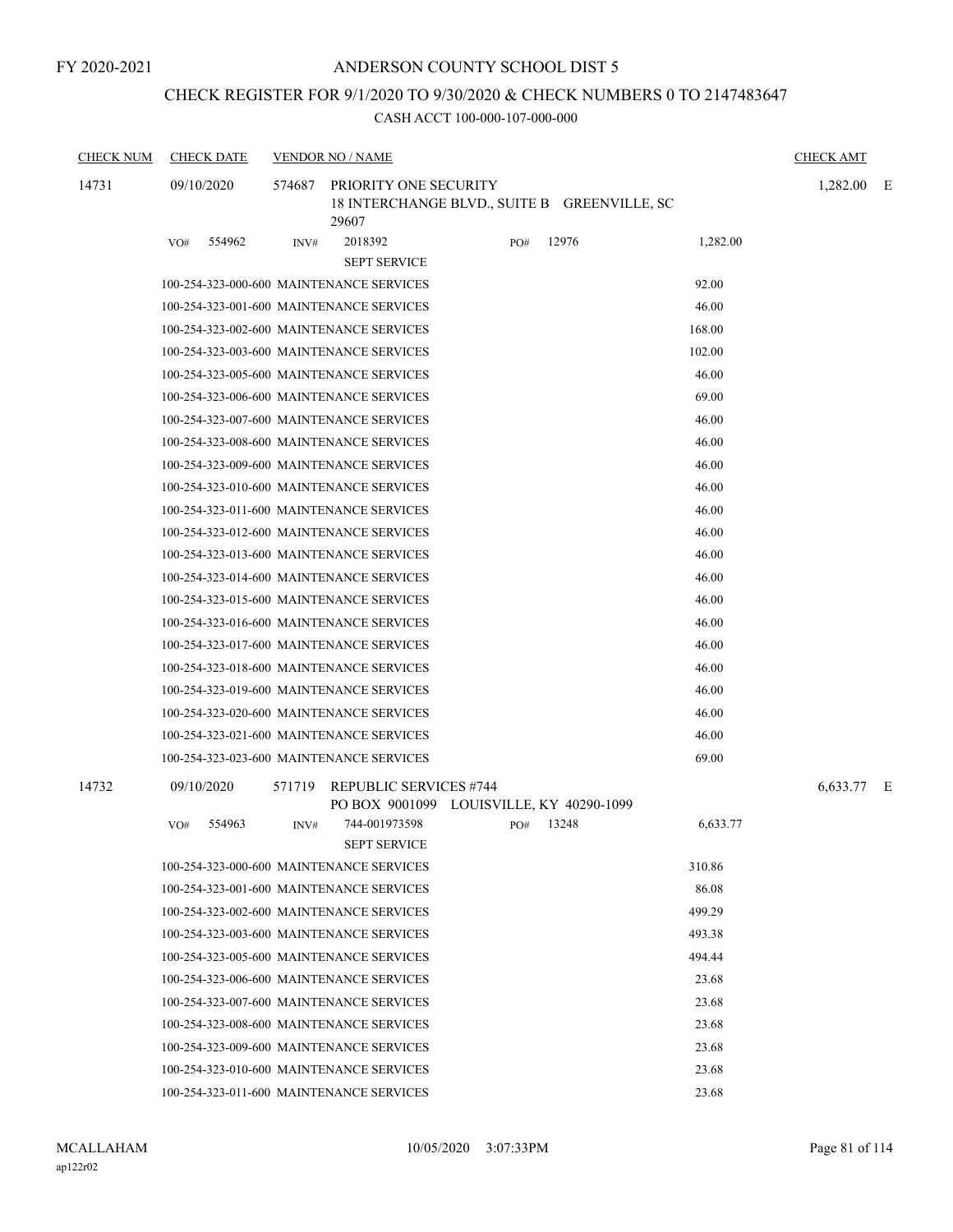FY 2020-2021

# ANDERSON COUNTY SCHOOL DIST 5

## CHECK REGISTER FOR 9/1/2020 TO 9/30/2020 & CHECK NUMBERS 0 TO 2147483647

### CASH ACCT 100-000-107-000-000

| CHECK NUM | CHECK DATE | VENDOR NO / NAME | | | CHECK AMT |
|---|---|---|---|---|---|
| 14731 | 09/10/2020 | 574687 PRIORITY ONE SECURITY<br>18 INTERCHANGE BLVD., SUITE B GREENVILLE, SC 29607 | | | 1,282.00 E |
| | VO# 554962 | INV# 2018392<br>SEPT SERVICE | PO# 12976 | 1,282.00 | |
| | 100-254-323-000-600 MAINTENANCE SERVICES | | | 92.00 | |
| | 100-254-323-001-600 MAINTENANCE SERVICES | | | 46.00 | |
| | 100-254-323-002-600 MAINTENANCE SERVICES | | | 168.00 | |
| | 100-254-323-003-600 MAINTENANCE SERVICES | | | 102.00 | |
| | 100-254-323-005-600 MAINTENANCE SERVICES | | | 46.00 | |
| | 100-254-323-006-600 MAINTENANCE SERVICES | | | 69.00 | |
| | 100-254-323-007-600 MAINTENANCE SERVICES | | | 46.00 | |
| | 100-254-323-008-600 MAINTENANCE SERVICES | | | 46.00 | |
| | 100-254-323-009-600 MAINTENANCE SERVICES | | | 46.00 | |
| | 100-254-323-010-600 MAINTENANCE SERVICES | | | 46.00 | |
| | 100-254-323-011-600 MAINTENANCE SERVICES | | | 46.00 | |
| | 100-254-323-012-600 MAINTENANCE SERVICES | | | 46.00 | |
| | 100-254-323-013-600 MAINTENANCE SERVICES | | | 46.00 | |
| | 100-254-323-014-600 MAINTENANCE SERVICES | | | 46.00 | |
| | 100-254-323-015-600 MAINTENANCE SERVICES | | | 46.00 | |
| | 100-254-323-016-600 MAINTENANCE SERVICES | | | 46.00 | |
| | 100-254-323-017-600 MAINTENANCE SERVICES | | | 46.00 | |
| | 100-254-323-018-600 MAINTENANCE SERVICES | | | 46.00 | |
| | 100-254-323-019-600 MAINTENANCE SERVICES | | | 46.00 | |
| | 100-254-323-020-600 MAINTENANCE SERVICES | | | 46.00 | |
| | 100-254-323-021-600 MAINTENANCE SERVICES | | | 46.00 | |
| | 100-254-323-023-600 MAINTENANCE SERVICES | | | 69.00 | |
| 14732 | 09/10/2020 | 571719 REPUBLIC SERVICES #744<br>PO BOX 9001099 LOUISVILLE, KY 40290-1099 | | | 6,633.77 E |
| | VO# 554963 | INV# 744-001973598<br>SEPT SERVICE | PO# 13248 | 6,633.77 | |
| | 100-254-323-000-600 MAINTENANCE SERVICES | | | 310.86 | |
| | 100-254-323-001-600 MAINTENANCE SERVICES | | | 86.08 | |
| | 100-254-323-002-600 MAINTENANCE SERVICES | | | 499.29 | |
| | 100-254-323-003-600 MAINTENANCE SERVICES | | | 493.38 | |
| | 100-254-323-005-600 MAINTENANCE SERVICES | | | 494.44 | |
| | 100-254-323-006-600 MAINTENANCE SERVICES | | | 23.68 | |
| | 100-254-323-007-600 MAINTENANCE SERVICES | | | 23.68 | |
| | 100-254-323-008-600 MAINTENANCE SERVICES | | | 23.68 | |
| | 100-254-323-009-600 MAINTENANCE SERVICES | | | 23.68 | |
| | 100-254-323-010-600 MAINTENANCE SERVICES | | | 23.68 | |
| | 100-254-323-011-600 MAINTENANCE SERVICES | | | 23.68 | |

MCALLAHAM
ap122r02

10/05/2020 3:07:33PM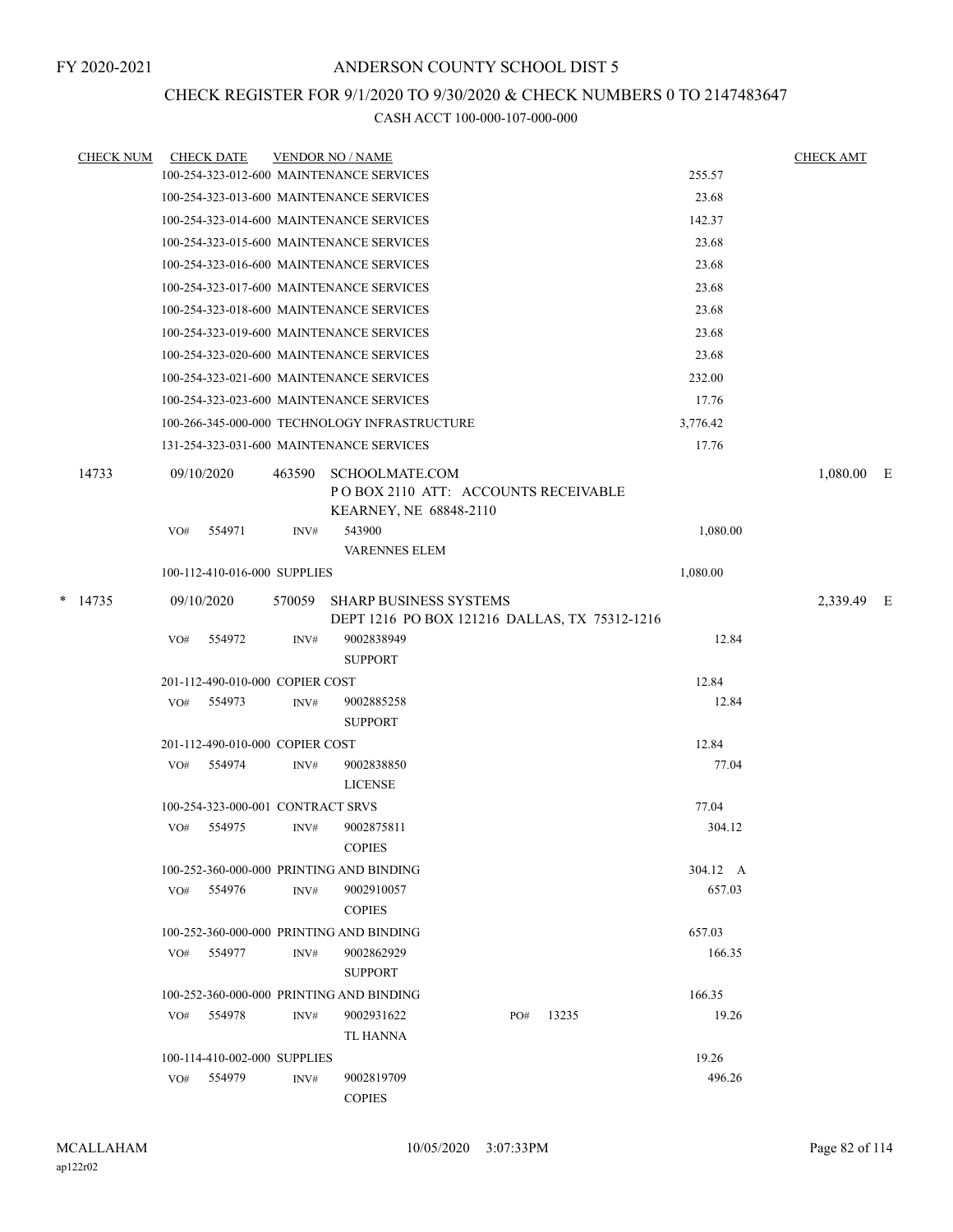FY 2020-2021

# ANDERSON COUNTY SCHOOL DIST 5

## CHECK REGISTER FOR 9/1/2020 TO 9/30/2020 & CHECK NUMBERS 0 TO 2147483647

### CASH ACCT 100-000-107-000-000

| CHECK NUM | CHECK DATE | VENDOR NO / NAME | | CHECK AMT |
|---|---|---|---|---|
| | | 100-254-323-012-600 MAINTENANCE SERVICES | 255.57 | |
| | | 100-254-323-013-600 MAINTENANCE SERVICES | 23.68 | |
| | | 100-254-323-014-600 MAINTENANCE SERVICES | 142.37 | |
| | | 100-254-323-015-600 MAINTENANCE SERVICES | 23.68 | |
| | | 100-254-323-016-600 MAINTENANCE SERVICES | 23.68 | |
| | | 100-254-323-017-600 MAINTENANCE SERVICES | 23.68 | |
| | | 100-254-323-018-600 MAINTENANCE SERVICES | 23.68 | |
| | | 100-254-323-019-600 MAINTENANCE SERVICES | 23.68 | |
| | | 100-254-323-020-600 MAINTENANCE SERVICES | 23.68 | |
| | | 100-254-323-021-600 MAINTENANCE SERVICES | 232.00 | |
| | | 100-254-323-023-600 MAINTENANCE SERVICES | 17.76 | |
| | | 100-266-345-000-000 TECHNOLOGY INFRASTRUCTURE | 3,776.42 | |
| | | 131-254-323-031-600 MAINTENANCE SERVICES | 17.76 | |
| 14733 | 09/10/2020 | 463590 SCHOOLMATE.COM<br>P O BOX 2110 ATT: ACCOUNTS RECEIVABLE<br>KEARNEY, NE 68848-2110 | | 1,080.00 E |
| | VO# 554971 | INV# 543900<br>VARENNES ELEM | 1,080.00 | |
| | | 100-112-410-016-000 SUPPLIES | 1,080.00 | |
| * 14735 | 09/10/2020 | 570059 SHARP BUSINESS SYSTEMS<br>DEPT 1216 PO BOX 121216 DALLAS, TX 75312-1216 | | 2,339.49 E |
| | VO# 554972 | INV# 9002838949<br>SUPPORT | 12.84 | |
| | | 201-112-490-010-000 COPIER COST | 12.84 | |
| | VO# 554973 | INV# 9002885258<br>SUPPORT | 12.84 | |
| | | 201-112-490-010-000 COPIER COST | 12.84 | |
| | VO# 554974 | INV# 9002838850<br>LICENSE | 77.04 | |
| | | 100-254-323-000-001 CONTRACT SRVS | 77.04 | |
| | VO# 554975 | INV# 9002875811<br>COPIES | 304.12 | |
| | | 100-252-360-000-000 PRINTING AND BINDING | 304.12 A | |
| | VO# 554976 | INV# 9002910057<br>COPIES | 657.03 | |
| | | 100-252-360-000-000 PRINTING AND BINDING | 657.03 | |
| | VO# 554977 | INV# 9002862929<br>SUPPORT | 166.35 | |
| | | 100-252-360-000-000 PRINTING AND BINDING | 166.35 | |
| | VO# 554978 | INV# 9002931622 PO# 13235<br>TL HANNA | 19.26 | |
| | | 100-114-410-002-000 SUPPLIES | 19.26 | |
| | VO# 554979 | INV# 9002819709<br>COPIES | 496.26 | |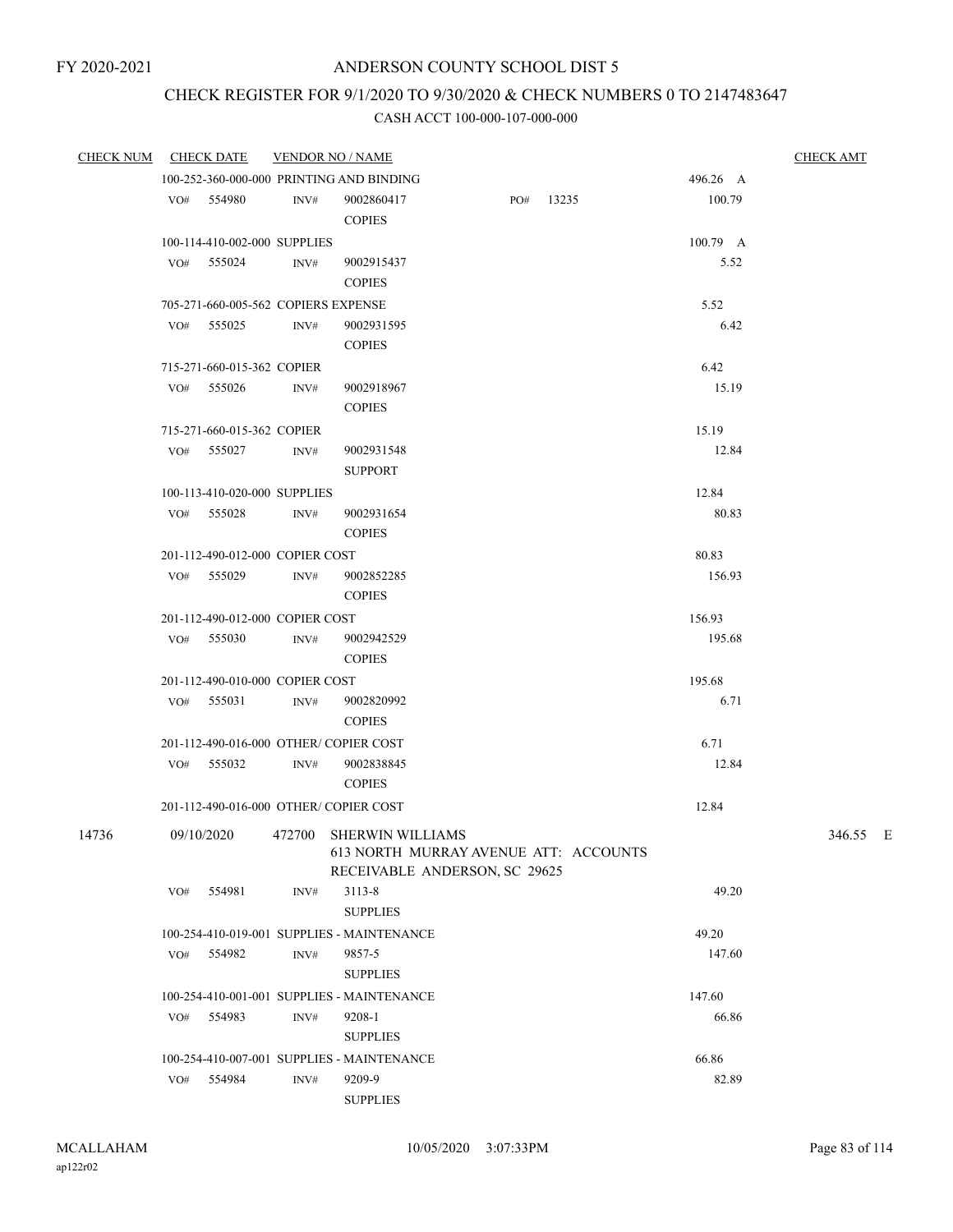FY 2020-2021

# ANDERSON COUNTY SCHOOL DIST 5

## CHECK REGISTER FOR 9/1/2020 TO 9/30/2020 & CHECK NUMBERS 0 TO 2147483647

### CASH ACCT 100-000-107-000-000

| CHECK NUM | CHECK DATE | VENDOR NO / NAME | | | CHECK AMT |
|---|---|---|---|---|---|
| | 100-252-360-000-000 PRINTING AND BINDING | | | 496.26 A | |
| | VO# 554980 | INV# 9002860417 COPIES | PO# 13235 | 100.79 | |
| | 100-114-410-002-000 SUPPLIES | | | 100.79 A | |
| | VO# 555024 | INV# 9002915437 COPIES | | 5.52 | |
| | 705-271-660-005-562 COPIERS EXPENSE | | | 5.52 | |
| | VO# 555025 | INV# 9002931595 COPIES | | 6.42 | |
| | 715-271-660-015-362 COPIER | | | 6.42 | |
| | VO# 555026 | INV# 9002918967 COPIES | | 15.19 | |
| | 715-271-660-015-362 COPIER | | | 15.19 | |
| | VO# 555027 | INV# 9002931548 SUPPORT | | 12.84 | |
| | 100-113-410-020-000 SUPPLIES | | | 12.84 | |
| | VO# 555028 | INV# 9002931654 COPIES | | 80.83 | |
| | 201-112-490-012-000 COPIER COST | | | 80.83 | |
| | VO# 555029 | INV# 9002852285 COPIES | | 156.93 | |
| | 201-112-490-012-000 COPIER COST | | | 156.93 | |
| | VO# 555030 | INV# 9002942529 COPIES | | 195.68 | |
| | 201-112-490-010-000 COPIER COST | | | 195.68 | |
| | VO# 555031 | INV# 9002820992 COPIES | | 6.71 | |
| | 201-112-490-016-000 OTHER/ COPIER COST | | | 6.71 | |
| | VO# 555032 | INV# 9002838845 COPIES | | 12.84 | |
| | 201-112-490-016-000 OTHER/ COPIER COST | | | 12.84 | |
| 14736 | 09/10/2020 | 472700 SHERWIN WILLIAMS 613 NORTH MURRAY AVENUE ATT: ACCOUNTS RECEIVABLE ANDERSON, SC 29625 | | | 346.55 E |
| | VO# 554981 | INV# 3113-8 SUPPLIES | | 49.20 | |
| | 100-254-410-019-001 SUPPLIES - MAINTENANCE | | | 49.20 | |
| | VO# 554982 | INV# 9857-5 SUPPLIES | | 147.60 | |
| | 100-254-410-001-001 SUPPLIES - MAINTENANCE | | | 147.60 | |
| | VO# 554983 | INV# 9208-1 SUPPLIES | | 66.86 | |
| | 100-254-410-007-001 SUPPLIES - MAINTENANCE | | | 66.86 | |
| | VO# 554984 | INV# 9209-9 SUPPLIES | | 82.89 | |

MCALLAHAM ap122r02 10/05/2020 3:07:33PM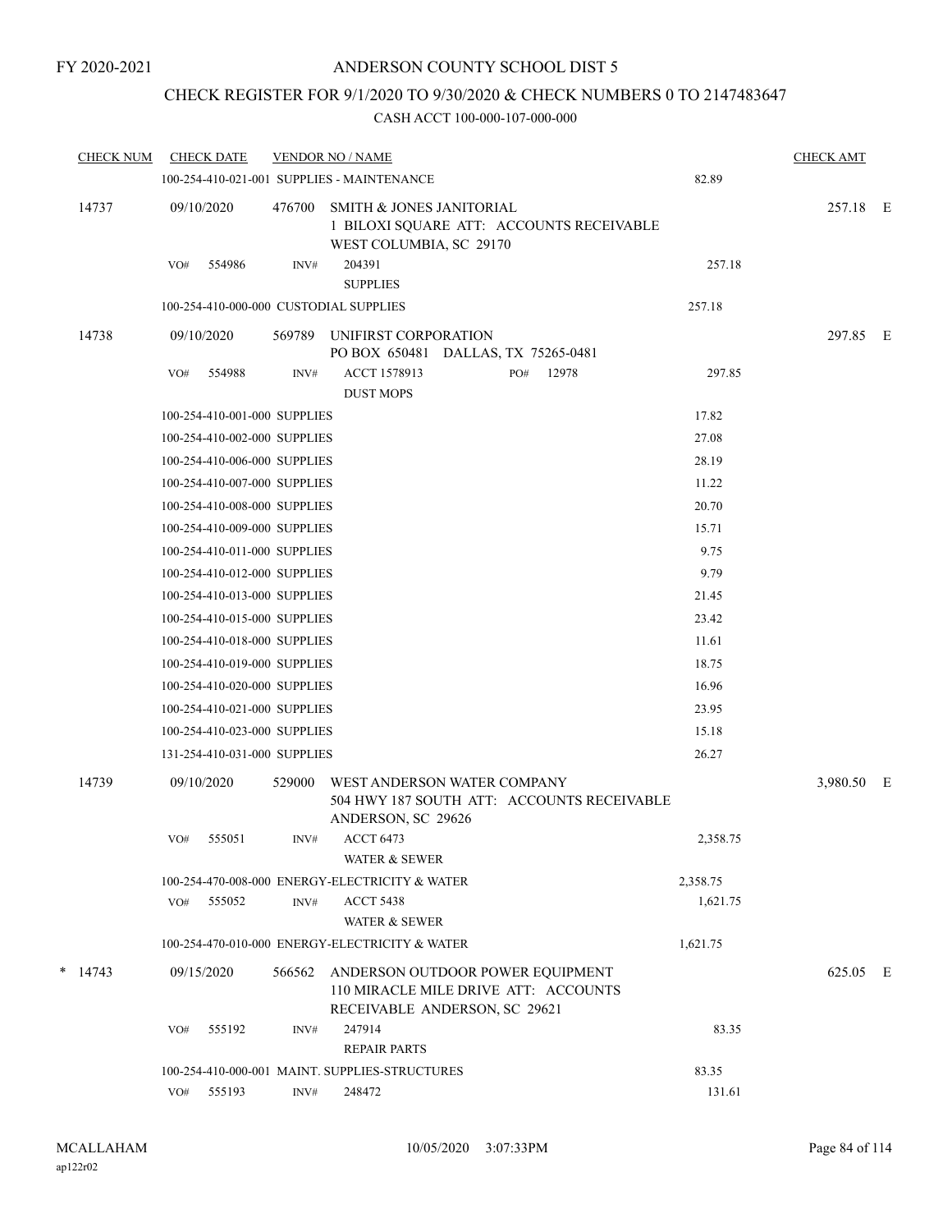FY 2020-2021

# ANDERSON COUNTY SCHOOL DIST 5

## CHECK REGISTER FOR 9/1/2020 TO 9/30/2020 & CHECK NUMBERS 0 TO 2147483647

CASH ACCT 100-000-107-000-000

| CHECK NUM | CHECK DATE | VENDOR NO / NAME | | CHECK AMT | |
|---|---|---|---|---|---|
| | 100-254-410-021-001 SUPPLIES - MAINTENANCE | | 82.89 | | |
| 14737 | 09/10/2020 | 476700 SMITH & JONES JANITORIAL 1 BILOXI SQUARE ATT: ACCOUNTS RECEIVABLE WEST COLUMBIA, SC 29170 | | 257.18 | E |
| | VO# 554986 | INV# 204391 SUPPLIES | 257.18 | | |
| | 100-254-410-000-000 CUSTODIAL SUPPLIES | | 257.18 | | |
| 14738 | 09/10/2020 | 569789 UNIFIRST CORPORATION PO BOX 650481 DALLAS, TX 75265-0481 | | 297.85 | E |
| | VO# 554988 | INV# ACCT 1578913 PO# 12978 DUST MOPS | 297.85 | | |
| | 100-254-410-001-000 SUPPLIES | | 17.82 | | |
| | 100-254-410-002-000 SUPPLIES | | 27.08 | | |
| | 100-254-410-006-000 SUPPLIES | | 28.19 | | |
| | 100-254-410-007-000 SUPPLIES | | 11.22 | | |
| | 100-254-410-008-000 SUPPLIES | | 20.70 | | |
| | 100-254-410-009-000 SUPPLIES | | 15.71 | | |
| | 100-254-410-011-000 SUPPLIES | | 9.75 | | |
| | 100-254-410-012-000 SUPPLIES | | 9.79 | | |
| | 100-254-410-013-000 SUPPLIES | | 21.45 | | |
| | 100-254-410-015-000 SUPPLIES | | 23.42 | | |
| | 100-254-410-018-000 SUPPLIES | | 11.61 | | |
| | 100-254-410-019-000 SUPPLIES | | 18.75 | | |
| | 100-254-410-020-000 SUPPLIES | | 16.96 | | |
| | 100-254-410-021-000 SUPPLIES | | 23.95 | | |
| | 100-254-410-023-000 SUPPLIES | | 15.18 | | |
| | 131-254-410-031-000 SUPPLIES | | 26.27 | | |
| 14739 | 09/10/2020 | 529000 WEST ANDERSON WATER COMPANY 504 HWY 187 SOUTH ATT: ACCOUNTS RECEIVABLE ANDERSON, SC 29626 | | 3,980.50 | E |
| | VO# 555051 | INV# ACCT 6473 WATER & SEWER | 2,358.75 | | |
| | 100-254-470-008-000 ENERGY-ELECTRICITY & WATER | | 2,358.75 | | |
| | VO# 555052 | INV# ACCT 5438 WATER & SEWER | 1,621.75 | | |
| | 100-254-470-010-000 ENERGY-ELECTRICITY & WATER | | 1,621.75 | | |
| * 14743 | 09/15/2020 | 566562 ANDERSON OUTDOOR POWER EQUIPMENT 110 MIRACLE MILE DRIVE ATT: ACCOUNTS RECEIVABLE ANDERSON, SC 29621 | | 625.05 | E |
| | VO# 555192 | INV# 247914 REPAIR PARTS | 83.35 | | |
| | 100-254-410-000-001 MAINT. SUPPLIES-STRUCTURES | | 83.35 | | |
| | VO# 555193 | INV# 248472 | 131.61 | | |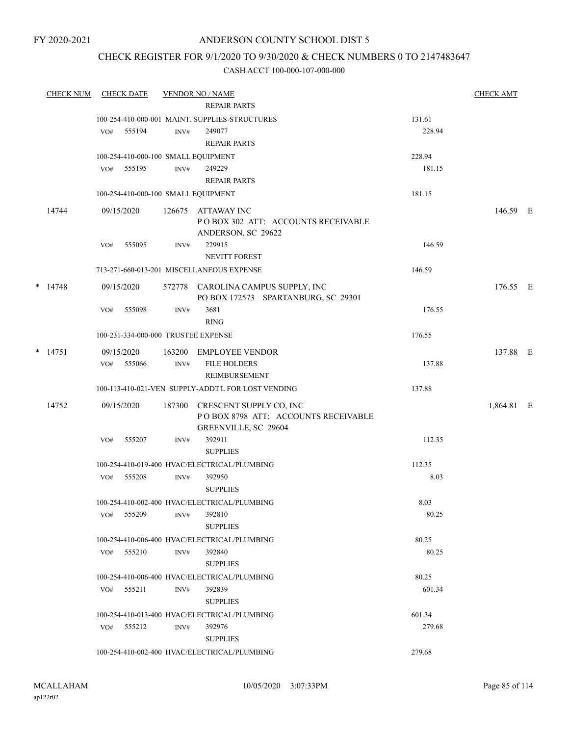FY 2020-2021

# ANDERSON COUNTY SCHOOL DIST 5

## CHECK REGISTER FOR 9/1/2020 TO 9/30/2020 & CHECK NUMBERS 0 TO 2147483647

CASH ACCT 100-000-107-000-000

| CHECK NUM | CHECK DATE | VENDOR NO / NAME | | CHECK AMT |
|---|---|---|---|---|
| | | REPAIR PARTS | | |
| | | 100-254-410-000-001 MAINT. SUPPLIES-STRUCTURES | 131.61 | |
| | VO# 555194 | INV# 249077<br>REPAIR PARTS | 228.94 | |
| | | 100-254-410-000-100 SMALL EQUIPMENT | 228.94 | |
| | VO# 555195 | INV# 249229<br>REPAIR PARTS | 181.15 | |
| | | 100-254-410-000-100 SMALL EQUIPMENT | 181.15 | |
| 14744 | 09/15/2020 | 126675 ATTAWAY INC<br>P O BOX 302 ATT: ACCOUNTS RECEIVABLE<br>ANDERSON, SC 29622 | | 146.59 E |
| | VO# 555095 | INV# 229915<br>NEVITT FOREST | 146.59 | |
| | | 713-271-660-013-201 MISCELLANEOUS EXPENSE | 146.59 | |
| * 14748 | 09/15/2020 | 572778 CAROLINA CAMPUS SUPPLY, INC<br>PO BOX 172573 SPARTANBURG, SC 29301 | | 176.55 E |
| | VO# 555098 | INV# 3681<br>RING | 176.55 | |
| | | 100-231-334-000-000 TRUSTEE EXPENSE | 176.55 | |
| * 14751 | 09/15/2020 | 163200 EMPLOYEE VENDOR | | 137.88 E |
| | VO# 555066 | INV# FILE HOLDERS<br>REIMBURSEMENT | 137.88 | |
| | | 100-113-410-021-VEN SUPPLY-ADDT'L FOR LOST VENDING | 137.88 | |
| 14752 | 09/15/2020 | 187300 CRESCENT SUPPLY CO, INC<br>P O BOX 8798 ATT: ACCOUNTS RECEIVABLE<br>GREENVILLE, SC 29604 | | 1,864.81 E |
| | VO# 555207 | INV# 392911<br>SUPPLIES | 112.35 | |
| | | 100-254-410-019-400 HVAC/ELECTRICAL/PLUMBING | 112.35 | |
| | VO# 555208 | INV# 392950<br>SUPPLIES | 8.03 | |
| | | 100-254-410-002-400 HVAC/ELECTRICAL/PLUMBING | 8.03 | |
| | VO# 555209 | INV# 392810<br>SUPPLIES | 80.25 | |
| | | 100-254-410-006-400 HVAC/ELECTRICAL/PLUMBING | 80.25 | |
| | VO# 555210 | INV# 392840<br>SUPPLIES | 80.25 | |
| | | 100-254-410-006-400 HVAC/ELECTRICAL/PLUMBING | 80.25 | |
| | VO# 555211 | INV# 392839<br>SUPPLIES | 601.34 | |
| | | 100-254-410-013-400 HVAC/ELECTRICAL/PLUMBING | 601.34 | |
| | VO# 555212 | INV# 392976<br>SUPPLIES | 279.68 | |
| | | 100-254-410-002-400 HVAC/ELECTRICAL/PLUMBING | 279.68 | |

MCALLAHAM
ap122r02

10/05/2020 3:07:33PM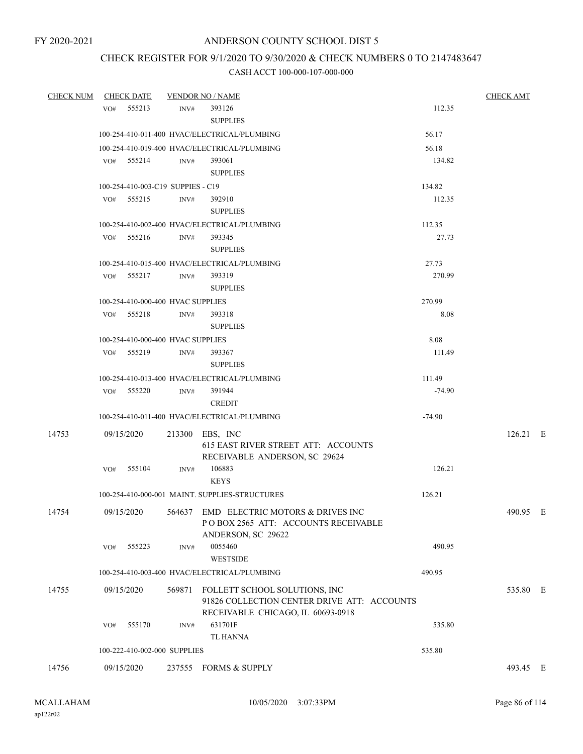FY 2020-2021

# ANDERSON COUNTY SCHOOL DIST 5

## CHECK REGISTER FOR 9/1/2020 TO 9/30/2020 & CHECK NUMBERS 0 TO 2147483647

### CASH ACCT 100-000-107-000-000

| CHECK NUM | CHECK DATE | VENDOR NO / NAME | | CHECK AMT |
|---|---|---|---|---|
| | VO# 555213 | INV# 393126 SUPPLIES | 112.35 | |
| | 100-254-410-011-400 HVAC/ELECTRICAL/PLUMBING | | 56.17 | |
| | 100-254-410-019-400 HVAC/ELECTRICAL/PLUMBING | | 56.18 | |
| | VO# 555214 | INV# 393061 SUPPLIES | 134.82 | |
| | 100-254-410-003-C19 SUPPIES - C19 | | 134.82 | |
| | VO# 555215 | INV# 392910 SUPPLIES | 112.35 | |
| | 100-254-410-002-400 HVAC/ELECTRICAL/PLUMBING | | 112.35 | |
| | VO# 555216 | INV# 393345 SUPPLIES | 27.73 | |
| | 100-254-410-015-400 HVAC/ELECTRICAL/PLUMBING | | 27.73 | |
| | VO# 555217 | INV# 393319 SUPPLIES | 270.99 | |
| | 100-254-410-000-400 HVAC SUPPLIES | | 270.99 | |
| | VO# 555218 | INV# 393318 SUPPLIES | 8.08 | |
| | 100-254-410-000-400 HVAC SUPPLIES | | 8.08 | |
| | VO# 555219 | INV# 393367 SUPPLIES | 111.49 | |
| | 100-254-410-013-400 HVAC/ELECTRICAL/PLUMBING | | 111.49 | |
| | VO# 555220 | INV# 391944 CREDIT | -74.90 | |
| | 100-254-410-011-400 HVAC/ELECTRICAL/PLUMBING | | -74.90 | |
| 14753 | 09/15/2020 | 213300 EBS, INC 615 EAST RIVER STREET ATT: ACCOUNTS RECEIVABLE ANDERSON, SC 29624 | | 126.21 E |
| | VO# 555104 | INV# 106883 KEYS | 126.21 | |
| | 100-254-410-000-001 MAINT. SUPPLIES-STRUCTURES | | 126.21 | |
| 14754 | 09/15/2020 | 564637 EMD ELECTRIC MOTORS & DRIVES INC P O BOX 2565 ATT: ACCOUNTS RECEIVABLE ANDERSON, SC 29622 | | 490.95 E |
| | VO# 555223 | INV# 0055460 WESTSIDE | 490.95 | |
| | 100-254-410-003-400 HVAC/ELECTRICAL/PLUMBING | | 490.95 | |
| 14755 | 09/15/2020 | 569871 FOLLETT SCHOOL SOLUTIONS, INC 91826 COLLECTION CENTER DRIVE ATT: ACCOUNTS RECEIVABLE CHICAGO, IL 60693-0918 | | 535.80 E |
| | VO# 555170 | INV# 631701F TL HANNA | 535.80 | |
| | 100-222-410-002-000 SUPPLIES | | 535.80 | |
| 14756 | 09/15/2020 | 237555 FORMS & SUPPLY | | 493.45 E |

MCALLAHAM ap122r02 10/05/2020 3:07:33PM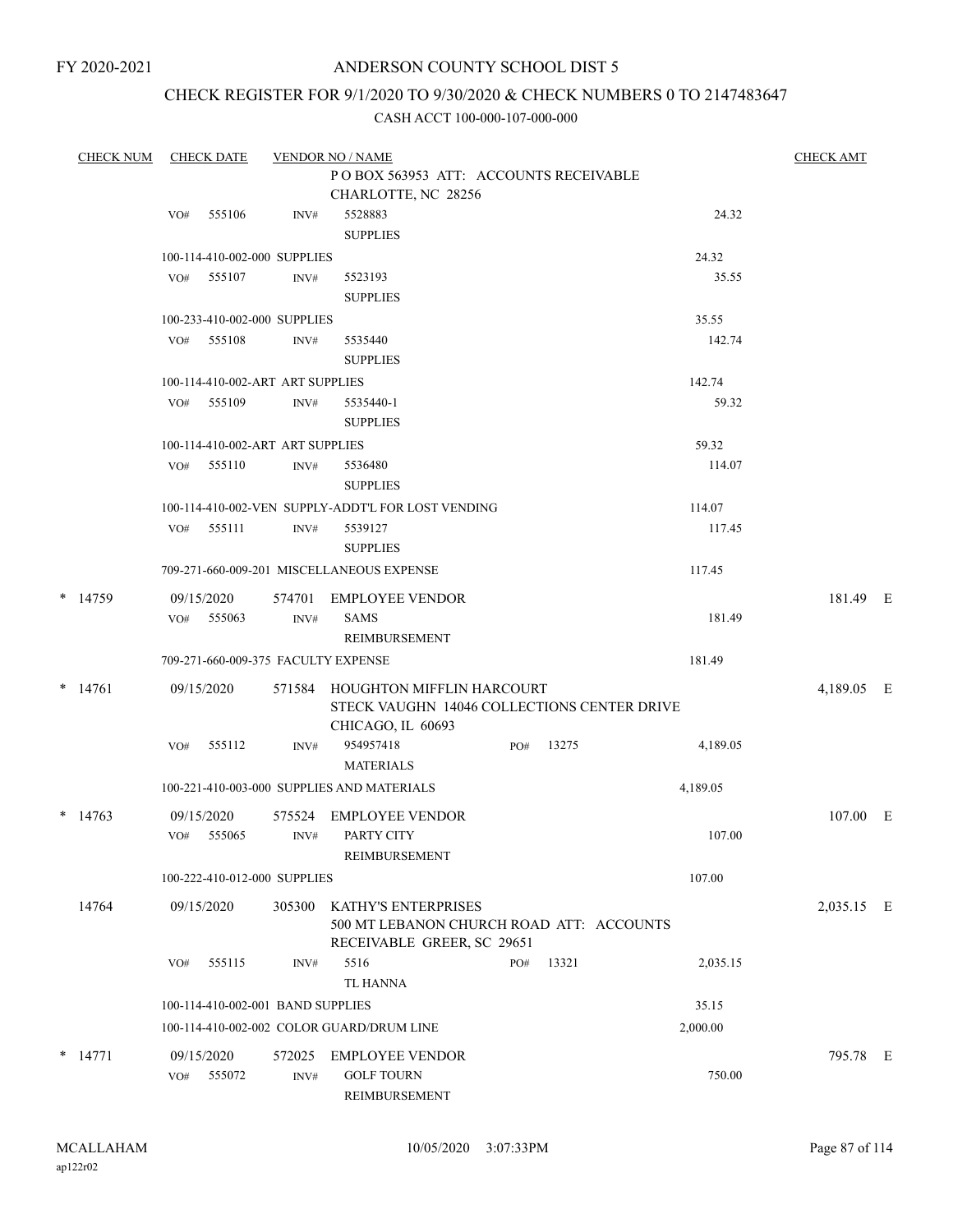FY 2020-2021

# ANDERSON COUNTY SCHOOL DIST 5

## CHECK REGISTER FOR 9/1/2020 TO 9/30/2020 & CHECK NUMBERS 0 TO 2147483647

CASH ACCT 100-000-107-000-000

| CHECK NUM | CHECK DATE | VENDOR NO / NAME | | | CHECK AMT |
|---|---|---|---|---|---|
| | | P O BOX 563953 ATT: ACCOUNTS RECEIVABLE CHARLOTTE, NC 28256 | | | |
| | VO# 555106 | INV# 5528883 SUPPLIES | | 24.32 | |
| | 100-114-410-002-000 SUPPLIES | | | 24.32 | |
| | VO# 555107 | INV# 5523193 SUPPLIES | | 35.55 | |
| | 100-233-410-002-000 SUPPLIES | | | 35.55 | |
| | VO# 555108 | INV# 5535440 SUPPLIES | | 142.74 | |
| | 100-114-410-002-ART ART SUPPLIES | | | 142.74 | |
| | VO# 555109 | INV# 5535440-1 SUPPLIES | | 59.32 | |
| | 100-114-410-002-ART ART SUPPLIES | | | 59.32 | |
| | VO# 555110 | INV# 5536480 SUPPLIES | | 114.07 | |
| | 100-114-410-002-VEN SUPPLY-ADDT'L FOR LOST VENDING | | | 114.07 | |
| | VO# 555111 | INV# 5539127 SUPPLIES | | 117.45 | |
| | 709-271-660-009-201 MISCELLANEOUS EXPENSE | | | 117.45 | |
| * 14759 | 09/15/2020 | 574701 EMPLOYEE VENDOR | | | 181.49 E |
| | VO# 555063 | INV# SAMS REIMBURSEMENT | | 181.49 | |
| | 709-271-660-009-375 FACULTY EXPENSE | | | 181.49 | |
| * 14761 | 09/15/2020 | 571584 HOUGHTON MIFFLIN HARCOURT STECK VAUGHN 14046 COLLECTIONS CENTER DRIVE CHICAGO, IL 60693 | | | 4,189.05 E |
| | VO# 555112 | INV# 954957418 MATERIALS | PO# 13275 | 4,189.05 | |
| | 100-221-410-003-000 SUPPLIES AND MATERIALS | | | 4,189.05 | |
| * 14763 | 09/15/2020 | 575524 EMPLOYEE VENDOR | | | 107.00 E |
| | VO# 555065 | INV# PARTY CITY REIMBURSEMENT | | 107.00 | |
| | 100-222-410-012-000 SUPPLIES | | | 107.00 | |
| 14764 | 09/15/2020 | 305300 KATHY'S ENTERPRISES 500 MT LEBANON CHURCH ROAD ATT: ACCOUNTS RECEIVABLE GREER, SC 29651 | | | 2,035.15 E |
| | VO# 555115 | INV# 5516 TL HANNA | PO# 13321 | 2,035.15 | |
| | 100-114-410-002-001 BAND SUPPLIES | | | 35.15 | |
| | 100-114-410-002-002 COLOR GUARD/DRUM LINE | | | 2,000.00 | |
| * 14771 | 09/15/2020 | 572025 EMPLOYEE VENDOR | | | 795.78 E |
| | VO# 555072 | INV# GOLF TOURN REIMBURSEMENT | | 750.00 | |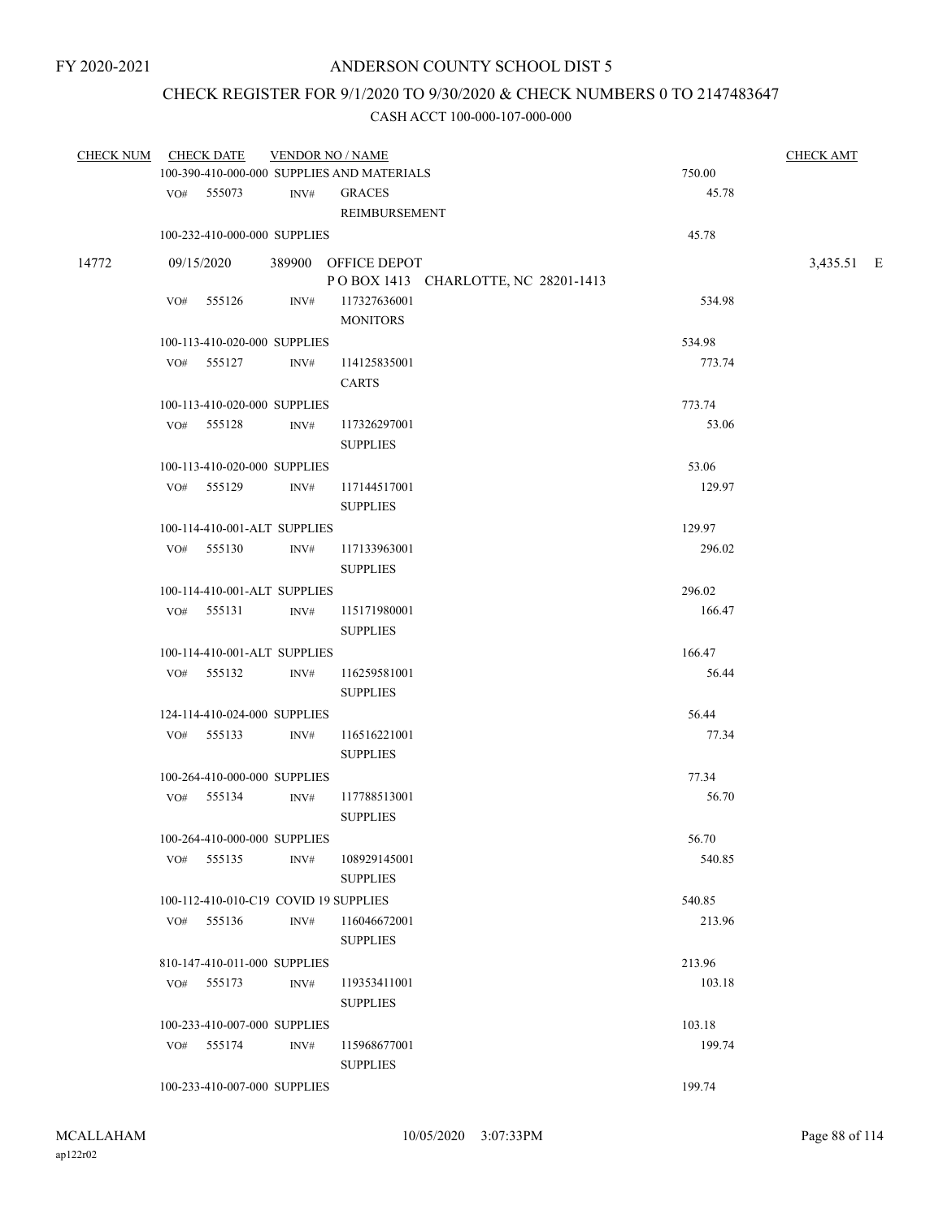FY 2020-2021

# ANDERSON COUNTY SCHOOL DIST 5

## CHECK REGISTER FOR 9/1/2020 TO 9/30/2020 & CHECK NUMBERS 0 TO 2147483647

### CASH ACCT 100-000-107-000-000

| CHECK NUM | CHECK DATE | VENDOR NO / NAME | | CHECK AMT |
|---|---|---|---|---|
| | 100-390-410-000-000 SUPPLIES AND MATERIALS | | 750.00 | |
| | VO# 555073 INV# | GRACES REIMBURSEMENT | 45.78 | |
| | 100-232-410-000-000 SUPPLIES | | 45.78 | |
| 14772 | 09/15/2020 | 389900 OFFICE DEPOT<br>P O BOX 1413 CHARLOTTE, NC 28201-1413 | | 3,435.51 E |
| | VO# 555126 INV# | 117327636001 MONITORS | 534.98 | |
| | 100-113-410-020-000 SUPPLIES | | 534.98 | |
| | VO# 555127 INV# | 114125835001 CARTS | 773.74 | |
| | 100-113-410-020-000 SUPPLIES | | 773.74 | |
| | VO# 555128 INV# | 117326297001 SUPPLIES | 53.06 | |
| | 100-113-410-020-000 SUPPLIES | | 53.06 | |
| | VO# 555129 INV# | 117144517001 SUPPLIES | 129.97 | |
| | 100-114-410-001-ALT SUPPLIES | | 129.97 | |
| | VO# 555130 INV# | 117133963001 SUPPLIES | 296.02 | |
| | 100-114-410-001-ALT SUPPLIES | | 296.02 | |
| | VO# 555131 INV# | 115171980001 SUPPLIES | 166.47 | |
| | 100-114-410-001-ALT SUPPLIES | | 166.47 | |
| | VO# 555132 INV# | 116259581001 SUPPLIES | 56.44 | |
| | 124-114-410-024-000 SUPPLIES | | 56.44 | |
| | VO# 555133 INV# | 116516221001 SUPPLIES | 77.34 | |
| | 100-264-410-000-000 SUPPLIES | | 77.34 | |
| | VO# 555134 INV# | 117788513001 SUPPLIES | 56.70 | |
| | 100-264-410-000-000 SUPPLIES | | 56.70 | |
| | VO# 555135 INV# | 108929145001 SUPPLIES | 540.85 | |
| | 100-112-410-010-C19 COVID 19 SUPPLIES | | 540.85 | |
| | VO# 555136 INV# | 116046672001 SUPPLIES | 213.96 | |
| | 810-147-410-011-000 SUPPLIES | | 213.96 | |
| | VO# 555173 INV# | 119353411001 SUPPLIES | 103.18 | |
| | 100-233-410-007-000 SUPPLIES | | 103.18 | |
| | VO# 555174 INV# | 115968677001 SUPPLIES | 199.74 | |
| | 100-233-410-007-000 SUPPLIES | | 199.74 | |

MCALLAHAM
ap122r02

10/05/2020 3:07:33PM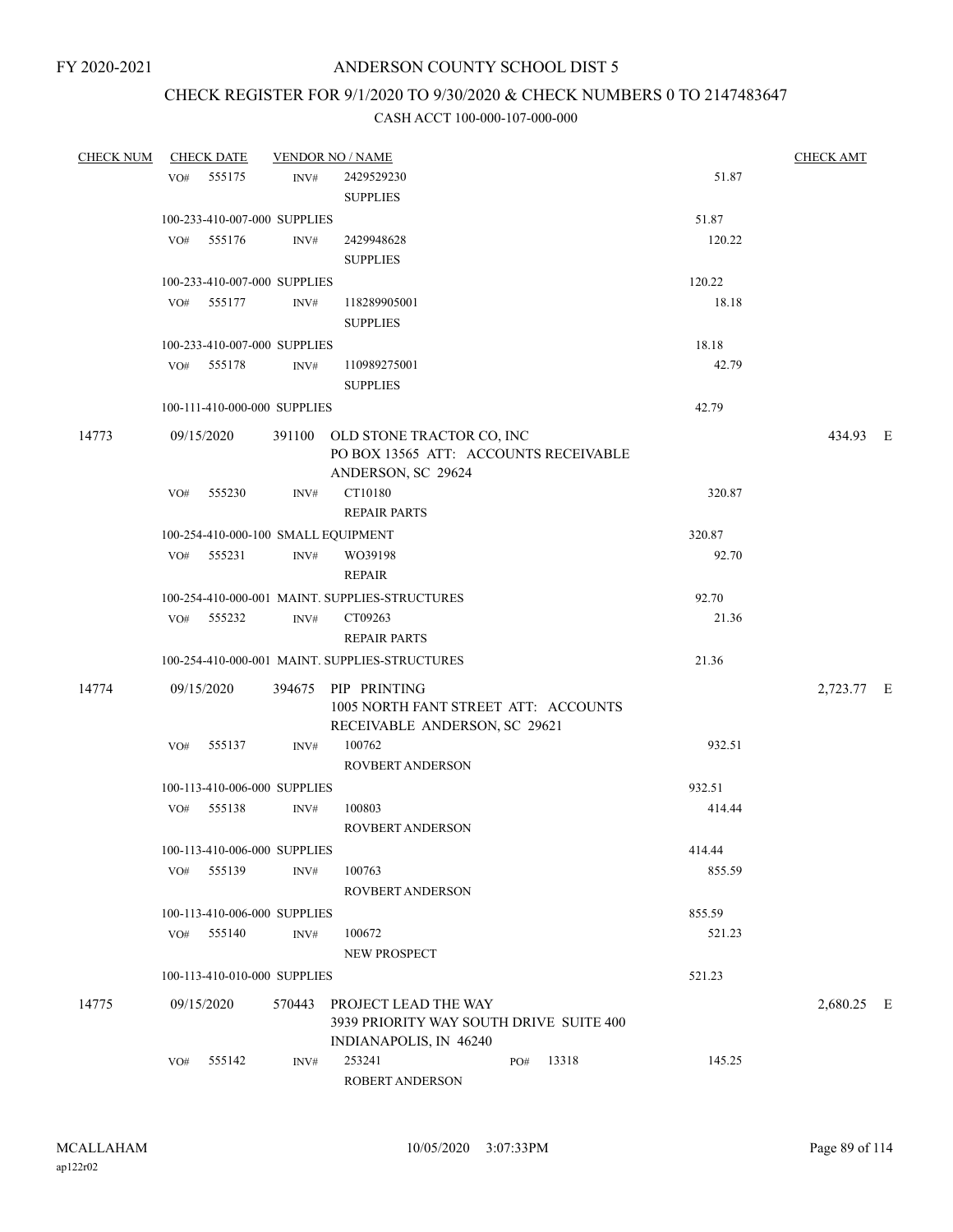FY 2020-2021

# ANDERSON COUNTY SCHOOL DIST 5

## CHECK REGISTER FOR 9/1/2020 TO 9/30/2020 & CHECK NUMBERS 0 TO 2147483647

### CASH ACCT 100-000-107-000-000

| CHECK NUM | CHECK DATE | VENDOR NO / NAME | | CHECK AMT |
|---|---|---|---|---|
| | VO# 555175 | INV# 2429529230 SUPPLIES | 51.87 | |
| | 100-233-410-007-000 SUPPLIES | | 51.87 | |
| | VO# 555176 | INV# 2429948628 SUPPLIES | 120.22 | |
| | 100-233-410-007-000 SUPPLIES | | 120.22 | |
| | VO# 555177 | INV# 118289905001 SUPPLIES | 18.18 | |
| | 100-233-410-007-000 SUPPLIES | | 18.18 | |
| | VO# 555178 | INV# 110989275001 SUPPLIES | 42.79 | |
| | 100-111-410-000-000 SUPPLIES | | 42.79 | |
| 14773 | 09/15/2020 | 391100 OLD STONE TRACTOR CO, INC PO BOX 13565 ATT: ACCOUNTS RECEIVABLE ANDERSON, SC 29624 | | 434.93 E |
| | VO# 555230 | INV# CT10180 REPAIR PARTS | 320.87 | |
| | 100-254-410-000-100 SMALL EQUIPMENT | | 320.87 | |
| | VO# 555231 | INV# WO39198 REPAIR | 92.70 | |
| | 100-254-410-000-001 MAINT. SUPPLIES-STRUCTURES | | 92.70 | |
| | VO# 555232 | INV# CT09263 REPAIR PARTS | 21.36 | |
| | 100-254-410-000-001 MAINT. SUPPLIES-STRUCTURES | | 21.36 | |
| 14774 | 09/15/2020 | 394675 PIP PRINTING 1005 NORTH FANT STREET ATT: ACCOUNTS RECEIVABLE ANDERSON, SC 29621 | | 2,723.77 E |
| | VO# 555137 | INV# 100762 ROVBERT ANDERSON | 932.51 | |
| | 100-113-410-006-000 SUPPLIES | | 932.51 | |
| | VO# 555138 | INV# 100803 ROVBERT ANDERSON | 414.44 | |
| | 100-113-410-006-000 SUPPLIES | | 414.44 | |
| | VO# 555139 | INV# 100763 ROVBERT ANDERSON | 855.59 | |
| | 100-113-410-006-000 SUPPLIES | | 855.59 | |
| | VO# 555140 | INV# 100672 NEW PROSPECT | 521.23 | |
| | 100-113-410-010-000 SUPPLIES | | 521.23 | |
| 14775 | 09/15/2020 | 570443 PROJECT LEAD THE WAY 3939 PRIORITY WAY SOUTH DRIVE SUITE 400 INDIANAPOLIS, IN 46240 | | 2,680.25 E |
| | VO# 555142 | INV# 253241 PO# 13318 ROBERT ANDERSON | 145.25 | |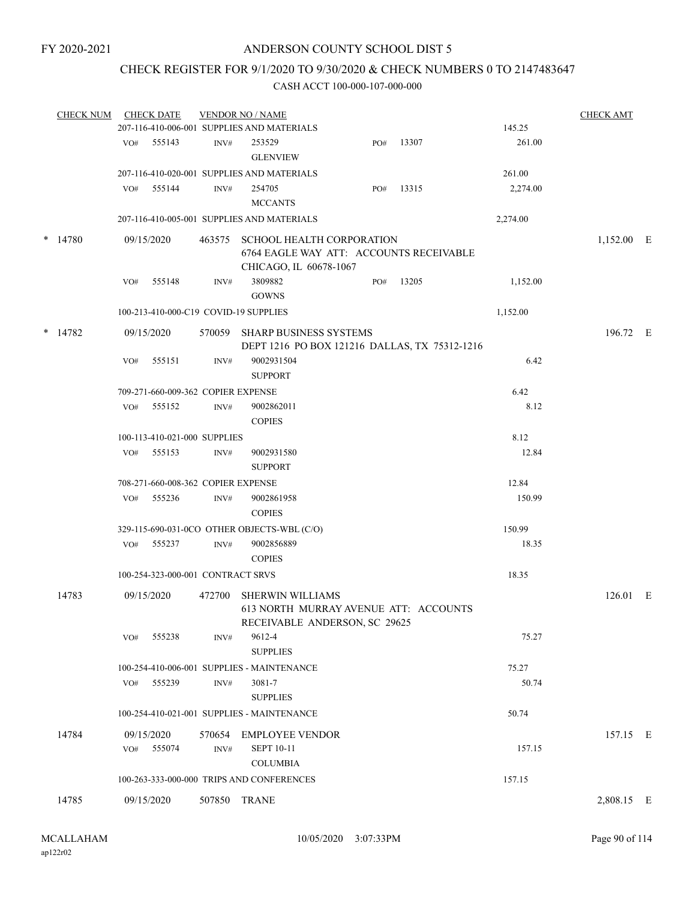FY 2020-2021

# ANDERSON COUNTY SCHOOL DIST 5

## CHECK REGISTER FOR 9/1/2020 TO 9/30/2020 & CHECK NUMBERS 0 TO 2147483647

### CASH ACCT 100-000-107-000-000

| CHECK NUM | CHECK DATE | VENDOR NO / NAME | | | CHECK AMT |
|---|---|---|---|---|---|
| | | 207-116-410-006-001 SUPPLIES AND MATERIALS | | 145.25 | |
| | VO# 555143 | INV# 253529 GLENVIEW | PO# 13307 | 261.00 | |
| | | 207-116-410-020-001 SUPPLIES AND MATERIALS | | 261.00 | |
| | VO# 555144 | INV# 254705 MCCANTS | PO# 13315 | 2,274.00 | |
| | | 207-116-410-005-001 SUPPLIES AND MATERIALS | | 2,274.00 | |
| * 14780 | 09/15/2020 | 463575 SCHOOL HEALTH CORPORATION 6764 EAGLE WAY ATT: ACCOUNTS RECEIVABLE CHICAGO, IL 60678-1067 | | | 1,152.00 E |
| | VO# 555148 | INV# 3809882 GOWNS | PO# 13205 | 1,152.00 | |
| | | 100-213-410-000-C19 COVID-19 SUPPLIES | | 1,152.00 | |
| * 14782 | 09/15/2020 | 570059 SHARP BUSINESS SYSTEMS DEPT 1216 PO BOX 121216 DALLAS, TX 75312-1216 | | | 196.72 E |
| | VO# 555151 | INV# 9002931504 SUPPORT | | 6.42 | |
| | | 709-271-660-009-362 COPIER EXPENSE | | 6.42 | |
| | VO# 555152 | INV# 9002862011 COPIES | | 8.12 | |
| | | 100-113-410-021-000 SUPPLIES | | 8.12 | |
| | VO# 555153 | INV# 9002931580 SUPPORT | | 12.84 | |
| | | 708-271-660-008-362 COPIER EXPENSE | | 12.84 | |
| | VO# 555236 | INV# 9002861958 COPIES | | 150.99 | |
| | | 329-115-690-031-0CO OTHER OBJECTS-WBL (C/O) | | 150.99 | |
| | VO# 555237 | INV# 9002856889 COPIES | | 18.35 | |
| | | 100-254-323-000-001 CONTRACT SRVS | | 18.35 | |
| 14783 | 09/15/2020 | 472700 SHERWIN WILLIAMS 613 NORTH MURRAY AVENUE ATT: ACCOUNTS RECEIVABLE ANDERSON, SC 29625 | | | 126.01 E |
| | VO# 555238 | INV# 9612-4 SUPPLIES | | 75.27 | |
| | | 100-254-410-006-001 SUPPLIES - MAINTENANCE | | 75.27 | |
| | VO# 555239 | INV# 3081-7 SUPPLIES | | 50.74 | |
| | | 100-254-410-021-001 SUPPLIES - MAINTENANCE | | 50.74 | |
| 14784 | 09/15/2020 | 570654 EMPLOYEE VENDOR | | | 157.15 E |
| | VO# 555074 | INV# SEPT 10-11 COLUMBIA | | 157.15 | |
| | | 100-263-333-000-000 TRIPS AND CONFERENCES | | 157.15 | |
| 14785 | 09/15/2020 | 507850 TRANE | | | 2,808.15 E |

MCALLAHAM ap122r02 10/05/2020 3:07:33PM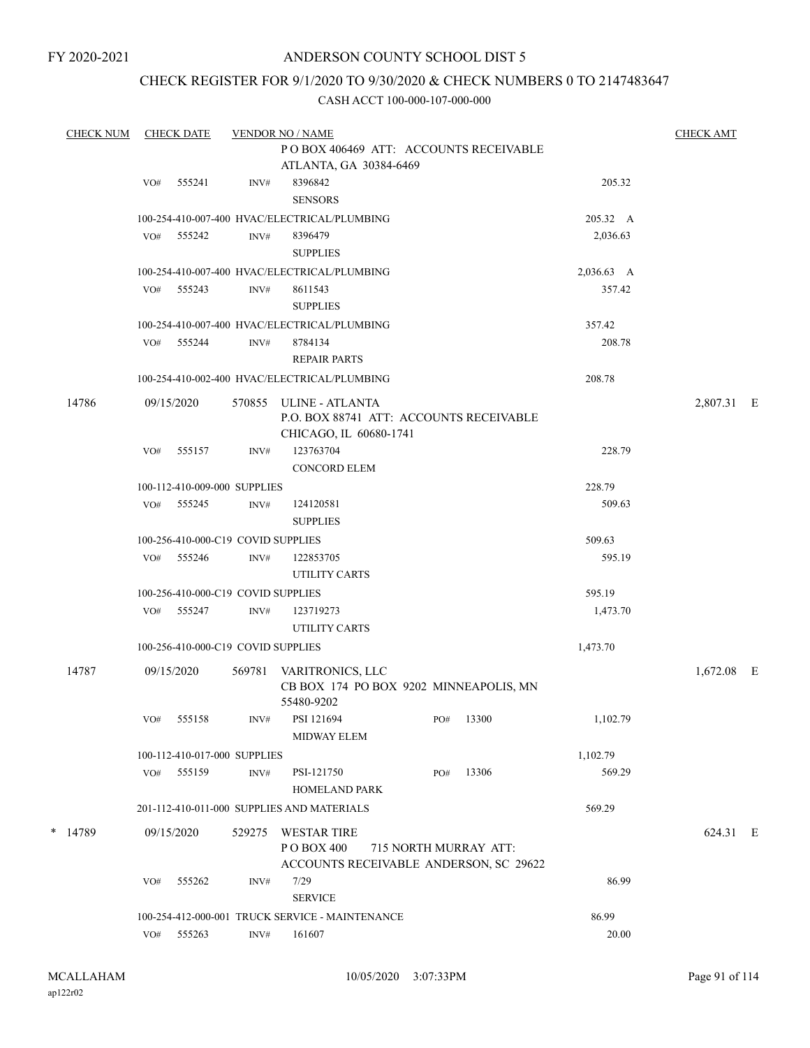FY 2020-2021

# ANDERSON COUNTY SCHOOL DIST 5

## CHECK REGISTER FOR 9/1/2020 TO 9/30/2020 & CHECK NUMBERS 0 TO 2147483647

CASH ACCT 100-000-107-000-000

| CHECK NUM | CHECK DATE | VENDOR NO / NAME | | CHECK AMT |
|---|---|---|---|---|
| | | P O BOX 406469 ATT: ACCOUNTS RECEIVABLE ATLANTA, GA 30384-6469 | | |
| | VO# 555241 | INV# 8396842 SENSORS | 205.32 | |
| | | 100-254-410-007-400 HVAC/ELECTRICAL/PLUMBING | 205.32 A | |
| | VO# 555242 | INV# 8396479 SUPPLIES | 2,036.63 | |
| | | 100-254-410-007-400 HVAC/ELECTRICAL/PLUMBING | 2,036.63 A | |
| | VO# 555243 | INV# 8611543 SUPPLIES | 357.42 | |
| | | 100-254-410-007-400 HVAC/ELECTRICAL/PLUMBING | 357.42 | |
| | VO# 555244 | INV# 8784134 REPAIR PARTS | 208.78 | |
| | | 100-254-410-002-400 HVAC/ELECTRICAL/PLUMBING | 208.78 | |
| 14786 | 09/15/2020 | 570855 ULINE - ATLANTA P.O. BOX 88741 ATT: ACCOUNTS RECEIVABLE CHICAGO, IL 60680-1741 | | 2,807.31 E |
| | VO# 555157 | INV# 123763704 CONCORD ELEM | 228.79 | |
| | | 100-112-410-009-000 SUPPLIES | 228.79 | |
| | VO# 555245 | INV# 124120581 SUPPLIES | 509.63 | |
| | | 100-256-410-000-C19 COVID SUPPLIES | 509.63 | |
| | VO# 555246 | INV# 122853705 UTILITY CARTS | 595.19 | |
| | | 100-256-410-000-C19 COVID SUPPLIES | 595.19 | |
| | VO# 555247 | INV# 123719273 UTILITY CARTS | 1,473.70 | |
| | | 100-256-410-000-C19 COVID SUPPLIES | 1,473.70 | |
| 14787 | 09/15/2020 | 569781 VARITRONICS, LLC CB BOX 174 PO BOX 9202 MINNEAPOLIS, MN 55480-9202 | | 1,672.08 E |
| | VO# 555158 | INV# PSI 121694 PO# 13300 MIDWAY ELEM | 1,102.79 | |
| | | 100-112-410-017-000 SUPPLIES | 1,102.79 | |
| | VO# 555159 | INV# PSI-121750 PO# 13306 HOMELAND PARK | 569.29 | |
| | | 201-112-410-011-000 SUPPLIES AND MATERIALS | 569.29 | |
| * 14789 | 09/15/2020 | 529275 WESTAR TIRE P O BOX 400 715 NORTH MURRAY ATT: ACCOUNTS RECEIVABLE ANDERSON, SC 29622 | | 624.31 E |
| | VO# 555262 | INV# 7/29 SERVICE | 86.99 | |
| | | 100-254-412-000-001 TRUCK SERVICE - MAINTENANCE | 86.99 | |
| | VO# 555263 | INV# 161607 | 20.00 | |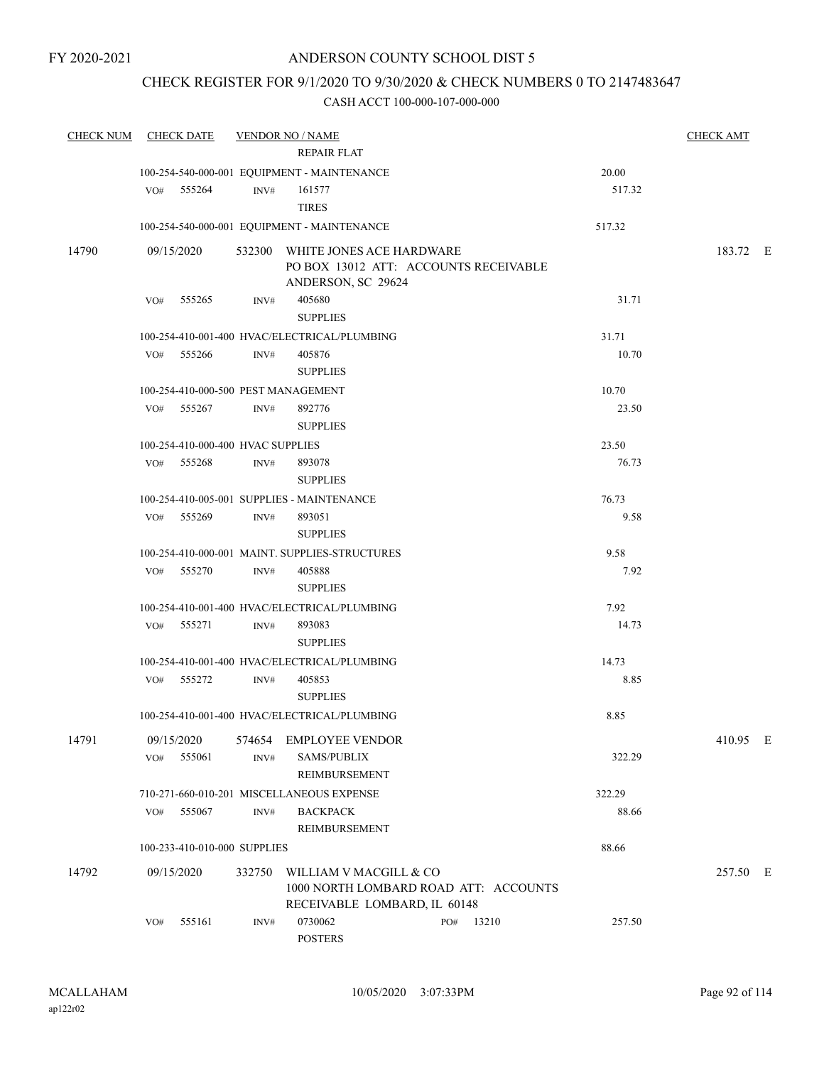FY 2020-2021

# ANDERSON COUNTY SCHOOL DIST 5

## CHECK REGISTER FOR 9/1/2020 TO 9/30/2020 & CHECK NUMBERS 0 TO 2147483647

### CASH ACCT 100-000-107-000-000

| CHECK NUM | CHECK DATE | VENDOR NO / NAME | | CHECK AMT |
|---|---|---|---|---|
| | | REPAIR FLAT | | |
| | | 100-254-540-000-001 EQUIPMENT - MAINTENANCE | 20.00 | |
| | VO# 555264 | INV# 161577 TIRES | 517.32 | |
| | | 100-254-540-000-001 EQUIPMENT - MAINTENANCE | 517.32 | |
| 14790 | 09/15/2020 | 532300 WHITE JONES ACE HARDWARE PO BOX 13012 ATT: ACCOUNTS RECEIVABLE ANDERSON, SC 29624 | | 183.72 E |
| | VO# 555265 | INV# 405680 SUPPLIES | 31.71 | |
| | | 100-254-410-001-400 HVAC/ELECTRICAL/PLUMBING | 31.71 | |
| | VO# 555266 | INV# 405876 SUPPLIES | 10.70 | |
| | | 100-254-410-000-500 PEST MANAGEMENT | 10.70 | |
| | VO# 555267 | INV# 892776 SUPPLIES | 23.50 | |
| | | 100-254-410-000-400 HVAC SUPPLIES | 23.50 | |
| | VO# 555268 | INV# 893078 SUPPLIES | 76.73 | |
| | | 100-254-410-005-001 SUPPLIES - MAINTENANCE | 76.73 | |
| | VO# 555269 | INV# 893051 SUPPLIES | 9.58 | |
| | | 100-254-410-000-001 MAINT. SUPPLIES-STRUCTURES | 9.58 | |
| | VO# 555270 | INV# 405888 SUPPLIES | 7.92 | |
| | | 100-254-410-001-400 HVAC/ELECTRICAL/PLUMBING | 7.92 | |
| | VO# 555271 | INV# 893083 SUPPLIES | 14.73 | |
| | | 100-254-410-001-400 HVAC/ELECTRICAL/PLUMBING | 14.73 | |
| | VO# 555272 | INV# 405853 SUPPLIES | 8.85 | |
| | | 100-254-410-001-400 HVAC/ELECTRICAL/PLUMBING | 8.85 | |
| 14791 | 09/15/2020 | 574654 EMPLOYEE VENDOR | | 410.95 E |
| | VO# 555061 | INV# SAMS/PUBLIX REIMBURSEMENT | 322.29 | |
| | | 710-271-660-010-201 MISCELLANEOUS EXPENSE | 322.29 | |
| | VO# 555067 | INV# BACKPACK REIMBURSEMENT | 88.66 | |
| | | 100-233-410-010-000 SUPPLIES | 88.66 | |
| 14792 | 09/15/2020 | 332750 WILLIAM V MACGILL & CO 1000 NORTH LOMBARD ROAD ATT: ACCOUNTS RECEIVABLE LOMBARD, IL 60148 | | 257.50 E |
| | VO# 555161 | INV# 0730062 PO# 13210 POSTERS | 257.50 | |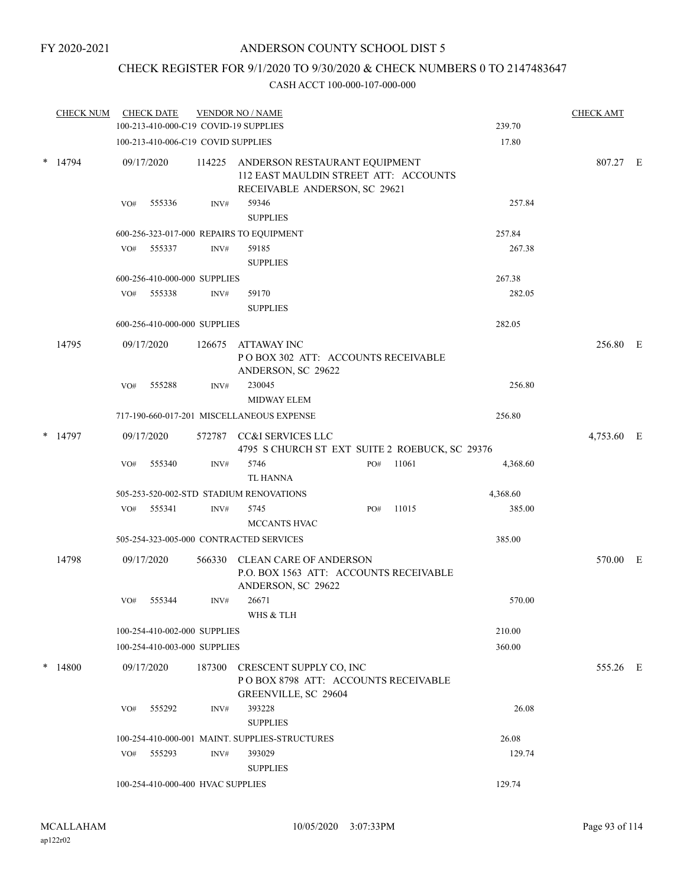FY 2020-2021

# ANDERSON COUNTY SCHOOL DIST 5

## CHECK REGISTER FOR 9/1/2020 TO 9/30/2020 & CHECK NUMBERS 0 TO 2147483647

### CASH ACCT 100-000-107-000-000

| CHECK NUM | CHECK DATE | VENDOR NO / NAME | | | CHECK AMT |
|---|---|---|---|---|---|
| | 100-213-410-000-C19 COVID-19 SUPPLIES | | | 239.70 | |
| | 100-213-410-006-C19 COVID SUPPLIES | | | 17.80 | |
| * 14794 | 09/17/2020 | 114225 ANDERSON RESTAURANT EQUIPMENT 112 EAST MAULDIN STREET ATT: ACCOUNTS RECEIVABLE ANDERSON, SC 29621 | | | 807.27 E |
| | VO# 555336 | INV# 59346 SUPPLIES | | 257.84 | |
| | 600-256-323-017-000 REPAIRS TO EQUIPMENT | | | 257.84 | |
| | VO# 555337 | INV# 59185 SUPPLIES | | 267.38 | |
| | 600-256-410-000-000 SUPPLIES | | | 267.38 | |
| | VO# 555338 | INV# 59170 SUPPLIES | | 282.05 | |
| | 600-256-410-000-000 SUPPLIES | | | 282.05 | |
| 14795 | 09/17/2020 | 126675 ATTAWAY INC P O BOX 302 ATT: ACCOUNTS RECEIVABLE ANDERSON, SC 29622 | | | 256.80 E |
| | VO# 555288 | INV# 230045 MIDWAY ELEM | | 256.80 | |
| | 717-190-660-017-201 MISCELLANEOUS EXPENSE | | | 256.80 | |
| * 14797 | 09/17/2020 | 572787 CC&I SERVICES LLC 4795 S CHURCH ST EXT SUITE 2 ROEBUCK, SC 29376 | | | 4,753.60 E |
| | VO# 555340 | INV# 5746 TL HANNA | PO# 11061 | 4,368.60 | |
| | 505-253-520-002-STD STADIUM RENOVATIONS | | | 4,368.60 | |
| | VO# 555341 | INV# 5745 MCCANTS HVAC | PO# 11015 | 385.00 | |
| | 505-254-323-005-000 CONTRACTED SERVICES | | | 385.00 | |
| 14798 | 09/17/2020 | 566330 CLEAN CARE OF ANDERSON P.O. BOX 1563 ATT: ACCOUNTS RECEIVABLE ANDERSON, SC 29622 | | | 570.00 E |
| | VO# 555344 | INV# 26671 WHS & TLH | | 570.00 | |
| | 100-254-410-002-000 SUPPLIES | | | 210.00 | |
| | 100-254-410-003-000 SUPPLIES | | | 360.00 | |
| * 14800 | 09/17/2020 | 187300 CRESCENT SUPPLY CO, INC P O BOX 8798 ATT: ACCOUNTS RECEIVABLE GREENVILLE, SC 29604 | | | 555.26 E |
| | VO# 555292 | INV# 393228 SUPPLIES | | 26.08 | |
| | 100-254-410-000-001 MAINT. SUPPLIES-STRUCTURES | | | 26.08 | |
| | VO# 555293 | INV# 393029 SUPPLIES | | 129.74 | |
| | 100-254-410-000-400 HVAC SUPPLIES | | | 129.74 | |

MCALLAHAM
ap122r02

10/05/2020 3:07:33PM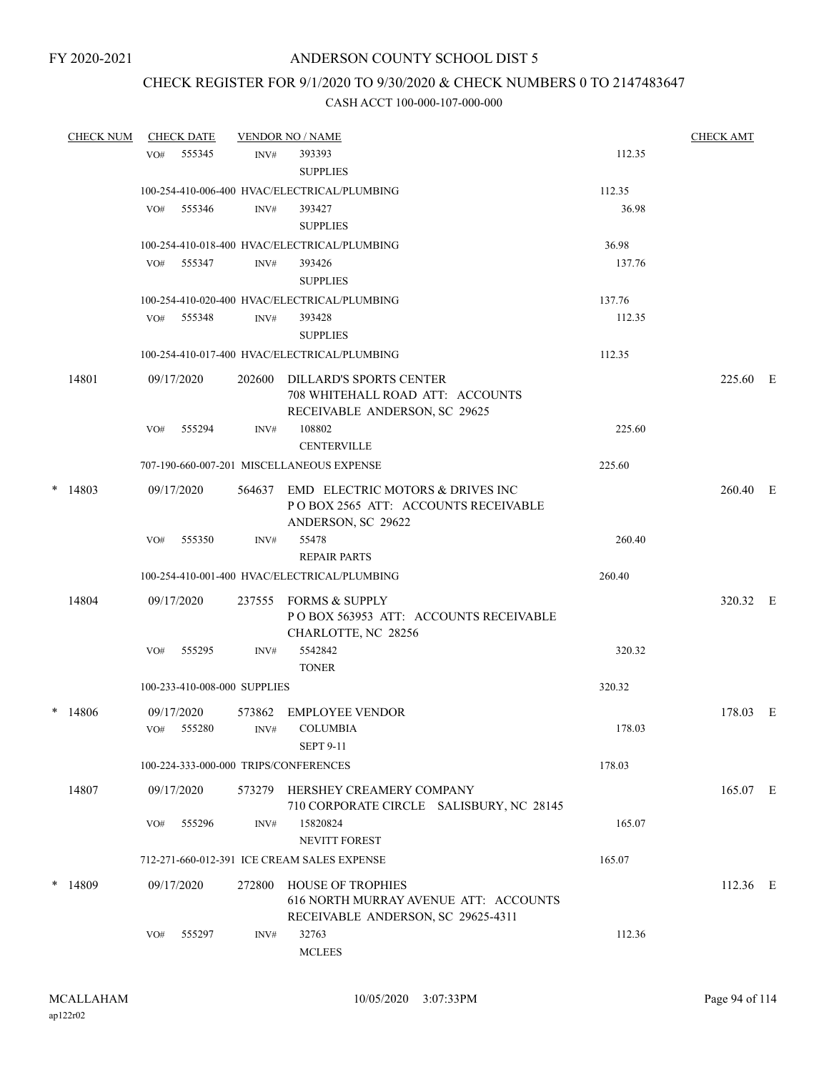FY 2020-2021

# ANDERSON COUNTY SCHOOL DIST 5

## CHECK REGISTER FOR 9/1/2020 TO 9/30/2020 & CHECK NUMBERS 0 TO 2147483647

### CASH ACCT 100-000-107-000-000

| CHECK NUM | CHECK DATE | VENDOR NO / NAME | | CHECK AMT |
|---|---|---|---|---|
| | VO# 555345 | INV# 393393 SUPPLIES | 112.35 | |
| | | 100-254-410-006-400 HVAC/ELECTRICAL/PLUMBING | 112.35 | |
| | VO# 555346 | INV# 393427 SUPPLIES | 36.98 | |
| | | 100-254-410-018-400 HVAC/ELECTRICAL/PLUMBING | 36.98 | |
| | VO# 555347 | INV# 393426 SUPPLIES | 137.76 | |
| | | 100-254-410-020-400 HVAC/ELECTRICAL/PLUMBING | 137.76 | |
| | VO# 555348 | INV# 393428 SUPPLIES | 112.35 | |
| | | 100-254-410-017-400 HVAC/ELECTRICAL/PLUMBING | 112.35 | |
| 14801 | 09/17/2020 | 202600 DILLARD'S SPORTS CENTER 708 WHITEHALL ROAD ATT: ACCOUNTS RECEIVABLE ANDERSON, SC 29625 | | 225.60 E |
| | VO# 555294 | INV# 108802 CENTERVILLE | 225.60 | |
| | | 707-190-660-007-201 MISCELLANEOUS EXPENSE | 225.60 | |
| * 14803 | 09/17/2020 | 564637 EMD ELECTRIC MOTORS & DRIVES INC P O BOX 2565 ATT: ACCOUNTS RECEIVABLE ANDERSON, SC 29622 | | 260.40 E |
| | VO# 555350 | INV# 55478 REPAIR PARTS | 260.40 | |
| | | 100-254-410-001-400 HVAC/ELECTRICAL/PLUMBING | 260.40 | |
| 14804 | 09/17/2020 | 237555 FORMS & SUPPLY P O BOX 563953 ATT: ACCOUNTS RECEIVABLE CHARLOTTE, NC 28256 | | 320.32 E |
| | VO# 555295 | INV# 5542842 TONER | 320.32 | |
| | | 100-233-410-008-000 SUPPLIES | 320.32 | |
| * 14806 | 09/17/2020 | 573862 EMPLOYEE VENDOR | | 178.03 E |
| | VO# 555280 | INV# COLUMBIA SEPT 9-11 | 178.03 | |
| | | 100-224-333-000-000 TRIPS/CONFERENCES | 178.03 | |
| 14807 | 09/17/2020 | 573279 HERSHEY CREAMERY COMPANY 710 CORPORATE CIRCLE SALISBURY, NC 28145 | | 165.07 E |
| | VO# 555296 | INV# 15820824 NEVITT FOREST | 165.07 | |
| | | 712-271-660-012-391 ICE CREAM SALES EXPENSE | 165.07 | |
| * 14809 | 09/17/2020 | 272800 HOUSE OF TROPHIES 616 NORTH MURRAY AVENUE ATT: ACCOUNTS RECEIVABLE ANDERSON, SC 29625-4311 | | 112.36 E |
| | VO# 555297 | INV# 32763 MCLEES | 112.36 | |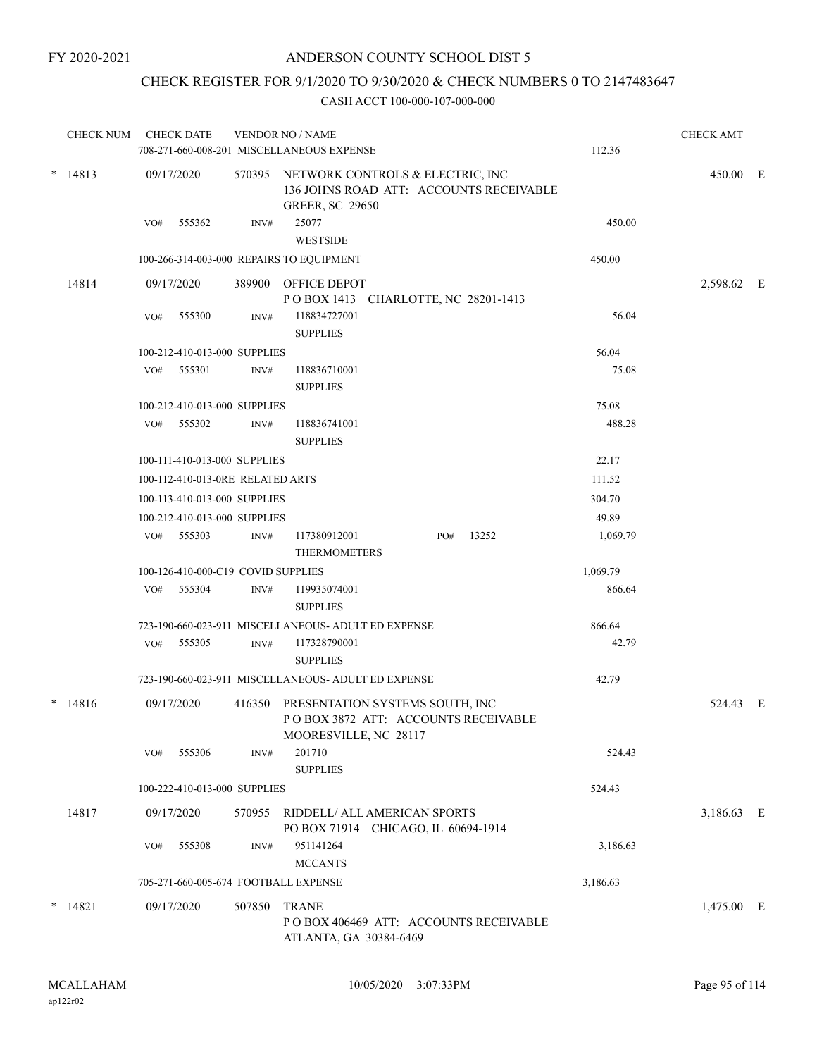FY 2020-2021

# ANDERSON COUNTY SCHOOL DIST 5

## CHECK REGISTER FOR 9/1/2020 TO 9/30/2020 & CHECK NUMBERS 0 TO 2147483647

### CASH ACCT 100-000-107-000-000

| CHECK NUM | CHECK DATE | VENDOR NO / NAME | | CHECK AMT | |
|---|---|---|---|---|---|
| | | 708-271-660-008-201 MISCELLANEOUS EXPENSE | 112.36 | | |
| * 14813 | 09/17/2020 | 570395 NETWORK CONTROLS & ELECTRIC, INC<br>136 JOHNS ROAD ATT: ACCOUNTS RECEIVABLE<br>GREER, SC 29650 | | 450.00 | E |
| | VO# 555362 | INV# 25077<br>WESTSIDE | 450.00 | | |
| | | 100-266-314-003-000 REPAIRS TO EQUIPMENT | 450.00 | | |
| 14814 | 09/17/2020 | 389900 OFFICE DEPOT<br>P O BOX 1413 CHARLOTTE, NC 28201-1413 | | 2,598.62 | E |
| | VO# 555300 | INV# 118834727001<br>SUPPLIES | 56.04 | | |
| | | 100-212-410-013-000 SUPPLIES | 56.04 | | |
| | VO# 555301 | INV# 118836710001<br>SUPPLIES | 75.08 | | |
| | | 100-212-410-013-000 SUPPLIES | 75.08 | | |
| | VO# 555302 | INV# 118836741001<br>SUPPLIES | 488.28 | | |
| | | 100-111-410-013-000 SUPPLIES | 22.17 | | |
| | | 100-112-410-013-0RE RELATED ARTS | 111.52 | | |
| | | 100-113-410-013-000 SUPPLIES | 304.70 | | |
| | | 100-212-410-013-000 SUPPLIES | 49.89 | | |
| | VO# 555303 | INV# 117380912001 PO# 13252<br>THERMOMETERS | 1,069.79 | | |
| | | 100-126-410-000-C19 COVID SUPPLIES | 1,069.79 | | |
| | VO# 555304 | INV# 119935074001<br>SUPPLIES | 866.64 | | |
| | | 723-190-660-023-911 MISCELLANEOUS- ADULT ED EXPENSE | 866.64 | | |
| | VO# 555305 | INV# 117328790001<br>SUPPLIES | 42.79 | | |
| | | 723-190-660-023-911 MISCELLANEOUS- ADULT ED EXPENSE | 42.79 | | |
| * 14816 | 09/17/2020 | 416350 PRESENTATION SYSTEMS SOUTH, INC<br>P O BOX 3872 ATT: ACCOUNTS RECEIVABLE<br>MOORESVILLE, NC 28117 | | 524.43 | E |
| | VO# 555306 | INV# 201710<br>SUPPLIES | 524.43 | | |
| | | 100-222-410-013-000 SUPPLIES | 524.43 | | |
| 14817 | 09/17/2020 | 570955 RIDDELL/ ALL AMERICAN SPORTS<br>PO BOX 71914 CHICAGO, IL 60694-1914 | | 3,186.63 | E |
| | VO# 555308 | INV# 951141264<br>MCCANTS | 3,186.63 | | |
| | | 705-271-660-005-674 FOOTBALL EXPENSE | 3,186.63 | | |
| * 14821 | 09/17/2020 | 507850 TRANE<br>P O BOX 406469 ATT: ACCOUNTS RECEIVABLE<br>ATLANTA, GA 30384-6469 | | 1,475.00 | E |

MCALLAHAM
ap122r02

10/05/2020 3:07:33PM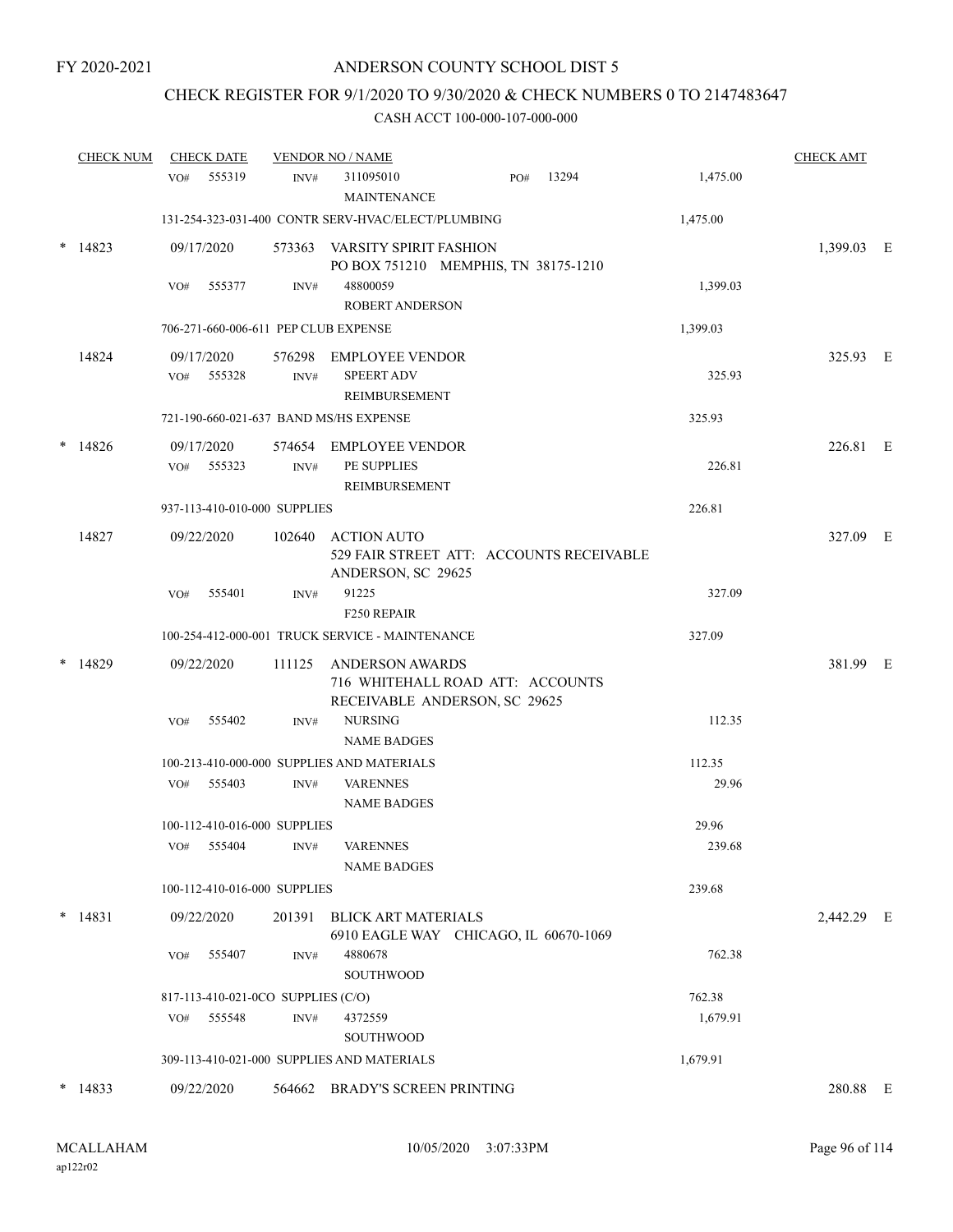FY 2020-2021

# ANDERSON COUNTY SCHOOL DIST 5

## CHECK REGISTER FOR 9/1/2020 TO 9/30/2020 & CHECK NUMBERS 0 TO 2147483647

### CASH ACCT 100-000-107-000-000

| CHECK NUM | CHECK DATE | VENDOR NO / NAME | | | CHECK AMT |
|---|---|---|---|---|---|
| | VO# 555319 | INV# 311095010 MAINTENANCE | PO# 13294 | 1,475.00 | |
| | 131-254-323-031-400 CONTR SERV-HVAC/ELECT/PLUMBING | | | 1,475.00 | |
| * 14823 | 09/17/2020 | 573363 VARSITY SPIRIT FASHION PO BOX 751210 MEMPHIS, TN 38175-1210 | | | 1,399.03 E |
| | VO# 555377 | INV# 48800059 ROBERT ANDERSON | | 1,399.03 | |
| | 706-271-660-006-611 PEP CLUB EXPENSE | | | 1,399.03 | |
| 14824 | 09/17/2020 | 576298 EMPLOYEE VENDOR | | | 325.93 E |
| | VO# 555328 | INV# SPEERT ADV REIMBURSEMENT | | 325.93 | |
| | 721-190-660-021-637 BAND MS/HS EXPENSE | | | 325.93 | |
| * 14826 | 09/17/2020 | 574654 EMPLOYEE VENDOR | | | 226.81 E |
| | VO# 555323 | INV# PE SUPPLIES REIMBURSEMENT | | 226.81 | |
| | 937-113-410-010-000 SUPPLIES | | | 226.81 | |
| 14827 | 09/22/2020 | 102640 ACTION AUTO 529 FAIR STREET ATT: ACCOUNTS RECEIVABLE ANDERSON, SC 29625 | | | 327.09 E |
| | VO# 555401 | INV# 91225 F250 REPAIR | | 327.09 | |
| | 100-254-412-000-001 TRUCK SERVICE - MAINTENANCE | | | 327.09 | |
| * 14829 | 09/22/2020 | 111125 ANDERSON AWARDS 716 WHITEHALL ROAD ATT: ACCOUNTS RECEIVABLE ANDERSON, SC 29625 | | | 381.99 E |
| | VO# 555402 | INV# NURSING NAME BADGES | | 112.35 | |
| | 100-213-410-000-000 SUPPLIES AND MATERIALS | | | 112.35 | |
| | VO# 555403 | INV# VARENNES NAME BADGES | | 29.96 | |
| | 100-112-410-016-000 SUPPLIES | | | 29.96 | |
| | VO# 555404 | INV# VARENNES NAME BADGES | | 239.68 | |
| | 100-112-410-016-000 SUPPLIES | | | 239.68 | |
| * 14831 | 09/22/2020 | 201391 BLICK ART MATERIALS 6910 EAGLE WAY CHICAGO, IL 60670-1069 | | | 2,442.29 E |
| | VO# 555407 | INV# 4880678 SOUTHWOOD | | 762.38 | |
| | 817-113-410-021-0CO SUPPLIES (C/O) | | | 762.38 | |
| | VO# 555548 | INV# 4372559 SOUTHWOOD | | 1,679.91 | |
| | 309-113-410-021-000 SUPPLIES AND MATERIALS | | | 1,679.91 | |
| * 14833 | 09/22/2020 | 564662 BRADY'S SCREEN PRINTING | | | 280.88 E |

MCALLAHAM ap122r02 10/05/2020 3:07:33PM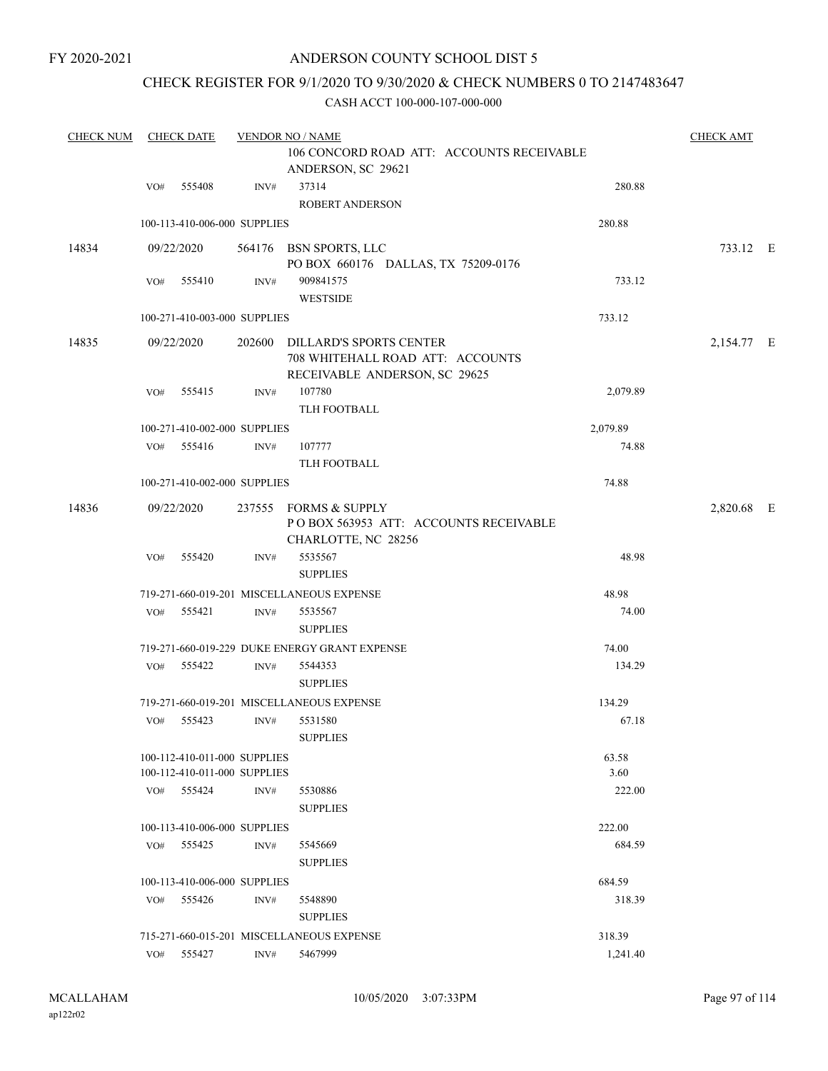FY 2020-2021

# ANDERSON COUNTY SCHOOL DIST 5

## CHECK REGISTER FOR 9/1/2020 TO 9/30/2020 & CHECK NUMBERS 0 TO 2147483647

### CASH ACCT 100-000-107-000-000

| CHECK NUM | CHECK DATE | VENDOR NO / NAME | | CHECK AMT |
|---|---|---|---|---|
| | | 106 CONCORD ROAD ATT: ACCOUNTS RECEIVABLE ANDERSON, SC 29621 | | |
| | VO# 555408 | INV# 37314 ROBERT ANDERSON | 280.88 | |
| | 100-113-410-006-000 SUPPLIES | | 280.88 | |
| 14834 | 09/22/2020 | 564176 BSN SPORTS, LLC PO BOX 660176 DALLAS, TX 75209-0176 | | 733.12 E |
| | VO# 555410 | INV# 909841575 WESTSIDE | 733.12 | |
| | 100-271-410-003-000 SUPPLIES | | 733.12 | |
| 14835 | 09/22/2020 | 202600 DILLARD'S SPORTS CENTER 708 WHITEHALL ROAD ATT: ACCOUNTS RECEIVABLE ANDERSON, SC 29625 | | 2,154.77 E |
| | VO# 555415 | INV# 107780 TLH FOOTBALL | 2,079.89 | |
| | 100-271-410-002-000 SUPPLIES | | 2,079.89 | |
| | VO# 555416 | INV# 107777 TLH FOOTBALL | 74.88 | |
| | 100-271-410-002-000 SUPPLIES | | 74.88 | |
| 14836 | 09/22/2020 | 237555 FORMS & SUPPLY P O BOX 563953 ATT: ACCOUNTS RECEIVABLE CHARLOTTE, NC 28256 | | 2,820.68 E |
| | VO# 555420 | INV# 5535567 SUPPLIES | 48.98 | |
| | 719-271-660-019-201 MISCELLANEOUS EXPENSE | | 48.98 | |
| | VO# 555421 | INV# 5535567 SUPPLIES | 74.00 | |
| | 719-271-660-019-229 DUKE ENERGY GRANT EXPENSE | | 74.00 | |
| | VO# 555422 | INV# 5544353 SUPPLIES | 134.29 | |
| | 719-271-660-019-201 MISCELLANEOUS EXPENSE | | 134.29 | |
| | VO# 555423 | INV# 5531580 SUPPLIES | 67.18 | |
| | 100-112-410-011-000 SUPPLIES | | 63.58 | |
| | 100-112-410-011-000 SUPPLIES | | 3.60 | |
| | VO# 555424 | INV# 5530886 SUPPLIES | 222.00 | |
| | 100-113-410-006-000 SUPPLIES | | 222.00 | |
| | VO# 555425 | INV# 5545669 SUPPLIES | 684.59 | |
| | 100-113-410-006-000 SUPPLIES | | 684.59 | |
| | VO# 555426 | INV# 5548890 SUPPLIES | 318.39 | |
| | 715-271-660-015-201 MISCELLANEOUS EXPENSE | | 318.39 | |
| | VO# 555427 | INV# 5467999 | 1,241.40 | |

MCALLAHAM ap122r02 10/05/2020 3:07:33PM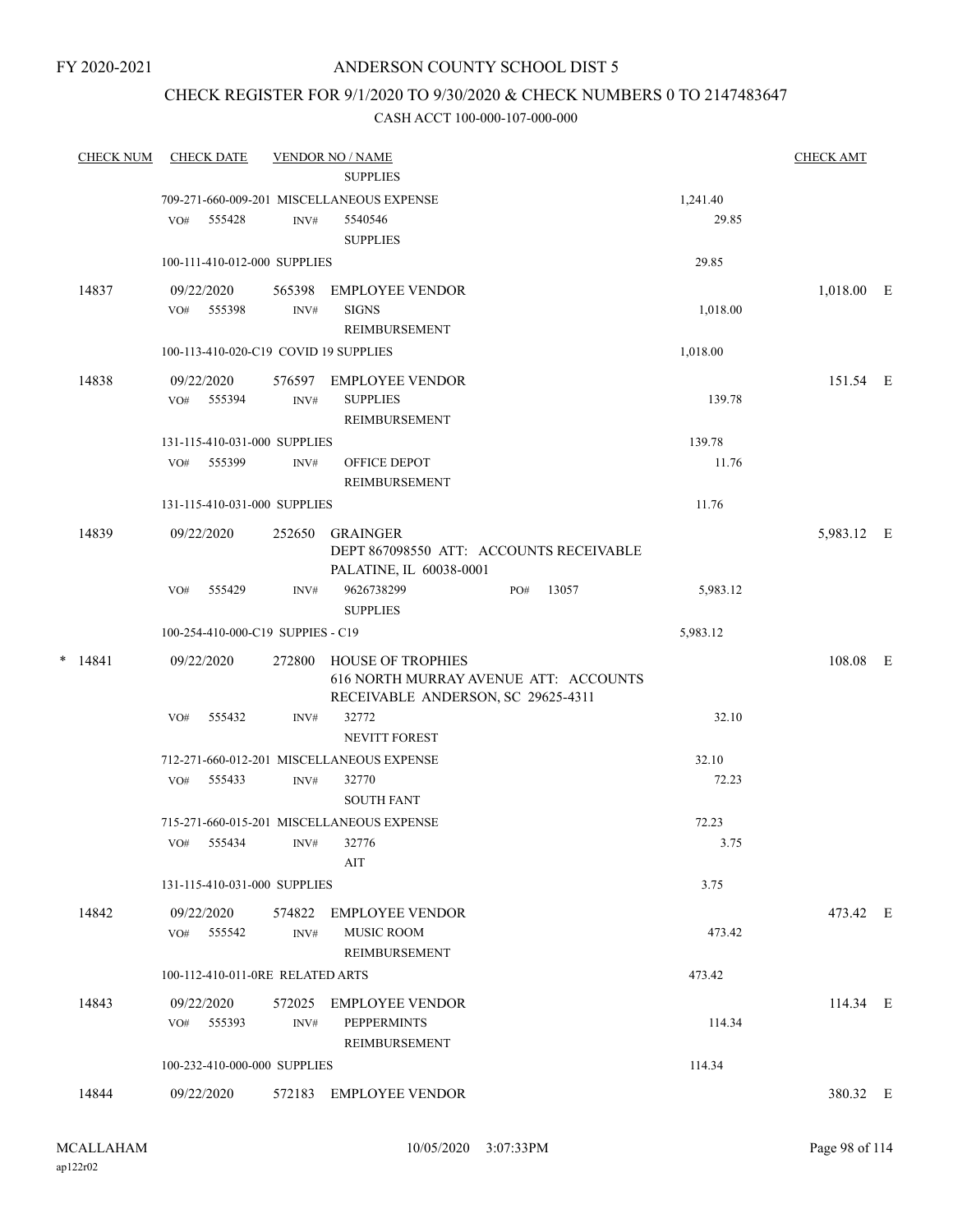FY 2020-2021

# ANDERSON COUNTY SCHOOL DIST 5

## CHECK REGISTER FOR 9/1/2020 TO 9/30/2020 & CHECK NUMBERS 0 TO 2147483647

### CASH ACCT 100-000-107-000-000

| CHECK NUM | CHECK DATE | VENDOR NO / NAME | | CHECK AMT |
|---|---|---|---|---|
| | | SUPPLIES | | |
| | 709-271-660-009-201 MISCELLANEOUS EXPENSE | | 1,241.40 | |
| | VO# 555428 | INV# 5540546<br>SUPPLIES | 29.85 | |
| | 100-111-410-012-000 SUPPLIES | | 29.85 | |
| 14837 | 09/22/2020 | 565398 EMPLOYEE VENDOR | | 1,018.00 E |
| | VO# 555398 | INV# SIGNS<br>REIMBURSEMENT | 1,018.00 | |
| | 100-113-410-020-C19 COVID 19 SUPPLIES | | 1,018.00 | |
| 14838 | 09/22/2020 | 576597 EMPLOYEE VENDOR | | 151.54 E |
| | VO# 555394 | INV# SUPPLIES<br>REIMBURSEMENT | 139.78 | |
| | 131-115-410-031-000 SUPPLIES | | 139.78 | |
| | VO# 555399 | INV# OFFICE DEPOT<br>REIMBURSEMENT | 11.76 | |
| | 131-115-410-031-000 SUPPLIES | | 11.76 | |
| 14839 | 09/22/2020 | 252650 GRAINGER<br>DEPT 867098550 ATT: ACCOUNTS RECEIVABLE<br>PALATINE, IL 60038-0001 | | 5,983.12 E |
| | VO# 555429 | INV# 9626738299 PO# 13057<br>SUPPLIES | 5,983.12 | |
| | 100-254-410-000-C19 SUPPIES - C19 | | 5,983.12 | |
| * 14841 | 09/22/2020 | 272800 HOUSE OF TROPHIES<br>616 NORTH MURRAY AVENUE ATT: ACCOUNTS<br>RECEIVABLE ANDERSON, SC 29625-4311 | | 108.08 E |
| | VO# 555432 | INV# 32772<br>NEVITT FOREST | 32.10 | |
| | 712-271-660-012-201 MISCELLANEOUS EXPENSE | | 32.10 | |
| | VO# 555433 | INV# 32770<br>SOUTH FANT | 72.23 | |
| | 715-271-660-015-201 MISCELLANEOUS EXPENSE | | 72.23 | |
| | VO# 555434 | INV# 32776<br>AIT | 3.75 | |
| | 131-115-410-031-000 SUPPLIES | | 3.75 | |
| 14842 | 09/22/2020 | 574822 EMPLOYEE VENDOR | | 473.42 E |
| | VO# 555542 | INV# MUSIC ROOM<br>REIMBURSEMENT | 473.42 | |
| | 100-112-410-011-0RE RELATED ARTS | | 473.42 | |
| 14843 | 09/22/2020 | 572025 EMPLOYEE VENDOR | | 114.34 E |
| | VO# 555393 | INV# PEPPERMINTS<br>REIMBURSEMENT | 114.34 | |
| | 100-232-410-000-000 SUPPLIES | | 114.34 | |
| 14844 | 09/22/2020 | 572183 EMPLOYEE VENDOR | | 380.32 E |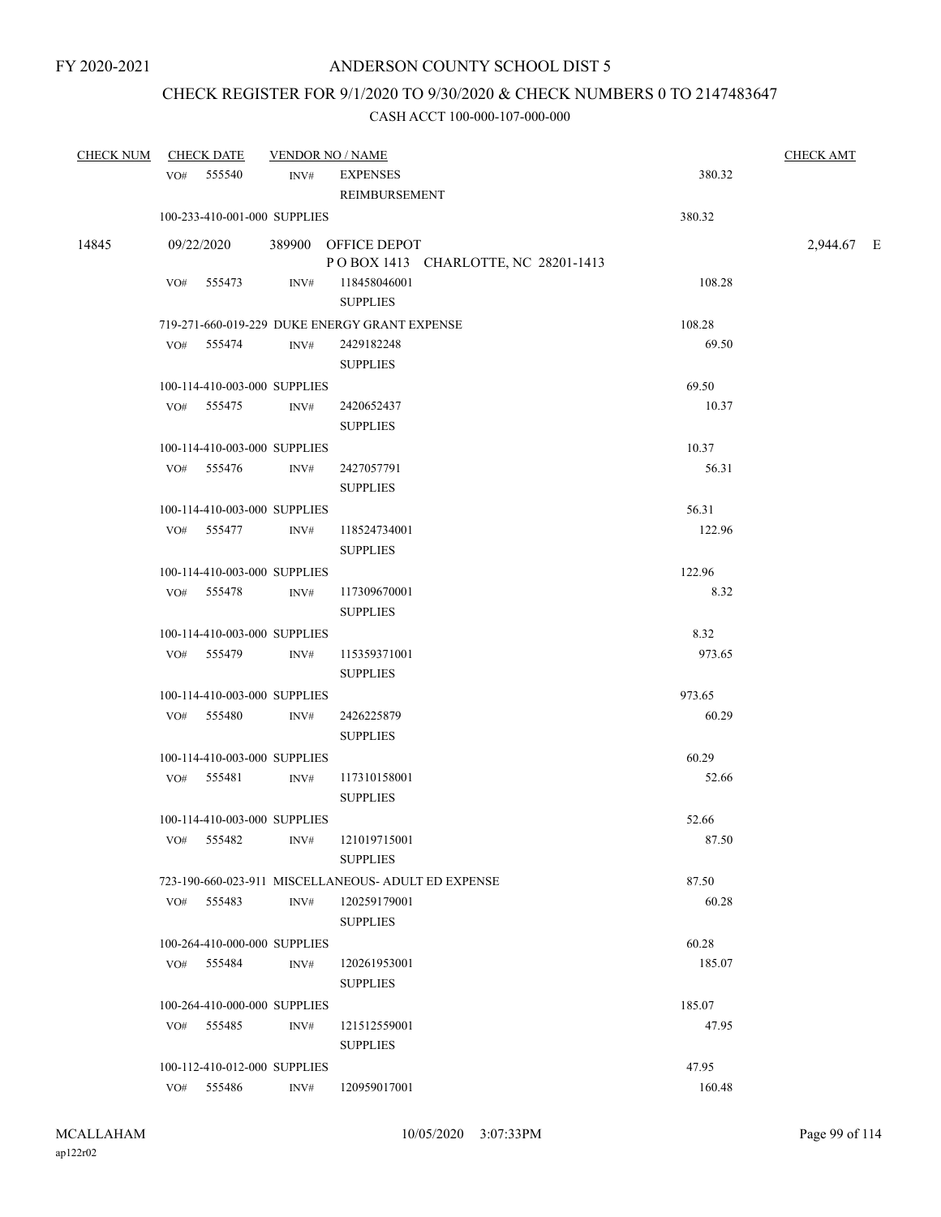FY 2020-2021

# ANDERSON COUNTY SCHOOL DIST 5

## CHECK REGISTER FOR 9/1/2020 TO 9/30/2020 & CHECK NUMBERS 0 TO 2147483647

### CASH ACCT 100-000-107-000-000

| CHECK NUM | CHECK DATE | VENDOR NO / NAME | | CHECK AMT |
|---|---|---|---|---|
| | VO# 555540 | INV# EXPENSES REIMBURSEMENT | 380.32 | |
| | 100-233-410-001-000 SUPPLIES | | 380.32 | |
| 14845 | 09/22/2020 | 389900 OFFICE DEPOT P O BOX 1413 CHARLOTTE, NC 28201-1413 | | 2,944.67 E |
| | VO# 555473 | INV# 118458046001 SUPPLIES | 108.28 | |
| | 719-271-660-019-229 DUKE ENERGY GRANT EXPENSE | | 108.28 | |
| | VO# 555474 | INV# 2429182248 SUPPLIES | 69.50 | |
| | 100-114-410-003-000 SUPPLIES | | 69.50 | |
| | VO# 555475 | INV# 2420652437 SUPPLIES | 10.37 | |
| | 100-114-410-003-000 SUPPLIES | | 10.37 | |
| | VO# 555476 | INV# 2427057791 SUPPLIES | 56.31 | |
| | 100-114-410-003-000 SUPPLIES | | 56.31 | |
| | VO# 555477 | INV# 118524734001 SUPPLIES | 122.96 | |
| | 100-114-410-003-000 SUPPLIES | | 122.96 | |
| | VO# 555478 | INV# 117309670001 SUPPLIES | 8.32 | |
| | 100-114-410-003-000 SUPPLIES | | 8.32 | |
| | VO# 555479 | INV# 115359371001 SUPPLIES | 973.65 | |
| | 100-114-410-003-000 SUPPLIES | | 973.65 | |
| | VO# 555480 | INV# 2426225879 SUPPLIES | 60.29 | |
| | 100-114-410-003-000 SUPPLIES | | 60.29 | |
| | VO# 555481 | INV# 117310158001 SUPPLIES | 52.66 | |
| | 100-114-410-003-000 SUPPLIES | | 52.66 | |
| | VO# 555482 | INV# 121019715001 SUPPLIES | 87.50 | |
| | 723-190-660-023-911 MISCELLANEOUS- ADULT ED EXPENSE | | 87.50 | |
| | VO# 555483 | INV# 120259179001 SUPPLIES | 60.28 | |
| | 100-264-410-000-000 SUPPLIES | | 60.28 | |
| | VO# 555484 | INV# 120261953001 SUPPLIES | 185.07 | |
| | 100-264-410-000-000 SUPPLIES | | 185.07 | |
| | VO# 555485 | INV# 121512559001 SUPPLIES | 47.95 | |
| | 100-112-410-012-000 SUPPLIES | | 47.95 | |
| | VO# 555486 | INV# 120959017001 | 160.48 | |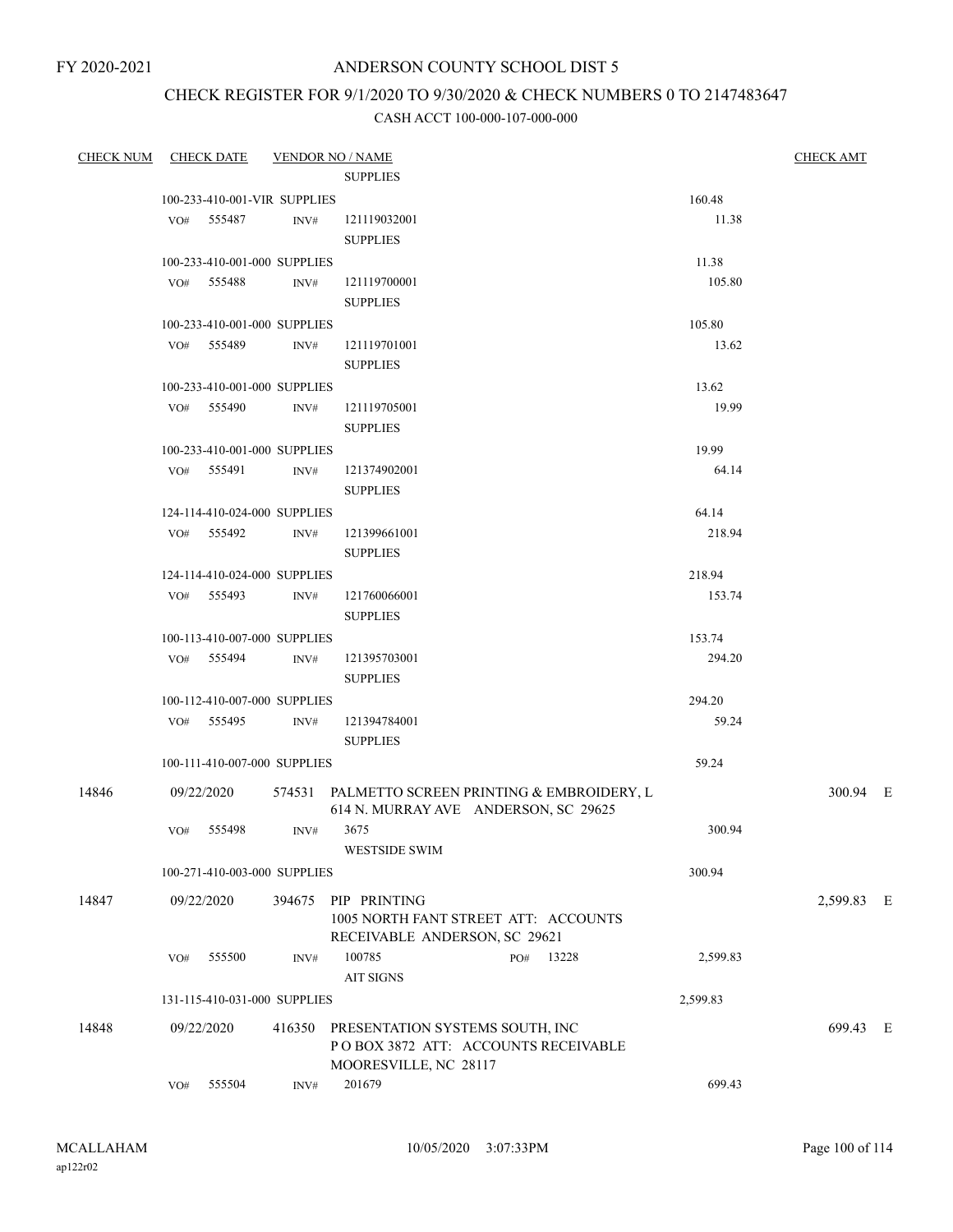FY 2020-2021

# ANDERSON COUNTY SCHOOL DIST 5

## CHECK REGISTER FOR 9/1/2020 TO 9/30/2020 & CHECK NUMBERS 0 TO 2147483647

### CASH ACCT 100-000-107-000-000

| CHECK NUM | CHECK DATE | VENDOR NO / NAME | | CHECK AMT |
|---|---|---|---|---|
| | | SUPPLIES | | |
| | 100-233-410-001-VIR SUPPLIES | | 160.48 | |
| | VO# 555487 | INV# 121119032001 SUPPLIES | 11.38 | |
| | 100-233-410-001-000 SUPPLIES | | 11.38 | |
| | VO# 555488 | INV# 121119700001 SUPPLIES | 105.80 | |
| | 100-233-410-001-000 SUPPLIES | | 105.80 | |
| | VO# 555489 | INV# 121119701001 SUPPLIES | 13.62 | |
| | 100-233-410-001-000 SUPPLIES | | 13.62 | |
| | VO# 555490 | INV# 121119705001 SUPPLIES | 19.99 | |
| | 100-233-410-001-000 SUPPLIES | | 19.99 | |
| | VO# 555491 | INV# 121374902001 SUPPLIES | 64.14 | |
| | 124-114-410-024-000 SUPPLIES | | 64.14 | |
| | VO# 555492 | INV# 121399661001 SUPPLIES | 218.94 | |
| | 124-114-410-024-000 SUPPLIES | | 218.94 | |
| | VO# 555493 | INV# 121760066001 SUPPLIES | 153.74 | |
| | 100-113-410-007-000 SUPPLIES | | 153.74 | |
| | VO# 555494 | INV# 121395703001 SUPPLIES | 294.20 | |
| | 100-112-410-007-000 SUPPLIES | | 294.20 | |
| | VO# 555495 | INV# 121394784001 SUPPLIES | 59.24 | |
| | 100-111-410-007-000 SUPPLIES | | 59.24 | |
| 14846 | 09/22/2020 | 574531 PALMETTO SCREEN PRINTING & EMBROIDERY, L 614 N. MURRAY AVE ANDERSON, SC 29625 | | 300.94 E |
| | VO# 555498 | INV# 3675 WESTSIDE SWIM | 300.94 | |
| | 100-271-410-003-000 SUPPLIES | | 300.94 | |
| 14847 | 09/22/2020 | 394675 PIP PRINTING 1005 NORTH FANT STREET ATT: ACCOUNTS RECEIVABLE ANDERSON, SC 29621 | | 2,599.83 E |
| | VO# 555500 | INV# 100785 PO# 13228 AIT SIGNS | 2,599.83 | |
| | 131-115-410-031-000 SUPPLIES | | 2,599.83 | |
| 14848 | 09/22/2020 | 416350 PRESENTATION SYSTEMS SOUTH, INC P O BOX 3872 ATT: ACCOUNTS RECEIVABLE MOORESVILLE, NC 28117 | | 699.43 E |
| | VO# 555504 | INV# 201679 | 699.43 | |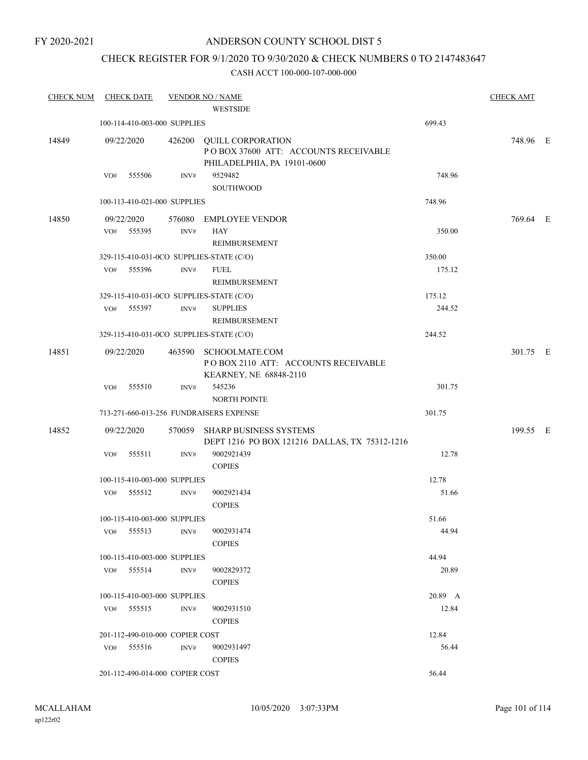FY 2020-2021

# ANDERSON COUNTY SCHOOL DIST 5

## CHECK REGISTER FOR 9/1/2020 TO 9/30/2020 & CHECK NUMBERS 0 TO 2147483647

### CASH ACCT 100-000-107-000-000

| CHECK NUM | CHECK DATE | VENDOR NO / NAME | | CHECK AMT | |
|---|---|---|---|---|---|
| | | WESTSIDE | | | |
| | 100-114-410-003-000 SUPPLIES | | 699.43 | | |
| 14849 | 09/22/2020 | 426200 QUILL CORPORATION<br>P O BOX 37600 ATT: ACCOUNTS RECEIVABLE<br>PHILADELPHIA, PA 19101-0600 | | 748.96 | E |
| | VO# 555506 INV# | 9529482<br>SOUTHWOOD | 748.96 | | |
| | 100-113-410-021-000 SUPPLIES | | 748.96 | | |
| 14850 | 09/22/2020 | 576080 EMPLOYEE VENDOR | | 769.64 | E |
| | VO# 555395 INV# | HAY<br>REIMBURSEMENT | 350.00 | | |
| | 329-115-410-031-0CO SUPPLIES-STATE (C/O) | | 350.00 | | |
| | VO# 555396 INV# | FUEL<br>REIMBURSEMENT | 175.12 | | |
| | 329-115-410-031-0CO SUPPLIES-STATE (C/O) | | 175.12 | | |
| | VO# 555397 INV# | SUPPLIES<br>REIMBURSEMENT | 244.52 | | |
| | 329-115-410-031-0CO SUPPLIES-STATE (C/O) | | 244.52 | | |
| 14851 | 09/22/2020 | 463590 SCHOOLMATE.COM<br>P O BOX 2110 ATT: ACCOUNTS RECEIVABLE<br>KEARNEY, NE 68848-2110 | | 301.75 | E |
| | VO# 555510 INV# | 545236<br>NORTH POINTE | 301.75 | | |
| | 713-271-660-013-256 FUNDRAISERS EXPENSE | | 301.75 | | |
| 14852 | 09/22/2020 | 570059 SHARP BUSINESS SYSTEMS<br>DEPT 1216 PO BOX 121216 DALLAS, TX 75312-1216 | | 199.55 | E |
| | VO# 555511 INV# | 9002921439<br>COPIES | 12.78 | | |
| | 100-115-410-003-000 SUPPLIES | | 12.78 | | |
| | VO# 555512 INV# | 9002921434<br>COPIES | 51.66 | | |
| | 100-115-410-003-000 SUPPLIES | | 51.66 | | |
| | VO# 555513 INV# | 9002931474<br>COPIES | 44.94 | | |
| | 100-115-410-003-000 SUPPLIES | | 44.94 | | |
| | VO# 555514 INV# | 9002829372<br>COPIES | 20.89 | | |
| | 100-115-410-003-000 SUPPLIES | | 20.89 A | | |
| | VO# 555515 INV# | 9002931510<br>COPIES | 12.84 | | |
| | 201-112-490-010-000 COPIER COST | | 12.84 | | |
| | VO# 555516 INV# | 9002931497<br>COPIES | 56.44 | | |
| | 201-112-490-014-000 COPIER COST | | 56.44 | | |

MCALLAHAM
ap122r02

10/05/2020 3:07:33PM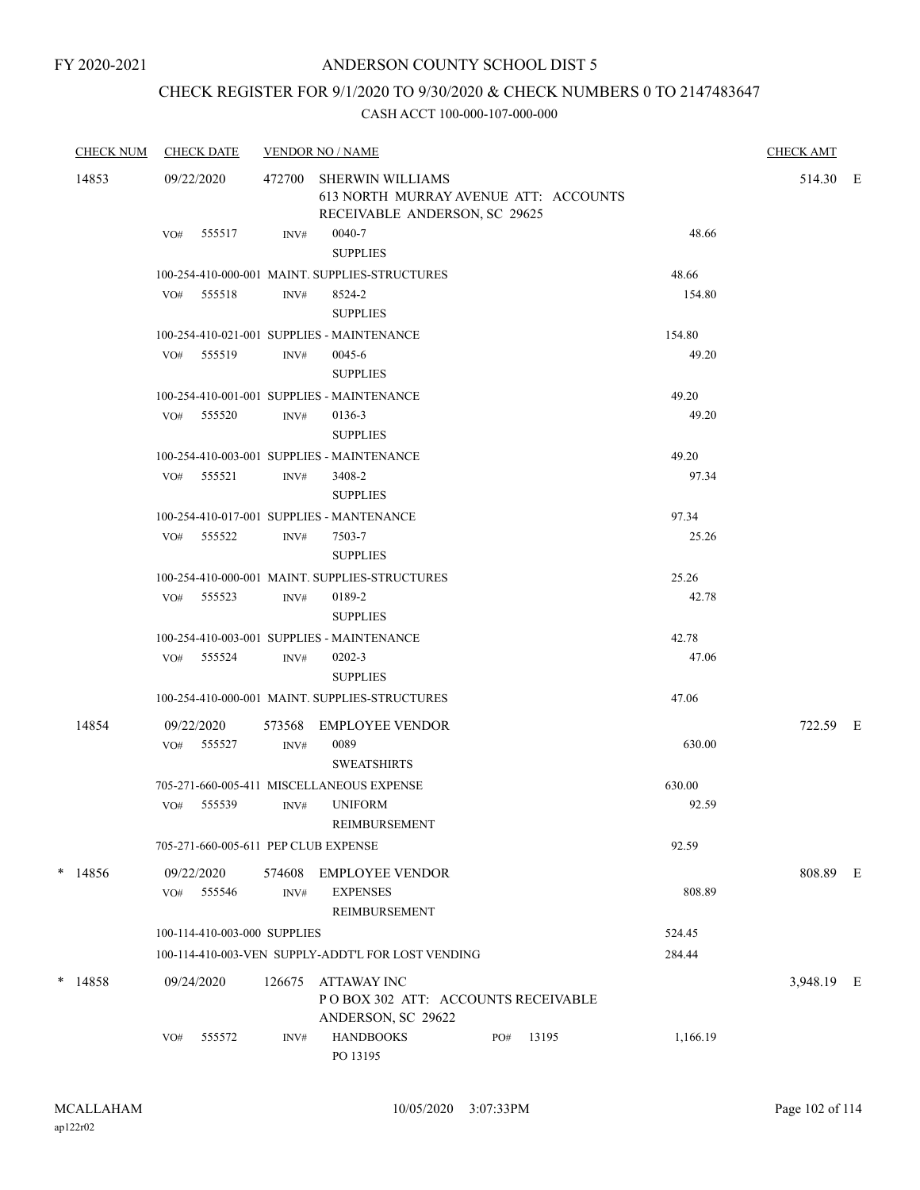FY 2020-2021

# ANDERSON COUNTY SCHOOL DIST 5

## CHECK REGISTER FOR 9/1/2020 TO 9/30/2020 & CHECK NUMBERS 0 TO 2147483647

### CASH ACCT 100-000-107-000-000

| CHECK NUM | CHECK DATE | VENDOR NO / NAME | | | CHECK AMT | |
|---|---|---|---|---|---|---|
| 14853 | 09/22/2020 | 472700 SHERWIN WILLIAMS<br>613 NORTH MURRAY AVENUE ATT: ACCOUNTS RECEIVABLE ANDERSON, SC 29625 | | | 514.30 | E |
| | VO# 555517 | INV# 0040-7<br>SUPPLIES | | 48.66 | | |
| | 100-254-410-000-001 MAINT. SUPPLIES-STRUCTURES | | | 48.66 | | |
| | VO# 555518 | INV# 8524-2<br>SUPPLIES | | 154.80 | | |
| | 100-254-410-021-001 SUPPLIES - MAINTENANCE | | | 154.80 | | |
| | VO# 555519 | INV# 0045-6<br>SUPPLIES | | 49.20 | | |
| | 100-254-410-001-001 SUPPLIES - MAINTENANCE | | | 49.20 | | |
| | VO# 555520 | INV# 0136-3<br>SUPPLIES | | 49.20 | | |
| | 100-254-410-003-001 SUPPLIES - MAINTENANCE | | | 49.20 | | |
| | VO# 555521 | INV# 3408-2<br>SUPPLIES | | 97.34 | | |
| | 100-254-410-017-001 SUPPLIES - MANTENANCE | | | 97.34 | | |
| | VO# 555522 | INV# 7503-7<br>SUPPLIES | | 25.26 | | |
| | 100-254-410-000-001 MAINT. SUPPLIES-STRUCTURES | | | 25.26 | | |
| | VO# 555523 | INV# 0189-2<br>SUPPLIES | | 42.78 | | |
| | 100-254-410-003-001 SUPPLIES - MAINTENANCE | | | 42.78 | | |
| | VO# 555524 | INV# 0202-3<br>SUPPLIES | | 47.06 | | |
| | 100-254-410-000-001 MAINT. SUPPLIES-STRUCTURES | | | 47.06 | | |
| 14854 | 09/22/2020 | 573568 EMPLOYEE VENDOR | | | 722.59 | E |
| | VO# 555527 | INV# 0089<br>SWEATSHIRTS | | 630.00 | | |
| | 705-271-660-005-411 MISCELLANEOUS EXPENSE | | | 630.00 | | |
| | VO# 555539 | INV# UNIFORM<br>REIMBURSEMENT | | 92.59 | | |
| | 705-271-660-005-611 PEP CLUB EXPENSE | | | 92.59 | | |
| * 14856 | 09/22/2020 | 574608 EMPLOYEE VENDOR | | | 808.89 | E |
| | VO# 555546 | INV# EXPENSES<br>REIMBURSEMENT | | 808.89 | | |
| | 100-114-410-003-000 SUPPLIES | | | 524.45 | | |
| | 100-114-410-003-VEN SUPPLY-ADDT'L FOR LOST VENDING | | | 284.44 | | |
| * 14858 | 09/24/2020 | 126675 ATTAWAY INC<br>P O BOX 302 ATT: ACCOUNTS RECEIVABLE ANDERSON, SC 29622 | | | 3,948.19 | E |
| | VO# 555572 | INV# HANDBOOKS<br>PO 13195 | PO# 13195 | 1,166.19 | | |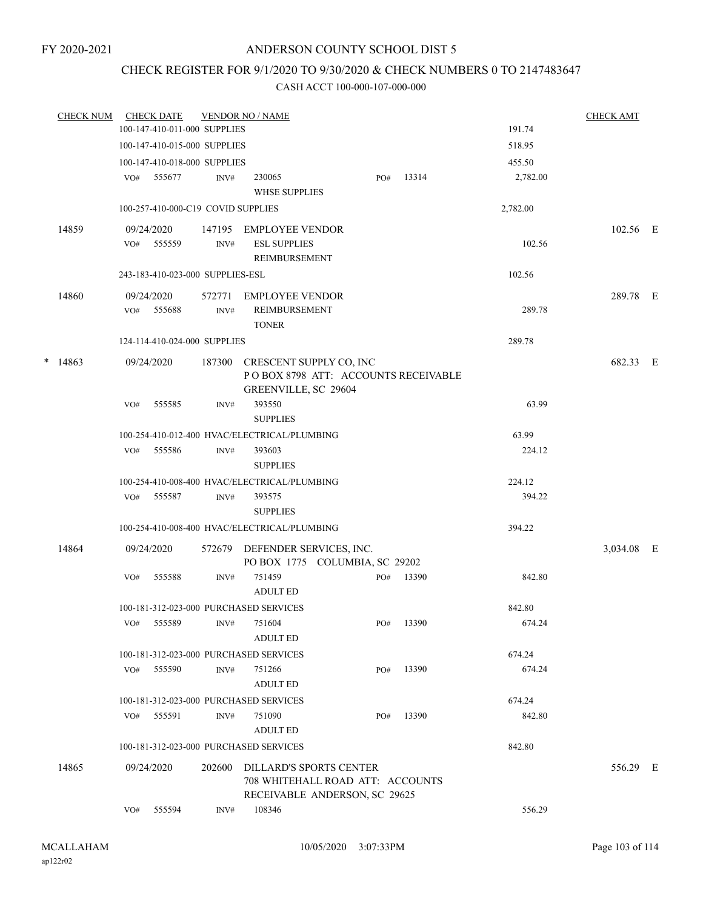FY 2020-2021

# ANDERSON COUNTY SCHOOL DIST 5

## CHECK REGISTER FOR 9/1/2020 TO 9/30/2020 & CHECK NUMBERS 0 TO 2147483647

CASH ACCT 100-000-107-000-000

| CHECK NUM | CHECK DATE | VENDOR NO / NAME | | | CHECK AMT |
|---|---|---|---|---|---|
| | 100-147-410-011-000 SUPPLIES | | | 191.74 | |
| | 100-147-410-015-000 SUPPLIES | | | 518.95 | |
| | 100-147-410-018-000 SUPPLIES | | | 455.50 | |
| | VO# 555677 | INV# 230065 WHSE SUPPLIES | PO# 13314 | 2,782.00 | |
| | 100-257-410-000-C19 COVID SUPPLIES | | | 2,782.00 | |
| 14859 | 09/24/2020 | 147195 EMPLOYEE VENDOR | | | 102.56 E |
| | VO# 555559 | INV# ESL SUPPLIES REIMBURSEMENT | | 102.56 | |
| | 243-183-410-023-000 SUPPLIES-ESL | | | 102.56 | |
| 14860 | 09/24/2020 | 572771 EMPLOYEE VENDOR | | | 289.78 E |
| | VO# 555688 | INV# REIMBURSEMENT TONER | | 289.78 | |
| | 124-114-410-024-000 SUPPLIES | | | 289.78 | |
| * 14863 | 09/24/2020 | 187300 CRESCENT SUPPLY CO, INC P O BOX 8798 ATT: ACCOUNTS RECEIVABLE GREENVILLE, SC 29604 | | | 682.33 E |
| | VO# 555585 | INV# 393550 SUPPLIES | | 63.99 | |
| | 100-254-410-012-400 HVAC/ELECTRICAL/PLUMBING | | | 63.99 | |
| | VO# 555586 | INV# 393603 SUPPLIES | | 224.12 | |
| | 100-254-410-008-400 HVAC/ELECTRICAL/PLUMBING | | | 224.12 | |
| | VO# 555587 | INV# 393575 SUPPLIES | | 394.22 | |
| | 100-254-410-008-400 HVAC/ELECTRICAL/PLUMBING | | | 394.22 | |
| 14864 | 09/24/2020 | 572679 DEFENDER SERVICES, INC. PO BOX 1775 COLUMBIA, SC 29202 | | | 3,034.08 E |
| | VO# 555588 | INV# 751459 ADULT ED | PO# 13390 | 842.80 | |
| | 100-181-312-023-000 PURCHASED SERVICES | | | 842.80 | |
| | VO# 555589 | INV# 751604 ADULT ED | PO# 13390 | 674.24 | |
| | 100-181-312-023-000 PURCHASED SERVICES | | | 674.24 | |
| | VO# 555590 | INV# 751266 ADULT ED | PO# 13390 | 674.24 | |
| | 100-181-312-023-000 PURCHASED SERVICES | | | 674.24 | |
| | VO# 555591 | INV# 751090 ADULT ED | PO# 13390 | 842.80 | |
| | 100-181-312-023-000 PURCHASED SERVICES | | | 842.80 | |
| 14865 | 09/24/2020 | 202600 DILLARD'S SPORTS CENTER 708 WHITEHALL ROAD ATT: ACCOUNTS RECEIVABLE ANDERSON, SC 29625 | | | 556.29 E |
| | VO# 555594 | INV# 108346 | | 556.29 | |

MCALLAHAM
ap122r02

10/05/2020 3:07:33PM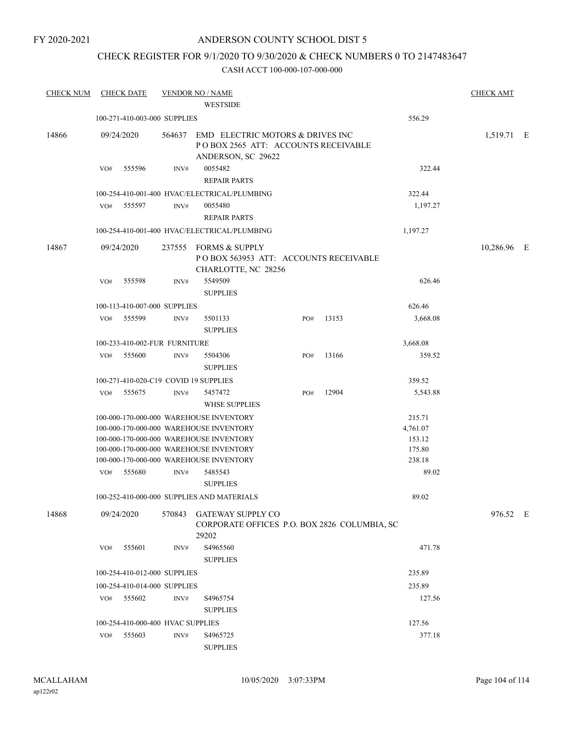FY 2020-2021

# ANDERSON COUNTY SCHOOL DIST 5

## CHECK REGISTER FOR 9/1/2020 TO 9/30/2020 & CHECK NUMBERS 0 TO 2147483647

### CASH ACCT 100-000-107-000-000

| CHECK NUM | CHECK DATE | VENDOR NO / NAME | | | CHECK AMT |
|---|---|---|---|---|---|
| | | WESTSIDE | | | |
| | 100-271-410-003-000 SUPPLIES | | | 556.29 | |
| 14866 | 09/24/2020 | 564637 EMD ELECTRIC MOTORS & DRIVES INC<br>P O BOX 2565 ATT: ACCOUNTS RECEIVABLE<br>ANDERSON, SC 29622 | | | 1,519.71 E |
| | VO# 555596 | INV# 0055482<br>REPAIR PARTS | | 322.44 | |
| | 100-254-410-001-400 HVAC/ELECTRICAL/PLUMBING | | | 322.44 | |
| | VO# 555597 | INV# 0055480<br>REPAIR PARTS | | 1,197.27 | |
| | 100-254-410-001-400 HVAC/ELECTRICAL/PLUMBING | | | 1,197.27 | |
| 14867 | 09/24/2020 | 237555 FORMS & SUPPLY<br>P O BOX 563953 ATT: ACCOUNTS RECEIVABLE<br>CHARLOTTE, NC 28256 | | | 10,286.96 E |
| | VO# 555598 | INV# 5549509<br>SUPPLIES | | 626.46 | |
| | 100-113-410-007-000 SUPPLIES | | | 626.46 | |
| | VO# 555599 | INV# 5501133<br>SUPPLIES | PO# 13153 | 3,668.08 | |
| | 100-233-410-002-FUR FURNITURE | | | 3,668.08 | |
| | VO# 555600 | INV# 5504306<br>SUPPLIES | PO# 13166 | 359.52 | |
| | 100-271-410-020-C19 COVID 19 SUPPLIES | | | 359.52 | |
| | VO# 555675 | INV# 5457472<br>WHSE SUPPLIES | PO# 12904 | 5,543.88 | |
| | 100-000-170-000-000 WAREHOUSE INVENTORY | | | 215.71 | |
| | 100-000-170-000-000 WAREHOUSE INVENTORY | | | 4,761.07 | |
| | 100-000-170-000-000 WAREHOUSE INVENTORY | | | 153.12 | |
| | 100-000-170-000-000 WAREHOUSE INVENTORY | | | 175.80 | |
| | 100-000-170-000-000 WAREHOUSE INVENTORY | | | 238.18 | |
| | VO# 555680 | INV# 5485543<br>SUPPLIES | | 89.02 | |
| | 100-252-410-000-000 SUPPLIES AND MATERIALS | | | 89.02 | |
| 14868 | 09/24/2020 | 570843 GATEWAY SUPPLY CO<br>CORPORATE OFFICES P.O. BOX 2826 COLUMBIA, SC 29202 | | | 976.52 E |
| | VO# 555601 | INV# S4965560<br>SUPPLIES | | 471.78 | |
| | 100-254-410-012-000 SUPPLIES | | | 235.89 | |
| | 100-254-410-014-000 SUPPLIES | | | 235.89 | |
| | VO# 555602 | INV# S4965754<br>SUPPLIES | | 127.56 | |
| | 100-254-410-000-400 HVAC SUPPLIES | | | 127.56 | |
| | VO# 555603 | INV# S4965725<br>SUPPLIES | | 377.18 | |

MCALLAHAM
ap122r02

10/05/2020 3:07:33PM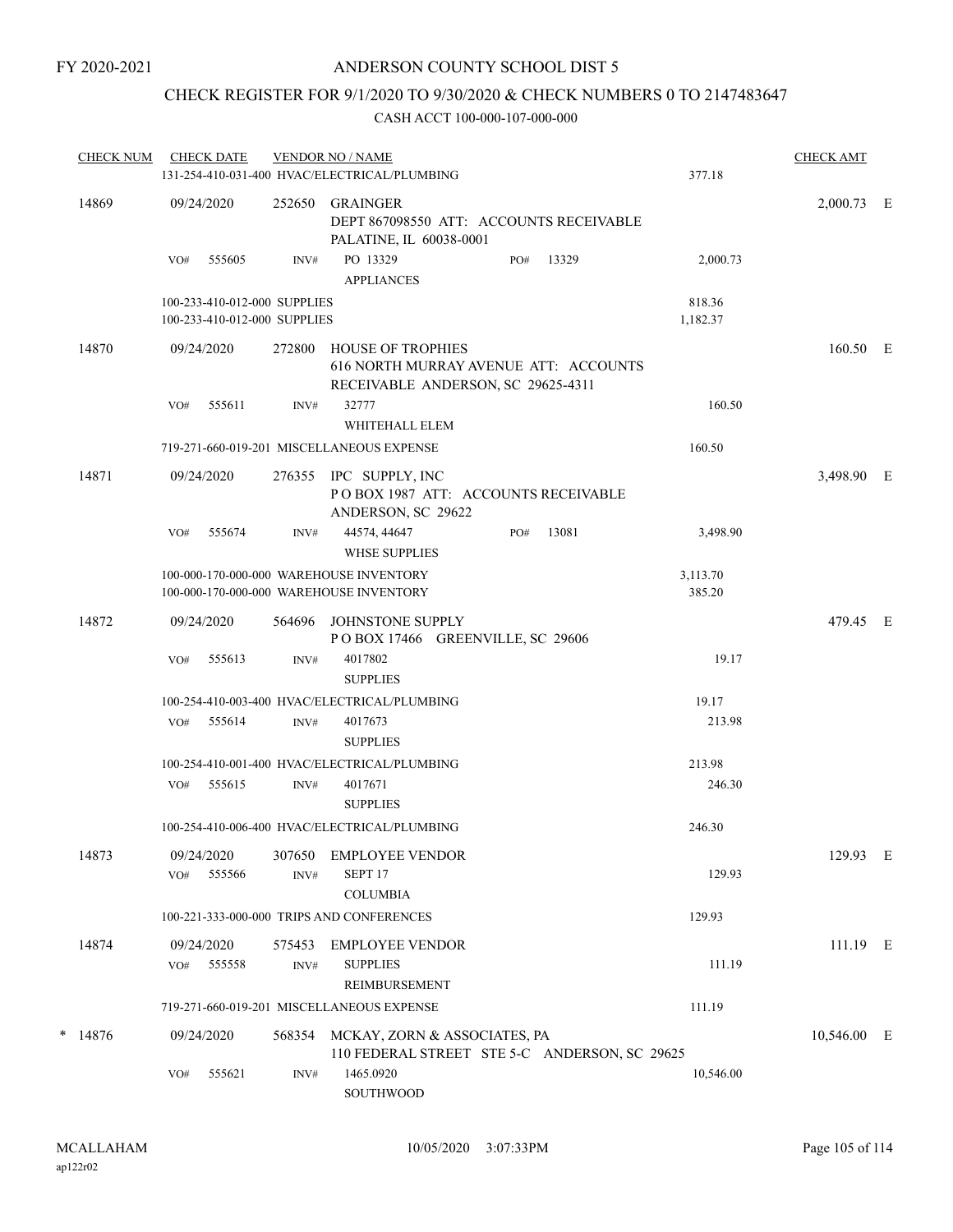FY 2020-2021

# ANDERSON COUNTY SCHOOL DIST 5

## CHECK REGISTER FOR 9/1/2020 TO 9/30/2020 & CHECK NUMBERS 0 TO 2147483647

CASH ACCT 100-000-107-000-000

| CHECK NUM | CHECK DATE | VENDOR NO / NAME | | CHECK AMT | |
|---|---|---|---|---|---|
| | | 131-254-410-031-400 HVAC/ELECTRICAL/PLUMBING | 377.18 | | |
| 14869 | 09/24/2020 | 252650 GRAINGER<br>DEPT 867098550 ATT: ACCOUNTS RECEIVABLE<br>PALATINE, IL 60038-0001 | | 2,000.73 | E |
| | VO# 555605 | INV# PO 13329 PO# 13329<br>APPLIANCES | 2,000.73 | | |
| | | 100-233-410-012-000 SUPPLIES | 818.36 | | |
| | | 100-233-410-012-000 SUPPLIES | 1,182.37 | | |
| 14870 | 09/24/2020 | 272800 HOUSE OF TROPHIES<br>616 NORTH MURRAY AVENUE ATT: ACCOUNTS<br>RECEIVABLE ANDERSON, SC 29625-4311 | | 160.50 | E |
| | VO# 555611 | INV# 32777<br>WHITEHALL ELEM | 160.50 | | |
| | | 719-271-660-019-201 MISCELLANEOUS EXPENSE | 160.50 | | |
| 14871 | 09/24/2020 | 276355 IPC SUPPLY, INC<br>P O BOX 1987 ATT: ACCOUNTS RECEIVABLE<br>ANDERSON, SC 29622 | | 3,498.90 | E |
| | VO# 555674 | INV# 44574, 44647 PO# 13081<br>WHSE SUPPLIES | 3,498.90 | | |
| | | 100-000-170-000-000 WAREHOUSE INVENTORY | 3,113.70 | | |
| | | 100-000-170-000-000 WAREHOUSE INVENTORY | 385.20 | | |
| 14872 | 09/24/2020 | 564696 JOHNSTONE SUPPLY<br>P O BOX 17466 GREENVILLE, SC 29606 | | 479.45 | E |
| | VO# 555613 | INV# 4017802<br>SUPPLIES | 19.17 | | |
| | | 100-254-410-003-400 HVAC/ELECTRICAL/PLUMBING | 19.17 | | |
| | VO# 555614 | INV# 4017673<br>SUPPLIES | 213.98 | | |
| | | 100-254-410-001-400 HVAC/ELECTRICAL/PLUMBING | 213.98 | | |
| | VO# 555615 | INV# 4017671<br>SUPPLIES | 246.30 | | |
| | | 100-254-410-006-400 HVAC/ELECTRICAL/PLUMBING | 246.30 | | |
| 14873 | 09/24/2020 | 307650 EMPLOYEE VENDOR | | 129.93 | E |
| | VO# 555566 | INV# SEPT 17<br>COLUMBIA | 129.93 | | |
| | | 100-221-333-000-000 TRIPS AND CONFERENCES | 129.93 | | |
| 14874 | 09/24/2020 | 575453 EMPLOYEE VENDOR | | 111.19 | E |
| | VO# 555558 | INV# SUPPLIES<br>REIMBURSEMENT | 111.19 | | |
| | | 719-271-660-019-201 MISCELLANEOUS EXPENSE | 111.19 | | |
| * 14876 | 09/24/2020 | 568354 MCKAY, ZORN & ASSOCIATES, PA<br>110 FEDERAL STREET STE 5-C ANDERSON, SC 29625 | | 10,546.00 | E |
| | VO# 555621 | INV# 1465.0920<br>SOUTHWOOD | 10,546.00 | | |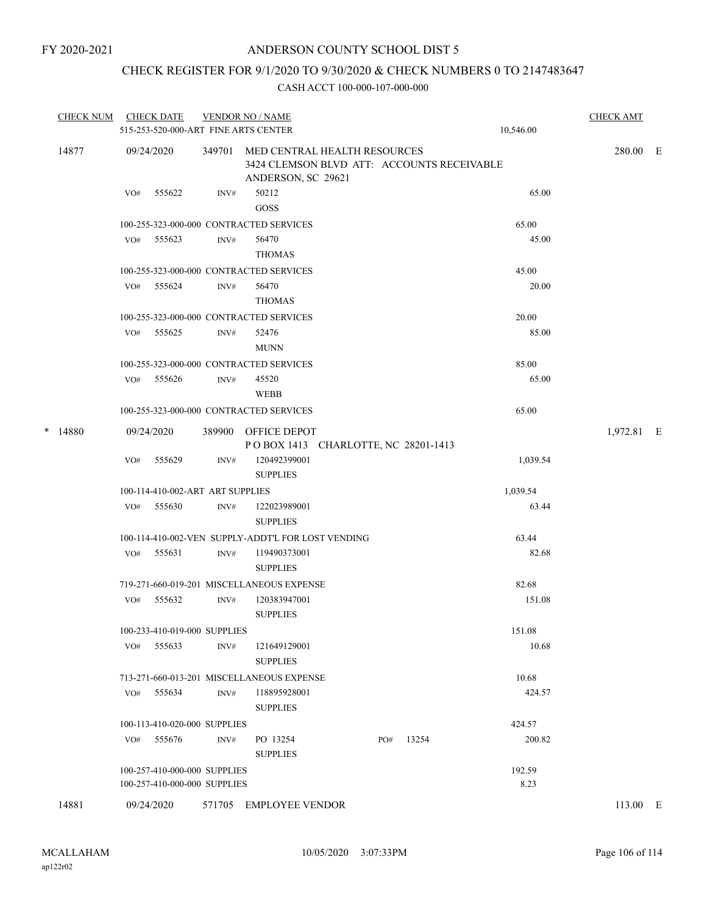FY 2020-2021

# ANDERSON COUNTY SCHOOL DIST 5

## CHECK REGISTER FOR 9/1/2020 TO 9/30/2020 & CHECK NUMBERS 0 TO 2147483647

CASH ACCT 100-000-107-000-000

| CHECK NUM | CHECK DATE | VENDOR NO / NAME | | CHECK AMT |
|---|---|---|---|---|
| | 515-253-520-000-ART FINE ARTS CENTER | | 10,546.00 | |
| 14877 | 09/24/2020 | 349701 MED CENTRAL HEALTH RESOURCES<br>3424 CLEMSON BLVD ATT: ACCOUNTS RECEIVABLE<br>ANDERSON, SC 29621 | | 280.00 E |
| | VO# 555622 | INV# 50212<br>GOSS | 65.00 | |
| | 100-255-323-000-000 CONTRACTED SERVICES | | 65.00 | |
| | VO# 555623 | INV# 56470<br>THOMAS | 45.00 | |
| | 100-255-323-000-000 CONTRACTED SERVICES | | 45.00 | |
| | VO# 555624 | INV# 56470<br>THOMAS | 20.00 | |
| | 100-255-323-000-000 CONTRACTED SERVICES | | 20.00 | |
| | VO# 555625 | INV# 52476<br>MUNN | 85.00 | |
| | 100-255-323-000-000 CONTRACTED SERVICES | | 85.00 | |
| | VO# 555626 | INV# 45520<br>WEBB | 65.00 | |
| | 100-255-323-000-000 CONTRACTED SERVICES | | 65.00 | |
| * 14880 | 09/24/2020 | 389900 OFFICE DEPOT<br>P O BOX 1413 CHARLOTTE, NC 28201-1413 | | 1,972.81 E |
| | VO# 555629 | INV# 120492399001<br>SUPPLIES | 1,039.54 | |
| | 100-114-410-002-ART ART SUPPLIES | | 1,039.54 | |
| | VO# 555630 | INV# 122023989001<br>SUPPLIES | 63.44 | |
| | 100-114-410-002-VEN SUPPLY-ADDT'L FOR LOST VENDING | | 63.44 | |
| | VO# 555631 | INV# 119490373001<br>SUPPLIES | 82.68 | |
| | 719-271-660-019-201 MISCELLANEOUS EXPENSE | | 82.68 | |
| | VO# 555632 | INV# 120383947001<br>SUPPLIES | 151.08 | |
| | 100-233-410-019-000 SUPPLIES | | 151.08 | |
| | VO# 555633 | INV# 121649129001<br>SUPPLIES | 10.68 | |
| | 713-271-660-013-201 MISCELLANEOUS EXPENSE | | 10.68 | |
| | VO# 555634 | INV# 118895928001<br>SUPPLIES | 424.57 | |
| | 100-113-410-020-000 SUPPLIES | | 424.57 | |
| | VO# 555676 | INV# PO 13254 PO# 13254<br>SUPPLIES | 200.82 | |
| | 100-257-410-000-000 SUPPLIES | | 192.59 | |
| | 100-257-410-000-000 SUPPLIES | | 8.23 | |
| 14881 | 09/24/2020 | 571705 EMPLOYEE VENDOR | | 113.00 E |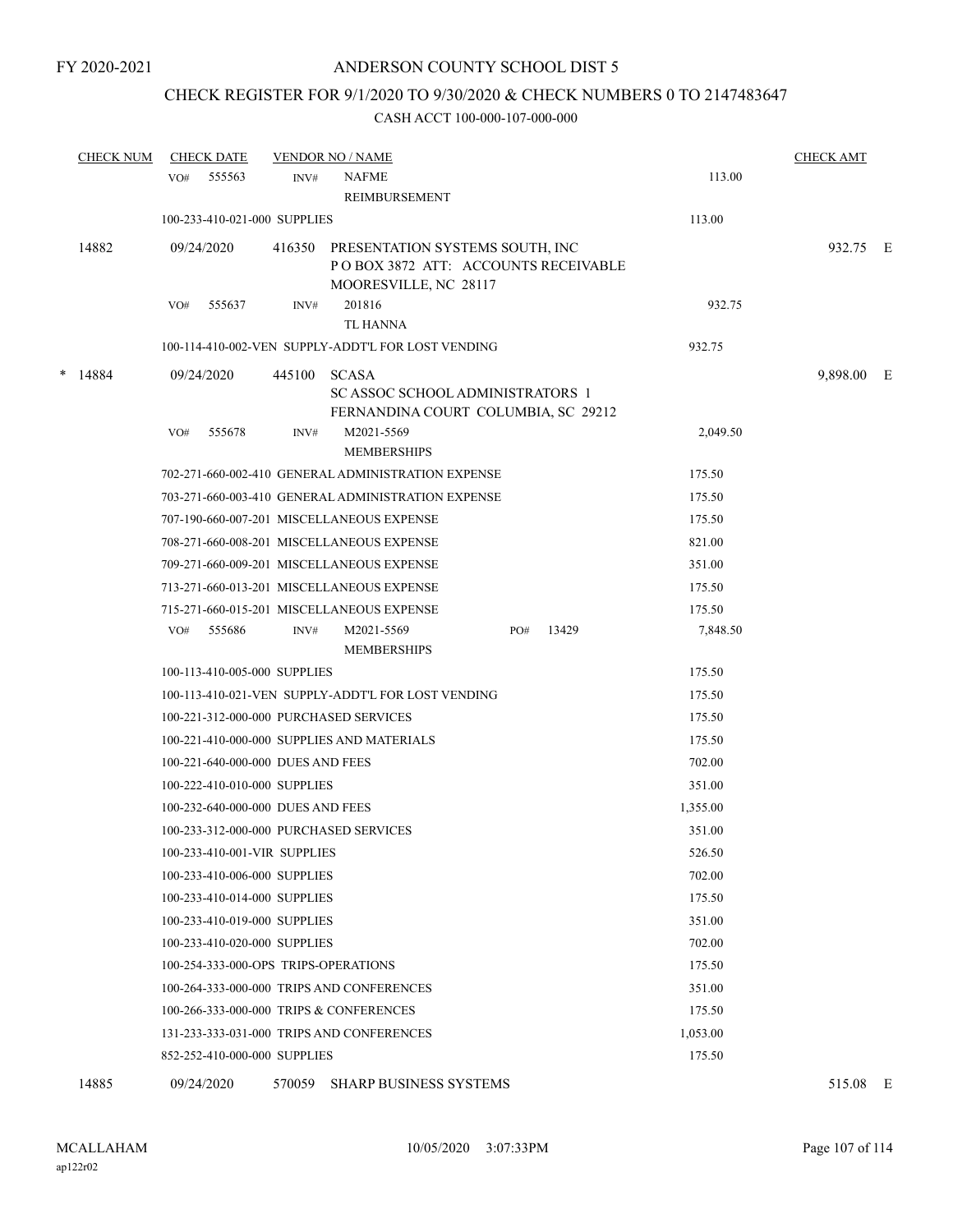FY 2020-2021

# ANDERSON COUNTY SCHOOL DIST 5

## CHECK REGISTER FOR 9/1/2020 TO 9/30/2020 & CHECK NUMBERS 0 TO 2147483647

### CASH ACCT 100-000-107-000-000

| CHECK NUM | CHECK DATE | VENDOR NO / NAME | | CHECK AMT | |
|---|---|---|---|---|---|
| | VO# 555563 | INV# NAFME<br>REIMBURSEMENT | 113.00 | | |
| | 100-233-410-021-000 SUPPLIES | | 113.00 | | |
| 14882 | 09/24/2020 | 416350 PRESENTATION SYSTEMS SOUTH, INC<br>P O BOX 3872 ATT: ACCOUNTS RECEIVABLE<br>MOORESVILLE, NC 28117 | | 932.75 | E |
| | VO# 555637 | INV# 201816<br>TL HANNA | 932.75 | | |
| | 100-114-410-002-VEN SUPPLY-ADDT'L FOR LOST VENDING | | 932.75 | | |
| * 14884 | 09/24/2020 | 445100 SCASA<br>SC ASSOC SCHOOL ADMINISTRATORS 1<br>FERNANDINA COURT COLUMBIA, SC 29212 | | 9,898.00 | E |
| | VO# 555678 | INV# M2021-5569<br>MEMBERSHIPS | 2,049.50 | | |
| | 702-271-660-002-410 GENERAL ADMINISTRATION EXPENSE | | 175.50 | | |
| | 703-271-660-003-410 GENERAL ADMINISTRATION EXPENSE | | 175.50 | | |
| | 707-190-660-007-201 MISCELLANEOUS EXPENSE | | 175.50 | | |
| | 708-271-660-008-201 MISCELLANEOUS EXPENSE | | 821.00 | | |
| | 709-271-660-009-201 MISCELLANEOUS EXPENSE | | 351.00 | | |
| | 713-271-660-013-201 MISCELLANEOUS EXPENSE | | 175.50 | | |
| | 715-271-660-015-201 MISCELLANEOUS EXPENSE | | 175.50 | | |
| | VO# 555686 | INV# M2021-5569 PO# 13429<br>MEMBERSHIPS | 7,848.50 | | |
| | 100-113-410-005-000 SUPPLIES | | 175.50 | | |
| | 100-113-410-021-VEN SUPPLY-ADDT'L FOR LOST VENDING | | 175.50 | | |
| | 100-221-312-000-000 PURCHASED SERVICES | | 175.50 | | |
| | 100-221-410-000-000 SUPPLIES AND MATERIALS | | 175.50 | | |
| | 100-221-640-000-000 DUES AND FEES | | 702.00 | | |
| | 100-222-410-010-000 SUPPLIES | | 351.00 | | |
| | 100-232-640-000-000 DUES AND FEES | | 1,355.00 | | |
| | 100-233-312-000-000 PURCHASED SERVICES | | 351.00 | | |
| | 100-233-410-001-VIR SUPPLIES | | 526.50 | | |
| | 100-233-410-006-000 SUPPLIES | | 702.00 | | |
| | 100-233-410-014-000 SUPPLIES | | 175.50 | | |
| | 100-233-410-019-000 SUPPLIES | | 351.00 | | |
| | 100-233-410-020-000 SUPPLIES | | 702.00 | | |
| | 100-254-333-000-OPS TRIPS-OPERATIONS | | 175.50 | | |
| | 100-264-333-000-000 TRIPS AND CONFERENCES | | 351.00 | | |
| | 100-266-333-000-000 TRIPS & CONFERENCES | | 175.50 | | |
| | 131-233-333-031-000 TRIPS AND CONFERENCES | | 1,053.00 | | |
| | 852-252-410-000-000 SUPPLIES | | 175.50 | | |
| 14885 | 09/24/2020 | 570059 SHARP BUSINESS SYSTEMS | | 515.08 | E |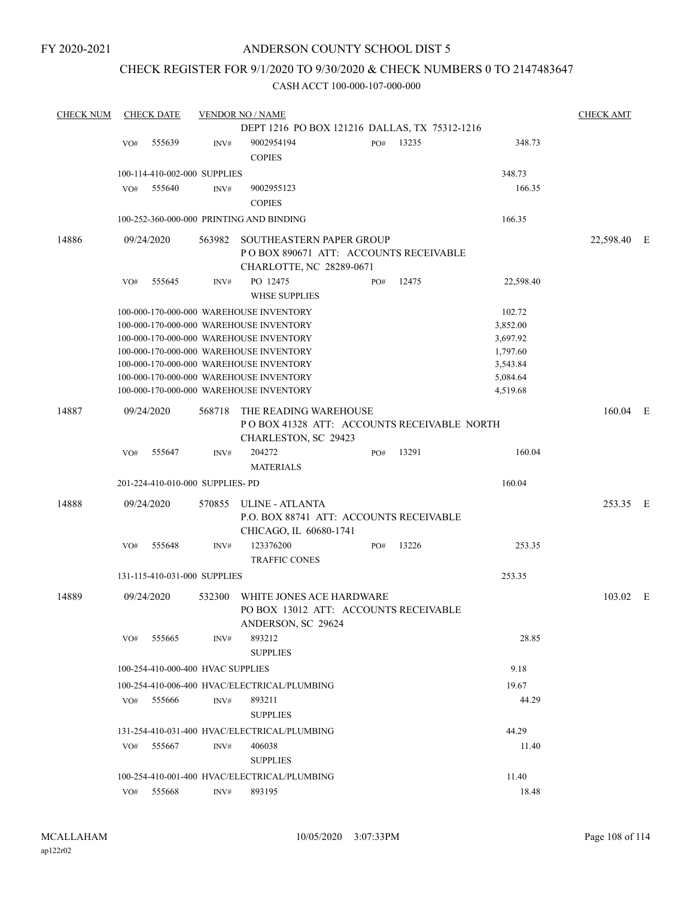FY 2020-2021

# ANDERSON COUNTY SCHOOL DIST 5

## CHECK REGISTER FOR 9/1/2020 TO 9/30/2020 & CHECK NUMBERS 0 TO 2147483647

### CASH ACCT 100-000-107-000-000

| CHECK NUM | CHECK DATE | VENDOR NO / NAME | | | CHECK AMT |
|---|---|---|---|---|---|
| | | DEPT 1216 PO BOX 121216 DALLAS, TX 75312-1216 | | | |
| | VO# 555639 | INV# 9002954194 COPIES | PO# 13235 | 348.73 | |
| | 100-114-410-002-000 SUPPLIES | | | 348.73 | |
| | VO# 555640 | INV# 9002955123 COPIES | | 166.35 | |
| | 100-252-360-000-000 PRINTING AND BINDING | | | 166.35 | |
| 14886 | 09/24/2020 | 563982 SOUTHEASTERN PAPER GROUP P O BOX 890671 ATT: ACCOUNTS RECEIVABLE CHARLOTTE, NC 28289-0671 | | | 22,598.40 E |
| | VO# 555645 | INV# PO 12475 WHSE SUPPLIES | PO# 12475 | 22,598.40 | |
| | 100-000-170-000-000 WAREHOUSE INVENTORY | | | 102.72 | |
| | 100-000-170-000-000 WAREHOUSE INVENTORY | | | 3,852.00 | |
| | 100-000-170-000-000 WAREHOUSE INVENTORY | | | 3,697.92 | |
| | 100-000-170-000-000 WAREHOUSE INVENTORY | | | 1,797.60 | |
| | 100-000-170-000-000 WAREHOUSE INVENTORY | | | 3,543.84 | |
| | 100-000-170-000-000 WAREHOUSE INVENTORY | | | 5,084.64 | |
| | 100-000-170-000-000 WAREHOUSE INVENTORY | | | 4,519.68 | |
| 14887 | 09/24/2020 | 568718 THE READING WAREHOUSE P O BOX 41328 ATT: ACCOUNTS RECEIVABLE NORTH CHARLESTON, SC 29423 | | | 160.04 E |
| | VO# 555647 | INV# 204272 MATERIALS | PO# 13291 | 160.04 | |
| | 201-224-410-010-000 SUPPLIES- PD | | | 160.04 | |
| 14888 | 09/24/2020 | 570855 ULINE - ATLANTA P.O. BOX 88741 ATT: ACCOUNTS RECEIVABLE CHICAGO, IL 60680-1741 | | | 253.35 E |
| | VO# 555648 | INV# 123376200 TRAFFIC CONES | PO# 13226 | 253.35 | |
| | 131-115-410-031-000 SUPPLIES | | | 253.35 | |
| 14889 | 09/24/2020 | 532300 WHITE JONES ACE HARDWARE PO BOX 13012 ATT: ACCOUNTS RECEIVABLE ANDERSON, SC 29624 | | | 103.02 E |
| | VO# 555665 | INV# 893212 SUPPLIES | | 28.85 | |
| | 100-254-410-000-400 HVAC SUPPLIES | | | 9.18 | |
| | 100-254-410-006-400 HVAC/ELECTRICAL/PLUMBING | | | 19.67 | |
| | VO# 555666 | INV# 893211 SUPPLIES | | 44.29 | |
| | 131-254-410-031-400 HVAC/ELECTRICAL/PLUMBING | | | 44.29 | |
| | VO# 555667 | INV# 406038 SUPPLIES | | 11.40 | |
| | 100-254-410-001-400 HVAC/ELECTRICAL/PLUMBING | | | 11.40 | |
| | VO# 555668 | INV# 893195 | | 18.48 | |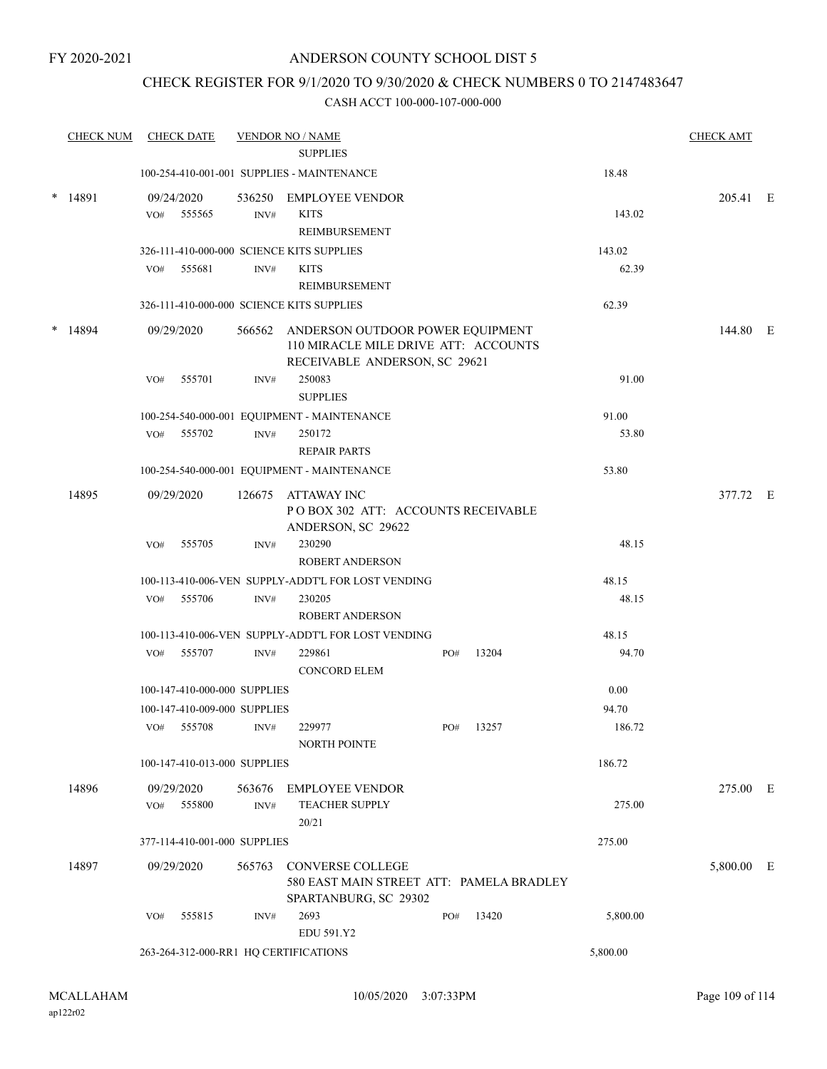FY 2020-2021

# ANDERSON COUNTY SCHOOL DIST 5

## CHECK REGISTER FOR 9/1/2020 TO 9/30/2020 & CHECK NUMBERS 0 TO 2147483647

### CASH ACCT 100-000-107-000-000

| CHECK NUM | CHECK DATE | VENDOR NO / NAME | | CHECK AMT | |
|---|---|---|---|---|---|
| | | SUPPLIES | | | |
| | | 100-254-410-001-001 SUPPLIES - MAINTENANCE | 18.48 | | |
| * 14891 | 09/24/2020 | 536250 EMPLOYEE VENDOR | | 205.41 | E |
| | VO# 555565 | INV# KITS REIMBURSEMENT | 143.02 | | |
| | | 326-111-410-000-000 SCIENCE KITS SUPPLIES | 143.02 | | |
| | VO# 555681 | INV# KITS REIMBURSEMENT | 62.39 | | |
| | | 326-111-410-000-000 SCIENCE KITS SUPPLIES | 62.39 | | |
| * 14894 | 09/29/2020 | 566562 ANDERSON OUTDOOR POWER EQUIPMENT 110 MIRACLE MILE DRIVE ATT: ACCOUNTS RECEIVABLE ANDERSON, SC 29621 | | 144.80 | E |
| | VO# 555701 | INV# 250083 SUPPLIES | 91.00 | | |
| | | 100-254-540-000-001 EQUIPMENT - MAINTENANCE | 91.00 | | |
| | VO# 555702 | INV# 250172 REPAIR PARTS | 53.80 | | |
| | | 100-254-540-000-001 EQUIPMENT - MAINTENANCE | 53.80 | | |
| 14895 | 09/29/2020 | 126675 ATTAWAY INC P O BOX 302 ATT: ACCOUNTS RECEIVABLE ANDERSON, SC 29622 | | 377.72 | E |
| | VO# 555705 | INV# 230290 ROBERT ANDERSON | 48.15 | | |
| | | 100-113-410-006-VEN SUPPLY-ADDT'L FOR LOST VENDING | 48.15 | | |
| | VO# 555706 | INV# 230205 ROBERT ANDERSON | 48.15 | | |
| | | 100-113-410-006-VEN SUPPLY-ADDT'L FOR LOST VENDING | 48.15 | | |
| | VO# 555707 | INV# 229861 PO# 13204 CONCORD ELEM | 94.70 | | |
| | | 100-147-410-000-000 SUPPLIES | 0.00 | | |
| | | 100-147-410-009-000 SUPPLIES | 94.70 | | |
| | VO# 555708 | INV# 229977 PO# 13257 NORTH POINTE | 186.72 | | |
| | | 100-147-410-013-000 SUPPLIES | 186.72 | | |
| 14896 | 09/29/2020 | 563676 EMPLOYEE VENDOR | | 275.00 | E |
| | VO# 555800 | INV# TEACHER SUPPLY 20/21 | 275.00 | | |
| | | 377-114-410-001-000 SUPPLIES | 275.00 | | |
| 14897 | 09/29/2020 | 565763 CONVERSE COLLEGE 580 EAST MAIN STREET ATT: PAMELA BRADLEY SPARTANBURG, SC 29302 | | 5,800.00 | E |
| | VO# 555815 | INV# 2693 PO# 13420 EDU 591.Y2 | 5,800.00 | | |
| | | 263-264-312-000-RR1 HQ CERTIFICATIONS | 5,800.00 | | |

MCALLAHAM
ap122r02

10/05/2020 3:07:33PM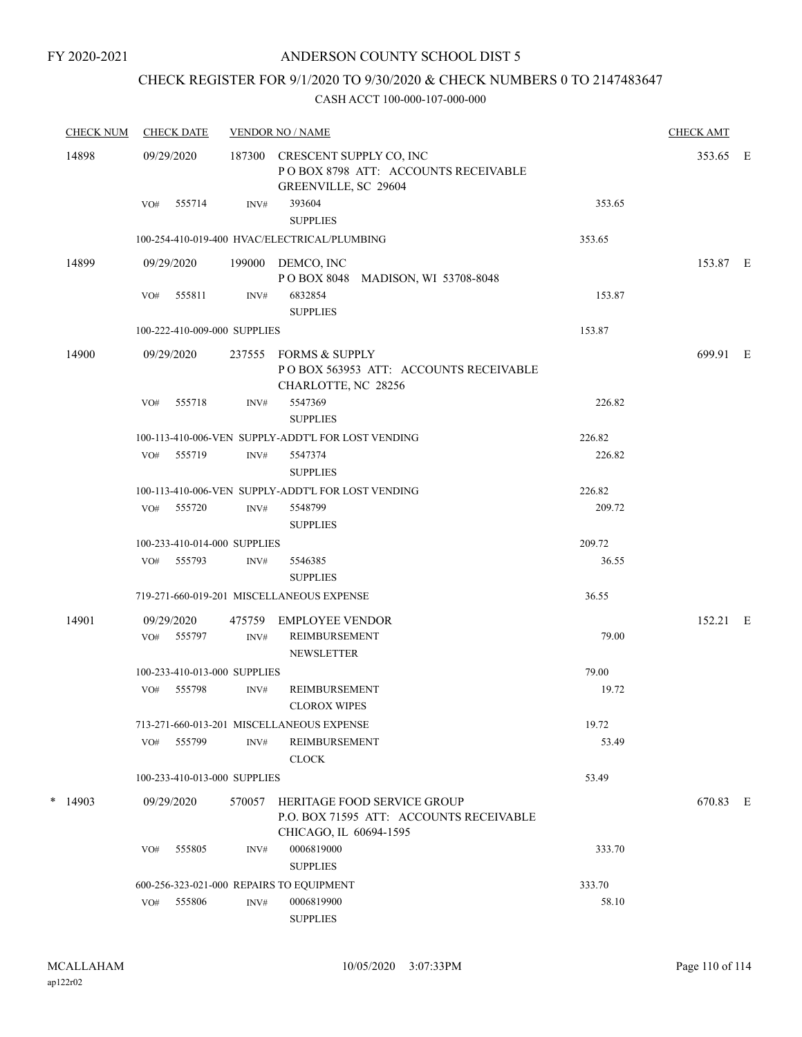FY 2020-2021

# ANDERSON COUNTY SCHOOL DIST 5

## CHECK REGISTER FOR 9/1/2020 TO 9/30/2020 & CHECK NUMBERS 0 TO 2147483647

### CASH ACCT 100-000-107-000-000

| CHECK NUM | CHECK DATE | VENDOR NO / NAME | | | CHECK AMT | |
|---|---|---|---|---|---|---|
| 14898 | 09/29/2020 | 187300 | CRESCENT SUPPLY CO, INC<br>P O BOX 8798 ATT: ACCOUNTS RECEIVABLE<br>GREENVILLE, SC 29604 | | 353.65 | E |
| | VO# 555714 | INV# | 393604<br>SUPPLIES | 353.65 | | |
| | 100-254-410-019-400 HVAC/ELECTRICAL/PLUMBING | | | 353.65 | | |
| 14899 | 09/29/2020 | 199000 | DEMCO, INC<br>P O BOX 8048 MADISON, WI 53708-8048 | | 153.87 | E |
| | VO# 555811 | INV# | 6832854<br>SUPPLIES | 153.87 | | |
| | 100-222-410-009-000 SUPPLIES | | | 153.87 | | |
| 14900 | 09/29/2020 | 237555 | FORMS & SUPPLY<br>P O BOX 563953 ATT: ACCOUNTS RECEIVABLE<br>CHARLOTTE, NC 28256 | | 699.91 | E |
| | VO# 555718 | INV# | 5547369<br>SUPPLIES | 226.82 | | |
| | 100-113-410-006-VEN SUPPLY-ADDT'L FOR LOST VENDING | | | 226.82 | | |
| | VO# 555719 | INV# | 5547374<br>SUPPLIES | 226.82 | | |
| | 100-113-410-006-VEN SUPPLY-ADDT'L FOR LOST VENDING | | | 226.82 | | |
| | VO# 555720 | INV# | 5548799<br>SUPPLIES | 209.72 | | |
| | 100-233-410-014-000 SUPPLIES | | | 209.72 | | |
| | VO# 555793 | INV# | 5546385<br>SUPPLIES | 36.55 | | |
| | 719-271-660-019-201 MISCELLANEOUS EXPENSE | | | 36.55 | | |
| 14901 | 09/29/2020 | 475759 | EMPLOYEE VENDOR | | 152.21 | E |
| | VO# 555797 | INV# | REIMBURSEMENT<br>NEWSLETTER | 79.00 | | |
| | 100-233-410-013-000 SUPPLIES | | | 79.00 | | |
| | VO# 555798 | INV# | REIMBURSEMENT<br>CLOROX WIPES | 19.72 | | |
| | 713-271-660-013-201 MISCELLANEOUS EXPENSE | | | 19.72 | | |
| | VO# 555799 | INV# | REIMBURSEMENT<br>CLOCK | 53.49 | | |
| | 100-233-410-013-000 SUPPLIES | | | 53.49 | | |
| * 14903 | 09/29/2020 | 570057 | HERITAGE FOOD SERVICE GROUP<br>P.O. BOX 71595 ATT: ACCOUNTS RECEIVABLE<br>CHICAGO, IL 60694-1595 | | 670.83 | E |
| | VO# 555805 | INV# | 0006819000<br>SUPPLIES | 333.70 | | |
| | 600-256-323-021-000 REPAIRS TO EQUIPMENT | | | 333.70 | | |
| | VO# 555806 | INV# | 0006819900<br>SUPPLIES | 58.10 | | |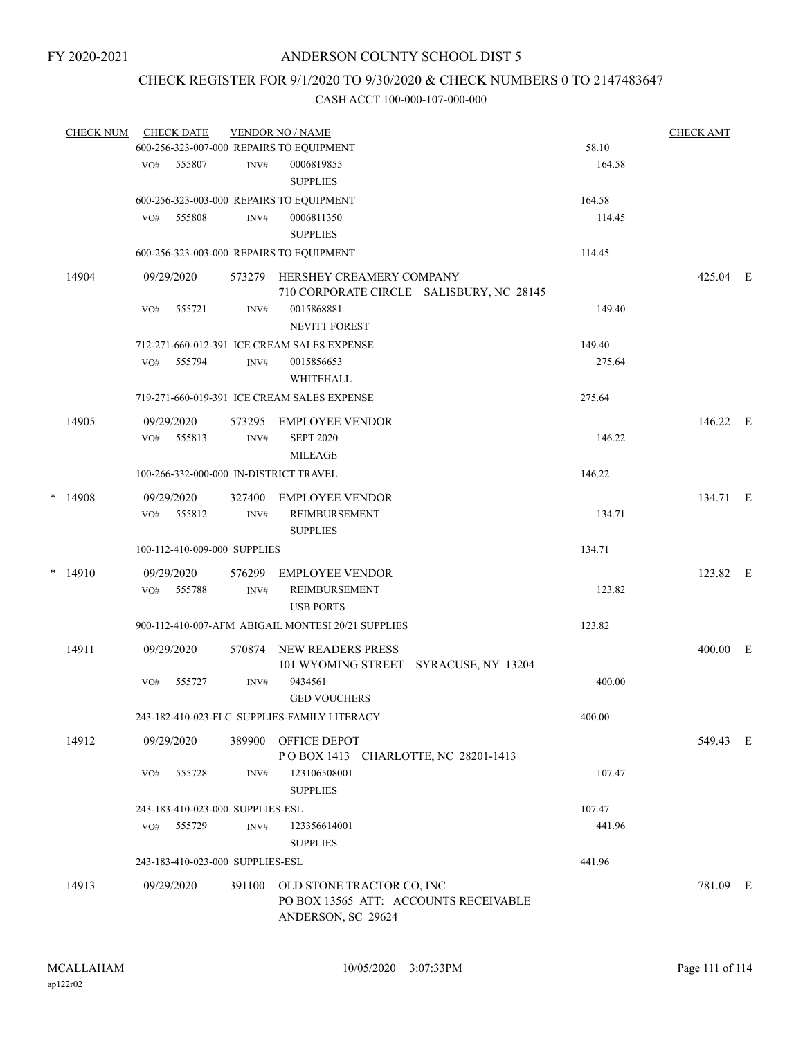FY 2020-2021

# ANDERSON COUNTY SCHOOL DIST 5

## CHECK REGISTER FOR 9/1/2020 TO 9/30/2020 & CHECK NUMBERS 0 TO 2147483647

CASH ACCT 100-000-107-000-000

| CHECK NUM | CHECK DATE | VENDOR NO / NAME | | CHECK AMT | |
|---|---|---|---|---|---|
| | 600-256-323-007-000 REPAIRS TO EQUIPMENT | | 58.10 | | |
| | VO# 555807 | INV# 0006819855 SUPPLIES | 164.58 | | |
| | 600-256-323-003-000 REPAIRS TO EQUIPMENT | | 164.58 | | |
| | VO# 555808 | INV# 0006811350 SUPPLIES | 114.45 | | |
| | 600-256-323-003-000 REPAIRS TO EQUIPMENT | | 114.45 | | |
| 14904 | 09/29/2020 | 573279 HERSHEY CREAMERY COMPANY 710 CORPORATE CIRCLE SALISBURY, NC 28145 | | 425.04 | E |
| | VO# 555721 | INV# 0015868881 NEVITT FOREST | 149.40 | | |
| | 712-271-660-012-391 ICE CREAM SALES EXPENSE | | 149.40 | | |
| | VO# 555794 | INV# 0015856653 WHITEHALL | 275.64 | | |
| | 719-271-660-019-391 ICE CREAM SALES EXPENSE | | 275.64 | | |
| 14905 | 09/29/2020 | 573295 EMPLOYEE VENDOR | | 146.22 | E |
| | VO# 555813 | INV# SEPT 2020 MILEAGE | 146.22 | | |
| | 100-266-332-000-000 IN-DISTRICT TRAVEL | | 146.22 | | |
| * 14908 | 09/29/2020 | 327400 EMPLOYEE VENDOR | | 134.71 | E |
| | VO# 555812 | INV# REIMBURSEMENT SUPPLIES | 134.71 | | |
| | 100-112-410-009-000 SUPPLIES | | 134.71 | | |
| * 14910 | 09/29/2020 | 576299 EMPLOYEE VENDOR | | 123.82 | E |
| | VO# 555788 | INV# REIMBURSEMENT USB PORTS | 123.82 | | |
| | 900-112-410-007-AFM ABIGAIL MONTESI 20/21 SUPPLIES | | 123.82 | | |
| 14911 | 09/29/2020 | 570874 NEW READERS PRESS 101 WYOMING STREET SYRACUSE, NY 13204 | | 400.00 | E |
| | VO# 555727 | INV# 9434561 GED VOUCHERS | 400.00 | | |
| | 243-182-410-023-FLC SUPPLIES-FAMILY LITERACY | | 400.00 | | |
| 14912 | 09/29/2020 | 389900 OFFICE DEPOT P O BOX 1413 CHARLOTTE, NC 28201-1413 | | 549.43 | E |
| | VO# 555728 | INV# 123106508001 SUPPLIES | 107.47 | | |
| | 243-183-410-023-000 SUPPLIES-ESL | | 107.47 | | |
| | VO# 555729 | INV# 123356614001 SUPPLIES | 441.96 | | |
| | 243-183-410-023-000 SUPPLIES-ESL | | 441.96 | | |
| 14913 | 09/29/2020 | 391100 OLD STONE TRACTOR CO, INC PO BOX 13565 ATT: ACCOUNTS RECEIVABLE ANDERSON, SC 29624 | | 781.09 | E |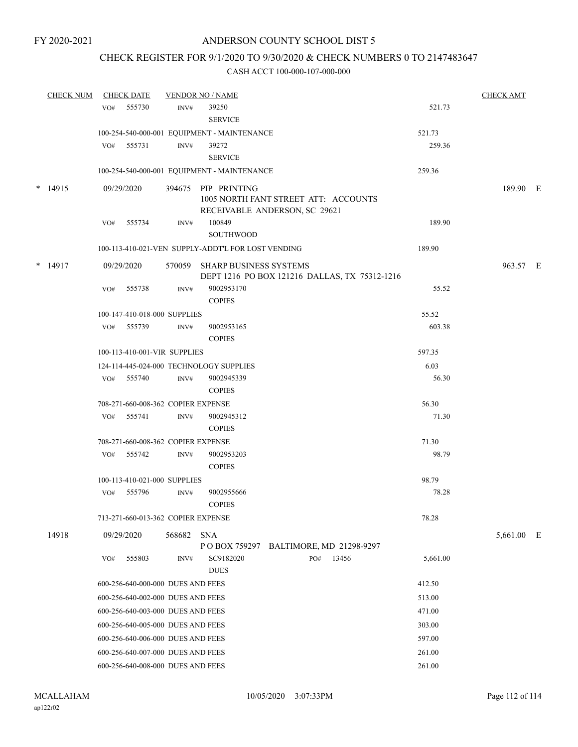FY 2020-2021

# ANDERSON COUNTY SCHOOL DIST 5

## CHECK REGISTER FOR 9/1/2020 TO 9/30/2020 & CHECK NUMBERS 0 TO 2147483647

### CASH ACCT 100-000-107-000-000

| CHECK NUM | CHECK DATE | VENDOR NO / NAME | | CHECK AMT |
|---|---|---|---|---|
| | VO# 555730 | INV# 39250 SERVICE | 521.73 | |
| | 100-254-540-000-001 EQUIPMENT - MAINTENANCE | | 521.73 | |
| | VO# 555731 | INV# 39272 SERVICE | 259.36 | |
| | 100-254-540-000-001 EQUIPMENT - MAINTENANCE | | 259.36 | |
| * 14915 | 09/29/2020 | 394675 PIP PRINTING 1005 NORTH FANT STREET ATT: ACCOUNTS RECEIVABLE ANDERSON, SC 29621 | | 189.90 E |
| | VO# 555734 | INV# 100849 SOUTHWOOD | 189.90 | |
| | 100-113-410-021-VEN SUPPLY-ADDT'L FOR LOST VENDING | | 189.90 | |
| * 14917 | 09/29/2020 | 570059 SHARP BUSINESS SYSTEMS DEPT 1216 PO BOX 121216 DALLAS, TX 75312-1216 | | 963.57 E |
| | VO# 555738 | INV# 9002953170 COPIES | 55.52 | |
| | 100-147-410-018-000 SUPPLIES | | 55.52 | |
| | VO# 555739 | INV# 9002953165 COPIES | 603.38 | |
| | 100-113-410-001-VIR SUPPLIES | | 597.35 | |
| | 124-114-445-024-000 TECHNOLOGY SUPPLIES | | 6.03 | |
| | VO# 555740 | INV# 9002945339 COPIES | 56.30 | |
| | 708-271-660-008-362 COPIER EXPENSE | | 56.30 | |
| | VO# 555741 | INV# 9002945312 COPIES | 71.30 | |
| | 708-271-660-008-362 COPIER EXPENSE | | 71.30 | |
| | VO# 555742 | INV# 9002953203 COPIES | 98.79 | |
| | 100-113-410-021-000 SUPPLIES | | 98.79 | |
| | VO# 555796 | INV# 9002955666 COPIES | 78.28 | |
| | 713-271-660-013-362 COPIER EXPENSE | | 78.28 | |
| 14918 | 09/29/2020 | 568682 SNA P O BOX 759297 BALTIMORE, MD 21298-9297 | | 5,661.00 E |
| | VO# 555803 | INV# SC9182020 DUES PO# 13456 | 5,661.00 | |
| | 600-256-640-000-000 DUES AND FEES | | 412.50 | |
| | 600-256-640-002-000 DUES AND FEES | | 513.00 | |
| | 600-256-640-003-000 DUES AND FEES | | 471.00 | |
| | 600-256-640-005-000 DUES AND FEES | | 303.00 | |
| | 600-256-640-006-000 DUES AND FEES | | 597.00 | |
| | 600-256-640-007-000 DUES AND FEES | | 261.00 | |
| | 600-256-640-008-000 DUES AND FEES | | 261.00 | |

MCALLAHAM ap122r02 10/05/2020 3:07:33PM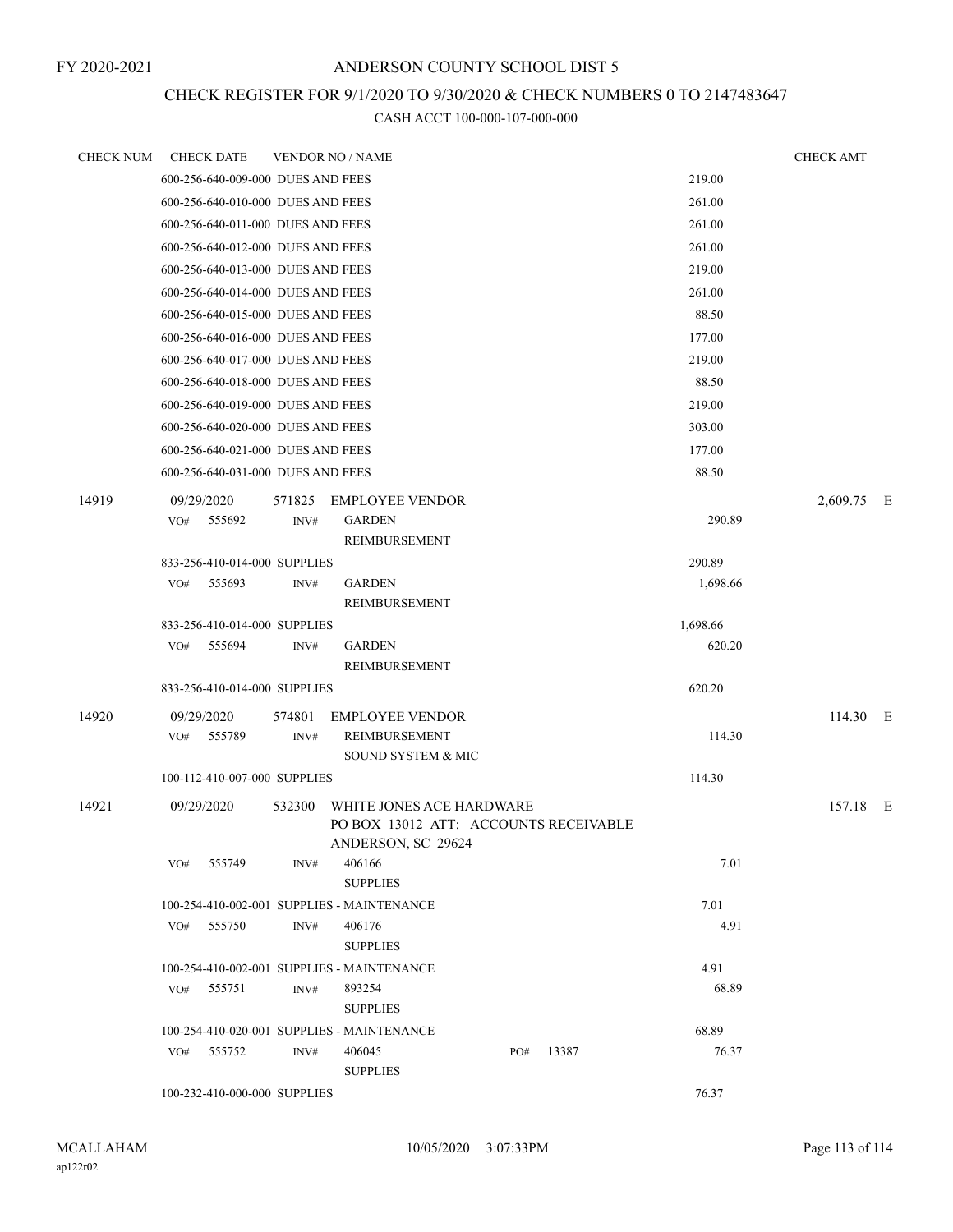# ANDERSON COUNTY SCHOOL DIST 5

FY 2020-2021

## CHECK REGISTER FOR 9/1/2020 TO 9/30/2020 & CHECK NUMBERS 0 TO 2147483647

### CASH ACCT 100-000-107-000-000

| CHECK NUM | CHECK DATE | VENDOR NO / NAME | | CHECK AMT |
|---|---|---|---|---|
| | 600-256-640-009-000 DUES AND FEES | | 219.00 | |
| | 600-256-640-010-000 DUES AND FEES | | 261.00 | |
| | 600-256-640-011-000 DUES AND FEES | | 261.00 | |
| | 600-256-640-012-000 DUES AND FEES | | 261.00 | |
| | 600-256-640-013-000 DUES AND FEES | | 219.00 | |
| | 600-256-640-014-000 DUES AND FEES | | 261.00 | |
| | 600-256-640-015-000 DUES AND FEES | | 88.50 | |
| | 600-256-640-016-000 DUES AND FEES | | 177.00 | |
| | 600-256-640-017-000 DUES AND FEES | | 219.00 | |
| | 600-256-640-018-000 DUES AND FEES | | 88.50 | |
| | 600-256-640-019-000 DUES AND FEES | | 219.00 | |
| | 600-256-640-020-000 DUES AND FEES | | 303.00 | |
| | 600-256-640-021-000 DUES AND FEES | | 177.00 | |
| | 600-256-640-031-000 DUES AND FEES | | 88.50 | |
| 14919 | 09/29/2020 | 571825 EMPLOYEE VENDOR | | 2,609.75 E |
| | VO# 555692 | INV# GARDEN REIMBURSEMENT | 290.89 | |
| | 833-256-410-014-000 SUPPLIES | | 290.89 | |
| | VO# 555693 | INV# GARDEN REIMBURSEMENT | 1,698.66 | |
| | 833-256-410-014-000 SUPPLIES | | 1,698.66 | |
| | VO# 555694 | INV# GARDEN REIMBURSEMENT | 620.20 | |
| | 833-256-410-014-000 SUPPLIES | | 620.20 | |
| 14920 | 09/29/2020 | 574801 EMPLOYEE VENDOR | | 114.30 E |
| | VO# 555789 | INV# REIMBURSEMENT SOUND SYSTEM & MIC | 114.30 | |
| | 100-112-410-007-000 SUPPLIES | | 114.30 | |
| 14921 | 09/29/2020 | 532300 WHITE JONES ACE HARDWARE PO BOX 13012 ATT: ACCOUNTS RECEIVABLE ANDERSON, SC 29624 | | 157.18 E |
| | VO# 555749 | INV# 406166 SUPPLIES | 7.01 | |
| | 100-254-410-002-001 SUPPLIES - MAINTENANCE | | 7.01 | |
| | VO# 555750 | INV# 406176 SUPPLIES | 4.91 | |
| | 100-254-410-002-001 SUPPLIES - MAINTENANCE | | 4.91 | |
| | VO# 555751 | INV# 893254 SUPPLIES | 68.89 | |
| | 100-254-410-020-001 SUPPLIES - MAINTENANCE | | 68.89 | |
| | VO# 555752 | INV# 406045 SUPPLIES PO# 13387 | 76.37 | |
| | 100-232-410-000-000 SUPPLIES | | 76.37 | |

MCALLAHAM
ap122r02

10/05/2020 3:07:33PM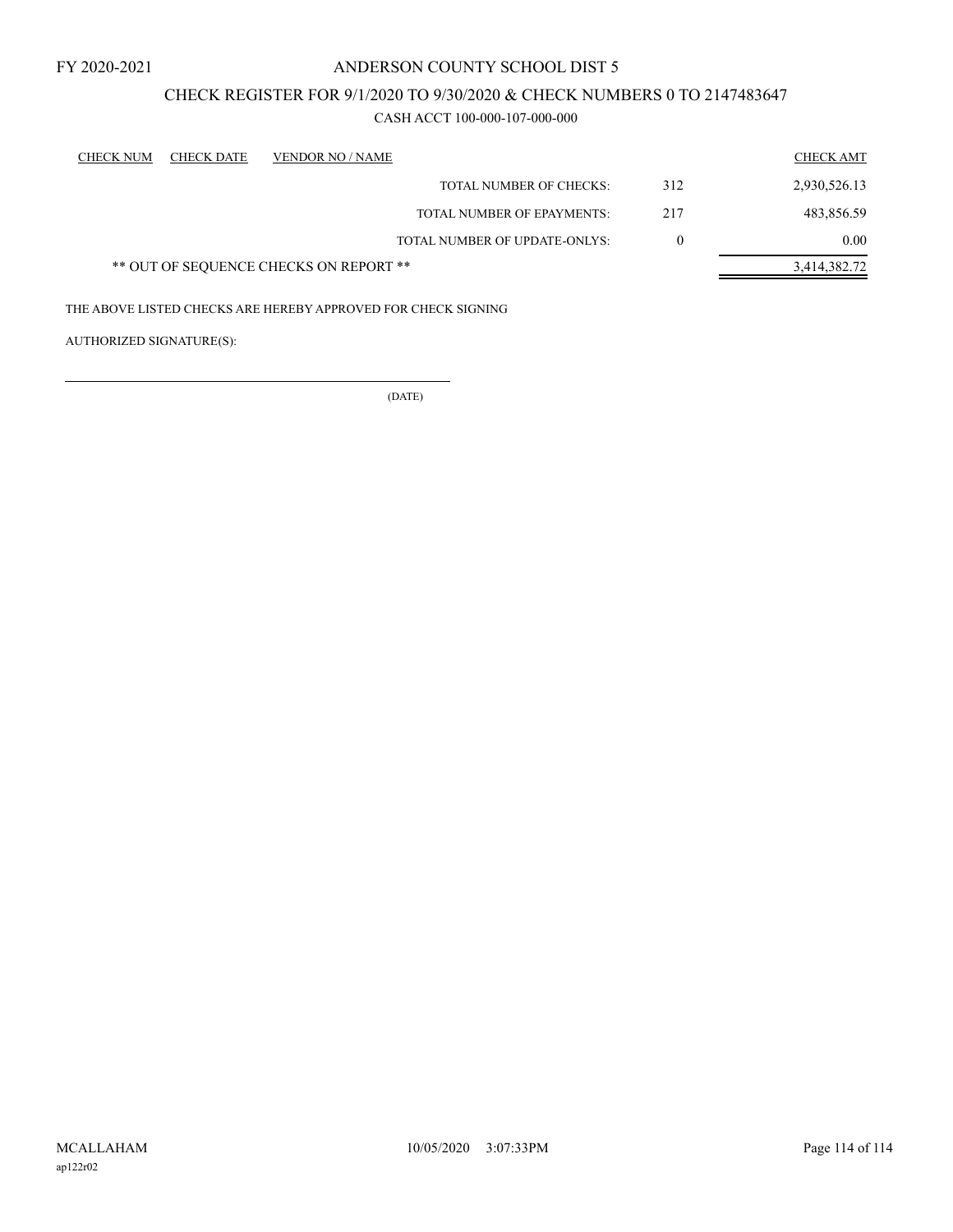# ANDERSON COUNTY SCHOOL DIST 5

FY 2020-2021

## CHECK REGISTER FOR 9/1/2020 TO 9/30/2020 & CHECK NUMBERS 0 TO 2147483647

CASH ACCT 100-000-107-000-000

| CHECK NUM | CHECK DATE | VENDOR NO / NAME | | CHECK AMT |
|---|---|---|---|---|
| | | TOTAL NUMBER OF CHECKS: | 312 | 2,930,526.13 |
| | | TOTAL NUMBER OF EPAYMENTS: | 217 | 483,856.59 |
| | | TOTAL NUMBER OF UPDATE-ONLYS: | 0 | 0.00 |
| ** OUT OF SEQUENCE CHECKS ON REPORT ** | | | | 3,414,382.72 |

THE ABOVE LISTED CHECKS ARE HEREBY APPROVED FOR CHECK SIGNING

AUTHORIZED SIGNATURE(S):

\_\_\_\_\_\_\_\_\_\_\_\_\_\_\_\_\_\_\_\_\_\_\_\_\_\_\_\_\_\_\_\_\_\_\_\_\_\_\_\_

(DATE)

MCALLAHAM 10/05/2020 3:07:33PM

ap122r02